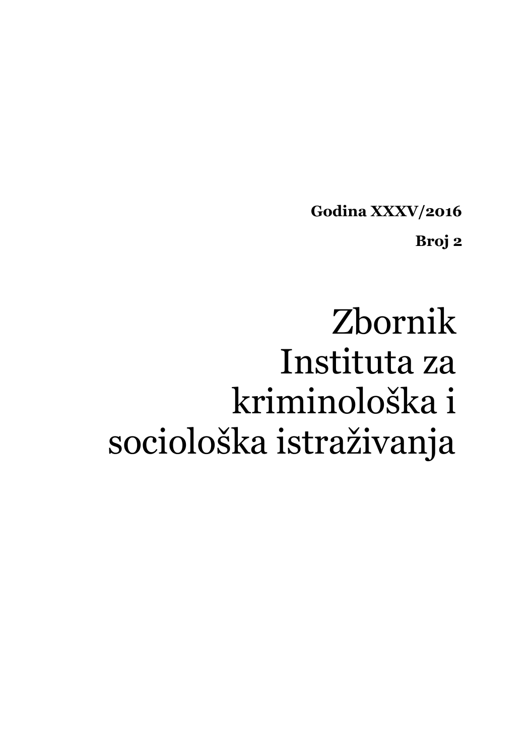**Godina XXXV/2016**

**Broj 2**

# Zbornik Instituta za kriminološka i sociološka istraživanja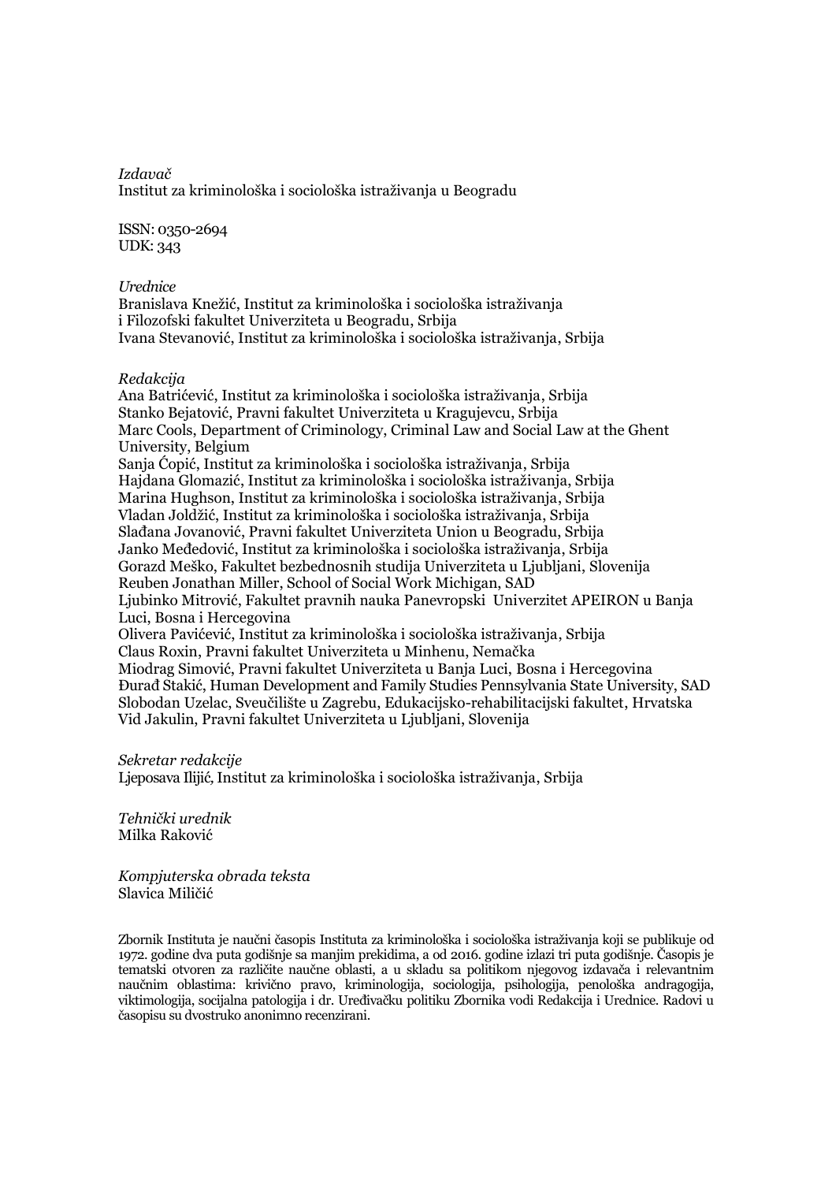*Izdavač*
Institut za kriminološka i sociološka istraživanja u Beogradu

ISSN: 0350-2694
UDK: 343

*Urednice*
Branislava Knežić, Institut za kriminološka i sociološka istraživanja i Filozofski fakultet Univerziteta u Beogradu, Srbija
Ivana Stevanović, Institut za kriminološka i sociološka istraživanja, Srbija

*Redakcija*
Ana Batrićević, Institut za kriminološka i sociološka istraživanja, Srbija
Stanko Bejatović, Pravni fakultet Univerziteta u Kragujevcu, Srbija
Marc Cools, Department of Criminology, Criminal Law and Social Law at the Ghent University, Belgium
Sanja Ćopić, Institut za kriminološka i sociološka istraživanja, Srbija
Hajdana Glomazić, Institut za kriminološka i sociološka istraživanja, Srbija
Marina Hughson, Institut za kriminološka i sociološka istraživanja, Srbija
Vladan Joldžić, Institut za kriminološka i sociološka istraživanja, Srbija
Slađana Jovanović, Pravni fakultet Univerziteta Union u Beogradu, Srbija
Janko Međedović, Institut za kriminološka i sociološka istraživanja, Srbija
Gorazd Meško, Fakultet bezbednosnih studija Univerziteta u Ljubljani, Slovenija
Reuben Jonathan Miller, School of Social Work Michigan, SAD
Ljubinko Mitrović, Fakultet pravnih nauka Panevropski Univerzitet APEIRON u Banja Luci, Bosna i Hercegovina
Olivera Pavićević, Institut za kriminološka i sociološka istraživanja, Srbija
Claus Roxin, Pravni fakultet Univerziteta u Minhenu, Nemačka
Miodrag Simović, Pravni fakultet Univerziteta u Banja Luci, Bosna i Hercegovina
Đurađ Stakić, Human Development and Family Studies Pennsylvania State University, SAD
Slobodan Uzelac, Sveučilište u Zagrebu, Edukacijsko-rehabilitacijski fakultet, Hrvatska
Vid Jakulin, Pravni fakultet Univerziteta u Ljubljani, Slovenija

*Sekretar redakcije*
Ljeposava Ilijić, Institut za kriminološka i sociološka istraživanja, Srbija

*Tehnički urednik*
Milka Raković

*Kompjuterska obrada teksta*
Slavica Miličić

Zbornik Instituta je naučni časopis Instituta za kriminološka i sociološka istraživanja koji se publikuje od 1972. godine dva puta godišnje sa manjim prekidima, a od 2016. godine izlazi tri puta godišnje. Časopis je tematski otvoren za različite naučne oblasti, a u skladu sa politikom njegovog izdavača i relevantnim naučnim oblastima: krivično pravo, kriminologija, sociologija, psihologija, penološka andragogija, viktimologija, socijalna patologija i dr. Uređivačku politiku Zbornika vodi Redakcija i Urednice. Radovi u časopisu su dvostruko anonimno recenzirani.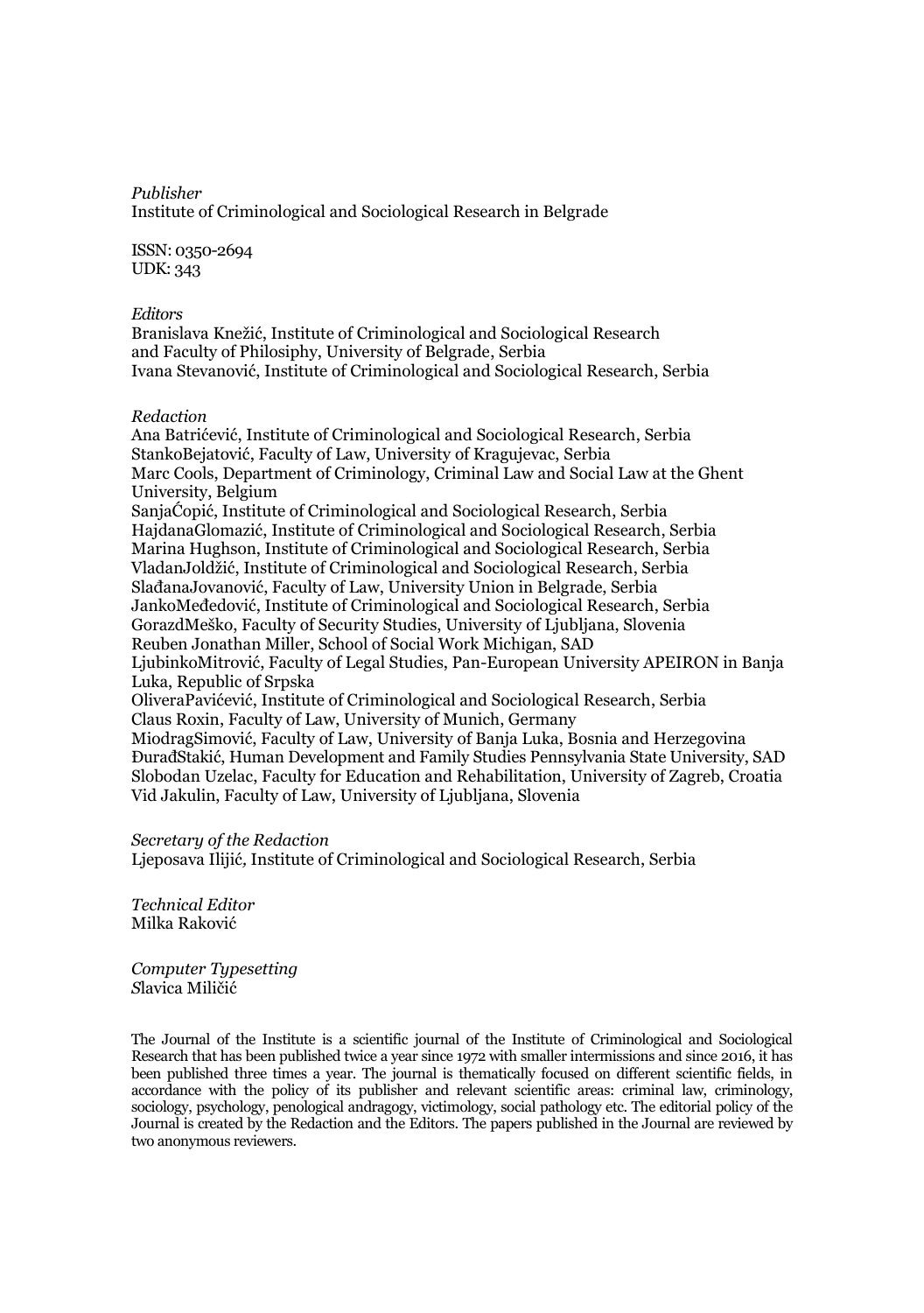*Publisher*
Institute of Criminological and Sociological Research in Belgrade

ISSN: 0350-2694
UDK: 343

*Editors*
Branislava Knežić, Institute of Criminological and Sociological Research and Faculty of Philosiphy, University of Belgrade, Serbia
Ivana Stevanović, Institute of Criminological and Sociological Research, Serbia

*Redaction*
Ana Batrićević, Institute of Criminological and Sociological Research, Serbia
StankoBejatović, Faculty of Law, University of Kragujevac, Serbia
Marc Cools, Department of Criminology, Criminal Law and Social Law at the Ghent University, Belgium
SanjaĆopić, Institute of Criminological and Sociological Research, Serbia
HajdanaGlomazić, Institute of Criminological and Sociological Research, Serbia
Marina Hughson, Institute of Criminological and Sociological Research, Serbia
VladanJoldžić, Institute of Criminological and Sociological Research, Serbia
SlađanaJovanović, Faculty of Law, University Union in Belgrade, Serbia
JankoMeđedović, Institute of Criminological and Sociological Research, Serbia
GorazdMeško, Faculty of Security Studies, University of Ljubljana, Slovenia
Reuben Jonathan Miller, School of Social Work Michigan, SAD
LjubinkoMitrović, Faculty of Legal Studies, Pan-European University APEIRON in Banja Luka, Republic of Srpska
OliveraPavićević, Institute of Criminological and Sociological Research, Serbia
Claus Roxin, Faculty of Law, University of Munich, Germany
MiodragSimović, Faculty of Law, University of Banja Luka, Bosnia and Herzegovina
ĐurađStakić, Human Development and Family Studies Pennsylvania State University, SAD
Slobodan Uzelac, Faculty for Education and Rehabilitation, University of Zagreb, Croatia
Vid Jakulin, Faculty of Law, University of Ljubljana, Slovenia

*Secretary of the Redaction*
Ljeposava Ilijić, Institute of Criminological and Sociological Research, Serbia

*Technical Editor*
Milka Raković

*Computer Typesetting*
Slavica Miličić

The Journal of the Institute is a scientific journal of the Institute of Criminological and Sociological Research that has been published twice a year since 1972 with smaller intermissions and since 2016, it has been published three times a year. The journal is thematically focused on different scientific fields, in accordance with the policy of its publisher and relevant scientific areas: criminal law, criminology, sociology, psychology, penological andragogy, victimology, social pathology etc. The editorial policy of the Journal is created by the Redaction and the Editors. The papers published in the Journal are reviewed by two anonymous reviewers.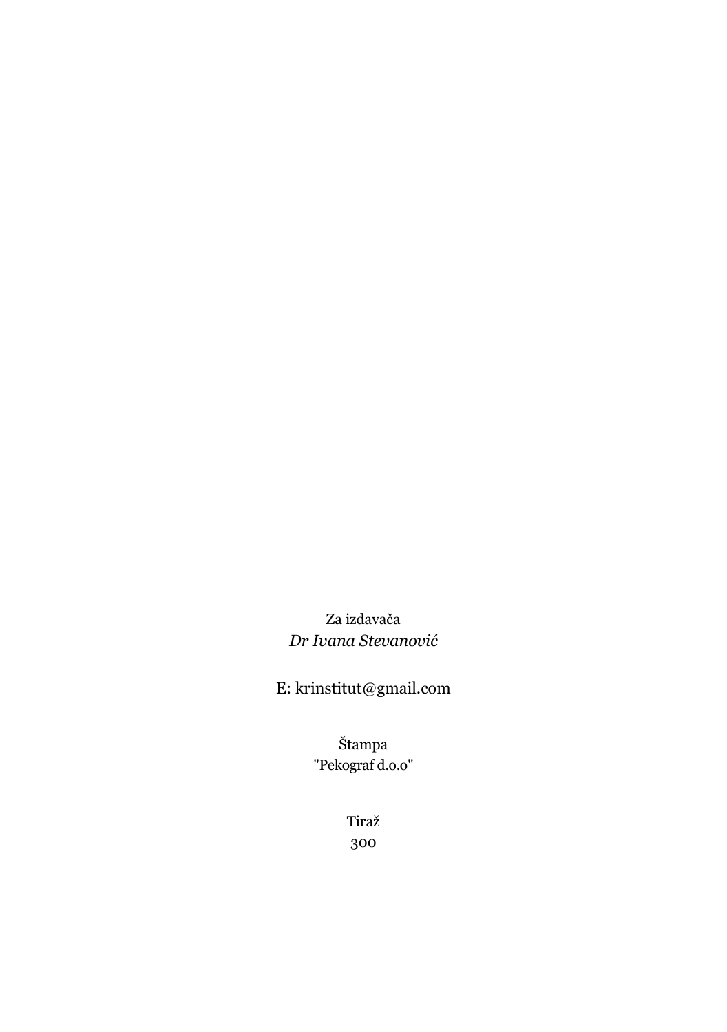Za izdavača

*Dr Ivana Stevanović*

E: krinstitut@gmail.com

Štampa

"Pekograf d.o.o"

Tiraž

300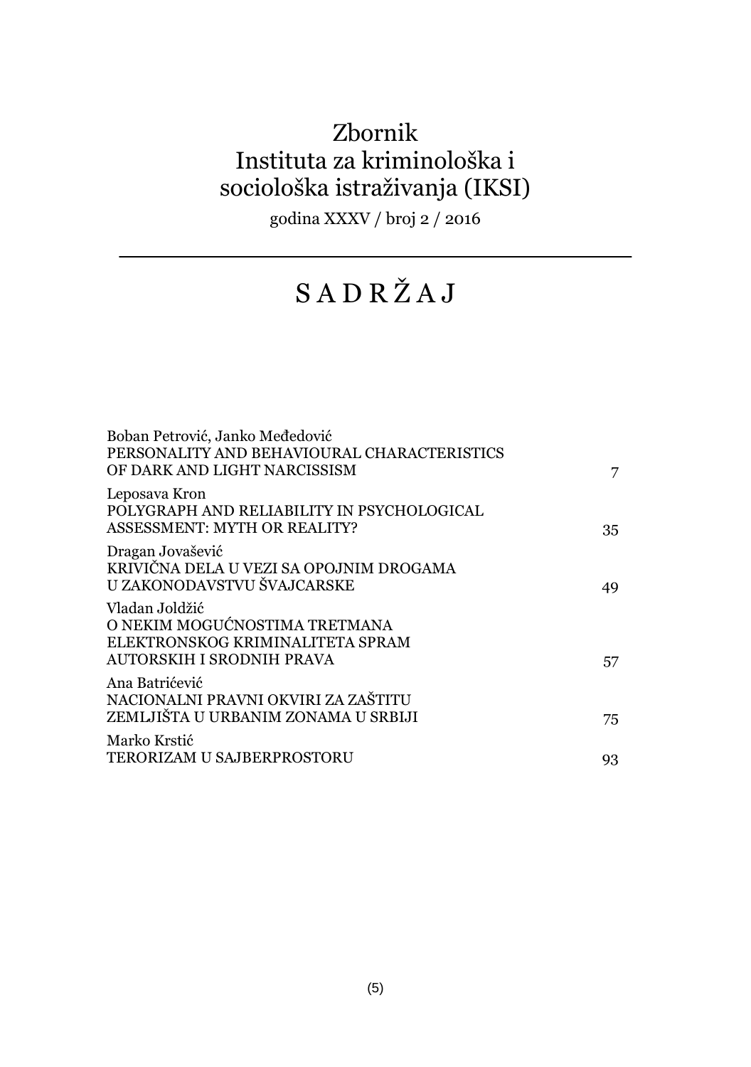# Zbornik Instituta za kriminološka i sociološka istraživanja (IKSI)

godina XXXV / broj 2 / 2016

## S A D R Ž A J

Boban Petrović, Janko Međedović
PERSONALITY AND BEHAVIOURAL CHARACTERISTICS OF DARK AND LIGHT NARCISSISM — 7

Leposava Kron
POLYGRAPH AND RELIABILITY IN PSYCHOLOGICAL ASSESSMENT: MYTH OR REALITY? — 35

Dragan Jovašević
KRIVIČNA DELA U VEZI SA OPOJNIM DROGAMA U ZAKONODAVSTVU ŠVAJCARSKE — 49

Vladan Joldžić
O NEKIM MOGUĆNOSTIMA TRETMANA ELEKTRONSKOG KRIMINALITETA SPRAM AUTORSKIH I SRODNIH PRAVA — 57

Ana Batrićević
NACIONALNI PRAVNI OKVIRI ZA ZAŠTITU ZEMLJIŠTA U URBANIM ZONAMA U SRBIJI — 75

Marko Krstić
TERORIZAM U SAJBERPROSTORU — 93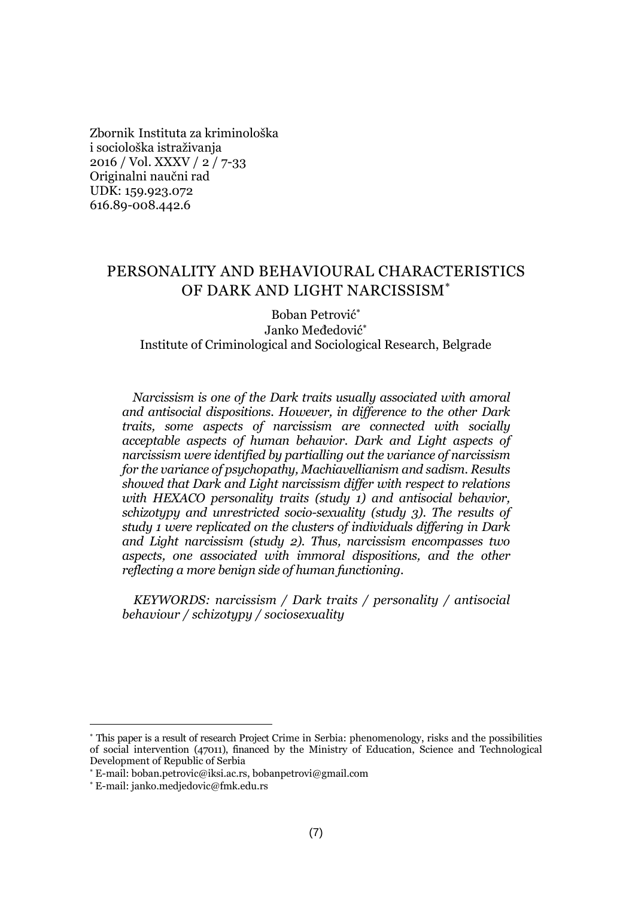Zbornik Instituta za kriminološka
i sociološka istraživanja
2016 / Vol. XXXV / 2 / 7-33
Originalni naučni rad
UDK: 159.923.072
616.89-008.442.6

# PERSONALITY AND BEHAVIOURAL CHARACTERISTICS OF DARK AND LIGHT NARCISSISM[*]

Boban Petrović[*]
Janko Međedović[*]
Institute of Criminological and Sociological Research, Belgrade

*Narcissism is one of the Dark traits usually associated with amoral and antisocial dispositions. However, in difference to the other Dark traits, some aspects of narcissism are connected with socially acceptable aspects of human behavior. Dark and Light aspects of narcissism were identified by partialling out the variance of narcissism for the variance of psychopathy, Machiavellianism and sadism. Results showed that Dark and Light narcissism differ with respect to relations with HEXACO personality traits (study 1) and antisocial behavior, schizotypy and unrestricted socio-sexuality (study 3). The results of study 1 were replicated on the clusters of individuals differing in Dark and Light narcissism (study 2). Thus, narcissism encompasses two aspects, one associated with immoral dispositions, and the other reflecting a more benign side of human functioning.*

*KEYWORDS: narcissism / Dark traits / personality / antisocial behaviour / schizotypy / sociosexuality*

---

[*] This paper is a result of research Project Crime in Serbia: phenomenology, risks and the possibilities of social intervention (47011), financed by the Ministry of Education, Science and Technological Development of Republic of Serbia

[*] E-mail: boban.petrovic@iksi.ac.rs, bobanpetrovi@gmail.com

[*] E-mail: janko.medjedovic@fmk.edu.rs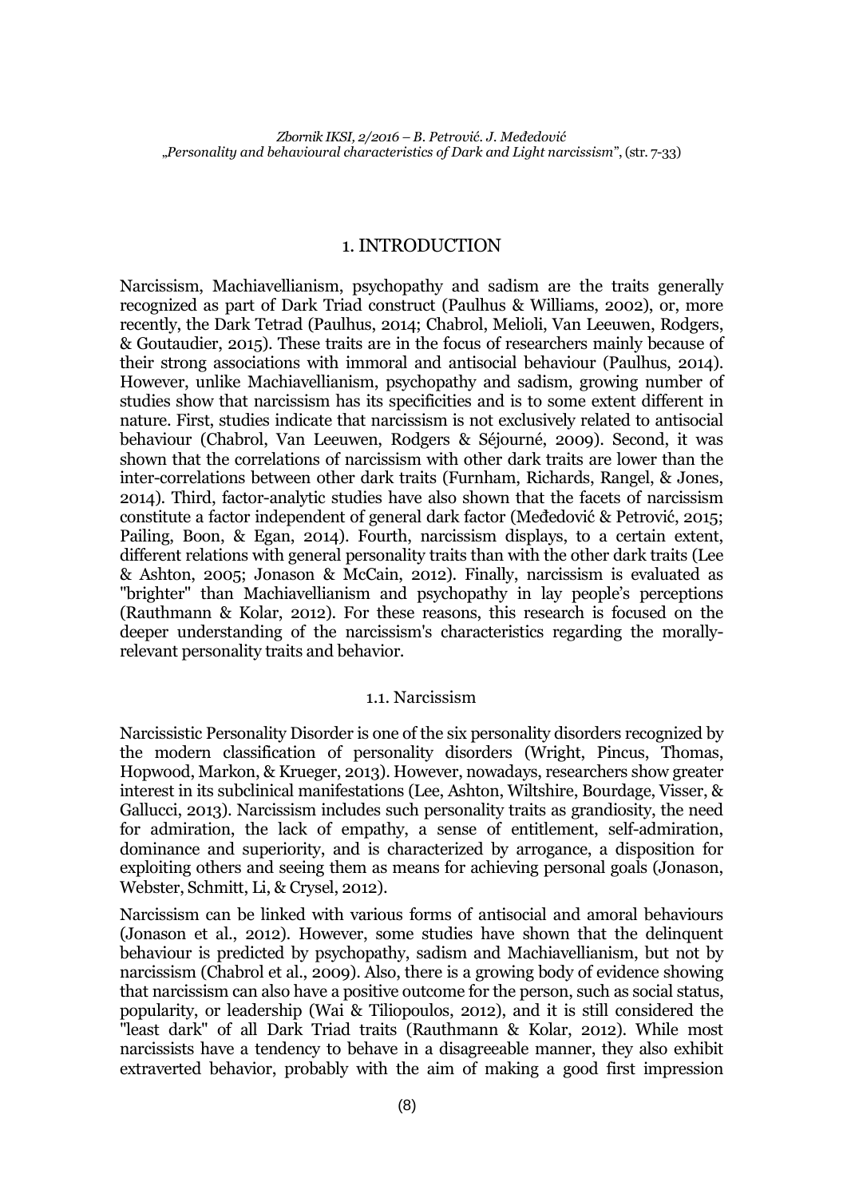# 1. INTRODUCTION

Narcissism, Machiavellianism, psychopathy and sadism are the traits generally recognized as part of Dark Triad construct (Paulhus & Williams, 2002), or, more recently, the Dark Tetrad (Paulhus, 2014; Chabrol, Melioli, Van Leeuwen, Rodgers, & Goutaudier, 2015). These traits are in the focus of researchers mainly because of their strong associations with immoral and antisocial behaviour (Paulhus, 2014). However, unlike Machiavellianism, psychopathy and sadism, growing number of studies show that narcissism has its specificities and is to some extent different in nature. First, studies indicate that narcissism is not exclusively related to antisocial behaviour (Chabrol, Van Leeuwen, Rodgers & Séjourné, 2009). Second, it was shown that the correlations of narcissism with other dark traits are lower than the inter-correlations between other dark traits (Furnham, Richards, Rangel, & Jones, 2014). Third, factor-analytic studies have also shown that the facets of narcissism constitute a factor independent of general dark factor (Međedović & Petrović, 2015; Pailing, Boon, & Egan, 2014). Fourth, narcissism displays, to a certain extent, different relations with general personality traits than with the other dark traits (Lee & Ashton, 2005; Jonason & McCain, 2012). Finally, narcissism is evaluated as "brighter" than Machiavellianism and psychopathy in lay people's perceptions (Rauthmann & Kolar, 2012). For these reasons, this research is focused on the deeper understanding of the narcissism's characteristics regarding the morally-relevant personality traits and behavior.

## 1.1. Narcissism

Narcissistic Personality Disorder is one of the six personality disorders recognized by the modern classification of personality disorders (Wright, Pincus, Thomas, Hopwood, Markon, & Krueger, 2013). However, nowadays, researchers show greater interest in its subclinical manifestations (Lee, Ashton, Wiltshire, Bourdage, Visser, & Gallucci, 2013). Narcissism includes such personality traits as grandiosity, the need for admiration, the lack of empathy, a sense of entitlement, self-admiration, dominance and superiority, and is characterized by arrogance, a disposition for exploiting others and seeing them as means for achieving personal goals (Jonason, Webster, Schmitt, Li, & Crysel, 2012).

Narcissism can be linked with various forms of antisocial and amoral behaviours (Jonason et al., 2012). However, some studies have shown that the delinquent behaviour is predicted by psychopathy, sadism and Machiavellianism, but not by narcissism (Chabrol et al., 2009). Also, there is a growing body of evidence showing that narcissism can also have a positive outcome for the person, such as social status, popularity, or leadership (Wai & Tiliopoulos, 2012), and it is still considered the "least dark" of all Dark Triad traits (Rauthmann & Kolar, 2012). While most narcissists have a tendency to behave in a disagreeable manner, they also exhibit extraverted behavior, probably with the aim of making a good first impression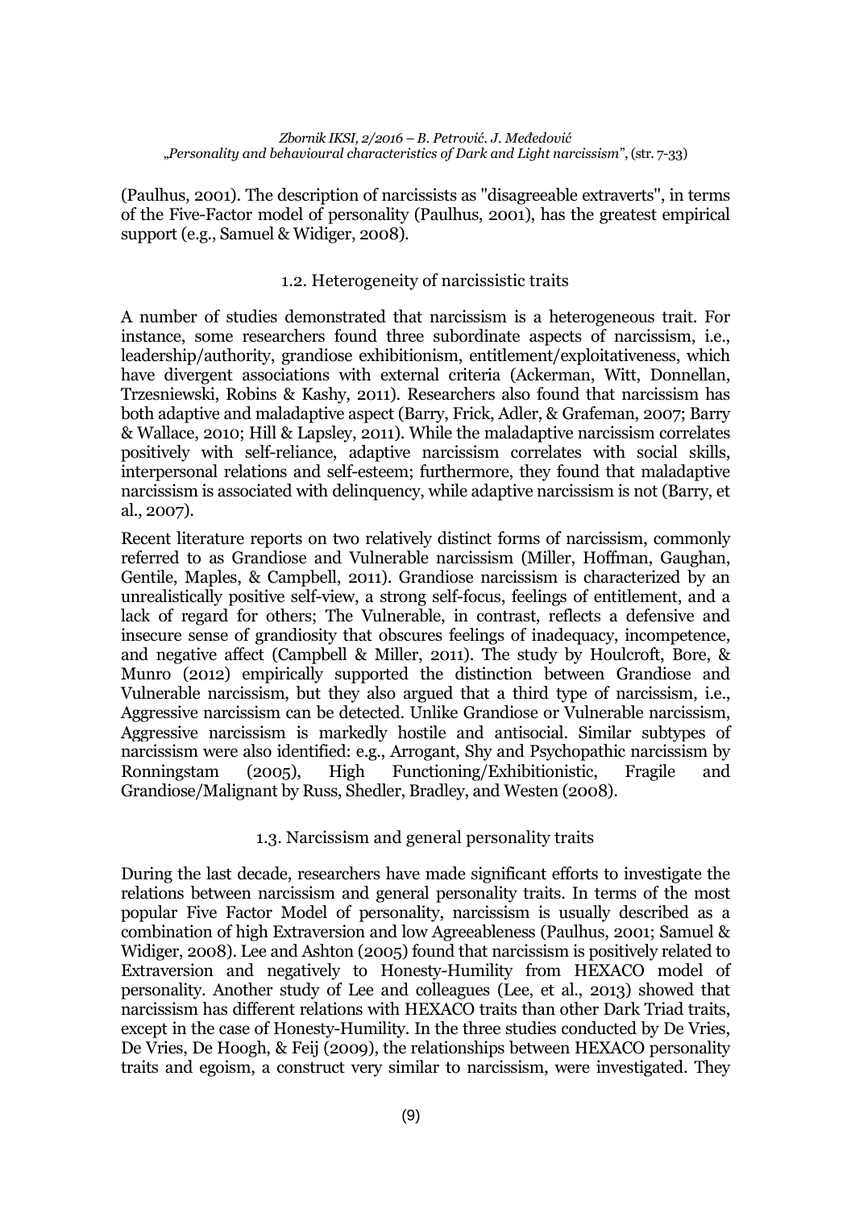(Paulhus, 2001). The description of narcissists as "disagreeable extraverts", in terms of the Five-Factor model of personality (Paulhus, 2001), has the greatest empirical support (e.g., Samuel & Widiger, 2008).

### 1.2. Heterogeneity of narcissistic traits

A number of studies demonstrated that narcissism is a heterogeneous trait. For instance, some researchers found three subordinate aspects of narcissism, i.e., leadership/authority, grandiose exhibitionism, entitlement/exploitativeness, which have divergent associations with external criteria (Ackerman, Witt, Donnellan, Trzesniewski, Robins & Kashy, 2011). Researchers also found that narcissism has both adaptive and maladaptive aspect (Barry, Frick, Adler, & Grafeman, 2007; Barry & Wallace, 2010; Hill & Lapsley, 2011). While the maladaptive narcissism correlates positively with self-reliance, adaptive narcissism correlates with social skills, interpersonal relations and self-esteem; furthermore, they found that maladaptive narcissism is associated with delinquency, while adaptive narcissism is not (Barry, et al., 2007).

Recent literature reports on two relatively distinct forms of narcissism, commonly referred to as Grandiose and Vulnerable narcissism (Miller, Hoffman, Gaughan, Gentile, Maples, & Campbell, 2011). Grandiose narcissism is characterized by an unrealistically positive self-view, a strong self-focus, feelings of entitlement, and a lack of regard for others; The Vulnerable, in contrast, reflects a defensive and insecure sense of grandiosity that obscures feelings of inadequacy, incompetence, and negative affect (Campbell & Miller, 2011). The study by Houlcroft, Bore, & Munro (2012) empirically supported the distinction between Grandiose and Vulnerable narcissism, but they also argued that a third type of narcissism, i.e., Aggressive narcissism can be detected. Unlike Grandiose or Vulnerable narcissism, Aggressive narcissism is markedly hostile and antisocial. Similar subtypes of narcissism were also identified: e.g., Arrogant, Shy and Psychopathic narcissism by Ronningstam (2005), High Functioning/Exhibitionistic, Fragile and Grandiose/Malignant by Russ, Shedler, Bradley, and Westen (2008).

### 1.3. Narcissism and general personality traits

During the last decade, researchers have made significant efforts to investigate the relations between narcissism and general personality traits. In terms of the most popular Five Factor Model of personality, narcissism is usually described as a combination of high Extraversion and low Agreeableness (Paulhus, 2001; Samuel & Widiger, 2008). Lee and Ashton (2005) found that narcissism is positively related to Extraversion and negatively to Honesty-Humility from HEXACO model of personality. Another study of Lee and colleagues (Lee, et al., 2013) showed that narcissism has different relations with HEXACO traits than other Dark Triad traits, except in the case of Honesty-Humility. In the three studies conducted by De Vries, De Vries, De Hoogh, & Feij (2009), the relationships between HEXACO personality traits and egoism, a construct very similar to narcissism, were investigated. They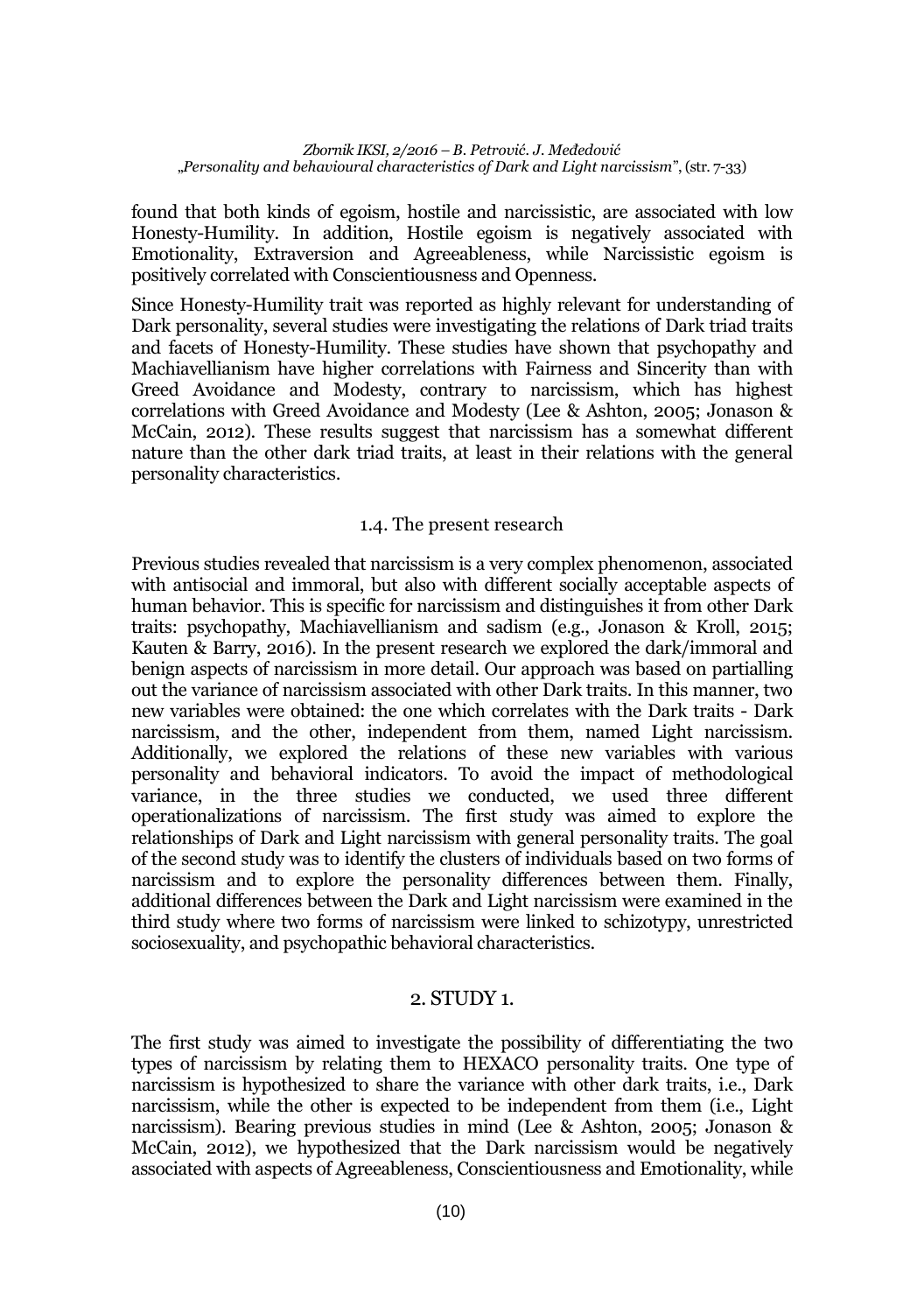found that both kinds of egoism, hostile and narcissistic, are associated with low Honesty-Humility. In addition, Hostile egoism is negatively associated with Emotionality, Extraversion and Agreeableness, while Narcissistic egoism is positively correlated with Conscientiousness and Openness.

Since Honesty-Humility trait was reported as highly relevant for understanding of Dark personality, several studies were investigating the relations of Dark triad traits and facets of Honesty-Humility. These studies have shown that psychopathy and Machiavellianism have higher correlations with Fairness and Sincerity than with Greed Avoidance and Modesty, contrary to narcissism, which has highest correlations with Greed Avoidance and Modesty (Lee & Ashton, 2005; Jonason & McCain, 2012). These results suggest that narcissism has a somewhat different nature than the other dark triad traits, at least in their relations with the general personality characteristics.

### 1.4. The present research

Previous studies revealed that narcissism is a very complex phenomenon, associated with antisocial and immoral, but also with different socially acceptable aspects of human behavior. This is specific for narcissism and distinguishes it from other Dark traits: psychopathy, Machiavellianism and sadism (e.g., Jonason & Kroll, 2015; Kauten & Barry, 2016). In the present research we explored the dark/immoral and benign aspects of narcissism in more detail. Our approach was based on partialling out the variance of narcissism associated with other Dark traits. In this manner, two new variables were obtained: the one which correlates with the Dark traits - Dark narcissism, and the other, independent from them, named Light narcissism. Additionally, we explored the relations of these new variables with various personality and behavioral indicators. To avoid the impact of methodological variance, in the three studies we conducted, we used three different operationalizations of narcissism. The first study was aimed to explore the relationships of Dark and Light narcissism with general personality traits. The goal of the second study was to identify the clusters of individuals based on two forms of narcissism and to explore the personality differences between them. Finally, additional differences between the Dark and Light narcissism were examined in the third study where two forms of narcissism were linked to schizotypy, unrestricted sociosexuality, and psychopathic behavioral characteristics.

## 2. STUDY 1.

The first study was aimed to investigate the possibility of differentiating the two types of narcissism by relating them to HEXACO personality traits. One type of narcissism is hypothesized to share the variance with other dark traits, i.e., Dark narcissism, while the other is expected to be independent from them (i.e., Light narcissism). Bearing previous studies in mind (Lee & Ashton, 2005; Jonason & McCain, 2012), we hypothesized that the Dark narcissism would be negatively associated with aspects of Agreeableness, Conscientiousness and Emotionality, while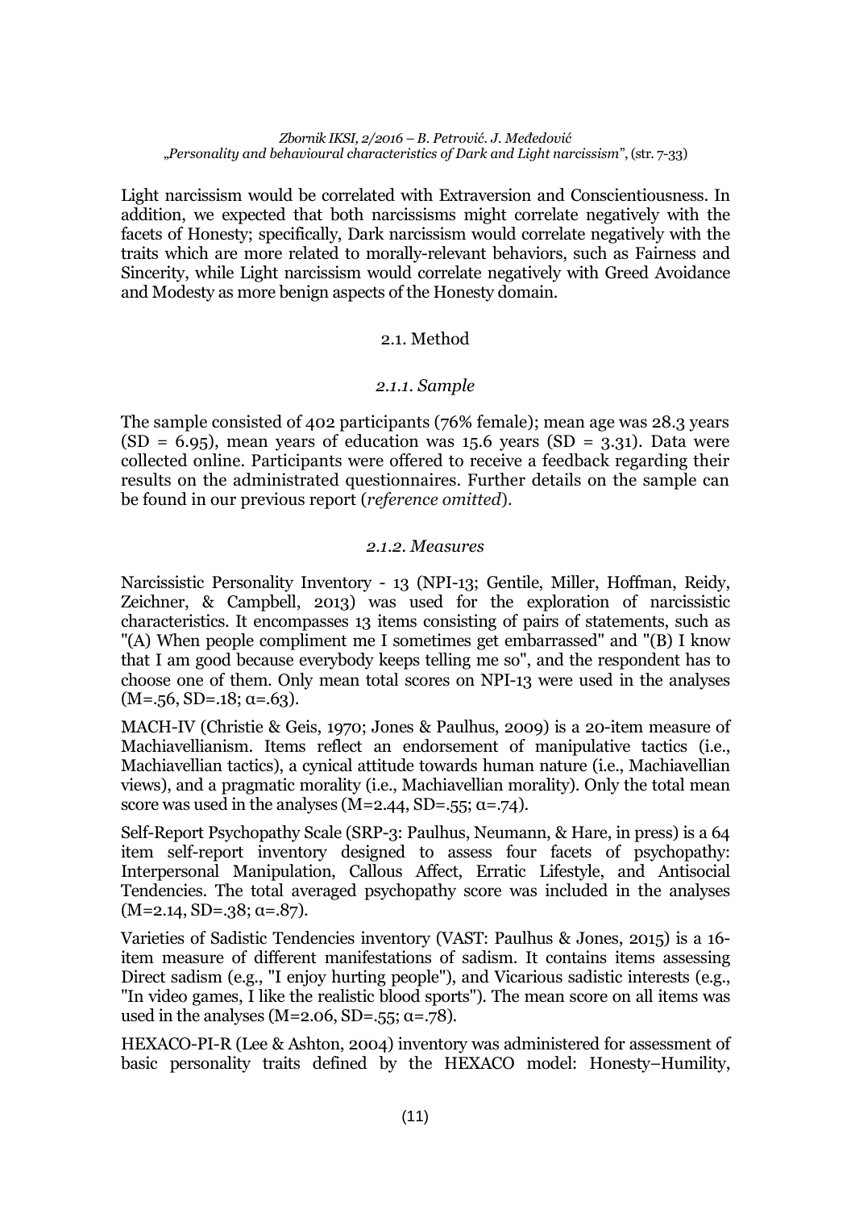Light narcissism would be correlated with Extraversion and Conscientiousness. In addition, we expected that both narcissisms might correlate negatively with the facets of Honesty; specifically, Dark narcissism would correlate negatively with the traits which are more related to morally-relevant behaviors, such as Fairness and Sincerity, while Light narcissism would correlate negatively with Greed Avoidance and Modesty as more benign aspects of the Honesty domain.

## 2.1. Method

### *2.1.1. Sample*

The sample consisted of 402 participants (76% female); mean age was 28.3 years (SD = 6.95), mean years of education was 15.6 years (SD = 3.31). Data were collected online. Participants were offered to receive a feedback regarding their results on the administrated questionnaires. Further details on the sample can be found in our previous report (*reference omitted*).

### *2.1.2. Measures*

Narcissistic Personality Inventory - 13 (NPI-13; Gentile, Miller, Hoffman, Reidy, Zeichner, & Campbell, 2013) was used for the exploration of narcissistic characteristics. It encompasses 13 items consisting of pairs of statements, such as "(A) When people compliment me I sometimes get embarrassed" and "(B) I know that I am good because everybody keeps telling me so", and the respondent has to choose one of them. Only mean total scores on NPI-13 were used in the analyses (M=.56, SD=.18; α=.63).

MACH-IV (Christie & Geis, 1970; Jones & Paulhus, 2009) is a 20-item measure of Machiavellianism. Items reflect an endorsement of manipulative tactics (i.e., Machiavellian tactics), a cynical attitude towards human nature (i.e., Machiavellian views), and a pragmatic morality (i.e., Machiavellian morality). Only the total mean score was used in the analyses (M=2.44, SD=.55; α=.74).

Self-Report Psychopathy Scale (SRP-3: Paulhus, Neumann, & Hare, in press) is a 64 item self-report inventory designed to assess four facets of psychopathy: Interpersonal Manipulation, Callous Affect, Erratic Lifestyle, and Antisocial Tendencies. The total averaged psychopathy score was included in the analyses (M=2.14, SD=.38; α=.87).

Varieties of Sadistic Tendencies inventory (VAST: Paulhus & Jones, 2015) is a 16-item measure of different manifestations of sadism. It contains items assessing Direct sadism (e.g., "I enjoy hurting people"), and Vicarious sadistic interests (e.g., "In video games, I like the realistic blood sports"). The mean score on all items was used in the analyses (M=2.06, SD=.55; α=.78).

HEXACO-PI-R (Lee & Ashton, 2004) inventory was administered for assessment of basic personality traits defined by the HEXACO model: Honesty–Humility,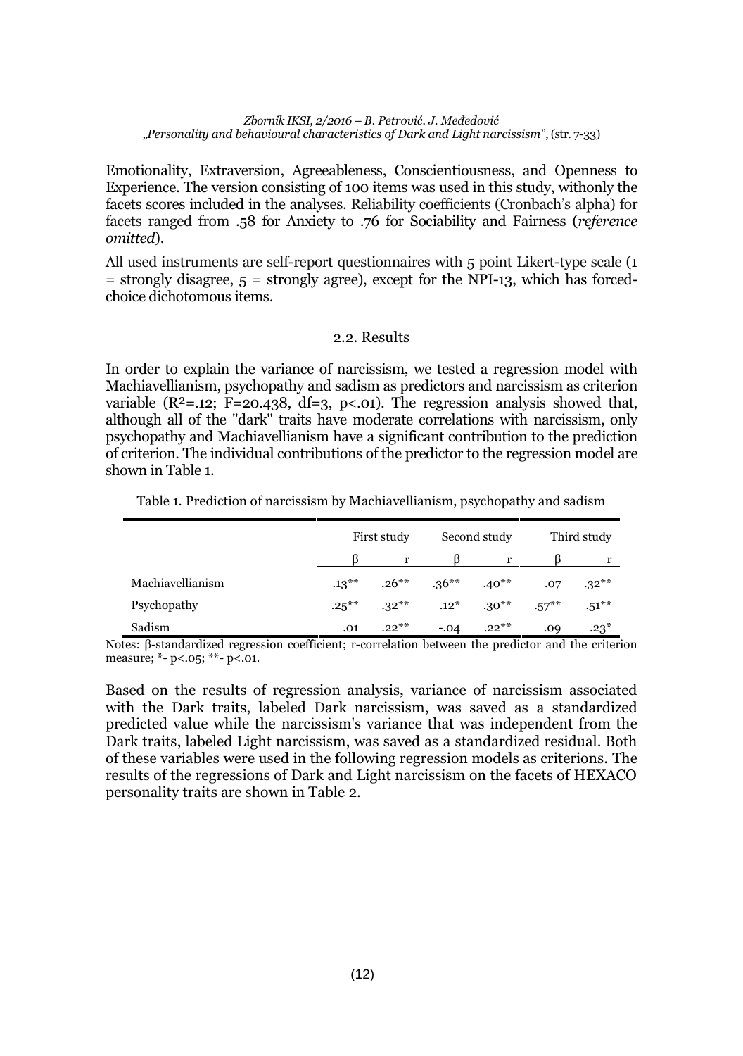Emotionality, Extraversion, Agreeableness, Conscientiousness, and Openness to Experience. The version consisting of 100 items was used in this study, withonly the facets scores included in the analyses. Reliability coefficients (Cronbach's alpha) for facets ranged from .58 for Anxiety to .76 for Sociability and Fairness (*reference omitted*).

All used instruments are self-report questionnaires with 5 point Likert-type scale (1 = strongly disagree, 5 = strongly agree), except for the NPI-13, which has forced-choice dichotomous items.

## 2.2. Results

In order to explain the variance of narcissism, we tested a regression model with Machiavellianism, psychopathy and sadism as predictors and narcissism as criterion variable ($R^2$=.12; F=20.438, df=3, p<.01). The regression analysis showed that, although all of the "dark" traits have moderate correlations with narcissism, only psychopathy and Machiavellianism have a significant contribution to the prediction of criterion. The individual contributions of the predictor to the regression model are shown in Table 1.

Table 1. Prediction of narcissism by Machiavellianism, psychopathy and sadism

| | First study | | Second study | | Third study | |
|---|---|---|---|---|---|---|
| | β | r | β | r | β | r |
| Machiavellianism | .13** | .26** | .36** | .40** | .07 | .32** |
| Psychopathy | .25** | .32** | .12* | .30** | .57** | .51** |
| Sadism | .01 | .22** | -.04 | .22** | .09 | .23* |

Notes: β-standardized regression coefficient; r-correlation between the predictor and the criterion measure; *- p<.05; **- p<.01.

Based on the results of regression analysis, variance of narcissism associated with the Dark traits, labeled Dark narcissism, was saved as a standardized predicted value while the narcissism's variance that was independent from the Dark traits, labeled Light narcissism, was saved as a standardized residual. Both of these variables were used in the following regression models as criterions. The results of the regressions of Dark and Light narcissism on the facets of HEXACO personality traits are shown in Table 2.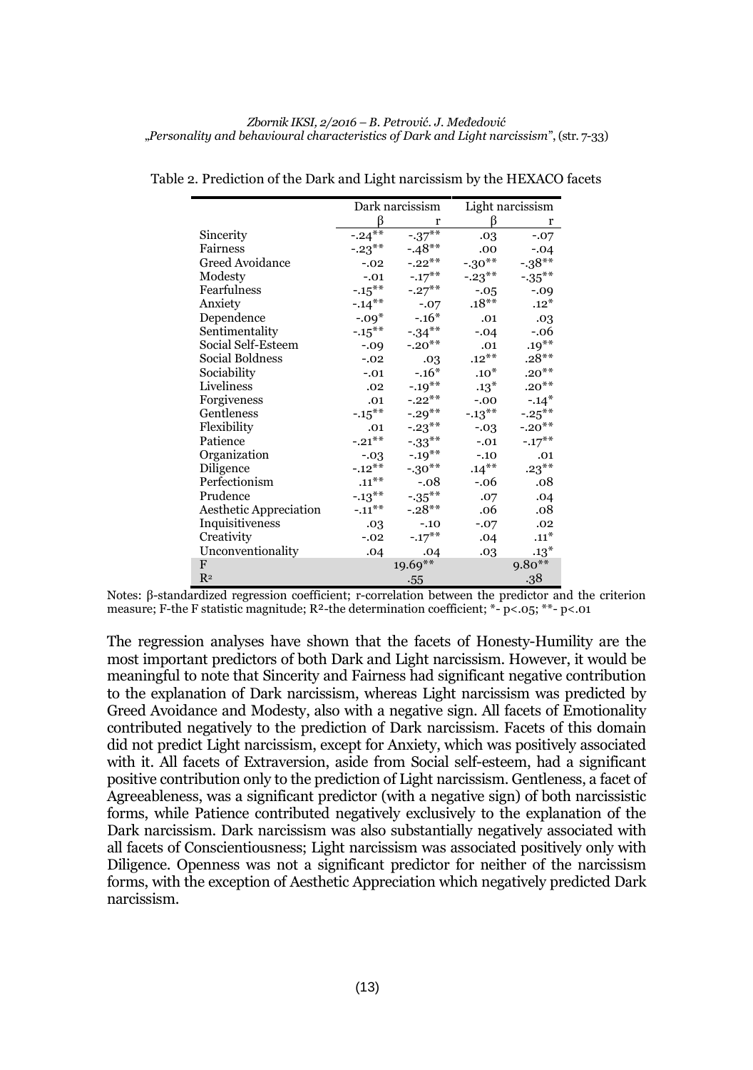Table 2. Prediction of the Dark and Light narcissism by the HEXACO facets

| | Dark narcissism | | Light narcissism | |
|---|---|---|---|---|
| | β | r | β | r |
| Sincerity | -.24** | -.37** | .03 | -.07 |
| Fairness | -.23** | -.48** | .00 | -.04 |
| Greed Avoidance | -.02 | -.22** | -.30** | -.38** |
| Modesty | -.01 | -.17** | -.23** | -.35** |
| Fearfulness | -.15** | -.27** | -.05 | -.09 |
| Anxiety | -.14** | -.07 | .18** | .12* |
| Dependence | -.09* | -.16* | .01 | .03 |
| Sentimentality | -.15** | -.34** | -.04 | -.06 |
| Social Self-Esteem | -.09 | -.20** | .01 | .19** |
| Social Boldness | -.02 | .03 | .12** | .28** |
| Sociability | -.01 | -.16* | .10* | .20** |
| Liveliness | .02 | -.19** | .13* | .20** |
| Forgiveness | .01 | -.22** | -.00 | -.14* |
| Gentleness | -.15** | -.29** | -.13** | -.25** |
| Flexibility | .01 | -.23** | -.03 | -.20** |
| Patience | -.21** | -.33** | -.01 | -.17** |
| Organization | -.03 | -.19** | -.10 | .01 |
| Diligence | -.12** | -.30** | .14** | .23** |
| Perfectionism | .11** | -.08 | -.06 | .08 |
| Prudence | -.13** | -.35** | .07 | .04 |
| Aesthetic Appreciation | -.11** | -.28** | .06 | .08 |
| Inquisitiveness | .03 | -.10 | -.07 | .02 |
| Creativity | -.02 | -.17** | .04 | .11* |
| Unconventionality | .04 | .04 | .03 | .13* |
| F | 19.69** | | 9.80** | |
| $R^2$ | .55 | | .38 | |

Notes: β-standardized regression coefficient; r-correlation between the predictor and the criterion measure; F-the F statistic magnitude; $R^2$-the determination coefficient; *- $p<.05$; **- $p<.01$

The regression analyses have shown that the facets of Honesty-Humility are the most important predictors of both Dark and Light narcissism. However, it would be meaningful to note that Sincerity and Fairness had significant negative contribution to the explanation of Dark narcissism, whereas Light narcissism was predicted by Greed Avoidance and Modesty, also with a negative sign. All facets of Emotionality contributed negatively to the prediction of Dark narcissism. Facets of this domain did not predict Light narcissism, except for Anxiety, which was positively associated with it. All facets of Extraversion, aside from Social self-esteem, had a significant positive contribution only to the prediction of Light narcissism. Gentleness, a facet of Agreeableness, was a significant predictor (with a negative sign) of both narcissistic forms, while Patience contributed negatively exclusively to the explanation of the Dark narcissism. Dark narcissism was also substantially negatively associated with all facets of Conscientiousness; Light narcissism was associated positively only with Diligence. Openness was not a significant predictor for neither of the narcissism forms, with the exception of Aesthetic Appreciation which negatively predicted Dark narcissism.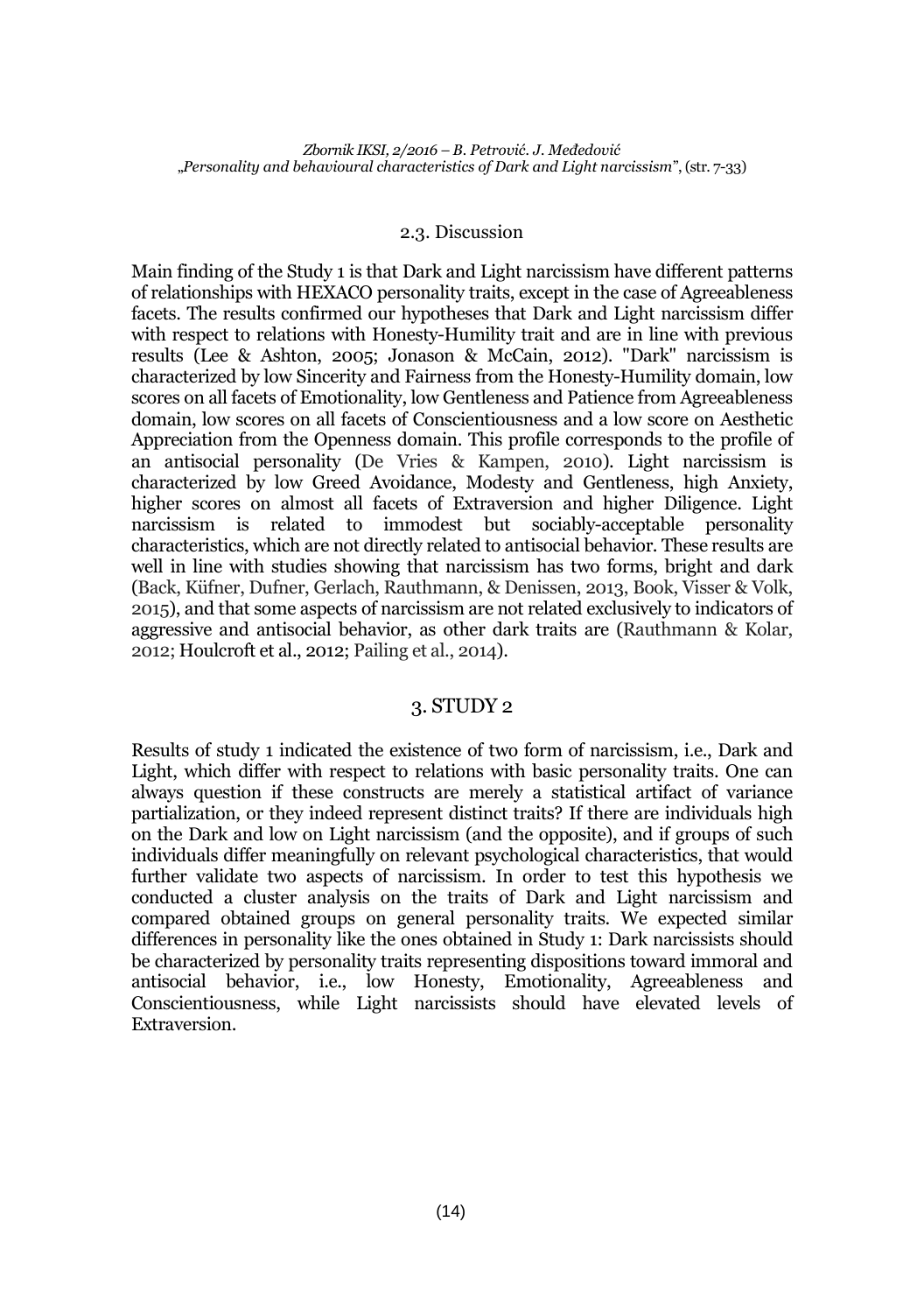### 2.3. Discussion

Main finding of the Study 1 is that Dark and Light narcissism have different patterns of relationships with HEXACO personality traits, except in the case of Agreeableness facets. The results confirmed our hypotheses that Dark and Light narcissism differ with respect to relations with Honesty-Humility trait and are in line with previous results (Lee & Ashton, 2005; Jonason & McCain, 2012). "Dark" narcissism is characterized by low Sincerity and Fairness from the Honesty-Humility domain, low scores on all facets of Emotionality, low Gentleness and Patience from Agreeableness domain, low scores on all facets of Conscientiousness and a low score on Aesthetic Appreciation from the Openness domain. This profile corresponds to the profile of an antisocial personality (De Vries & Kampen, 2010). Light narcissism is characterized by low Greed Avoidance, Modesty and Gentleness, high Anxiety, higher scores on almost all facets of Extraversion and higher Diligence. Light narcissism is related to immodest but sociably-acceptable personality characteristics, which are not directly related to antisocial behavior. These results are well in line with studies showing that narcissism has two forms, bright and dark (Back, Küfner, Dufner, Gerlach, Rauthmann, & Denissen, 2013, Book, Visser & Volk, 2015), and that some aspects of narcissism are not related exclusively to indicators of aggressive and antisocial behavior, as other dark traits are (Rauthmann & Kolar, 2012; Houlcroft et al., 2012; Pailing et al., 2014).

## 3. STUDY 2

Results of study 1 indicated the existence of two form of narcissism, i.e., Dark and Light, which differ with respect to relations with basic personality traits. One can always question if these constructs are merely a statistical artifact of variance partialization, or they indeed represent distinct traits? If there are individuals high on the Dark and low on Light narcissism (and the opposite), and if groups of such individuals differ meaningfully on relevant psychological characteristics, that would further validate two aspects of narcissism. In order to test this hypothesis we conducted a cluster analysis on the traits of Dark and Light narcissism and compared obtained groups on general personality traits. We expected similar differences in personality like the ones obtained in Study 1: Dark narcissists should be characterized by personality traits representing dispositions toward immoral and antisocial behavior, i.e., low Honesty, Emotionality, Agreeableness and Conscientiousness, while Light narcissists should have elevated levels of Extraversion.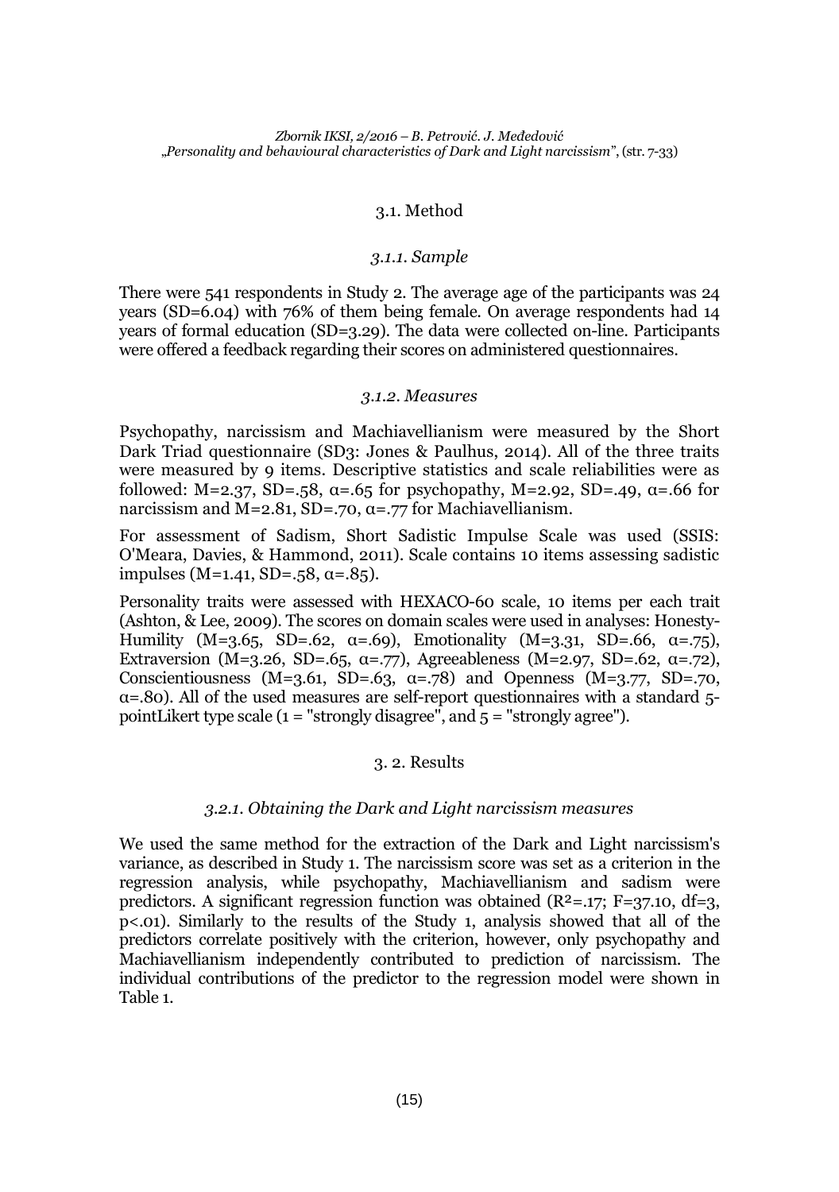## 3.1. Method

### *3.1.1. Sample*

There were 541 respondents in Study 2. The average age of the participants was 24 years (SD=6.04) with 76% of them being female. On average respondents had 14 years of formal education (SD=3.29). The data were collected on-line. Participants were offered a feedback regarding their scores on administered questionnaires.

### *3.1.2. Measures*

Psychopathy, narcissism and Machiavellianism were measured by the Short Dark Triad questionnaire (SD3: Jones & Paulhus, 2014). All of the three traits were measured by 9 items. Descriptive statistics and scale reliabilities were as followed: M=2.37, SD=.58, $\alpha$=.65 for psychopathy, M=2.92, SD=.49, $\alpha$=.66 for narcissism and M=2.81, SD=.70, $\alpha$=.77 for Machiavellianism.

For assessment of Sadism, Short Sadistic Impulse Scale was used (SSIS: O'Meara, Davies, & Hammond, 2011). Scale contains 10 items assessing sadistic impulses (M=1.41, SD=.58, $\alpha$=.85).

Personality traits were assessed with HEXACO-60 scale, 10 items per each trait (Ashton, & Lee, 2009). The scores on domain scales were used in analyses: Honesty-Humility (M=3.65, SD=.62, $\alpha$=.69), Emotionality (M=3.31, SD=.66, $\alpha$=.75), Extraversion (M=3.26, SD=.65, $\alpha$=.77), Agreeableness (M=2.97, SD=.62, $\alpha$=.72), Conscientiousness (M=3.61, SD=.63, $\alpha$=.78) and Openness (M=3.77, SD=.70, $\alpha$=.80). All of the used measures are self-report questionnaires with a standard 5-pointLikert type scale (1 = "strongly disagree", and 5 = "strongly agree").

## 3. 2. Results

### *3.2.1. Obtaining the Dark and Light narcissism measures*

We used the same method for the extraction of the Dark and Light narcissism's variance, as described in Study 1. The narcissism score was set as a criterion in the regression analysis, while psychopathy, Machiavellianism and sadism were predictors. A significant regression function was obtained ($R^2$=.17; F=37.10, df=3, p<.01). Similarly to the results of the Study 1, analysis showed that all of the predictors correlate positively with the criterion, however, only psychopathy and Machiavellianism independently contributed to prediction of narcissism. The individual contributions of the predictor to the regression model were shown in Table 1.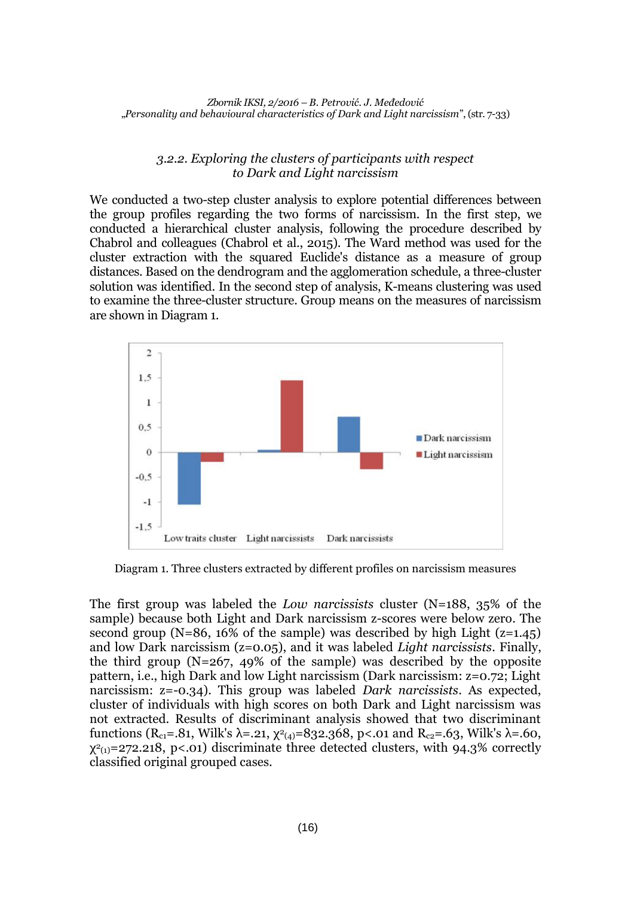### *3.2.2. Exploring the clusters of participants with respect to Dark and Light narcissism*

We conducted a two-step cluster analysis to explore potential differences between the group profiles regarding the two forms of narcissism. In the first step, we conducted a hierarchical cluster analysis, following the procedure described by Chabrol and colleagues (Chabrol et al., 2015). The Ward method was used for the cluster extraction with the squared Euclide's distance as a measure of group distances. Based on the dendrogram and the agglomeration schedule, a three-cluster solution was identified. In the second step of analysis, K-means clustering was used to examine the three-cluster structure. Group means on the measures of narcissism are shown in Diagram 1.

Diagram 1. Three clusters extracted by different profiles on narcissism measures

The first group was labeled the *Low narcissists* cluster (N=188, 35% of the sample) because both Light and Dark narcissism z-scores were below zero. The second group (N=86, 16% of the sample) was described by high Light (z=1.45) and low Dark narcissism (z=0.05), and it was labeled *Light narcissists*. Finally, the third group (N=267, 49% of the sample) was described by the opposite pattern, i.e., high Dark and low Light narcissism (Dark narcissism: z=0.72; Light narcissism: z=-0.34). This group was labeled *Dark narcissists*. As expected, cluster of individuals with high scores on both Dark and Light narcissism was not extracted. Results of discriminant analysis showed that two discriminant functions ($R_{c1}$=.81, Wilk's $\lambda$=.21, $\chi^2_{(4)}$=832.368, p<.01 and $R_{c2}$=.63, Wilk's $\lambda$=.60, $\chi^2_{(1)}$=272.218, p<.01) discriminate three detected clusters, with 94.3% correctly classified original grouped cases.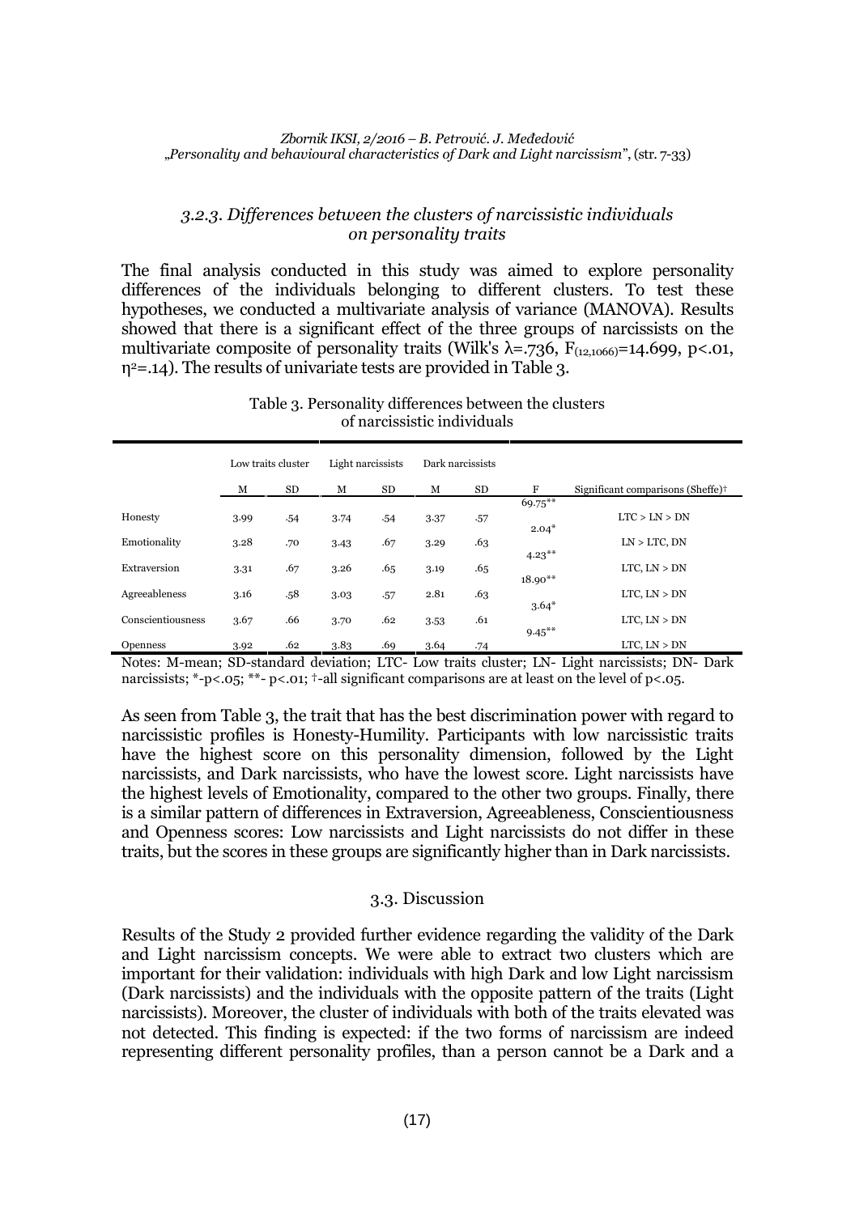### *3.2.3. Differences between the clusters of narcissistic individuals on personality traits*

The final analysis conducted in this study was aimed to explore personality differences of the individuals belonging to different clusters. To test these hypotheses, we conducted a multivariate analysis of variance (MANOVA). Results showed that there is a significant effect of the three groups of narcissists on the multivariate composite of personality traits (Wilk's $\lambda$=.736, $F_{(12,1066)}$=14.699, $p<.01$, $\eta^2$=.14). The results of univariate tests are provided in Table 3.

Table 3. Personality differences between the clusters of narcissistic individuals

| | Low traits cluster | | Light narcissists | | Dark narcissists | | | |
|---|---|---|---|---|---|---|---|---|
| | M | SD | M | SD | M | SD | F | Significant comparisons (Sheffe)† |
| Honesty | 3.99 | .54 | 3.74 | .54 | 3.37 | .57 | 69.75** | LTC > LN > DN |
| Emotionality | 3.28 | .70 | 3.43 | .67 | 3.29 | .63 | 2.04* | LN > LTC, DN |
| Extraversion | 3.31 | .67 | 3.26 | .65 | 3.19 | .65 | 4.23** | LTC, LN > DN |
| Agreeableness | 3.16 | .58 | 3.03 | .57 | 2.81 | .63 | 18.90** | LTC, LN > DN |
| Conscientiousness | 3.67 | .66 | 3.70 | .62 | 3.53 | .61 | 3.64* | LTC, LN > DN |
| Openness | 3.92 | .62 | 3.83 | .69 | 3.64 | .74 | 9.45** | LTC, LN > DN |

Notes: M-mean; SD-standard deviation; LTC- Low traits cluster; LN- Light narcissists; DN- Dark narcissists; *-p<.05; **- p<.01; †-all significant comparisons are at least on the level of p<.05.

As seen from Table 3, the trait that has the best discrimination power with regard to narcissistic profiles is Honesty-Humility. Participants with low narcissistic traits have the highest score on this personality dimension, followed by the Light narcissists, and Dark narcissists, who have the lowest score. Light narcissists have the highest levels of Emotionality, compared to the other two groups. Finally, there is a similar pattern of differences in Extraversion, Agreeableness, Conscientiousness and Openness scores: Low narcissists and Light narcissists do not differ in these traits, but the scores in these groups are significantly higher than in Dark narcissists.

### 3.3. Discussion

Results of the Study 2 provided further evidence regarding the validity of the Dark and Light narcissism concepts. We were able to extract two clusters which are important for their validation: individuals with high Dark and low Light narcissism (Dark narcissists) and the individuals with the opposite pattern of the traits (Light narcissists). Moreover, the cluster of individuals with both of the traits elevated was not detected. This finding is expected: if the two forms of narcissism are indeed representing different personality profiles, than a person cannot be a Dark and a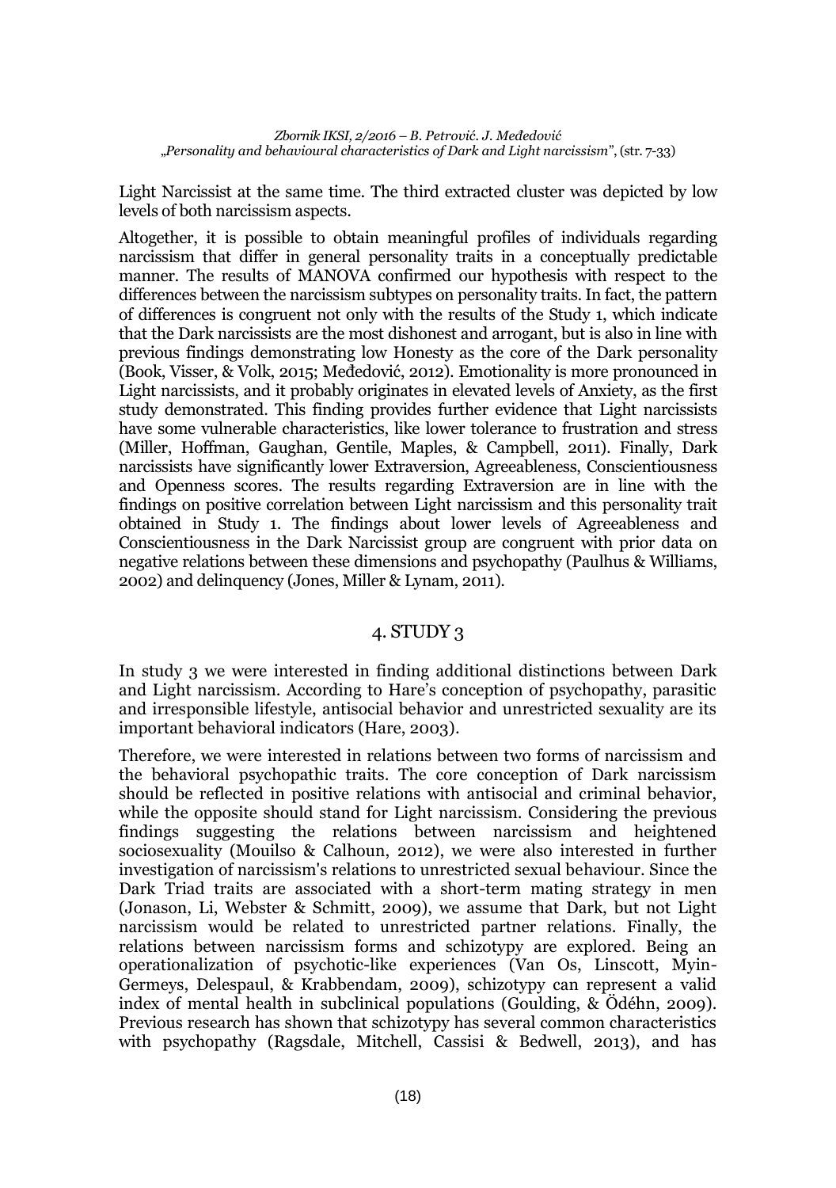Light Narcissist at the same time. The third extracted cluster was depicted by low levels of both narcissism aspects.

Altogether, it is possible to obtain meaningful profiles of individuals regarding narcissism that differ in general personality traits in a conceptually predictable manner. The results of MANOVA confirmed our hypothesis with respect to the differences between the narcissism subtypes on personality traits. In fact, the pattern of differences is congruent not only with the results of the Study 1, which indicate that the Dark narcissists are the most dishonest and arrogant, but is also in line with previous findings demonstrating low Honesty as the core of the Dark personality (Book, Visser, & Volk, 2015; Međedović, 2012). Emotionality is more pronounced in Light narcissists, and it probably originates in elevated levels of Anxiety, as the first study demonstrated. This finding provides further evidence that Light narcissists have some vulnerable characteristics, like lower tolerance to frustration and stress (Miller, Hoffman, Gaughan, Gentile, Maples, & Campbell, 2011). Finally, Dark narcissists have significantly lower Extraversion, Agreeableness, Conscientiousness and Openness scores. The results regarding Extraversion are in line with the findings on positive correlation between Light narcissism and this personality trait obtained in Study 1. The findings about lower levels of Agreeableness and Conscientiousness in the Dark Narcissist group are congruent with prior data on negative relations between these dimensions and psychopathy (Paulhus & Williams, 2002) and delinquency (Jones, Miller & Lynam, 2011).

## 4. STUDY 3

In study 3 we were interested in finding additional distinctions between Dark and Light narcissism. According to Hare's conception of psychopathy, parasitic and irresponsible lifestyle, antisocial behavior and unrestricted sexuality are its important behavioral indicators (Hare, 2003).

Therefore, we were interested in relations between two forms of narcissism and the behavioral psychopathic traits. The core conception of Dark narcissism should be reflected in positive relations with antisocial and criminal behavior, while the opposite should stand for Light narcissism. Considering the previous findings suggesting the relations between narcissism and heightened sociosexuality (Mouilso & Calhoun, 2012), we were also interested in further investigation of narcissism's relations to unrestricted sexual behaviour. Since the Dark Triad traits are associated with a short-term mating strategy in men (Jonason, Li, Webster & Schmitt, 2009), we assume that Dark, but not Light narcissism would be related to unrestricted partner relations. Finally, the relations between narcissism forms and schizotypy are explored. Being an operationalization of psychotic-like experiences (Van Os, Linscott, Myin-Germeys, Delespaul, & Krabbendam, 2009), schizotypy can represent a valid index of mental health in subclinical populations (Goulding, & Ödéhn, 2009). Previous research has shown that schizotypy has several common characteristics with psychopathy (Ragsdale, Mitchell, Cassisi & Bedwell, 2013), and has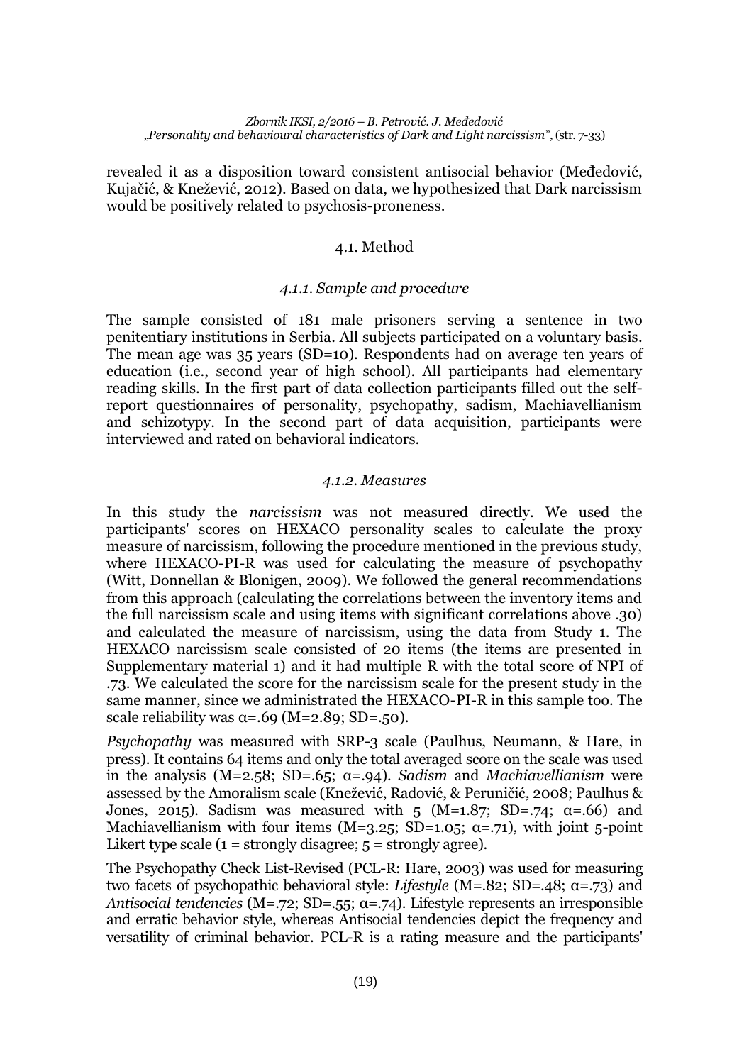revealed it as a disposition toward consistent antisocial behavior (Međedović, Kujačić, & Knežević, 2012). Based on data, we hypothesized that Dark narcissism would be positively related to psychosis-proneness.

### 4.1. Method

#### *4.1.1. Sample and procedure*

The sample consisted of 181 male prisoners serving a sentence in two penitentiary institutions in Serbia. All subjects participated on a voluntary basis. The mean age was 35 years (SD=10). Respondents had on average ten years of education (i.e., second year of high school). All participants had elementary reading skills. In the first part of data collection participants filled out the self-report questionnaires of personality, psychopathy, sadism, Machiavellianism and schizotypy. In the second part of data acquisition, participants were interviewed and rated on behavioral indicators.

#### *4.1.2. Measures*

In this study the *narcissism* was not measured directly. We used the participants' scores on HEXACO personality scales to calculate the proxy measure of narcissism, following the procedure mentioned in the previous study, where HEXACO-PI-R was used for calculating the measure of psychopathy (Witt, Donnellan & Blonigen, 2009). We followed the general recommendations from this approach (calculating the correlations between the inventory items and the full narcissism scale and using items with significant correlations above .30) and calculated the measure of narcissism, using the data from Study 1. The HEXACO narcissism scale consisted of 20 items (the items are presented in Supplementary material 1) and it had multiple R with the total score of NPI of .73. We calculated the score for the narcissism scale for the present study in the same manner, since we administrated the HEXACO-PI-R in this sample too. The scale reliability was α=.69 (M=2.89; SD=.50).

*Psychopathy* was measured with SRP-3 scale (Paulhus, Neumann, & Hare, in press). It contains 64 items and only the total averaged score on the scale was used in the analysis (M=2.58; SD=.65; α=.94). *Sadism* and *Machiavellianism* were assessed by the Amoralism scale (Knežević, Radović, & Peruničić, 2008; Paulhus & Jones, 2015). Sadism was measured with 5 (M=1.87; SD=.74; α=.66) and Machiavellianism with four items (M=3.25; SD=1.05; α=.71), with joint 5-point Likert type scale (1 = strongly disagree; 5 = strongly agree).

The Psychopathy Check List-Revised (PCL-R: Hare, 2003) was used for measuring two facets of psychopathic behavioral style: *Lifestyle* (M=.82; SD=.48; α=.73) and *Antisocial tendencies* (M=.72; SD=.55; α=.74). Lifestyle represents an irresponsible and erratic behavior style, whereas Antisocial tendencies depict the frequency and versatility of criminal behavior. PCL-R is a rating measure and the participants'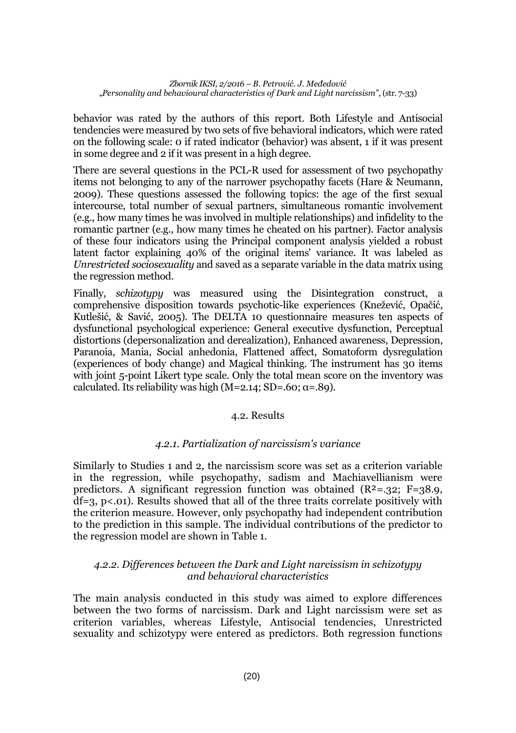behavior was rated by the authors of this report. Both Lifestyle and Antisocial tendencies were measured by two sets of five behavioral indicators, which were rated on the following scale: 0 if rated indicator (behavior) was absent, 1 if it was present in some degree and 2 if it was present in a high degree.

There are several questions in the PCL-R used for assessment of two psychopathy items not belonging to any of the narrower psychopathy facets (Hare & Neumann, 2009). These questions assessed the following topics: the age of the first sexual intercourse, total number of sexual partners, simultaneous romantic involvement (e.g., how many times he was involved in multiple relationships) and infidelity to the romantic partner (e.g., how many times he cheated on his partner). Factor analysis of these four indicators using the Principal component analysis yielded a robust latent factor explaining 40% of the original items' variance. It was labeled as *Unrestricted sociosexuality* and saved as a separate variable in the data matrix using the regression method.

Finally, *schizotypy* was measured using the Disintegration construct, a comprehensive disposition towards psychotic-like experiences (Knežević, Opačić, Kutlešić, & Savić, 2005). The DELTA 10 questionnaire measures ten aspects of dysfunctional psychological experience: General executive dysfunction, Perceptual distortions (depersonalization and derealization), Enhanced awareness, Depression, Paranoia, Mania, Social anhedonia, Flattened affect, Somatoform dysregulation (experiences of body change) and Magical thinking. The instrument has 30 items with joint 5-point Likert type scale. Only the total mean score on the inventory was calculated. Its reliability was high ($M=2.14$; $SD=.60$; $\alpha=.89$).

## 4.2. Results

### *4.2.1. Partialization of narcissism's variance*

Similarly to Studies 1 and 2, the narcissism score was set as a criterion variable in the regression, while psychopathy, sadism and Machiavellianism were predictors. A significant regression function was obtained ($R^2=.32$; $F=38.9$, $df=3$, $p<.01$). Results showed that all of the three traits correlate positively with the criterion measure. However, only psychopathy had independent contribution to the prediction in this sample. The individual contributions of the predictor to the regression model are shown in Table 1.

### *4.2.2. Differences between the Dark and Light narcissism in schizotypy and behavioral characteristics*

The main analysis conducted in this study was aimed to explore differences between the two forms of narcissism. Dark and Light narcissism were set as criterion variables, whereas Lifestyle, Antisocial tendencies, Unrestricted sexuality and schizotypy were entered as predictors. Both regression functions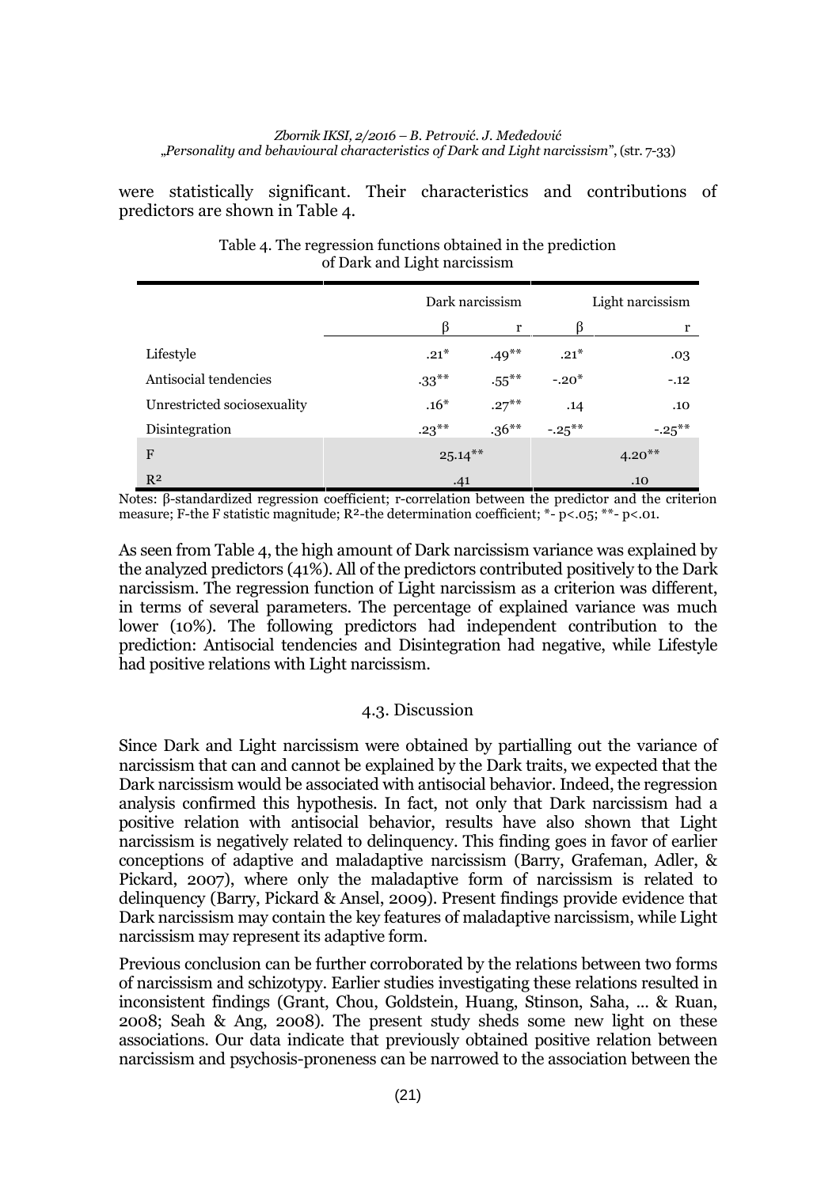were statistically significant. Their characteristics and contributions of predictors are shown in Table 4.

Table 4. The regression functions obtained in the prediction of Dark and Light narcissism

| | Dark narcissism | | Light narcissism | |
|---|---|---|---|---|
| | β | r | β | r |
| Lifestyle | .21* | .49** | .21* | .03 |
| Antisocial tendencies | .33** | .55** | -.20* | -.12 |
| Unrestricted sociosexuality | .16* | .27** | .14 | .10 |
| Disintegration | .23** | .36** | -.25** | -.25** |
| F | 25.14** | | 4.20** | |
| $R^2$ | .41 | | .10 | |

Notes: β-standardized regression coefficient; r-correlation between the predictor and the criterion measure; F-the F statistic magnitude; $R^2$-the determination coefficient; *- p<.05; **- p<.01.

As seen from Table 4, the high amount of Dark narcissism variance was explained by the analyzed predictors (41%). All of the predictors contributed positively to the Dark narcissism. The regression function of Light narcissism as a criterion was different, in terms of several parameters. The percentage of explained variance was much lower (10%). The following predictors had independent contribution to the prediction: Antisocial tendencies and Disintegration had negative, while Lifestyle had positive relations with Light narcissism.

### 4.3. Discussion

Since Dark and Light narcissism were obtained by partialling out the variance of narcissism that can and cannot be explained by the Dark traits, we expected that the Dark narcissism would be associated with antisocial behavior. Indeed, the regression analysis confirmed this hypothesis. In fact, not only that Dark narcissism had a positive relation with antisocial behavior, results have also shown that Light narcissism is negatively related to delinquency. This finding goes in favor of earlier conceptions of adaptive and maladaptive narcissism (Barry, Grafeman, Adler, & Pickard, 2007), where only the maladaptive form of narcissism is related to delinquency (Barry, Pickard & Ansel, 2009). Present findings provide evidence that Dark narcissism may contain the key features of maladaptive narcissism, while Light narcissism may represent its adaptive form.

Previous conclusion can be further corroborated by the relations between two forms of narcissism and schizotypy. Earlier studies investigating these relations resulted in inconsistent findings (Grant, Chou, Goldstein, Huang, Stinson, Saha, ... & Ruan, 2008; Seah & Ang, 2008). The present study sheds some new light on these associations. Our data indicate that previously obtained positive relation between narcissism and psychosis-proneness can be narrowed to the association between the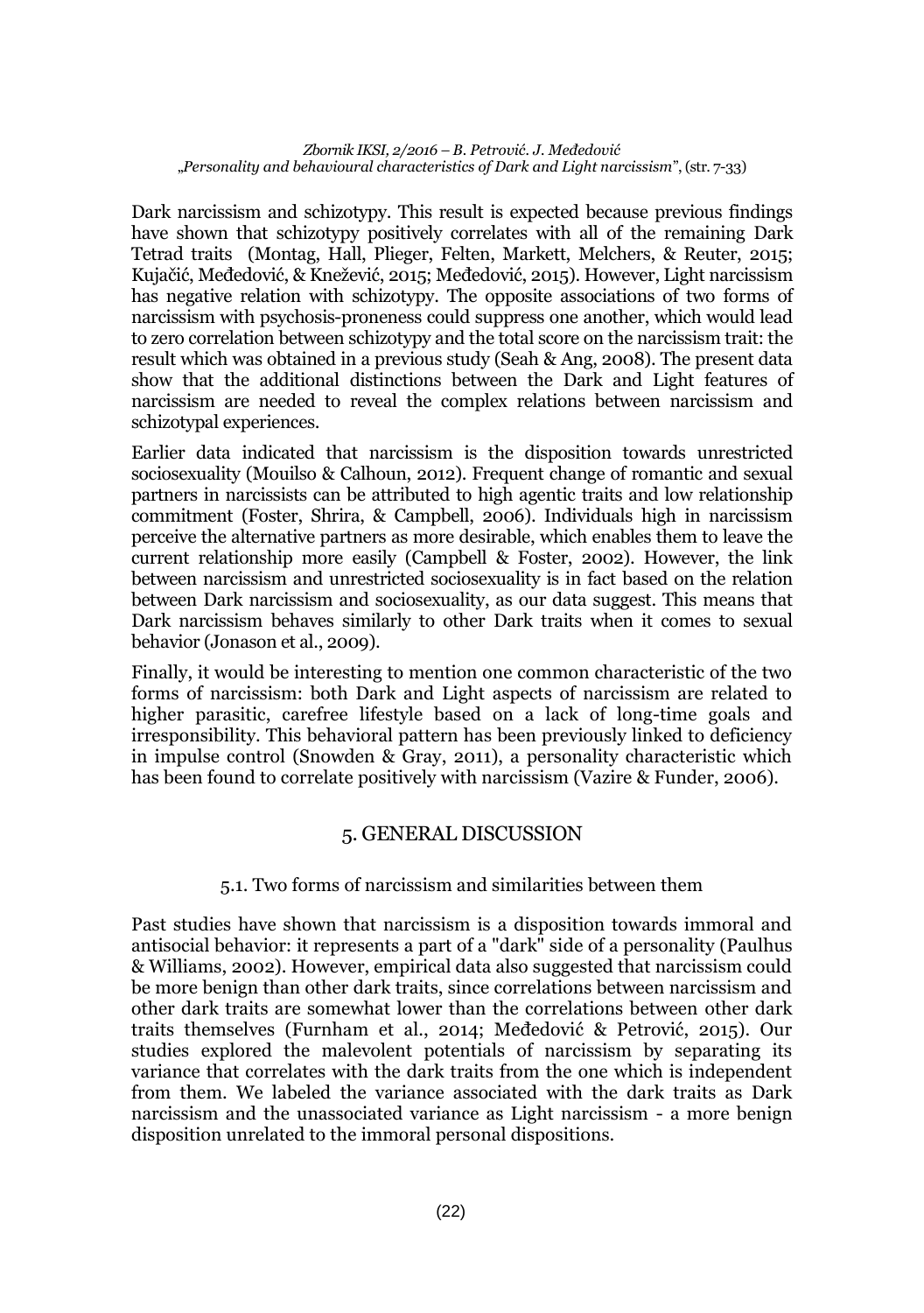Dark narcissism and schizotypy. This result is expected because previous findings have shown that schizotypy positively correlates with all of the remaining Dark Tetrad traits (Montag, Hall, Plieger, Felten, Markett, Melchers, & Reuter, 2015; Kujačić, Međedović, & Knežević, 2015; Međedović, 2015). However, Light narcissism has negative relation with schizotypy. The opposite associations of two forms of narcissism with psychosis-proneness could suppress one another, which would lead to zero correlation between schizotypy and the total score on the narcissism trait: the result which was obtained in a previous study (Seah & Ang, 2008). The present data show that the additional distinctions between the Dark and Light features of narcissism are needed to reveal the complex relations between narcissism and schizotypal experiences.

Earlier data indicated that narcissism is the disposition towards unrestricted sociosexuality (Mouilso & Calhoun, 2012). Frequent change of romantic and sexual partners in narcissists can be attributed to high agentic traits and low relationship commitment (Foster, Shrira, & Campbell, 2006). Individuals high in narcissism perceive the alternative partners as more desirable, which enables them to leave the current relationship more easily (Campbell & Foster, 2002). However, the link between narcissism and unrestricted sociosexuality is in fact based on the relation between Dark narcissism and sociosexuality, as our data suggest. This means that Dark narcissism behaves similarly to other Dark traits when it comes to sexual behavior (Jonason et al., 2009).

Finally, it would be interesting to mention one common characteristic of the two forms of narcissism: both Dark and Light aspects of narcissism are related to higher parasitic, carefree lifestyle based on a lack of long-time goals and irresponsibility. This behavioral pattern has been previously linked to deficiency in impulse control (Snowden & Gray, 2011), a personality characteristic which has been found to correlate positively with narcissism (Vazire & Funder, 2006).

## 5. GENERAL DISCUSSION

### 5.1. Two forms of narcissism and similarities between them

Past studies have shown that narcissism is a disposition towards immoral and antisocial behavior: it represents a part of a "dark" side of a personality (Paulhus & Williams, 2002). However, empirical data also suggested that narcissism could be more benign than other dark traits, since correlations between narcissism and other dark traits are somewhat lower than the correlations between other dark traits themselves (Furnham et al., 2014; Međedović & Petrović, 2015). Our studies explored the malevolent potentials of narcissism by separating its variance that correlates with the dark traits from the one which is independent from them. We labeled the variance associated with the dark traits as Dark narcissism and the unassociated variance as Light narcissism - a more benign disposition unrelated to the immoral personal dispositions.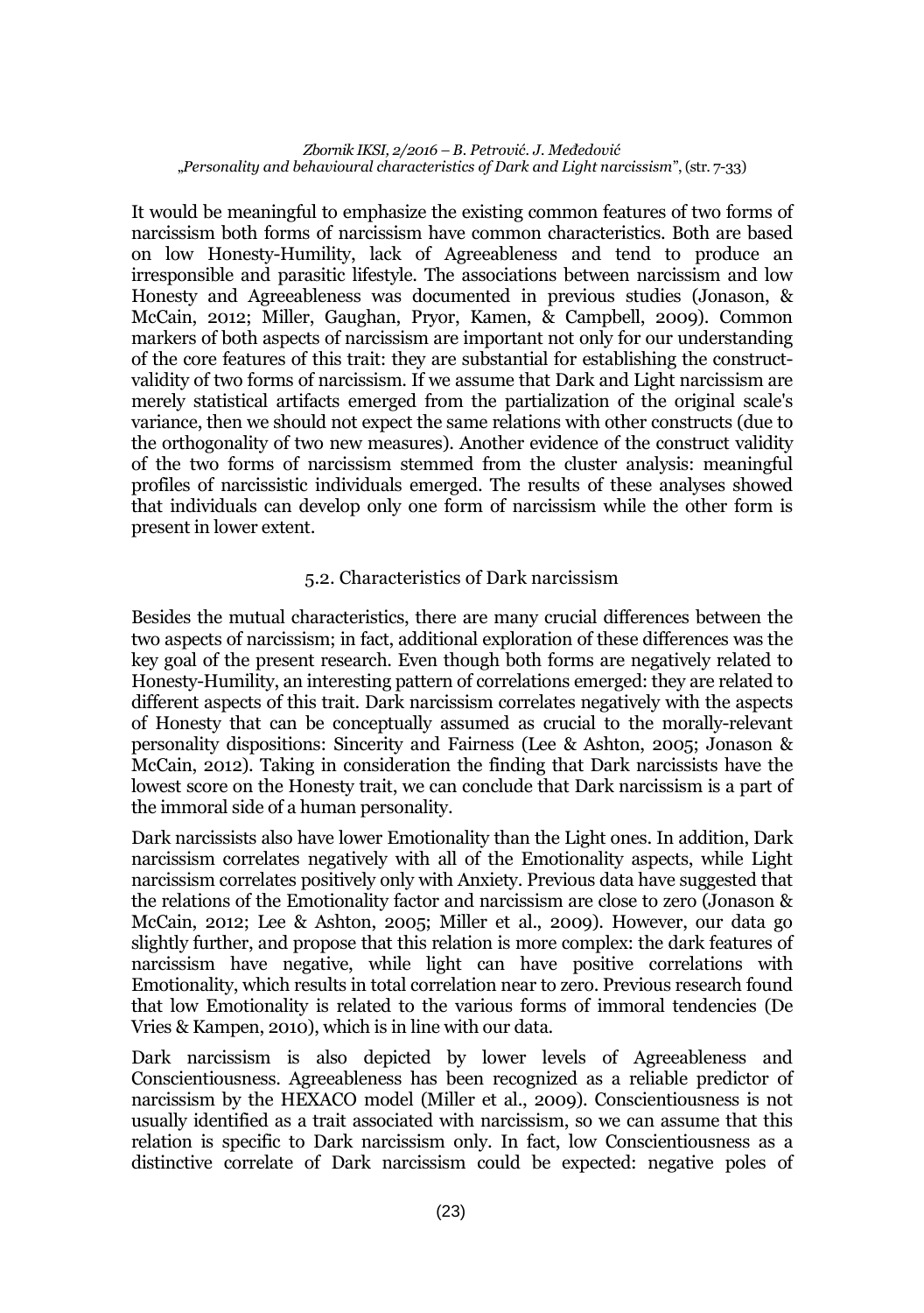It would be meaningful to emphasize the existing common features of two forms of narcissism both forms of narcissism have common characteristics. Both are based on low Honesty-Humility, lack of Agreeableness and tend to produce an irresponsible and parasitic lifestyle. The associations between narcissism and low Honesty and Agreeableness was documented in previous studies (Jonason, & McCain, 2012; Miller, Gaughan, Pryor, Kamen, & Campbell, 2009). Common markers of both aspects of narcissism are important not only for our understanding of the core features of this trait: they are substantial for establishing the construct-validity of two forms of narcissism. If we assume that Dark and Light narcissism are merely statistical artifacts emerged from the partialization of the original scale's variance, then we should not expect the same relations with other constructs (due to the orthogonality of two new measures). Another evidence of the construct validity of the two forms of narcissism stemmed from the cluster analysis: meaningful profiles of narcissistic individuals emerged. The results of these analyses showed that individuals can develop only one form of narcissism while the other form is present in lower extent.

### 5.2. Characteristics of Dark narcissism

Besides the mutual characteristics, there are many crucial differences between the two aspects of narcissism; in fact, additional exploration of these differences was the key goal of the present research. Even though both forms are negatively related to Honesty-Humility, an interesting pattern of correlations emerged: they are related to different aspects of this trait. Dark narcissism correlates negatively with the aspects of Honesty that can be conceptually assumed as crucial to the morally-relevant personality dispositions: Sincerity and Fairness (Lee & Ashton, 2005; Jonason & McCain, 2012). Taking in consideration the finding that Dark narcissists have the lowest score on the Honesty trait, we can conclude that Dark narcissism is a part of the immoral side of a human personality.

Dark narcissists also have lower Emotionality than the Light ones. In addition, Dark narcissism correlates negatively with all of the Emotionality aspects, while Light narcissism correlates positively only with Anxiety. Previous data have suggested that the relations of the Emotionality factor and narcissism are close to zero (Jonason & McCain, 2012; Lee & Ashton, 2005; Miller et al., 2009). However, our data go slightly further, and propose that this relation is more complex: the dark features of narcissism have negative, while light can have positive correlations with Emotionality, which results in total correlation near to zero. Previous research found that low Emotionality is related to the various forms of immoral tendencies (De Vries & Kampen, 2010), which is in line with our data.

Dark narcissism is also depicted by lower levels of Agreeableness and Conscientiousness. Agreeableness has been recognized as a reliable predictor of narcissism by the HEXACO model (Miller et al., 2009). Conscientiousness is not usually identified as a trait associated with narcissism, so we can assume that this relation is specific to Dark narcissism only. In fact, low Conscientiousness as a distinctive correlate of Dark narcissism could be expected: negative poles of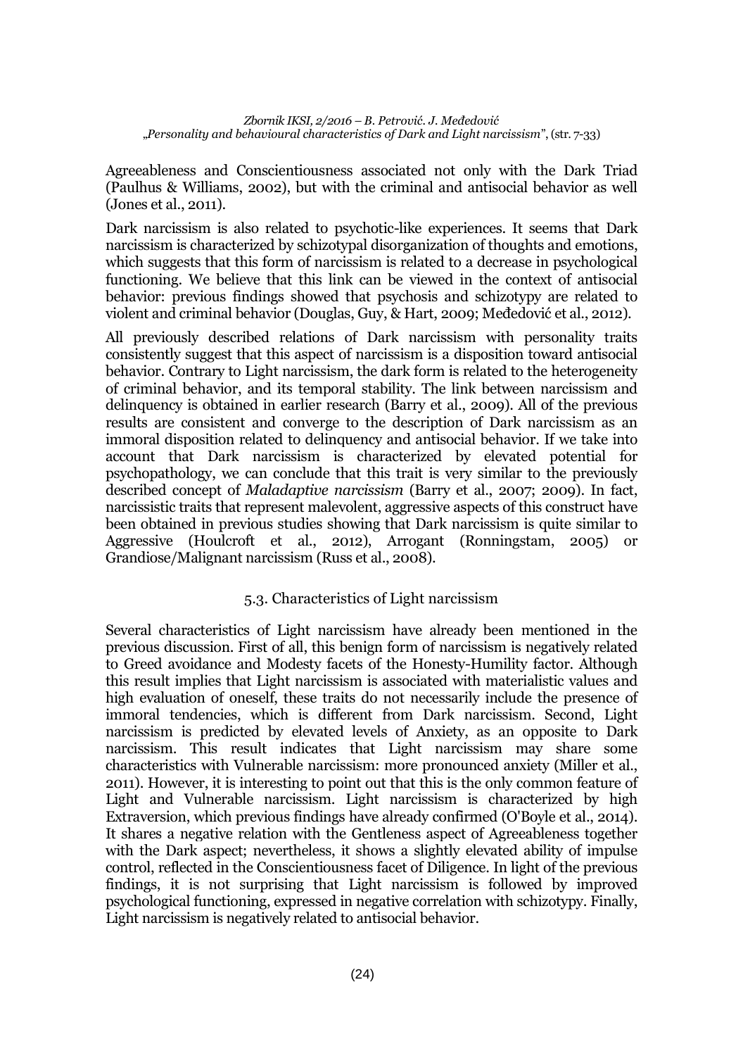Agreeableness and Conscientiousness associated not only with the Dark Triad (Paulhus & Williams, 2002), but with the criminal and antisocial behavior as well (Jones et al., 2011).

Dark narcissism is also related to psychotic-like experiences. It seems that Dark narcissism is characterized by schizotypal disorganization of thoughts and emotions, which suggests that this form of narcissism is related to a decrease in psychological functioning. We believe that this link can be viewed in the context of antisocial behavior: previous findings showed that psychosis and schizotypy are related to violent and criminal behavior (Douglas, Guy, & Hart, 2009; Međedović et al., 2012).

All previously described relations of Dark narcissism with personality traits consistently suggest that this aspect of narcissism is a disposition toward antisocial behavior. Contrary to Light narcissism, the dark form is related to the heterogeneity of criminal behavior, and its temporal stability. The link between narcissism and delinquency is obtained in earlier research (Barry et al., 2009). All of the previous results are consistent and converge to the description of Dark narcissism as an immoral disposition related to delinquency and antisocial behavior. If we take into account that Dark narcissism is characterized by elevated potential for psychopathology, we can conclude that this trait is very similar to the previously described concept of *Maladaptive narcissism* (Barry et al., 2007; 2009). In fact, narcissistic traits that represent malevolent, aggressive aspects of this construct have been obtained in previous studies showing that Dark narcissism is quite similar to Aggressive (Houlcroft et al., 2012), Arrogant (Ronningstam, 2005) or Grandiose/Malignant narcissism (Russ et al., 2008).

### 5.3. Characteristics of Light narcissism

Several characteristics of Light narcissism have already been mentioned in the previous discussion. First of all, this benign form of narcissism is negatively related to Greed avoidance and Modesty facets of the Honesty-Humility factor. Although this result implies that Light narcissism is associated with materialistic values and high evaluation of oneself, these traits do not necessarily include the presence of immoral tendencies, which is different from Dark narcissism. Second, Light narcissism is predicted by elevated levels of Anxiety, as an opposite to Dark narcissism. This result indicates that Light narcissism may share some characteristics with Vulnerable narcissism: more pronounced anxiety (Miller et al., 2011). However, it is interesting to point out that this is the only common feature of Light and Vulnerable narcissism. Light narcissism is characterized by high Extraversion, which previous findings have already confirmed (O'Boyle et al., 2014). It shares a negative relation with the Gentleness aspect of Agreeableness together with the Dark aspect; nevertheless, it shows a slightly elevated ability of impulse control, reflected in the Conscientiousness facet of Diligence. In light of the previous findings, it is not surprising that Light narcissism is followed by improved psychological functioning, expressed in negative correlation with schizotypy. Finally, Light narcissism is negatively related to antisocial behavior.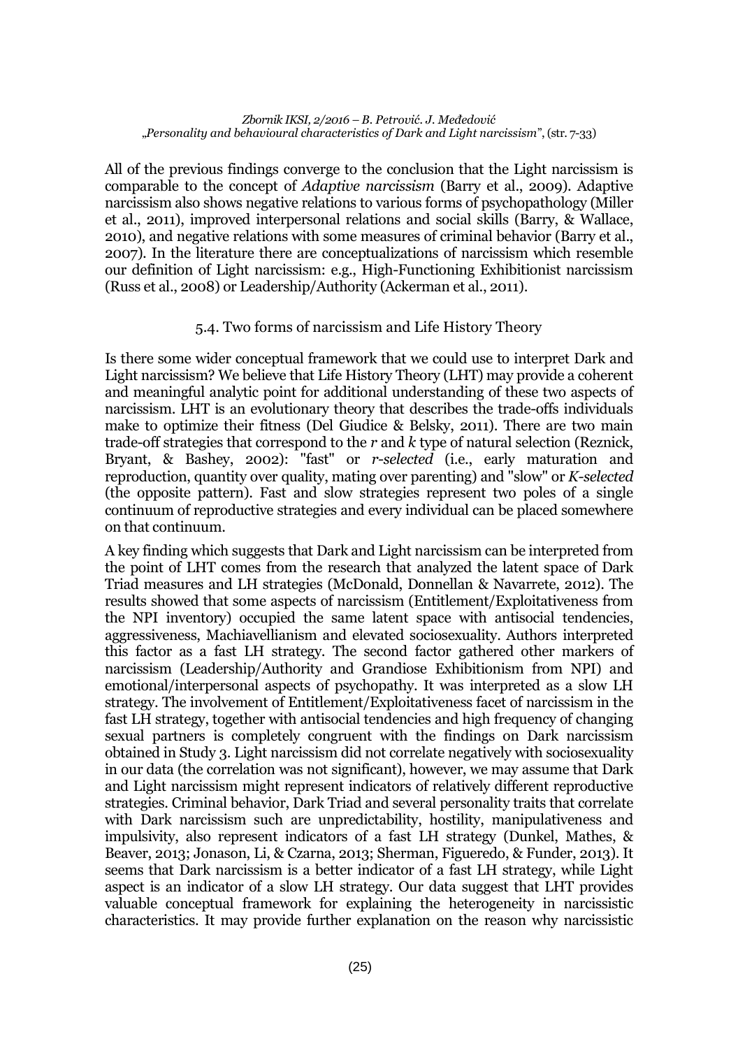All of the previous findings converge to the conclusion that the Light narcissism is comparable to the concept of *Adaptive narcissism* (Barry et al., 2009). Adaptive narcissism also shows negative relations to various forms of psychopathology (Miller et al., 2011), improved interpersonal relations and social skills (Barry, & Wallace, 2010), and negative relations with some measures of criminal behavior (Barry et al., 2007). In the literature there are conceptualizations of narcissism which resemble our definition of Light narcissism: e.g., High-Functioning Exhibitionist narcissism (Russ et al., 2008) or Leadership/Authority (Ackerman et al., 2011).

### 5.4. Two forms of narcissism and Life History Theory

Is there some wider conceptual framework that we could use to interpret Dark and Light narcissism? We believe that Life History Theory (LHT) may provide a coherent and meaningful analytic point for additional understanding of these two aspects of narcissism. LHT is an evolutionary theory that describes the trade-offs individuals make to optimize their fitness (Del Giudice & Belsky, 2011). There are two main trade-off strategies that correspond to the *r* and *k* type of natural selection (Reznick, Bryant, & Bashey, 2002): "fast" or *r-selected* (i.e., early maturation and reproduction, quantity over quality, mating over parenting) and "slow" or *K-selected* (the opposite pattern). Fast and slow strategies represent two poles of a single continuum of reproductive strategies and every individual can be placed somewhere on that continuum.

A key finding which suggests that Dark and Light narcissism can be interpreted from the point of LHT comes from the research that analyzed the latent space of Dark Triad measures and LH strategies (McDonald, Donnellan & Navarrete, 2012). The results showed that some aspects of narcissism (Entitlement/Exploitativeness from the NPI inventory) occupied the same latent space with antisocial tendencies, aggressiveness, Machiavellianism and elevated sociosexuality. Authors interpreted this factor as a fast LH strategy. The second factor gathered other markers of narcissism (Leadership/Authority and Grandiose Exhibitionism from NPI) and emotional/interpersonal aspects of psychopathy. It was interpreted as a slow LH strategy. The involvement of Entitlement/Exploitativeness facet of narcissism in the fast LH strategy, together with antisocial tendencies and high frequency of changing sexual partners is completely congruent with the findings on Dark narcissism obtained in Study 3. Light narcissism did not correlate negatively with sociosexuality in our data (the correlation was not significant), however, we may assume that Dark and Light narcissism might represent indicators of relatively different reproductive strategies. Criminal behavior, Dark Triad and several personality traits that correlate with Dark narcissism such are unpredictability, hostility, manipulativeness and impulsivity, also represent indicators of a fast LH strategy (Dunkel, Mathes, & Beaver, 2013; Jonason, Li, & Czarna, 2013; Sherman, Figueredo, & Funder, 2013). It seems that Dark narcissism is a better indicator of a fast LH strategy, while Light aspect is an indicator of a slow LH strategy. Our data suggest that LHT provides valuable conceptual framework for explaining the heterogeneity in narcissistic characteristics. It may provide further explanation on the reason why narcissistic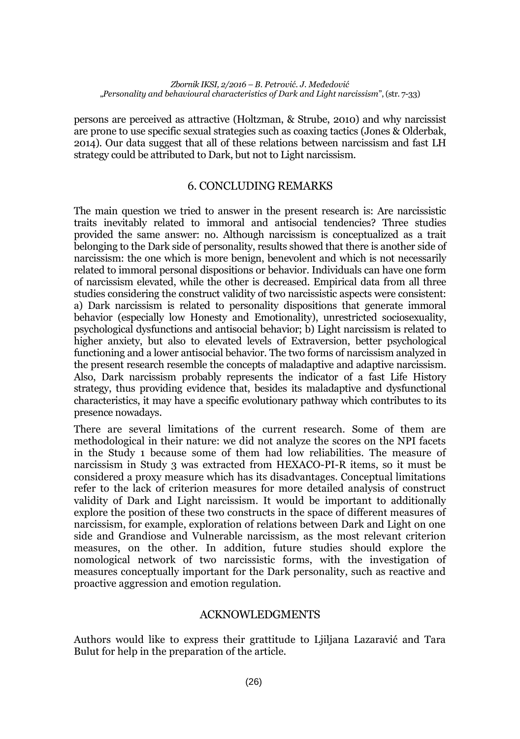persons are perceived as attractive (Holtzman, & Strube, 2010) and why narcissist are prone to use specific sexual strategies such as coaxing tactics (Jones & Olderbak, 2014). Our data suggest that all of these relations between narcissism and fast LH strategy could be attributed to Dark, but not to Light narcissism.

## 6. CONCLUDING REMARKS

The main question we tried to answer in the present research is: Are narcissistic traits inevitably related to immoral and antisocial tendencies? Three studies provided the same answer: no. Although narcissism is conceptualized as a trait belonging to the Dark side of personality, results showed that there is another side of narcissism: the one which is more benign, benevolent and which is not necessarily related to immoral personal dispositions or behavior. Individuals can have one form of narcissism elevated, while the other is decreased. Empirical data from all three studies considering the construct validity of two narcissistic aspects were consistent: a) Dark narcissism is related to personality dispositions that generate immoral behavior (especially low Honesty and Emotionality), unrestricted sociosexuality, psychological dysfunctions and antisocial behavior; b) Light narcissism is related to higher anxiety, but also to elevated levels of Extraversion, better psychological functioning and a lower antisocial behavior. The two forms of narcissism analyzed in the present research resemble the concepts of maladaptive and adaptive narcissism. Also, Dark narcissism probably represents the indicator of a fast Life History strategy, thus providing evidence that, besides its maladaptive and dysfunctional characteristics, it may have a specific evolutionary pathway which contributes to its presence nowadays.

There are several limitations of the current research. Some of them are methodological in their nature: we did not analyze the scores on the NPI facets in the Study 1 because some of them had low reliabilities. The measure of narcissism in Study 3 was extracted from HEXACO-PI-R items, so it must be considered a proxy measure which has its disadvantages. Conceptual limitations refer to the lack of criterion measures for more detailed analysis of construct validity of Dark and Light narcissism. It would be important to additionally explore the position of these two constructs in the space of different measures of narcissism, for example, exploration of relations between Dark and Light on one side and Grandiose and Vulnerable narcissism, as the most relevant criterion measures, on the other. In addition, future studies should explore the nomological network of two narcissistic forms, with the investigation of measures conceptually important for the Dark personality, such as reactive and proactive aggression and emotion regulation.

## ACKNOWLEDGMENTS

Authors would like to express their grattitude to Ljiljana Lazaravić and Tara Bulut for help in the preparation of the article.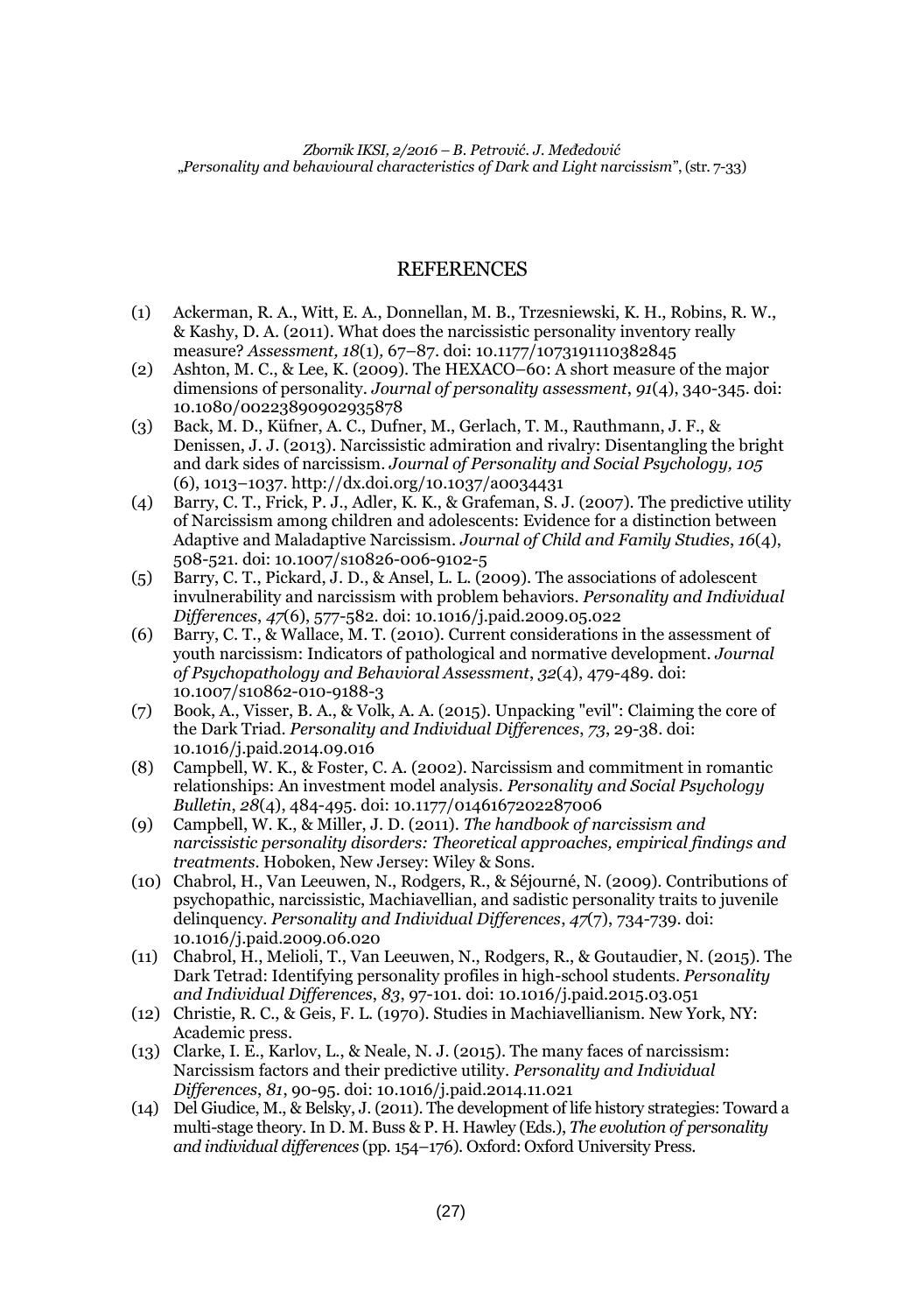## REFERENCES

(1) Ackerman, R. A., Witt, E. A., Donnellan, M. B., Trzesniewski, K. H., Robins, R. W., & Kashy, D. A. (2011). What does the narcissistic personality inventory really measure? *Assessment, 18*(1), 67–87. doi: 10.1177/1073191110382845

(2) Ashton, M. C., & Lee, K. (2009). The HEXACO–60: A short measure of the major dimensions of personality. *Journal of personality assessment*, *91*(4), 340-345. doi: 10.1080/00223890902935878

(3) Back, M. D., Küfner, A. C., Dufner, M., Gerlach, T. M., Rauthmann, J. F., & Denissen, J. J. (2013). Narcissistic admiration and rivalry: Disentangling the bright and dark sides of narcissism. *Journal of Personality and Social Psychology, 105* (6), 1013–1037. http://dx.doi.org/10.1037/a0034431

(4) Barry, C. T., Frick, P. J., Adler, K. K., & Grafeman, S. J. (2007). The predictive utility of Narcissism among children and adolescents: Evidence for a distinction between Adaptive and Maladaptive Narcissism. *Journal of Child and Family Studies*, *16*(4), 508-521. doi: 10.1007/s10826-006-9102-5

(5) Barry, C. T., Pickard, J. D., & Ansel, L. L. (2009). The associations of adolescent invulnerability and narcissism with problem behaviors. *Personality and Individual Differences*, *47*(6), 577-582. doi: 10.1016/j.paid.2009.05.022

(6) Barry, C. T., & Wallace, M. T. (2010). Current considerations in the assessment of youth narcissism: Indicators of pathological and normative development. *Journal of Psychopathology and Behavioral Assessment*, *32*(4), 479-489. doi: 10.1007/s10862-010-9188-3

(7) Book, A., Visser, B. A., & Volk, A. A. (2015). Unpacking "evil": Claiming the core of the Dark Triad. *Personality and Individual Differences*, *73*, 29-38. doi: 10.1016/j.paid.2014.09.016

(8) Campbell, W. K., & Foster, C. A. (2002). Narcissism and commitment in romantic relationships: An investment model analysis. *Personality and Social Psychology Bulletin*, *28*(4), 484-495. doi: 10.1177/0146167202287006

(9) Campbell, W. K., & Miller, J. D. (2011). *The handbook of narcissism and narcissistic personality disorders: Theoretical approaches, empirical findings and treatments*. Hoboken, New Jersey: Wiley & Sons.

(10) Chabrol, H., Van Leeuwen, N., Rodgers, R., & Séjourné, N. (2009). Contributions of psychopathic, narcissistic, Machiavellian, and sadistic personality traits to juvenile delinquency. *Personality and Individual Differences*, *47*(7), 734-739. doi: 10.1016/j.paid.2009.06.020

(11) Chabrol, H., Melioli, T., Van Leeuwen, N., Rodgers, R., & Goutaudier, N. (2015). The Dark Tetrad: Identifying personality profiles in high-school students. *Personality and Individual Differences*, *83*, 97-101. doi: 10.1016/j.paid.2015.03.051

(12) Christie, R. C., & Geis, F. L. (1970). Studies in Machiavellianism. New York, NY: Academic press.

(13) Clarke, I. E., Karlov, L., & Neale, N. J. (2015). The many faces of narcissism: Narcissism factors and their predictive utility. *Personality and Individual Differences*, *81*, 90-95. doi: 10.1016/j.paid.2014.11.021

(14) Del Giudice, M., & Belsky, J. (2011). The development of life history strategies: Toward a multi-stage theory. In D. M. Buss & P. H. Hawley (Eds.), *The evolution of personality and individual differences* (pp. 154–176). Oxford: Oxford University Press.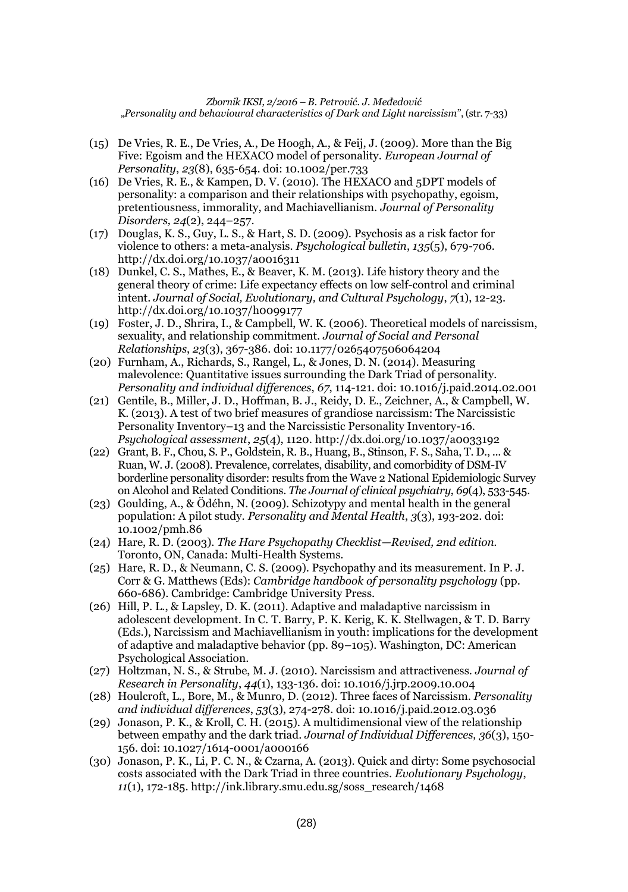(15) De Vries, R. E., De Vries, A., De Hoogh, A., & Feij, J. (2009). More than the Big Five: Egoism and the HEXACO model of personality. *European Journal of Personality*, *23*(8), 635-654. doi: 10.1002/per.733

(16) De Vries, R. E., & Kampen, D. V. (2010). The HEXACO and 5DPT models of personality: a comparison and their relationships with psychopathy, egoism, pretentiousness, immorality, and Machiavellianism. *Journal of Personality Disorders, 24*(2), 244–257.

(17) Douglas, K. S., Guy, L. S., & Hart, S. D. (2009). Psychosis as a risk factor for violence to others: a meta-analysis. *Psychological bulletin*, *135*(5), 679-706. http://dx.doi.org/10.1037/a0016311

(18) Dunkel, C. S., Mathes, E., & Beaver, K. M. (2013). Life history theory and the general theory of crime: Life expectancy effects on low self-control and criminal intent. *Journal of Social, Evolutionary, and Cultural Psychology*, *7*(1), 12-23. http://dx.doi.org/10.1037/h0099177

(19) Foster, J. D., Shrira, I., & Campbell, W. K. (2006). Theoretical models of narcissism, sexuality, and relationship commitment. *Journal of Social and Personal Relationships*, *23*(3), 367-386. doi: 10.1177/0265407506064204

(20) Furnham, A., Richards, S., Rangel, L., & Jones, D. N. (2014). Measuring malevolence: Quantitative issues surrounding the Dark Triad of personality. *Personality and individual differences*, *67*, 114-121. doi: 10.1016/j.paid.2014.02.001

(21) Gentile, B., Miller, J. D., Hoffman, B. J., Reidy, D. E., Zeichner, A., & Campbell, W. K. (2013). A test of two brief measures of grandiose narcissism: The Narcissistic Personality Inventory–13 and the Narcissistic Personality Inventory-16. *Psychological assessment*, *25*(4), 1120. http://dx.doi.org/10.1037/a0033192

(22) Grant, B. F., Chou, S. P., Goldstein, R. B., Huang, B., Stinson, F. S., Saha, T. D., ... & Ruan, W. J. (2008). Prevalence, correlates, disability, and comorbidity of DSM-IV borderline personality disorder: results from the Wave 2 National Epidemiologic Survey on Alcohol and Related Conditions. *The Journal of clinical psychiatry*, *69*(4), 533-545.

(23) Goulding, A., & Ödéhn, N. (2009). Schizotypy and mental health in the general population: A pilot study. *Personality and Mental Health*, *3*(3), 193-202. doi: 10.1002/pmh.86

(24) Hare, R. D. (2003). *The Hare Psychopathy Checklist—Revised, 2nd edition.* Toronto, ON, Canada: Multi-Health Systems.

(25) Hare, R. D., & Neumann, C. S. (2009). Psychopathy and its measurement. In P. J. Corr & G. Matthews (Eds): *Cambridge handbook of personality psychology* (pp. 660-686). Cambridge: Cambridge University Press.

(26) Hill, P. L., & Lapsley, D. K. (2011). Adaptive and maladaptive narcissism in adolescent development. In C. T. Barry, P. K. Kerig, K. K. Stellwagen, & T. D. Barry (Eds.), Narcissism and Machiavellianism in youth: implications for the development of adaptive and maladaptive behavior (pp. 89–105). Washington, DC: American Psychological Association.

(27) Holtzman, N. S., & Strube, M. J. (2010). Narcissism and attractiveness. *Journal of Research in Personality*, *44*(1), 133-136. doi: 10.1016/j.jrp.2009.10.004

(28) Houlcroft, L., Bore, M., & Munro, D. (2012). Three faces of Narcissism. *Personality and individual differences*, *53*(3), 274-278. doi: 10.1016/j.paid.2012.03.036

(29) Jonason, P. K., & Kroll, C. H. (2015). A multidimensional view of the relationship between empathy and the dark triad. *Journal of Individual Differences, 36*(3), 150-156. doi: 10.1027/1614-0001/a000166

(30) Jonason, P. K., Li, P. C. N., & Czarna, A. (2013). Quick and dirty: Some psychosocial costs associated with the Dark Triad in three countries. *Evolutionary Psychology*, *11*(1), 172-185. http://ink.library.smu.edu.sg/soss_research/1468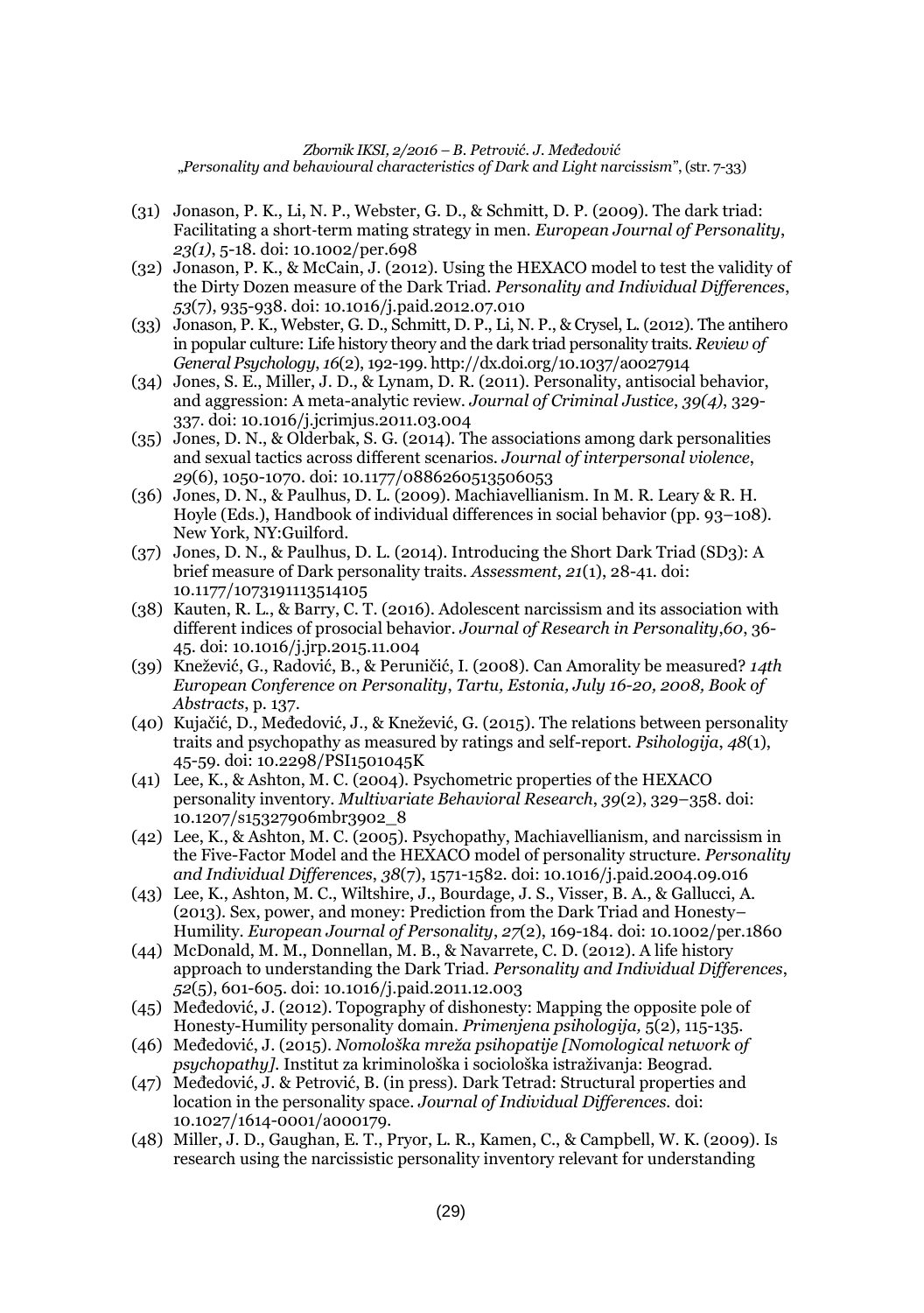(31) Jonason, P. K., Li, N. P., Webster, G. D., & Schmitt, D. P. (2009). The dark triad: Facilitating a short-term mating strategy in men. *European Journal of Personality*, *23(1)*, 5-18. doi: 10.1002/per.698

(32) Jonason, P. K., & McCain, J. (2012). Using the HEXACO model to test the validity of the Dirty Dozen measure of the Dark Triad. *Personality and Individual Differences*, *53*(7), 935-938. doi: 10.1016/j.paid.2012.07.010

(33) Jonason, P. K., Webster, G. D., Schmitt, D. P., Li, N. P., & Crysel, L. (2012). The antihero in popular culture: Life history theory and the dark triad personality traits. *Review of General Psychology*, *16*(2), 192-199. http://dx.doi.org/10.1037/a0027914

(34) Jones, S. E., Miller, J. D., & Lynam, D. R. (2011). Personality, antisocial behavior, and aggression: A meta-analytic review. *Journal of Criminal Justice*, *39(4)*, 329-337. doi: 10.1016/j.jcrimjus.2011.03.004

(35) Jones, D. N., & Olderbak, S. G. (2014). The associations among dark personalities and sexual tactics across different scenarios. *Journal of interpersonal violence*, *29*(6), 1050-1070. doi: 10.1177/0886260513506053

(36) Jones, D. N., & Paulhus, D. L. (2009). Machiavellianism. In M. R. Leary & R. H. Hoyle (Eds.), Handbook of individual differences in social behavior (pp. 93–108). New York, NY:Guilford.

(37) Jones, D. N., & Paulhus, D. L. (2014). Introducing the Short Dark Triad (SD3): A brief measure of Dark personality traits. *Assessment*, *21*(1), 28-41. doi: 10.1177/1073191113514105

(38) Kauten, R. L., & Barry, C. T. (2016). Adolescent narcissism and its association with different indices of prosocial behavior. *Journal of Research in Personality*,*60*, 36-45. doi: 10.1016/j.jrp.2015.11.004

(39) Knežević, G., Radović, B., & Peruničić, I. (2008). Can Amorality be measured? *14th European Conference on Personality*, *Tartu, Estonia, July 16-20, 2008, Book of Abstracts*, p. 137.

(40) Kujačić, D., Međedović, J., & Knežević, G. (2015). The relations between personality traits and psychopathy as measured by ratings and self-report. *Psihologija*, *48*(1), 45-59. doi: 10.2298/PSI1501045K

(41) Lee, K., & Ashton, M. C. (2004). Psychometric properties of the HEXACO personality inventory. *Multivariate Behavioral Research*, *39*(2), 329–358. doi: 10.1207/s15327906mbr3902_8

(42) Lee, K., & Ashton, M. C. (2005). Psychopathy, Machiavellianism, and narcissism in the Five-Factor Model and the HEXACO model of personality structure. *Personality and Individual Differences*, *38*(7), 1571-1582. doi: 10.1016/j.paid.2004.09.016

(43) Lee, K., Ashton, M. C., Wiltshire, J., Bourdage, J. S., Visser, B. A., & Gallucci, A. (2013). Sex, power, and money: Prediction from the Dark Triad and Honesty–Humility. *European Journal of Personality*, *27*(2), 169-184. doi: 10.1002/per.1860

(44) McDonald, M. M., Donnellan, M. B., & Navarrete, C. D. (2012). A life history approach to understanding the Dark Triad. *Personality and Individual Differences*, *52*(5), 601-605. doi: 10.1016/j.paid.2011.12.003

(45) Međedović, J. (2012). Topography of dishonesty: Mapping the opposite pole of Honesty-Humility personality domain. *Primenjena psihologija,* 5(2), 115-135.

(46) Međedović, J. (2015). *Nomološka mreža psihopatije [Nomological network of psychopathy]*. Institut za kriminološka i sociološka istraživanja: Beograd.

(47) Međedović, J. & Petrović, B. (in press). Dark Tetrad: Structural properties and location in the personality space. *Journal of Individual Differences.* doi: 10.1027/1614-0001/a000179.

(48) Miller, J. D., Gaughan, E. T., Pryor, L. R., Kamen, C., & Campbell, W. K. (2009). Is research using the narcissistic personality inventory relevant for understanding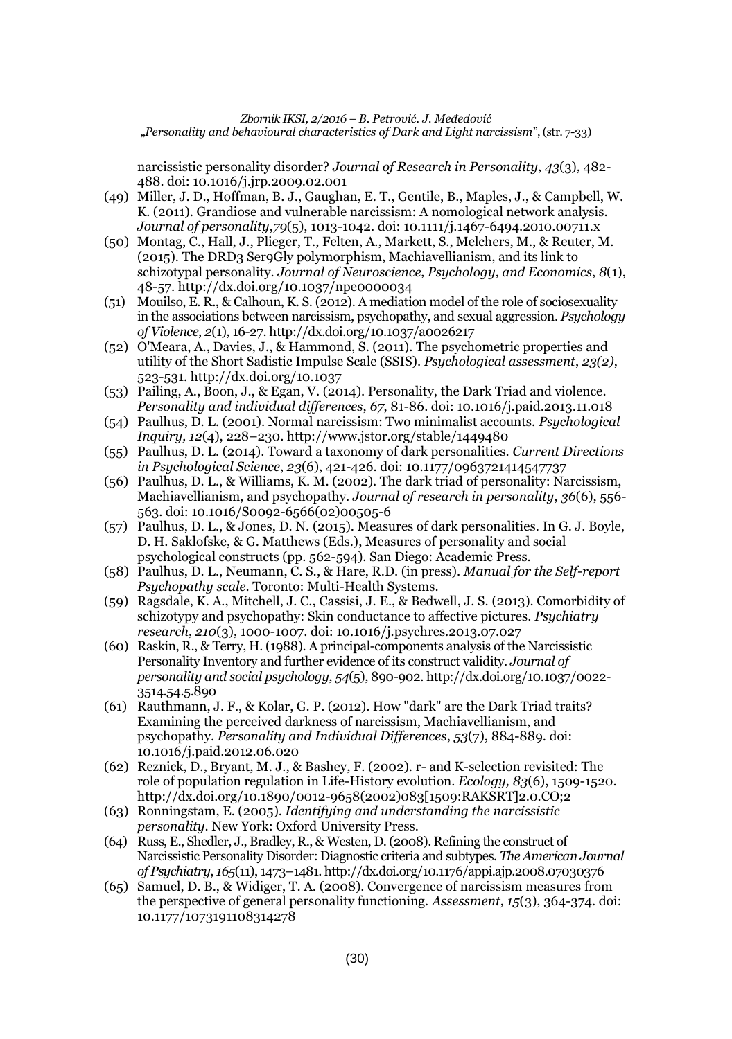narcissistic personality disorder? *Journal of Research in Personality*, *43*(3), 482-488. doi: 10.1016/j.jrp.2009.02.001

(49) Miller, J. D., Hoffman, B. J., Gaughan, E. T., Gentile, B., Maples, J., & Campbell, W. K. (2011). Grandiose and vulnerable narcissism: A nomological network analysis. *Journal of personality*,*79*(5), 1013-1042. doi: 10.1111/j.1467-6494.2010.00711.x

(50) Montag, C., Hall, J., Plieger, T., Felten, A., Markett, S., Melchers, M., & Reuter, M. (2015). The DRD3 Ser9Gly polymorphism, Machiavellianism, and its link to schizotypal personality. *Journal of Neuroscience, Psychology, and Economics*, *8*(1), 48-57. http://dx.doi.org/10.1037/npe0000034

(51) Mouilso, E. R., & Calhoun, K. S. (2012). A mediation model of the role of sociosexuality in the associations between narcissism, psychopathy, and sexual aggression. *Psychology of Violence*, *2*(1), 16-27. http://dx.doi.org/10.1037/a0026217

(52) O'Meara, A., Davies, J., & Hammond, S. (2011). The psychometric properties and utility of the Short Sadistic Impulse Scale (SSIS). *Psychological assessment*, *23(2)*, 523-531. http://dx.doi.org/10.1037

(53) Pailing, A., Boon, J., & Egan, V. (2014). Personality, the Dark Triad and violence. *Personality and individual differences*, *67*, 81-86. doi: 10.1016/j.paid.2013.11.018

(54) Paulhus, D. L. (2001). Normal narcissism: Two minimalist accounts. *Psychological Inquiry, 12*(4), 228–230. http://www.jstor.org/stable/1449480

(55) Paulhus, D. L. (2014). Toward a taxonomy of dark personalities. *Current Directions in Psychological Science*, *23*(6), 421-426. doi: 10.1177/0963721414547737

(56) Paulhus, D. L., & Williams, K. M. (2002). The dark triad of personality: Narcissism, Machiavellianism, and psychopathy. *Journal of research in personality*, *36*(6), 556-563. doi: 10.1016/S0092-6566(02)00505-6

(57) Paulhus, D. L., & Jones, D. N. (2015). Measures of dark personalities. In G. J. Boyle, D. H. Saklofske, & G. Matthews (Eds.), Measures of personality and social psychological constructs (pp. 562-594). San Diego: Academic Press.

(58) Paulhus, D. L., Neumann, C. S., & Hare, R.D. (in press). *Manual for the Self-report Psychopathy scale*. Toronto: Multi-Health Systems.

(59) Ragsdale, K. A., Mitchell, J. C., Cassisi, J. E., & Bedwell, J. S. (2013). Comorbidity of schizotypy and psychopathy: Skin conductance to affective pictures. *Psychiatry research*, *210*(3), 1000-1007. doi: 10.1016/j.psychres.2013.07.027

(60) Raskin, R., & Terry, H. (1988). A principal-components analysis of the Narcissistic Personality Inventory and further evidence of its construct validity. *Journal of personality and social psychology*, *54*(5), 890-902. http://dx.doi.org/10.1037/0022-3514.54.5.890

(61) Rauthmann, J. F., & Kolar, G. P. (2012). How "dark" are the Dark Triad traits? Examining the perceived darkness of narcissism, Machiavellianism, and psychopathy. *Personality and Individual Differences*, *53*(7), 884-889. doi: 10.1016/j.paid.2012.06.020

(62) Reznick, D., Bryant, M. J., & Bashey, F. (2002). r- and K-selection revisited: The role of population regulation in Life-History evolution. *Ecology, 83*(6), 1509-1520. http://dx.doi.org/10.1890/0012-9658(2002)083[1509:RAKSRT]2.0.CO;2

(63) Ronningstam, E. (2005). *Identifying and understanding the narcissistic personality*. New York: Oxford University Press.

(64) Russ, E., Shedler, J., Bradley, R., & Westen, D. (2008). Refining the construct of Narcissistic Personality Disorder: Diagnostic criteria and subtypes. *The American Journal of Psychiatry*, *165*(11), 1473–1481. http://dx.doi.org/10.1176/appi.ajp.2008.07030376

(65) Samuel, D. B., & Widiger, T. A. (2008). Convergence of narcissism measures from the perspective of general personality functioning. *Assessment, 15*(3), 364-374. doi: 10.1177/1073191108314278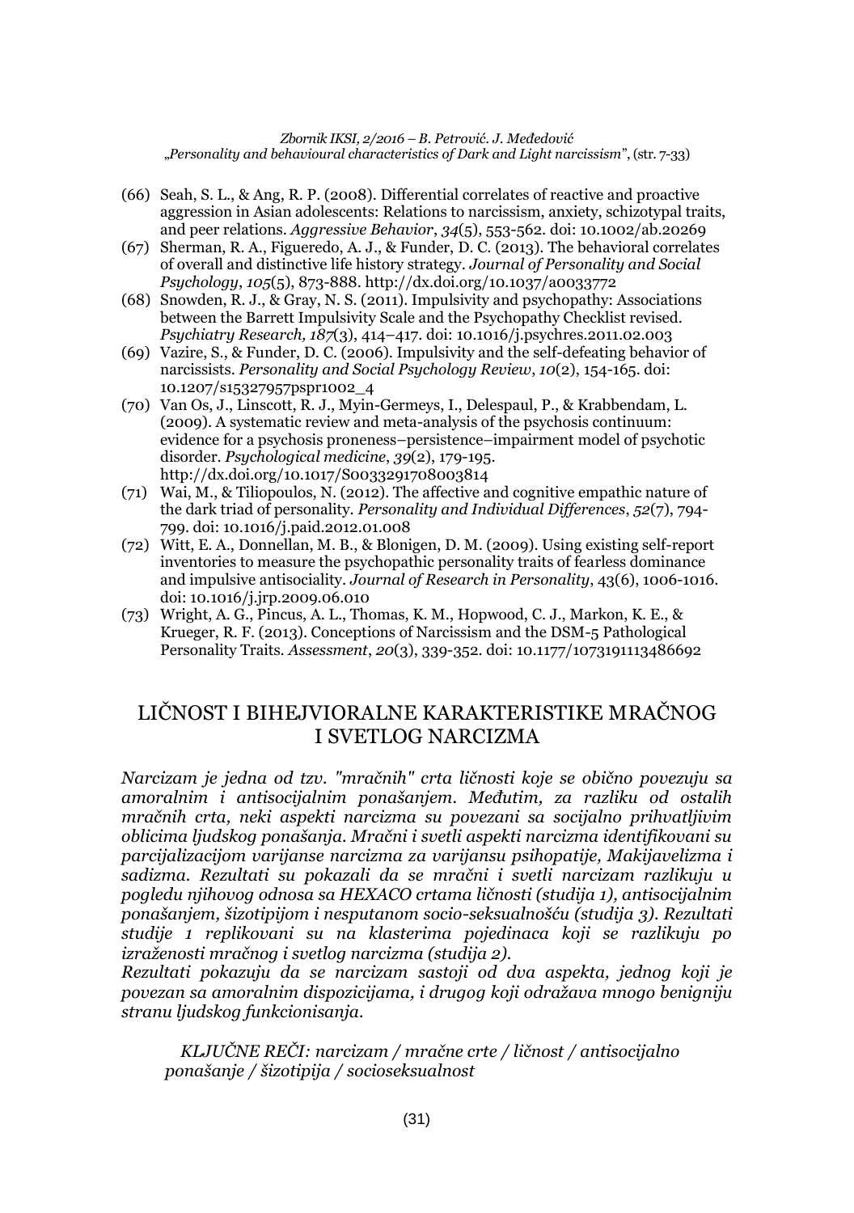(66) Seah, S. L., & Ang, R. P. (2008). Differential correlates of reactive and proactive aggression in Asian adolescents: Relations to narcissism, anxiety, schizotypal traits, and peer relations. *Aggressive Behavior*, *34*(5), 553-562. doi: 10.1002/ab.20269

(67) Sherman, R. A., Figueredo, A. J., & Funder, D. C. (2013). The behavioral correlates of overall and distinctive life history strategy. *Journal of Personality and Social Psychology*, *105*(5), 873-888. http://dx.doi.org/10.1037/a0033772

(68) Snowden, R. J., & Gray, N. S. (2011). Impulsivity and psychopathy: Associations between the Barrett Impulsivity Scale and the Psychopathy Checklist revised. *Psychiatry Research, 187*(3), 414–417. doi: 10.1016/j.psychres.2011.02.003

(69) Vazire, S., & Funder, D. C. (2006). Impulsivity and the self-defeating behavior of narcissists. *Personality and Social Psychology Review*, *10*(2), 154-165. doi: 10.1207/s15327957pspr1002_4

(70) Van Os, J., Linscott, R. J., Myin-Germeys, I., Delespaul, P., & Krabbendam, L. (2009). A systematic review and meta-analysis of the psychosis continuum: evidence for a psychosis proneness–persistence–impairment model of psychotic disorder. *Psychological medicine*, *39*(2), 179-195. http://dx.doi.org/10.1017/S0033291708003814

(71) Wai, M., & Tiliopoulos, N. (2012). The affective and cognitive empathic nature of the dark triad of personality. *Personality and Individual Differences*, *52*(7), 794-799. doi: 10.1016/j.paid.2012.01.008

(72) Witt, E. A., Donnellan, M. B., & Blonigen, D. M. (2009). Using existing self-report inventories to measure the psychopathic personality traits of fearless dominance and impulsive antisociality. *Journal of Research in Personality*, 43(6), 1006-1016. doi: 10.1016/j.jrp.2009.06.010

(73) Wright, A. G., Pincus, A. L., Thomas, K. M., Hopwood, C. J., Markon, K. E., & Krueger, R. F. (2013). Conceptions of Narcissism and the DSM-5 Pathological Personality Traits. *Assessment*, *20*(3), 339-352. doi: 10.1177/1073191113486692

## LIČNOST I BIHEJVIORALNE KARAKTERISTIKE MRAČNOG I SVETLOG NARCIZMA

*Narcizam je jedna od tzv. "mračnih" crta ličnosti koje se obično povezuju sa amoralnim i antisocijalnim ponašanjem. Međutim, za razliku od ostalih mračnih crta, neki aspekti narcizma su povezani sa socijalno prihvatljivim oblicima ljudskog ponašanja. Mračni i svetli aspekti narcizma identifikovani su parcijalizacijom varijanse narcizma za varijansu psihopatije, Makijavelizma i sadizma. Rezultati su pokazali da se mračni i svetli narcizam razlikuju u pogledu njihovog odnosa sa HEXACO crtama ličnosti (studija 1), antisocijalnim ponašanjem, šizotipijom i nesputanom socio-seksualnošću (studija 3). Rezultati studije 1 replikovani su na klasterima pojedinaca koji se razlikuju po izraženosti mračnog i svetlog narcizma (studija 2).*

*Rezultati pokazuju da se narcizam sastoji od dva aspekta, jednog koji je povezan sa amoralnim dispozicijama, i drugog koji odražava mnogo benigniju stranu ljudskog funkcionisanja.*

*KLJUČNE REČI: narcizam / mračne crte / ličnost / antisocijalno ponašanje / šizotipija / socioseksualnost*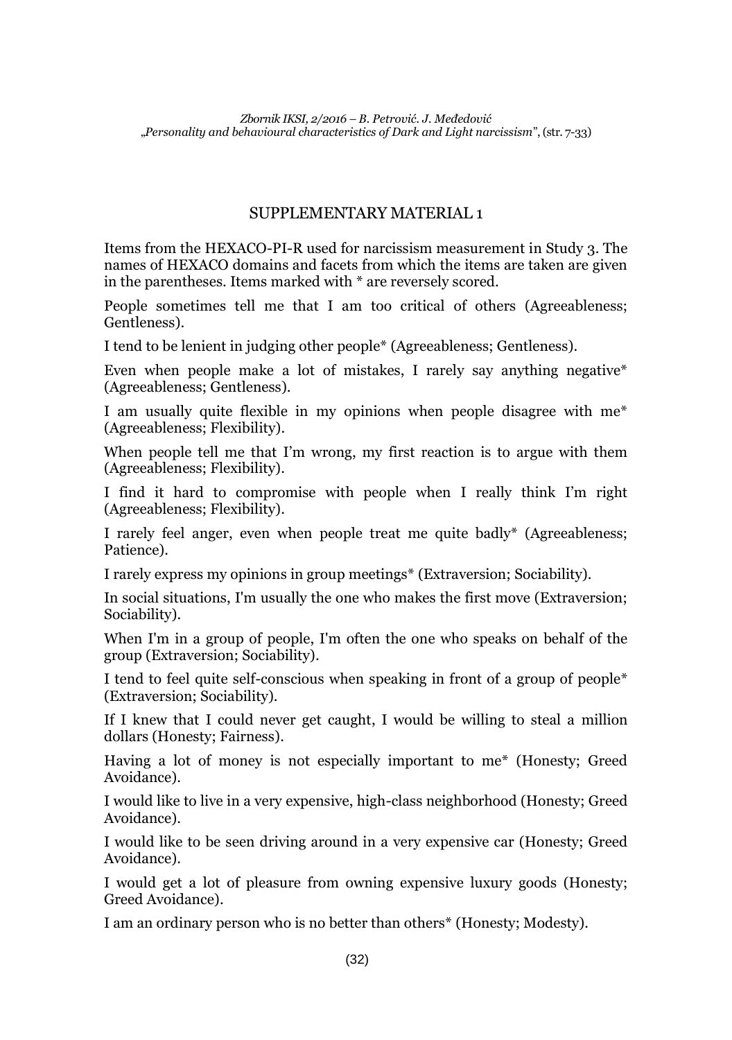## SUPPLEMENTARY MATERIAL 1

Items from the HEXACO-PI-R used for narcissism measurement in Study 3. The names of HEXACO domains and facets from which the items are taken are given in the parentheses. Items marked with * are reversely scored.

People sometimes tell me that I am too critical of others (Agreeableness; Gentleness).

I tend to be lenient in judging other people* (Agreeableness; Gentleness).

Even when people make a lot of mistakes, I rarely say anything negative* (Agreeableness; Gentleness).

I am usually quite flexible in my opinions when people disagree with me* (Agreeableness; Flexibility).

When people tell me that I'm wrong, my first reaction is to argue with them (Agreeableness; Flexibility).

I find it hard to compromise with people when I really think I'm right (Agreeableness; Flexibility).

I rarely feel anger, even when people treat me quite badly* (Agreeableness; Patience).

I rarely express my opinions in group meetings* (Extraversion; Sociability).

In social situations, I'm usually the one who makes the first move (Extraversion; Sociability).

When I'm in a group of people, I'm often the one who speaks on behalf of the group (Extraversion; Sociability).

I tend to feel quite self-conscious when speaking in front of a group of people* (Extraversion; Sociability).

If I knew that I could never get caught, I would be willing to steal a million dollars (Honesty; Fairness).

Having a lot of money is not especially important to me* (Honesty; Greed Avoidance).

I would like to live in a very expensive, high-class neighborhood (Honesty; Greed Avoidance).

I would like to be seen driving around in a very expensive car (Honesty; Greed Avoidance).

I would get a lot of pleasure from owning expensive luxury goods (Honesty; Greed Avoidance).

I am an ordinary person who is no better than others* (Honesty; Modesty).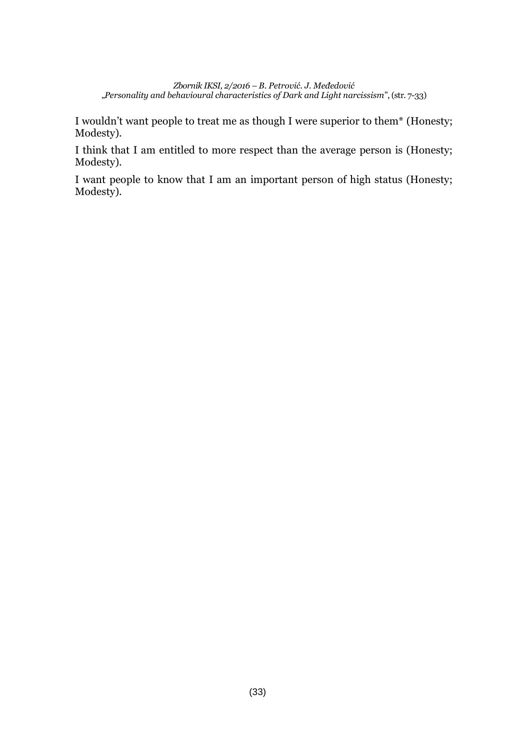I wouldn't want people to treat me as though I were superior to them* (Honesty; Modesty).

I think that I am entitled to more respect than the average person is (Honesty; Modesty).

I want people to know that I am an important person of high status (Honesty; Modesty).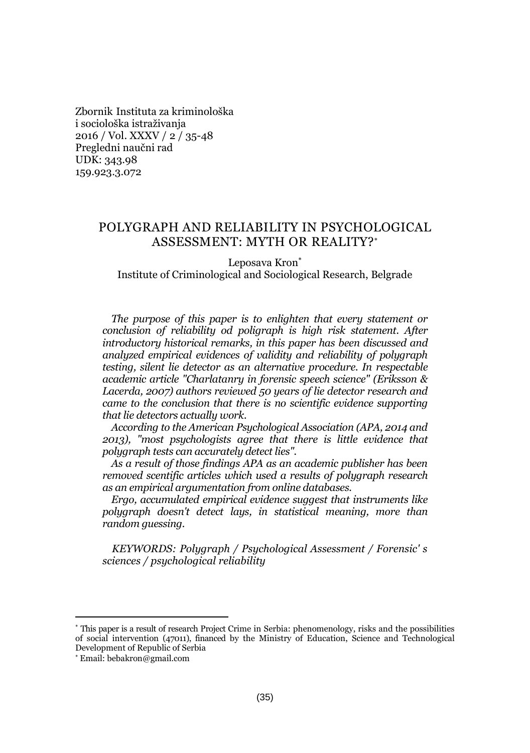Zbornik Instituta za kriminološka i sociološka istraživanja
2016 / Vol. XXXV / 2 / 35-48
Pregledni naučni rad
UDK: 343.98
159.923.3.072

# POLYGRAPH AND RELIABILITY IN PSYCHOLOGICAL ASSESSMENT: MYTH OR REALITY?[*]

Leposava Kron[*]
Institute of Criminological and Sociological Research, Belgrade

*The purpose of this paper is to enlighten that every statement or conclusion of reliability od poligraph is high risk statement. After introductory historical remarks, in this paper has been discussed and analyzed empirical evidences of validity and reliability of polygraph testing, silent lie detector as an alternative procedure. In respectable academic article "Charlatanry in forensic speech science" (Eriksson & Lacerda, 2007) authors reviewed 50 years of lie detector research and came to the conclusion that there is no scientific evidence supporting that lie detectors actually work.*

*According to the American Psychological Association (APA, 2014 and 2013), "most psychologists agree that there is little evidence that polygraph tests can accurately detect lies".*

*As a result of those findings APA as an academic publisher has been removed scentific articles which used a results of polygraph research as an empirical argumentation from online databases.*

*Ergo, accumulated empirical evidence suggest that instruments like polygraph doesn't detect lays, in statistical meaning, more than random guessing.*

*KEYWORDS: Polygraph / Psychological Assessment / Forensic' s sciences / psychological reliability*

---

[*] This paper is a result of research Project Crime in Serbia: phenomenology, risks and the possibilities of social intervention (47011), financed by the Ministry of Education, Science and Technological Development of Republic of Serbia

[*] Email: bebakron@gmail.com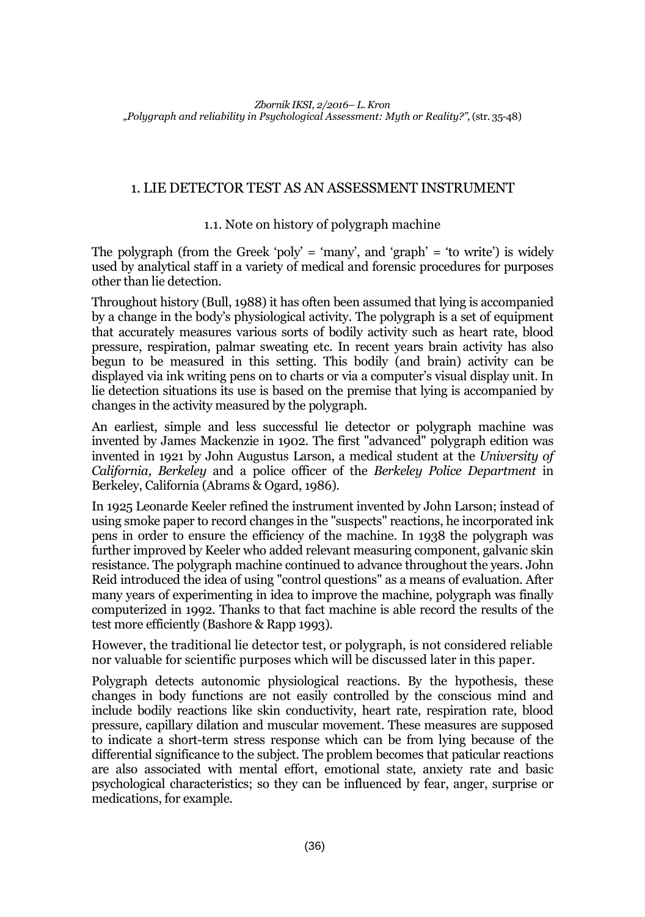## 1. LIE DETECTOR TEST AS AN ASSESSMENT INSTRUMENT

### 1.1. Note on history of polygraph machine

The polygraph (from the Greek 'poly' = 'many', and 'graph' = 'to write') is widely used by analytical staff in a variety of medical and forensic procedures for purposes other than lie detection.

Throughout history (Bull, 1988) it has often been assumed that lying is accompanied by a change in the body's physiological activity. The polygraph is a set of equipment that accurately measures various sorts of bodily activity such as heart rate, blood pressure, respiration, palmar sweating etc. In recent years brain activity has also begun to be measured in this setting. This bodily (and brain) activity can be displayed via ink writing pens on to charts or via a computer's visual display unit. In lie detection situations its use is based on the premise that lying is accompanied by changes in the activity measured by the polygraph.

An earliest, simple and less successful lie detector or polygraph machine was invented by James Mackenzie in 1902. The first "advanced" polygraph edition was invented in 1921 by John Augustus Larson, a medical student at the *University of California, Berkeley* and a police officer of the *Berkeley Police Department* in Berkeley, California (Abrams & Ogard, 1986).

In 1925 Leonarde Keeler refined the instrument invented by John Larson; instead of using smoke paper to record changes in the "suspects" reactions, he incorporated ink pens in order to ensure the efficiency of the machine. In 1938 the polygraph was further improved by Keeler who added relevant measuring component, galvanic skin resistance. The polygraph machine continued to advance throughout the years. John Reid introduced the idea of using "control questions" as a means of evaluation. After many years of experimenting in idea to improve the machine, polygraph was finally computerized in 1992. Thanks to that fact machine is able record the results of the test more efficiently (Bashore & Rapp 1993).

However, the traditional lie detector test, or polygraph, is not considered reliable nor valuable for scientific purposes which will be discussed later in this paper.

Polygraph detects autonomic physiological reactions. By the hypothesis, these changes in body functions are not easily controlled by the conscious mind and include bodily reactions like skin conductivity, heart rate, respiration rate, blood pressure, capillary dilation and muscular movement. These measures are supposed to indicate a short-term stress response which can be from lying because of the differential significance to the subject. The problem becomes that paticular reactions are also associated with mental effort, emotional state, anxiety rate and basic psychological characteristics; so they can be influenced by fear, anger, surprise or medications, for example.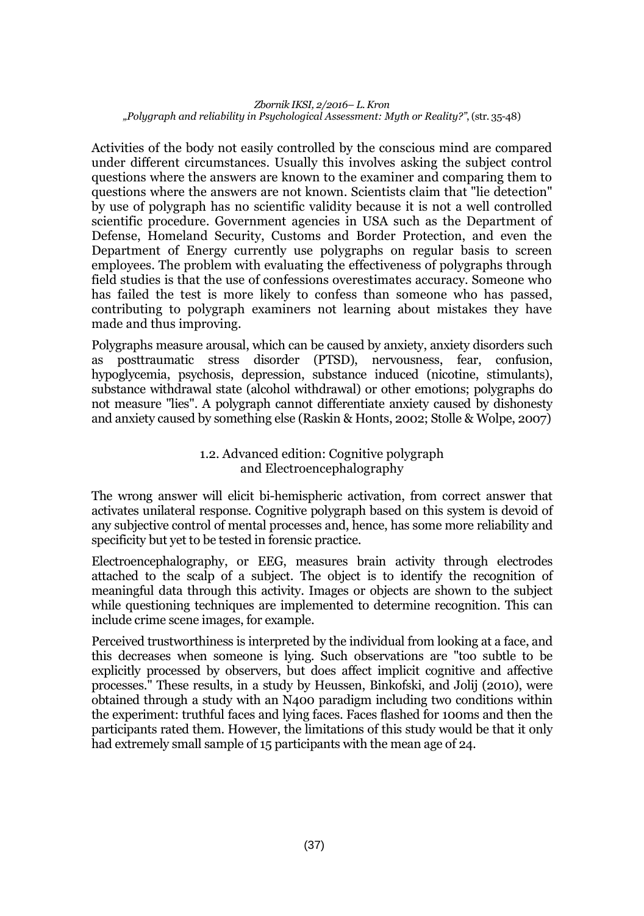Activities of the body not easily controlled by the conscious mind are compared under different circumstances. Usually this involves asking the subject control questions where the answers are known to the examiner and comparing them to questions where the answers are not known. Scientists claim that "lie detection" by use of polygraph has no scientific validity because it is not a well controlled scientific procedure. Government agencies in USA such as the Department of Defense, Homeland Security, Customs and Border Protection, and even the Department of Energy currently use polygraphs on regular basis to screen employees. The problem with evaluating the effectiveness of polygraphs through field studies is that the use of confessions overestimates accuracy. Someone who has failed the test is more likely to confess than someone who has passed, contributing to polygraph examiners not learning about mistakes they have made and thus improving.

Polygraphs measure arousal, which can be caused by anxiety, anxiety disorders such as posttraumatic stress disorder (PTSD), nervousness, fear, confusion, hypoglycemia, psychosis, depression, substance induced (nicotine, stimulants), substance withdrawal state (alcohol withdrawal) or other emotions; polygraphs do not measure "lies". A polygraph cannot differentiate anxiety caused by dishonesty and anxiety caused by something else (Raskin & Honts, 2002; Stolle & Wolpe, 2007)

### 1.2. Advanced edition: Cognitive polygraph and Electroencephalography

The wrong answer will elicit bi-hemispheric activation, from correct answer that activates unilateral response. Cognitive polygraph based on this system is devoid of any subjective control of mental processes and, hence, has some more reliability and specificity but yet to be tested in forensic practice.

Electroencephalography, or EEG, measures brain activity through electrodes attached to the scalp of a subject. The object is to identify the recognition of meaningful data through this activity. Images or objects are shown to the subject while questioning techniques are implemented to determine recognition. This can include crime scene images, for example.

Perceived trustworthiness is interpreted by the individual from looking at a face, and this decreases when someone is lying. Such observations are "too subtle to be explicitly processed by observers, but does affect implicit cognitive and affective processes." These results, in a study by Heussen, Binkofski, and Jolij (2010), were obtained through a study with an N400 paradigm including two conditions within the experiment: truthful faces and lying faces. Faces flashed for 100ms and then the participants rated them. However, the limitations of this study would be that it only had extremely small sample of 15 participants with the mean age of 24.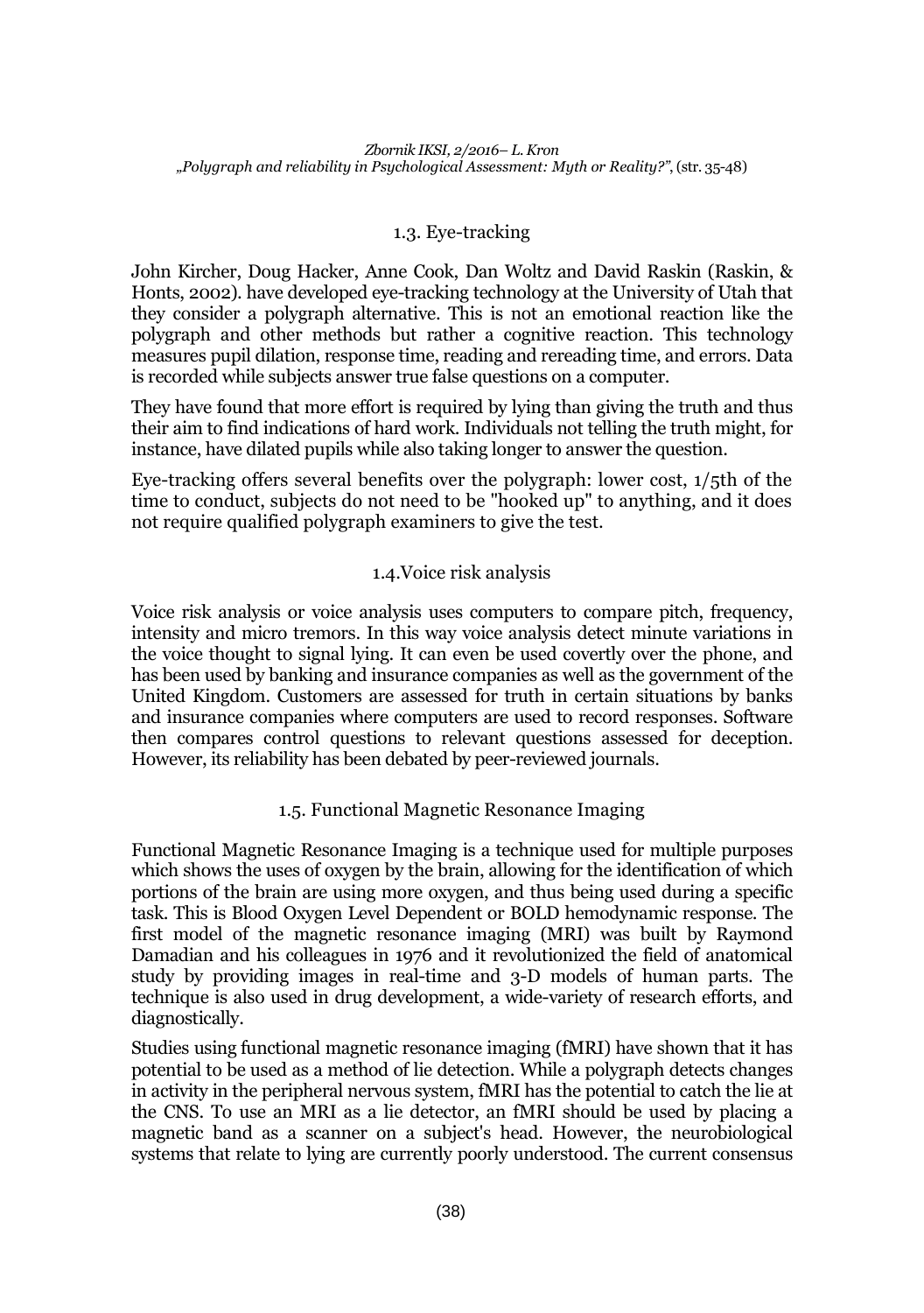### 1.3. Eye-tracking

John Kircher, Doug Hacker, Anne Cook, Dan Woltz and David Raskin (Raskin, & Honts, 2002). have developed eye-tracking technology at the University of Utah that they consider a polygraph alternative. This is not an emotional reaction like the polygraph and other methods but rather a cognitive reaction. This technology measures pupil dilation, response time, reading and rereading time, and errors. Data is recorded while subjects answer true false questions on a computer.

They have found that more effort is required by lying than giving the truth and thus their aim to find indications of hard work. Individuals not telling the truth might, for instance, have dilated pupils while also taking longer to answer the question.

Eye-tracking offers several benefits over the polygraph: lower cost, 1/5th of the time to conduct, subjects do not need to be "hooked up" to anything, and it does not require qualified polygraph examiners to give the test.

### 1.4.Voice risk analysis

Voice risk analysis or voice analysis uses computers to compare pitch, frequency, intensity and micro tremors. In this way voice analysis detect minute variations in the voice thought to signal lying. It can even be used covertly over the phone, and has been used by banking and insurance companies as well as the government of the United Kingdom. Customers are assessed for truth in certain situations by banks and insurance companies where computers are used to record responses. Software then compares control questions to relevant questions assessed for deception. However, its reliability has been debated by peer-reviewed journals.

### 1.5. Functional Magnetic Resonance Imaging

Functional Magnetic Resonance Imaging is a technique used for multiple purposes which shows the uses of oxygen by the brain, allowing for the identification of which portions of the brain are using more oxygen, and thus being used during a specific task. This is Blood Oxygen Level Dependent or BOLD hemodynamic response. The first model of the magnetic resonance imaging (MRI) was built by Raymond Damadian and his colleagues in 1976 and it revolutionized the field of anatomical study by providing images in real-time and 3-D models of human parts. The technique is also used in drug development, a wide-variety of research efforts, and diagnostically.

Studies using functional magnetic resonance imaging (fMRI) have shown that it has potential to be used as a method of lie detection. While a polygraph detects changes in activity in the peripheral nervous system, fMRI has the potential to catch the lie at the CNS. To use an MRI as a lie detector, an fMRI should be used by placing a magnetic band as a scanner on a subject's head. However, the neurobiological systems that relate to lying are currently poorly understood. The current consensus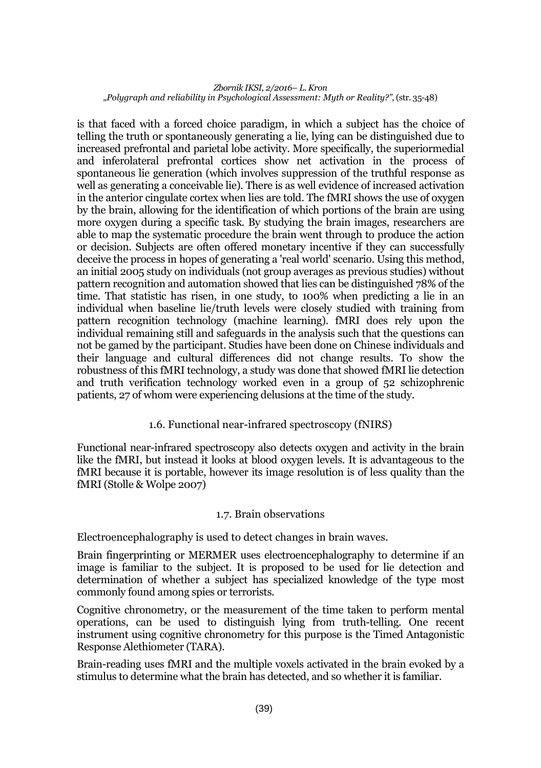is that faced with a forced choice paradigm, in which a subject has the choice of telling the truth or spontaneously generating a lie, lying can be distinguished due to increased prefrontal and parietal lobe activity. More specifically, the superiormedial and inferolateral prefrontal cortices show net activation in the process of spontaneous lie generation (which involves suppression of the truthful response as well as generating a conceivable lie). There is as well evidence of increased activation in the anterior cingulate cortex when lies are told. The fMRI shows the use of oxygen by the brain, allowing for the identification of which portions of the brain are using more oxygen during a specific task. By studying the brain images, researchers are able to map the systematic procedure the brain went through to produce the action or decision. Subjects are often offered monetary incentive if they can successfully deceive the process in hopes of generating a 'real world' scenario. Using this method, an initial 2005 study on individuals (not group averages as previous studies) without pattern recognition and automation showed that lies can be distinguished 78% of the time. That statistic has risen, in one study, to 100% when predicting a lie in an individual when baseline lie/truth levels were closely studied with training from pattern recognition technology (machine learning). fMRI does rely upon the individual remaining still and safeguards in the analysis such that the questions can not be gamed by the participant. Studies have been done on Chinese individuals and their language and cultural differences did not change results. To show the robustness of this fMRI technology, a study was done that showed fMRI lie detection and truth verification technology worked even in a group of 52 schizophrenic patients, 27 of whom were experiencing delusions at the time of the study.

### 1.6. Functional near-infrared spectroscopy (fNIRS)

Functional near-infrared spectroscopy also detects oxygen and activity in the brain like the fMRI, but instead it looks at blood oxygen levels. It is advantageous to the fMRI because it is portable, however its image resolution is of less quality than the fMRI (Stolle & Wolpe 2007)

### 1.7. Brain observations

Electroencephalography is used to detect changes in brain waves.

Brain fingerprinting or MERMER uses electroencephalography to determine if an image is familiar to the subject. It is proposed to be used for lie detection and determination of whether a subject has specialized knowledge of the type most commonly found among spies or terrorists.

Cognitive chronometry, or the measurement of the time taken to perform mental operations, can be used to distinguish lying from truth-telling. One recent instrument using cognitive chronometry for this purpose is the Timed Antagonistic Response Alethiometer (TARA).

Brain-reading uses fMRI and the multiple voxels activated in the brain evoked by a stimulus to determine what the brain has detected, and so whether it is familiar.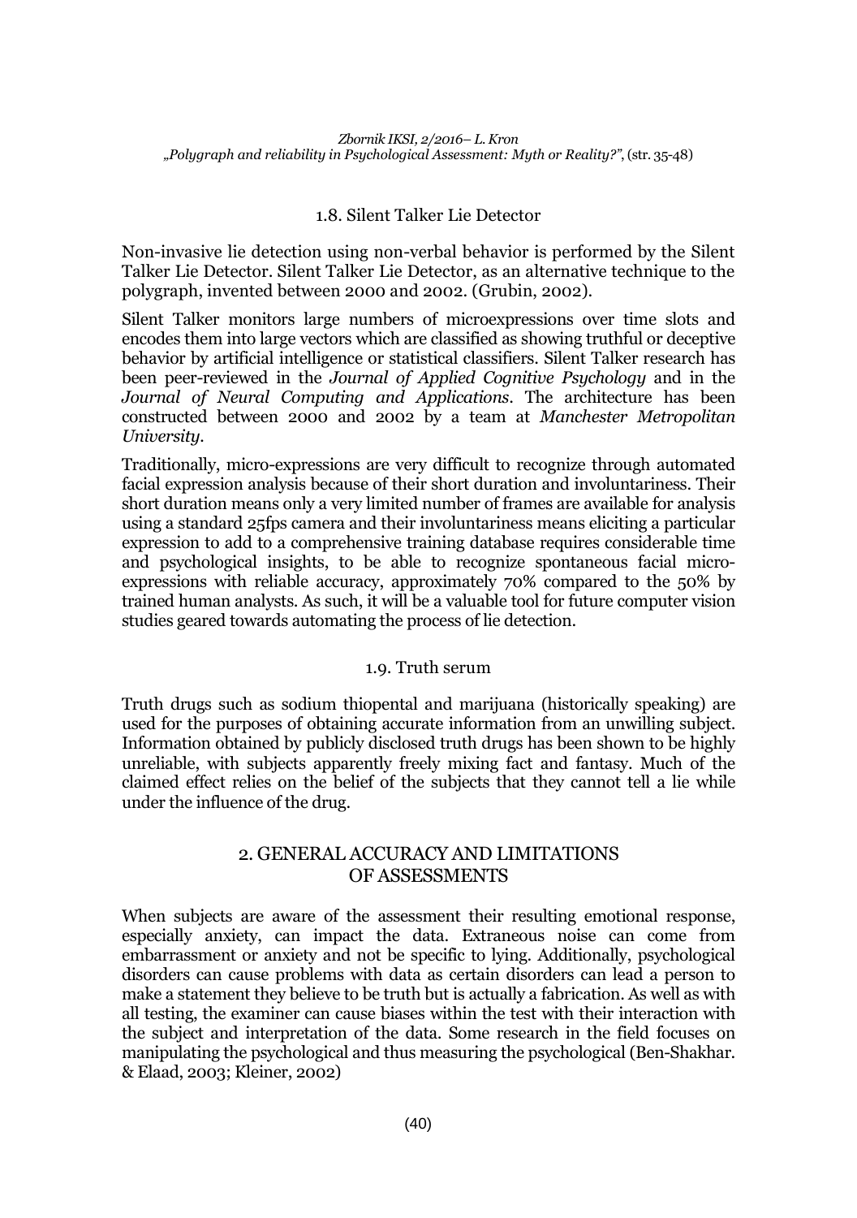### 1.8. Silent Talker Lie Detector

Non-invasive lie detection using non-verbal behavior is performed by the Silent Talker Lie Detector. Silent Talker Lie Detector, as an alternative technique to the polygraph, invented between 2000 and 2002. (Grubin, 2002).

Silent Talker monitors large numbers of microexpressions over time slots and encodes them into large vectors which are classified as showing truthful or deceptive behavior by artificial intelligence or statistical classifiers. Silent Talker research has been peer-reviewed in the *Journal of Applied Cognitive Psychology* and in the *Journal of Neural Computing and Applications*. The architecture has been constructed between 2000 and 2002 by a team at *Manchester Metropolitan University*.

Traditionally, micro-expressions are very difficult to recognize through automated facial expression analysis because of their short duration and involuntariness. Their short duration means only a very limited number of frames are available for analysis using a standard 25fps camera and their involuntariness means eliciting a particular expression to add to a comprehensive training database requires considerable time and psychological insights, to be able to recognize spontaneous facial micro-expressions with reliable accuracy, approximately 70% compared to the 50% by trained human analysts. As such, it will be a valuable tool for future computer vision studies geared towards automating the process of lie detection.

### 1.9. Truth serum

Truth drugs such as sodium thiopental and marijuana (historically speaking) are used for the purposes of obtaining accurate information from an unwilling subject. Information obtained by publicly disclosed truth drugs has been shown to be highly unreliable, with subjects apparently freely mixing fact and fantasy. Much of the claimed effect relies on the belief of the subjects that they cannot tell a lie while under the influence of the drug.

## 2. GENERAL ACCURACY AND LIMITATIONS OF ASSESSMENTS

When subjects are aware of the assessment their resulting emotional response, especially anxiety, can impact the data. Extraneous noise can come from embarrassment or anxiety and not be specific to lying. Additionally, psychological disorders can cause problems with data as certain disorders can lead a person to make a statement they believe to be truth but is actually a fabrication. As well as with all testing, the examiner can cause biases within the test with their interaction with the subject and interpretation of the data. Some research in the field focuses on manipulating the psychological and thus measuring the psychological (Ben-Shakhar. & Elaad, 2003; Kleiner, 2002)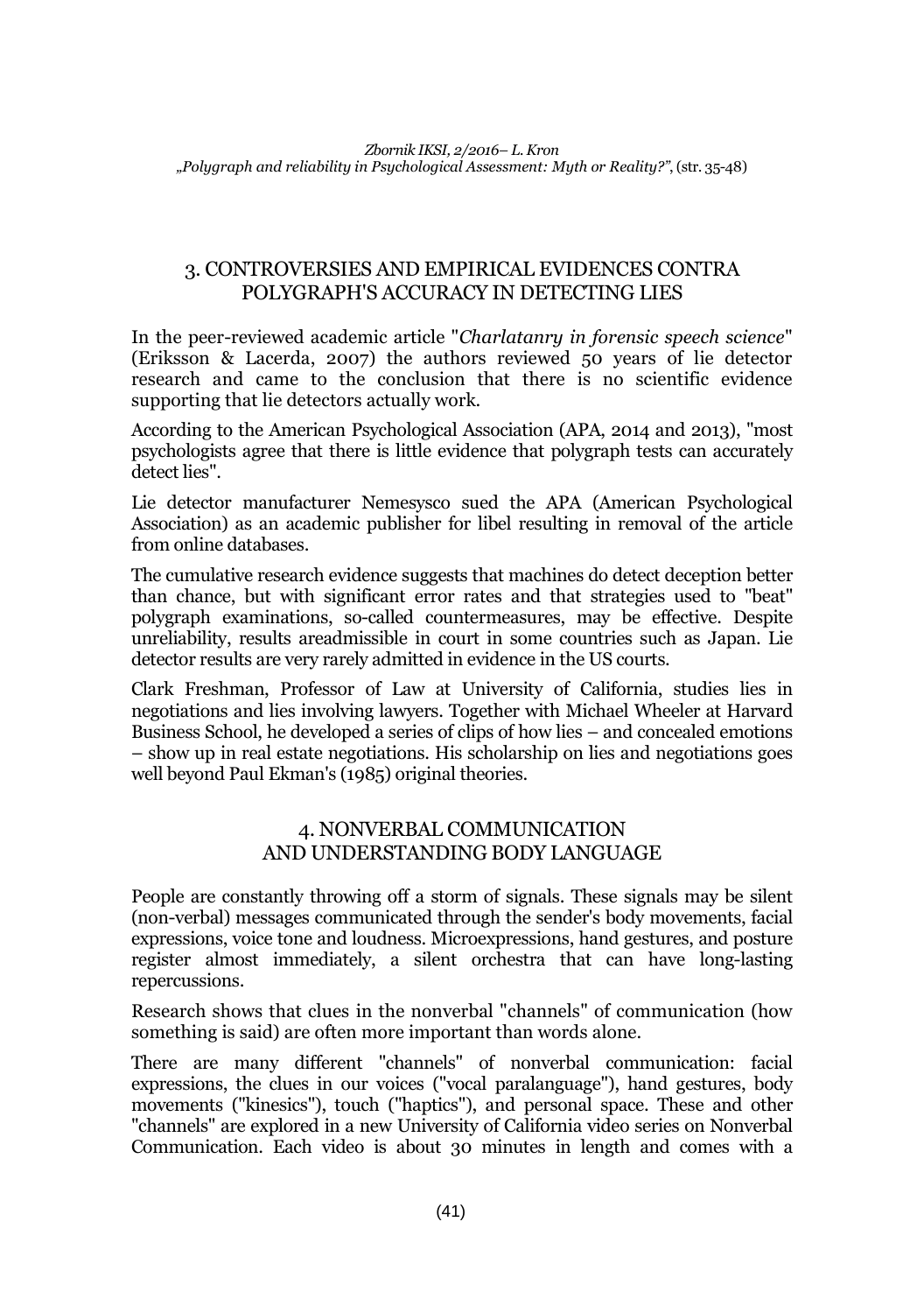## 3. CONTROVERSIES AND EMPIRICAL EVIDENCES CONTRA POLYGRAPH'S ACCURACY IN DETECTING LIES

In the peer-reviewed academic article "*Charlatanry in forensic speech science*" (Eriksson & Lacerda, 2007) the authors reviewed 50 years of lie detector research and came to the conclusion that there is no scientific evidence supporting that lie detectors actually work.

According to the American Psychological Association (APA, 2014 and 2013), "most psychologists agree that there is little evidence that polygraph tests can accurately detect lies".

Lie detector manufacturer Nemesysco sued the APA (American Psychological Association) as an academic publisher for libel resulting in removal of the article from online databases.

The cumulative research evidence suggests that machines do detect deception better than chance, but with significant error rates and that strategies used to "beat" polygraph examinations, so-called countermeasures, may be effective. Despite unreliability, results areadmissible in court in some countries such as Japan. Lie detector results are very rarely admitted in evidence in the US courts.

Clark Freshman, Professor of Law at University of California, studies lies in negotiations and lies involving lawyers. Together with Michael Wheeler at Harvard Business School, he developed a series of clips of how lies – and concealed emotions – show up in real estate negotiations. His scholarship on lies and negotiations goes well beyond Paul Ekman's (1985) original theories.

## 4. NONVERBAL COMMUNICATION AND UNDERSTANDING BODY LANGUAGE

People are constantly throwing off a storm of signals. These signals may be silent (non-verbal) messages communicated through the sender's body movements, facial expressions, voice tone and loudness. Microexpressions, hand gestures, and posture register almost immediately, a silent orchestra that can have long-lasting repercussions.

Research shows that clues in the nonverbal "channels" of communication (how something is said) are often more important than words alone.

There are many different "channels" of nonverbal communication: facial expressions, the clues in our voices ("vocal paralanguage"), hand gestures, body movements ("kinesics"), touch ("haptics"), and personal space. These and other "channels" are explored in a new University of California video series on Nonverbal Communication. Each video is about 30 minutes in length and comes with a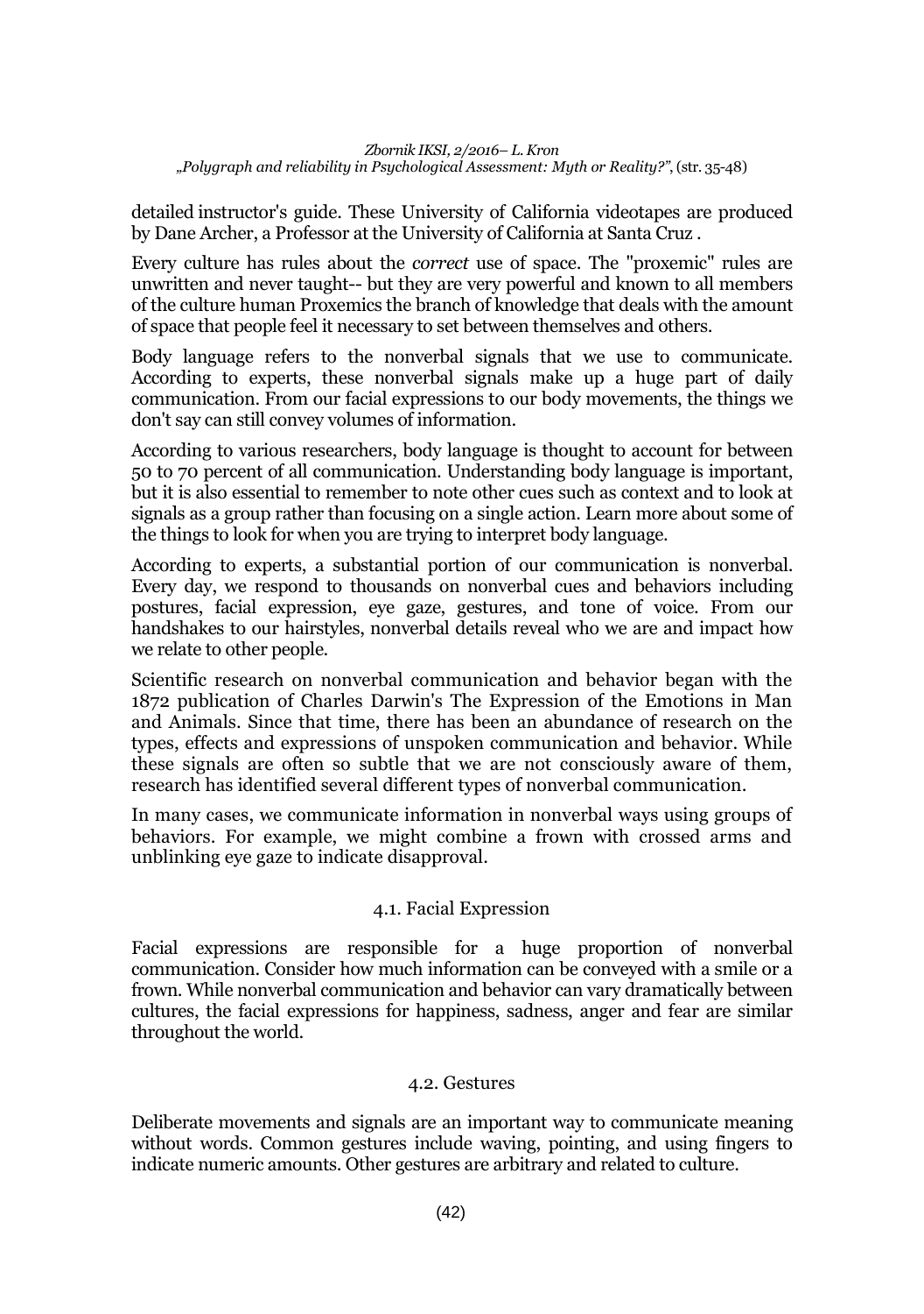detailed instructor's guide. These University of California videotapes are produced by Dane Archer, a Professor at the University of California at Santa Cruz .

Every culture has rules about the *correct* use of space. The "proxemic" rules are unwritten and never taught-- but they are very powerful and known to all members of the culture human Proxemics the branch of knowledge that deals with the amount of space that people feel it necessary to set between themselves and others.

Body language refers to the nonverbal signals that we use to communicate. According to experts, these nonverbal signals make up a huge part of daily communication. From our facial expressions to our body movements, the things we don't say can still convey volumes of information.

According to various researchers, body language is thought to account for between 50 to 70 percent of all communication. Understanding body language is important, but it is also essential to remember to note other cues such as context and to look at signals as a group rather than focusing on a single action. Learn more about some of the things to look for when you are trying to interpret body language.

According to experts, a substantial portion of our communication is nonverbal. Every day, we respond to thousands on nonverbal cues and behaviors including postures, facial expression, eye gaze, gestures, and tone of voice. From our handshakes to our hairstyles, nonverbal details reveal who we are and impact how we relate to other people.

Scientific research on nonverbal communication and behavior began with the 1872 publication of Charles Darwin's The Expression of the Emotions in Man and Animals. Since that time, there has been an abundance of research on the types, effects and expressions of unspoken communication and behavior. While these signals are often so subtle that we are not consciously aware of them, research has identified several different types of nonverbal communication.

In many cases, we communicate information in nonverbal ways using groups of behaviors. For example, we might combine a frown with crossed arms and unblinking eye gaze to indicate disapproval.

### 4.1. Facial Expression

Facial expressions are responsible for a huge proportion of nonverbal communication. Consider how much information can be conveyed with a smile or a frown. While nonverbal communication and behavior can vary dramatically between cultures, the facial expressions for happiness, sadness, anger and fear are similar throughout the world.

### 4.2. Gestures

Deliberate movements and signals are an important way to communicate meaning without words. Common gestures include waving, pointing, and using fingers to indicate numeric amounts. Other gestures are arbitrary and related to culture.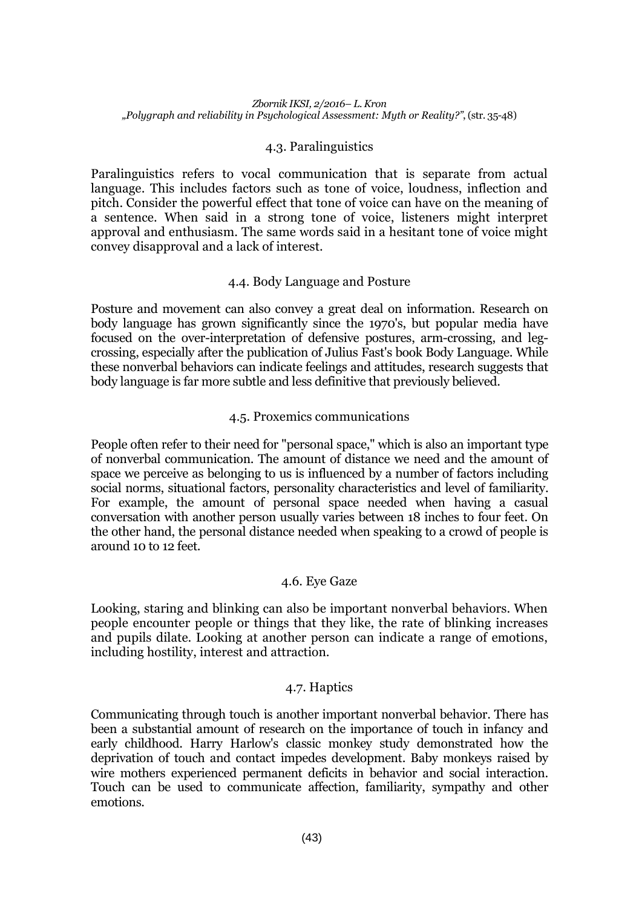### 4.3. Paralinguistics

Paralinguistics refers to vocal communication that is separate from actual language. This includes factors such as tone of voice, loudness, inflection and pitch. Consider the powerful effect that tone of voice can have on the meaning of a sentence. When said in a strong tone of voice, listeners might interpret approval and enthusiasm. The same words said in a hesitant tone of voice might convey disapproval and a lack of interest.

### 4.4. Body Language and Posture

Posture and movement can also convey a great deal on information. Research on body language has grown significantly since the 1970's, but popular media have focused on the over-interpretation of defensive postures, arm-crossing, and leg-crossing, especially after the publication of Julius Fast's book Body Language. While these nonverbal behaviors can indicate feelings and attitudes, research suggests that body language is far more subtle and less definitive that previously believed.

### 4.5. Proxemics communications

People often refer to their need for "personal space," which is also an important type of nonverbal communication. The amount of distance we need and the amount of space we perceive as belonging to us is influenced by a number of factors including social norms, situational factors, personality characteristics and level of familiarity. For example, the amount of personal space needed when having a casual conversation with another person usually varies between 18 inches to four feet. On the other hand, the personal distance needed when speaking to a crowd of people is around 10 to 12 feet.

### 4.6. Eye Gaze

Looking, staring and blinking can also be important nonverbal behaviors. When people encounter people or things that they like, the rate of blinking increases and pupils dilate. Looking at another person can indicate a range of emotions, including hostility, interest and attraction.

### 4.7. Haptics

Communicating through touch is another important nonverbal behavior. There has been a substantial amount of research on the importance of touch in infancy and early childhood. Harry Harlow's classic monkey study demonstrated how the deprivation of touch and contact impedes development. Baby monkeys raised by wire mothers experienced permanent deficits in behavior and social interaction. Touch can be used to communicate affection, familiarity, sympathy and other emotions.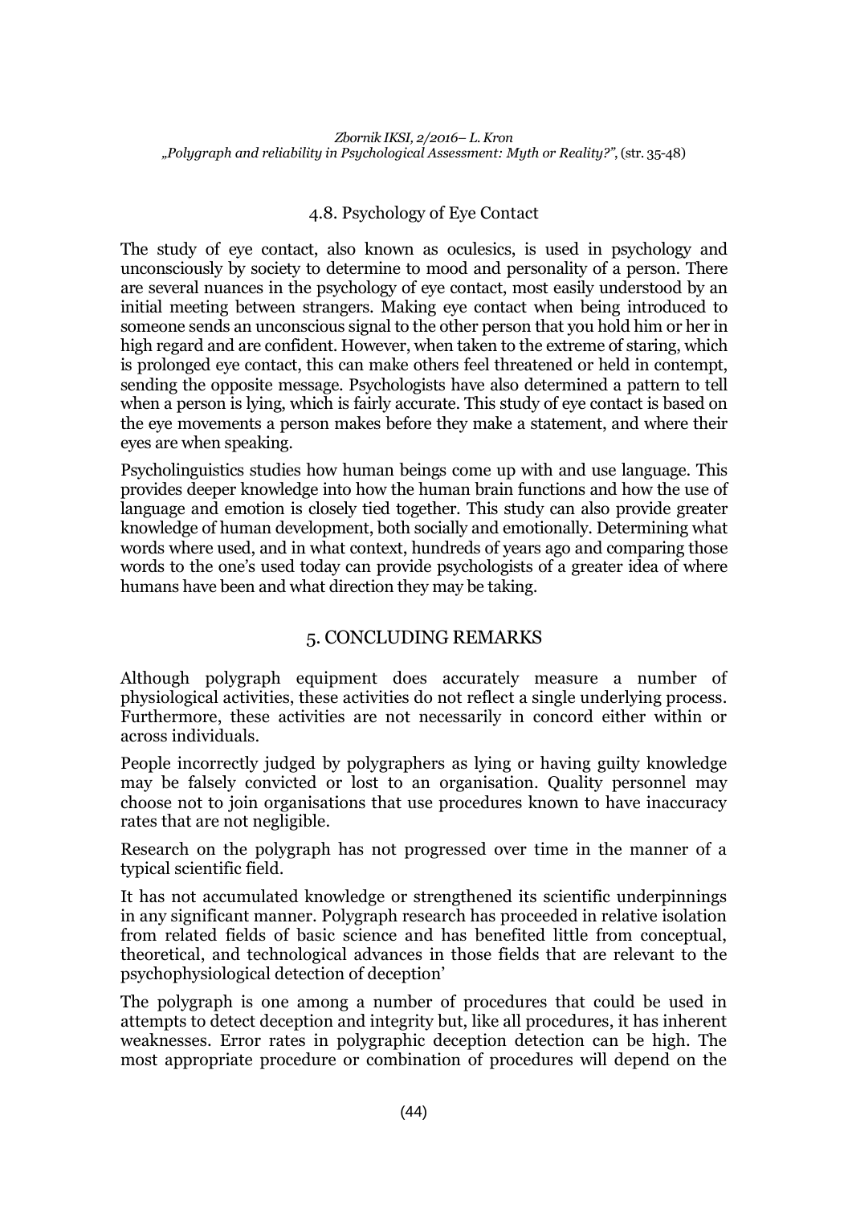### 4.8. Psychology of Eye Contact

The study of eye contact, also known as oculesics, is used in psychology and unconsciously by society to determine to mood and personality of a person. There are several nuances in the psychology of eye contact, most easily understood by an initial meeting between strangers. Making eye contact when being introduced to someone sends an unconscious signal to the other person that you hold him or her in high regard and are confident. However, when taken to the extreme of staring, which is prolonged eye contact, this can make others feel threatened or held in contempt, sending the opposite message. Psychologists have also determined a pattern to tell when a person is lying, which is fairly accurate. This study of eye contact is based on the eye movements a person makes before they make a statement, and where their eyes are when speaking.

Psycholinguistics studies how human beings come up with and use language. This provides deeper knowledge into how the human brain functions and how the use of language and emotion is closely tied together. This study can also provide greater knowledge of human development, both socially and emotionally. Determining what words where used, and in what context, hundreds of years ago and comparing those words to the one's used today can provide psychologists of a greater idea of where humans have been and what direction they may be taking.

## 5. CONCLUDING REMARKS

Although polygraph equipment does accurately measure a number of physiological activities, these activities do not reflect a single underlying process. Furthermore, these activities are not necessarily in concord either within or across individuals.

People incorrectly judged by polygraphers as lying or having guilty knowledge may be falsely convicted or lost to an organisation. Quality personnel may choose not to join organisations that use procedures known to have inaccuracy rates that are not negligible.

Research on the polygraph has not progressed over time in the manner of a typical scientific field.

It has not accumulated knowledge or strengthened its scientific underpinnings in any significant manner. Polygraph research has proceeded in relative isolation from related fields of basic science and has benefited little from conceptual, theoretical, and technological advances in those fields that are relevant to the psychophysiological detection of deception'

The polygraph is one among a number of procedures that could be used in attempts to detect deception and integrity but, like all procedures, it has inherent weaknesses. Error rates in polygraphic deception detection can be high. The most appropriate procedure or combination of procedures will depend on the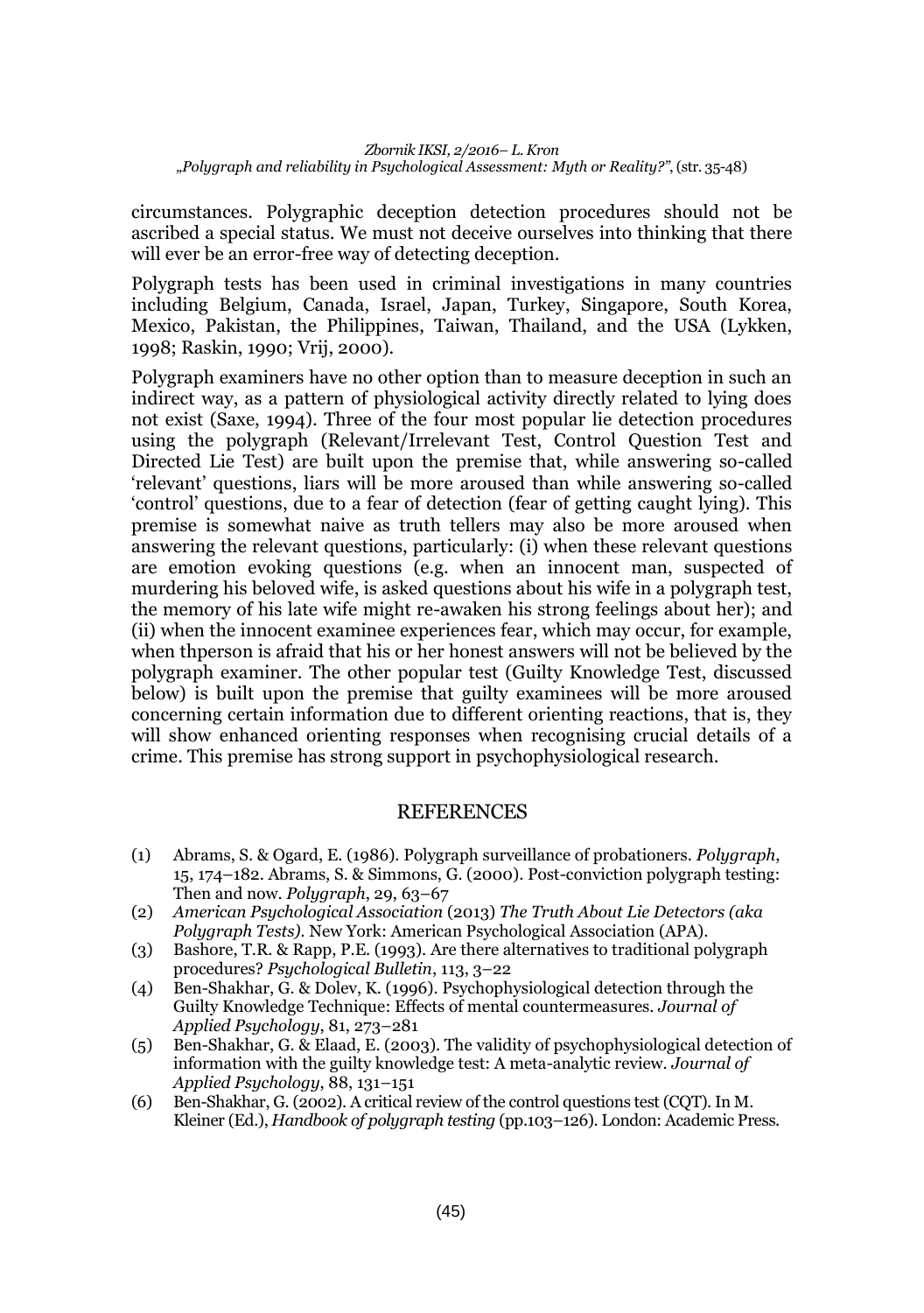circumstances. Polygraphic deception detection procedures should not be ascribed a special status. We must not deceive ourselves into thinking that there will ever be an error-free way of detecting deception.

Polygraph tests has been used in criminal investigations in many countries including Belgium, Canada, Israel, Japan, Turkey, Singapore, South Korea, Mexico, Pakistan, the Philippines, Taiwan, Thailand, and the USA (Lykken, 1998; Raskin, 1990; Vrij, 2000).

Polygraph examiners have no other option than to measure deception in such an indirect way, as a pattern of physiological activity directly related to lying does not exist (Saxe, 1994). Three of the four most popular lie detection procedures using the polygraph (Relevant/Irrelevant Test, Control Question Test and Directed Lie Test) are built upon the premise that, while answering so-called 'relevant' questions, liars will be more aroused than while answering so-called 'control' questions, due to a fear of detection (fear of getting caught lying). This premise is somewhat naive as truth tellers may also be more aroused when answering the relevant questions, particularly: (i) when these relevant questions are emotion evoking questions (e.g. when an innocent man, suspected of murdering his beloved wife, is asked questions about his wife in a polygraph test, the memory of his late wife might re-awaken his strong feelings about her); and (ii) when the innocent examinee experiences fear, which may occur, for example, when thperson is afraid that his or her honest answers will not be believed by the polygraph examiner. The other popular test (Guilty Knowledge Test, discussed below) is built upon the premise that guilty examinees will be more aroused concerning certain information due to different orienting reactions, that is, they will show enhanced orienting responses when recognising crucial details of a crime. This premise has strong support in psychophysiological research.

## REFERENCES

(1) Abrams, S. & Ogard, E. (1986). Polygraph surveillance of probationers. *Polygraph*, 15, 174–182. Abrams, S. & Simmons, G. (2000). Post-conviction polygraph testing: Then and now. *Polygraph*, 29, 63–67

(2) *American Psychological Association* (2013) *The Truth About Lie Detectors (aka Polygraph Tests)*. New York: American Psychological Association (APA).

(3) Bashore, T.R. & Rapp, P.E. (1993). Are there alternatives to traditional polygraph procedures? *Psychological Bulletin*, 113, 3–22

(4) Ben-Shakhar, G. & Dolev, K. (1996). Psychophysiological detection through the Guilty Knowledge Technique: Effects of mental countermeasures. *Journal of Applied Psychology*, 81, 273–281

(5) Ben-Shakhar, G. & Elaad, E. (2003). The validity of psychophysiological detection of information with the guilty knowledge test: A meta-analytic review. *Journal of Applied Psychology*, 88, 131–151

(6) Ben-Shakhar, G. (2002). A critical review of the control questions test (CQT). In M. Kleiner (Ed.), *Handbook of polygraph testing* (pp.103–126). London: Academic Press.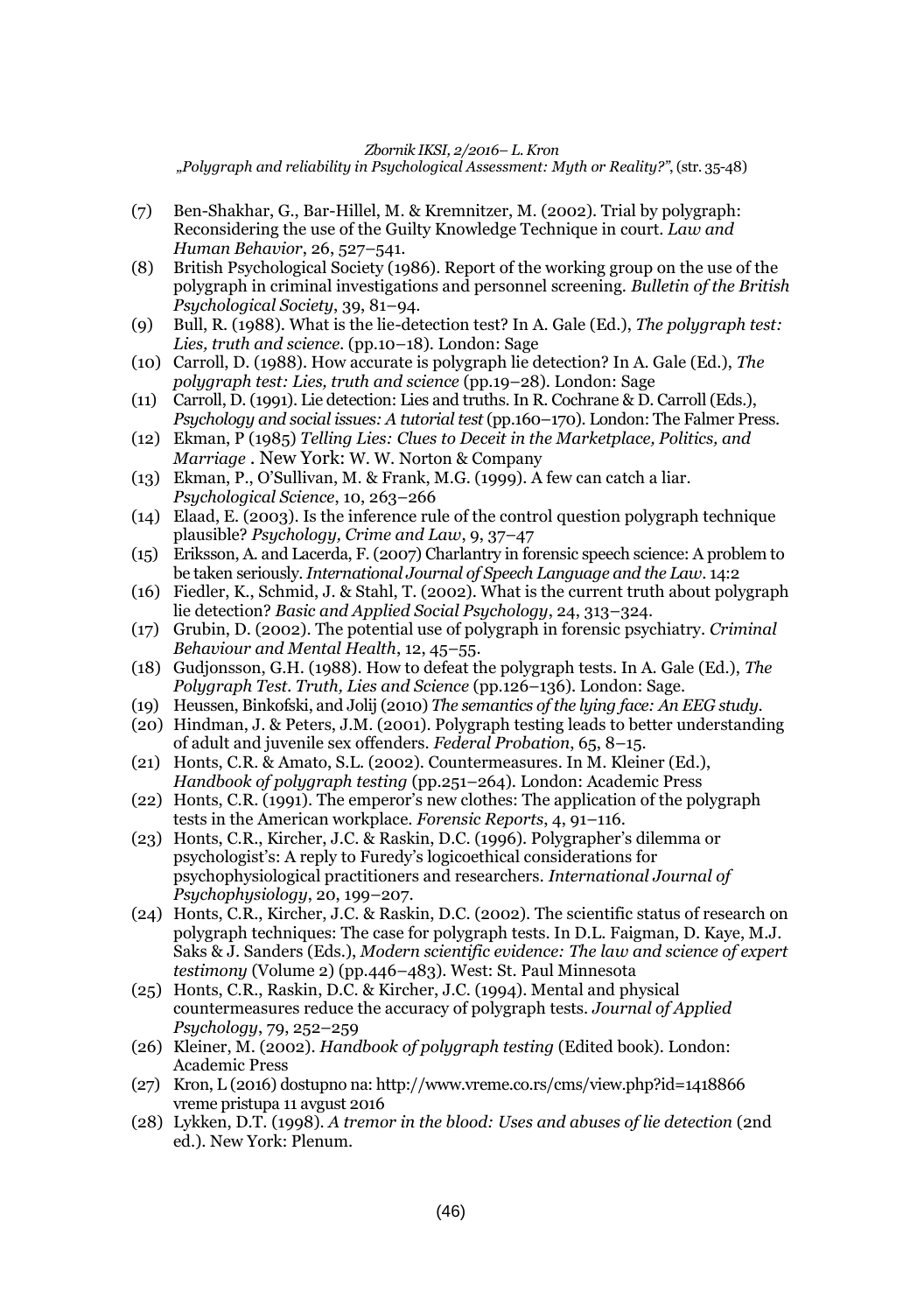(7) Ben-Shakhar, G., Bar-Hillel, M. & Kremnitzer, M. (2002). Trial by polygraph: Reconsidering the use of the Guilty Knowledge Technique in court. *Law and Human Behavior*, 26, 527–541.

(8) British Psychological Society (1986). Report of the working group on the use of the polygraph in criminal investigations and personnel screening. *Bulletin of the British Psychological Society*, 39, 81–94.

(9) Bull, R. (1988). What is the lie-detection test? In A. Gale (Ed.), *The polygraph test: Lies, truth and science*. (pp.10–18). London: Sage

(10) Carroll, D. (1988). How accurate is polygraph lie detection? In A. Gale (Ed.), *The polygraph test: Lies, truth and science* (pp.19–28). London: Sage

(11) Carroll, D. (1991). Lie detection: Lies and truths. In R. Cochrane & D. Carroll (Eds.), *Psychology and social issues: A tutorial test* (pp.160–170). London: The Falmer Press.

(12) Ekman, P (1985) *Telling Lies: Clues to Deceit in the Marketplace, Politics, and Marriage* . New York: W. W. Norton & Company

(13) Ekman, P., O'Sullivan, M. & Frank, M.G. (1999). A few can catch a liar. *Psychological Science*, 10, 263–266

(14) Elaad, E. (2003). Is the inference rule of the control question polygraph technique plausible? *Psychology, Crime and Law*, 9, 37–47

(15) Eriksson, A. and Lacerda, F. (2007) Charlantry in forensic speech science: A problem to be taken seriously. *International Journal of Speech Language and the Law*. 14:2

(16) Fiedler, K., Schmid, J. & Stahl, T. (2002). What is the current truth about polygraph lie detection? *Basic and Applied Social Psychology*, 24, 313–324.

(17) Grubin, D. (2002). The potential use of polygraph in forensic psychiatry. *Criminal Behaviour and Mental Health*, 12, 45–55.

(18) Gudjonsson, G.H. (1988). How to defeat the polygraph tests. In A. Gale (Ed.), *The Polygraph Test. Truth, Lies and Science* (pp.126–136). London: Sage.

(19) Heussen, Binkofski, and Jolij (2010) *The semantics of the lying face: An EEG study.*

(20) Hindman, J. & Peters, J.M. (2001). Polygraph testing leads to better understanding of adult and juvenile sex offenders. *Federal Probation*, 65, 8–15.

(21) Honts, C.R. & Amato, S.L. (2002). Countermeasures. In M. Kleiner (Ed.), *Handbook of polygraph testing* (pp.251–264). London: Academic Press

(22) Honts, C.R. (1991). The emperor's new clothes: The application of the polygraph tests in the American workplace. *Forensic Reports*, 4, 91–116.

(23) Honts, C.R., Kircher, J.C. & Raskin, D.C. (1996). Polygrapher's dilemma or psychologist's: A reply to Furedy's logicoethical considerations for psychophysiological practitioners and researchers. *International Journal of Psychophysiology*, 20, 199–207.

(24) Honts, C.R., Kircher, J.C. & Raskin, D.C. (2002). The scientific status of research on polygraph techniques: The case for polygraph tests. In D.L. Faigman, D. Kaye, M.J. Saks & J. Sanders (Eds.), *Modern scientific evidence: The law and science of expert testimony* (Volume 2) (pp.446–483). West: St. Paul Minnesota

(25) Honts, C.R., Raskin, D.C. & Kircher, J.C. (1994). Mental and physical countermeasures reduce the accuracy of polygraph tests. *Journal of Applied Psychology*, 79, 252–259

(26) Kleiner, M. (2002). *Handbook of polygraph testing* (Edited book). London: Academic Press

(27) Kron, L (2016) dostupno na: http://www.vreme.co.rs/cms/view.php?id=1418866 vreme pristupa 11 avgust 2016

(28) Lykken, D.T. (1998). *A tremor in the blood: Uses and abuses of lie detection* (2nd ed.). New York: Plenum.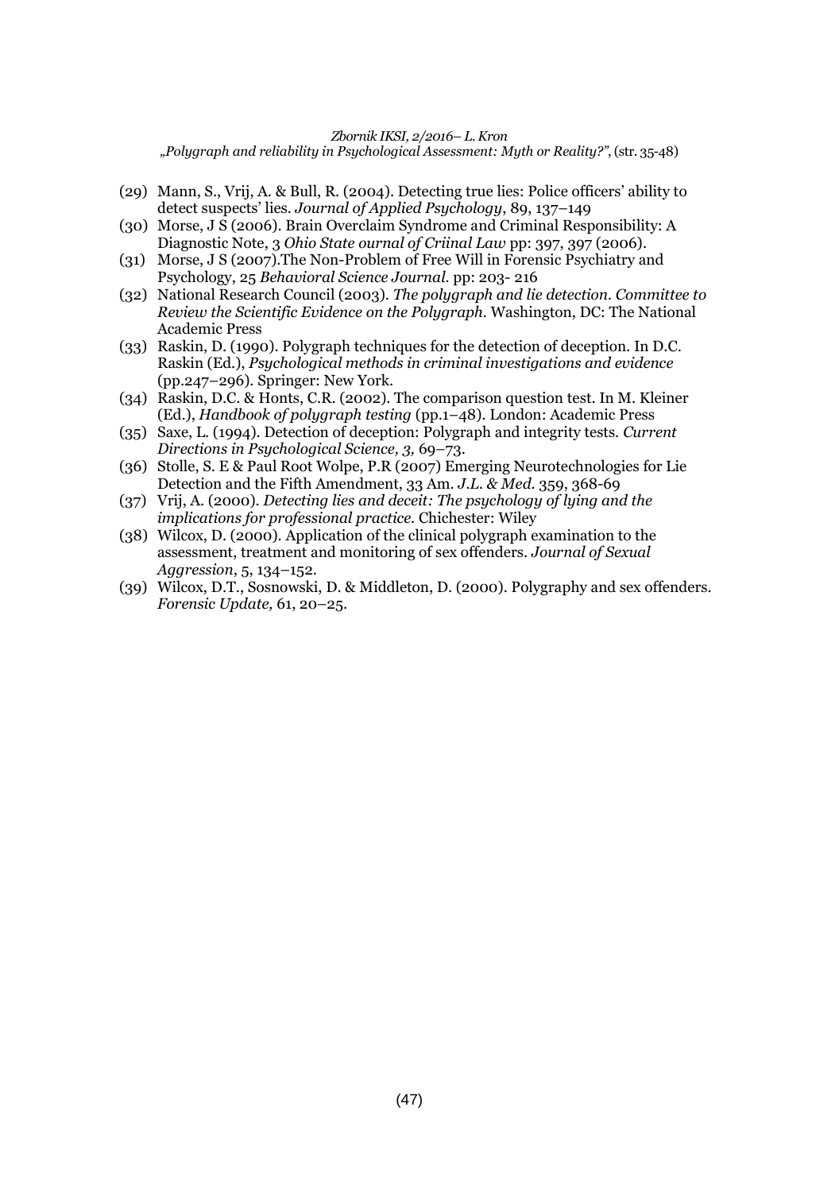(29) Mann, S., Vrij, A. & Bull, R. (2004). Detecting true lies: Police officers' ability to detect suspects' lies. *Journal of Applied Psychology*, 89, 137–149

(30) Morse, J S (2006). Brain Overclaim Syndrome and Criminal Responsibility: A Diagnostic Note, 3 *Ohio State ournal of Criinal Law* pp: 397, 397 (2006).

(31) Morse, J S (2007).The Non-Problem of Free Will in Forensic Psychiatry and Psychology, 25 *Behavioral Science Journal*. pp: 203- 216

(32) National Research Council (2003). *The polygraph and lie detection. Committee to Review the Scientific Evidence on the Polygraph*. Washington, DC: The National Academic Press

(33) Raskin, D. (1990). Polygraph techniques for the detection of deception. In D.C. Raskin (Ed.), *Psychological methods in criminal investigations and evidence* (pp.247–296). Springer: New York.

(34) Raskin, D.C. & Honts, C.R. (2002). The comparison question test. In M. Kleiner (Ed.), *Handbook of polygraph testing* (pp.1–48). London: Academic Press

(35) Saxe, L. (1994). Detection of deception: Polygraph and integrity tests. *Current Directions in Psychological Science, 3,* 69–73.

(36) Stolle, S. E & Paul Root Wolpe, P.R (2007) Emerging Neurotechnologies for Lie Detection and the Fifth Amendment, 33 Am. *J.L. & Med.* 359, 368-69

(37) Vrij, A. (2000). *Detecting lies and deceit: The psychology of lying and the implications for professional practice.* Chichester: Wiley

(38) Wilcox, D. (2000). Application of the clinical polygraph examination to the assessment, treatment and monitoring of sex offenders. *Journal of Sexual Aggression*, 5, 134–152.

(39) Wilcox, D.T., Sosnowski, D. & Middleton, D. (2000). Polygraphy and sex offenders. *Forensic Update,* 61, 20–25.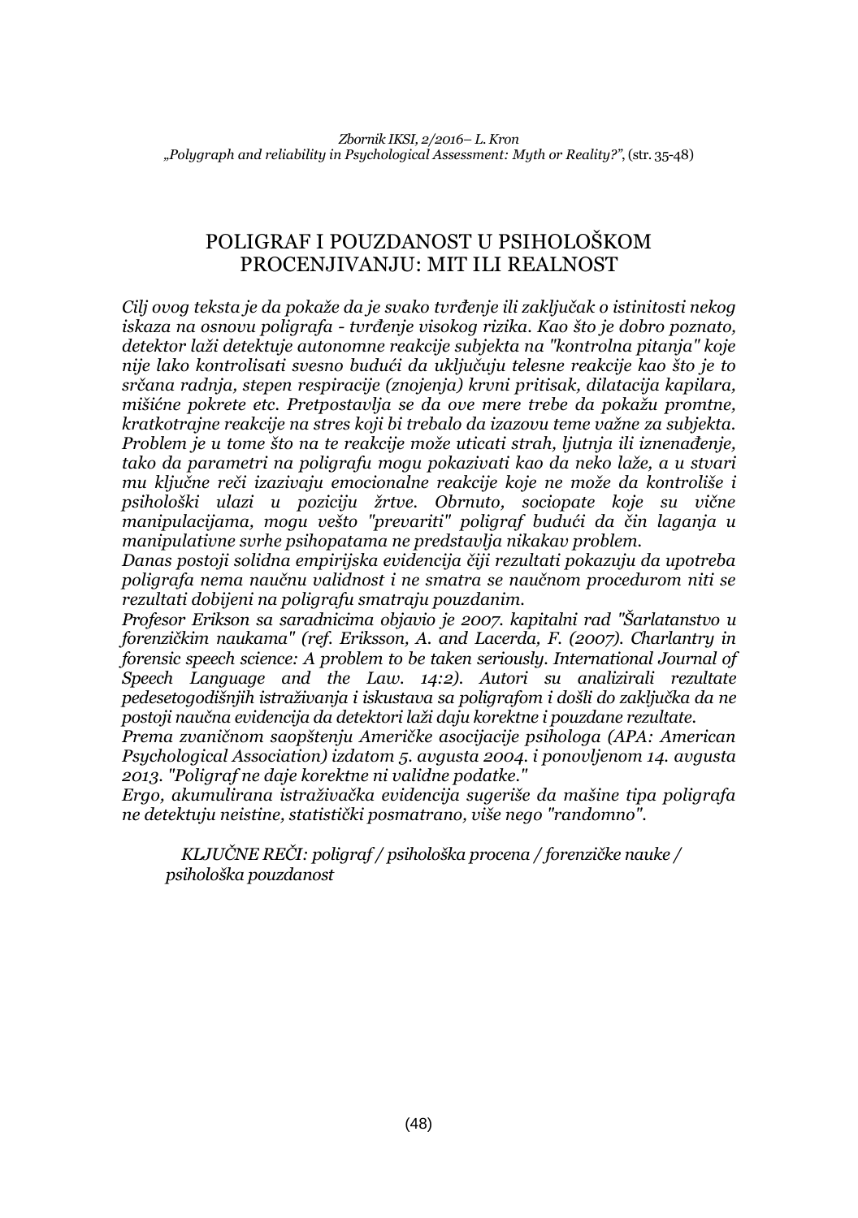# POLIGRAF I POUZDANOST U PSIHOLOŠKOM PROCENJIVANJU: MIT ILI REALNOST

*Cilj ovog teksta je da pokaže da je svako tvrđenje ili zaključak o istinitosti nekog iskaza na osnovu poligrafa - tvrđenje visokog rizika. Kao što je dobro poznato, detektor laži detektuje autonomne reakcije subjekta na "kontrolna pitanja" koje nije lako kontrolisati svesno budući da uključuju telesne reakcije kao što je to srčana radnja, stepen respiracije (znojenja) krvni pritisak, dilatacija kapilara, mišićne pokrete etc. Pretpostavlja se da ove mere trebe da pokažu promtne, kratkotrajne reakcije na stres koji bi trebalo da izazovu teme važne za subjekta. Problem je u tome što na te reakcije može uticati strah, ljutnja ili iznenađenje, tako da parametri na poligrafu mogu pokazivati kao da neko laže, a u stvari mu ključne reči izazivaju emocionalne reakcije koje ne može da kontroliše i psihološki ulazi u poziciju žrtve. Obrnuto, sociopate koje su vične manipulacijama, mogu vešto "prevariti" poligraf budući da čin laganja u manipulativne svrhe psihopatama ne predstavlja nikakav problem.*

*Danas postoji solidna empirijska evidencija čiji rezultati pokazuju da upotreba poligrafa nema naučnu validnost i ne smatra se naučnom procedurom niti se rezultati dobijeni na poligrafu smatraju pouzdanim.*

*Profesor Erikson sa saradnicima objavio je 2007. kapitalni rad "Šarlatanstvo u forenzičkim naukama" (ref. Eriksson, A. and Lacerda, F. (2007). Charlantry in forensic speech science: A problem to be taken seriously. International Journal of Speech Language and the Law. 14:2). Autori su analizirali rezultate pedesetogodišnjih istraživanja i iskustava sa poligrafom i došli do zaključka da ne postoji naučna evidencija da detektori laži daju korektne i pouzdane rezultate.*

*Prema zvaničnom saopštenju Američke asocijacije psihologa (APA: American Psychological Association) izdatom 5. avgusta 2004. i ponovljenom 14. avgusta 2013. "Poligraf ne daje korektne ni validne podatke."*

*Ergo, akumulirana istraživačka evidencija sugeriše da mašine tipa poligrafa ne detektuju neistine, statistički posmatrano, više nego "randomno".*

*KLJUČNE REČI: poligraf / psihološka procena / forenzičke nauke / psihološka pouzdanost*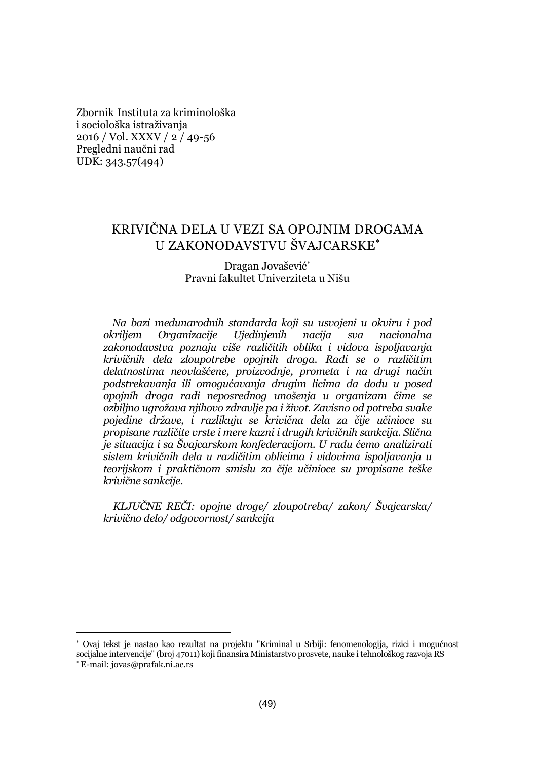Zbornik Instituta za kriminološka
i sociološka istraživanja
2016 / Vol. XXXV / 2 / 49-56
Pregledni naučni rad
UDK: 343.57(494)

# KRIVIČNA DELA U VEZI SA OPOJNIM DROGAMA U ZAKONODAVSTVU ŠVAJCARSKE[*]

Dragan Jovašević[*]
Pravni fakultet Univerziteta u Nišu

*Na bazi međunarodnih standarda koji su usvojeni u okviru i pod okriljem Organizacije Ujedinjenih nacija sva nacionalna zakonodavstva poznaju više različitih oblika i vidova ispoljavanja krivičnih dela zloupotrebe opojnih droga. Radi se o različitim delatnostima neovlašćene, proizvodnje, prometa i na drugi način podstrekavanja ili omogućavanja drugim licima da dođu u posed opojnih droga radi neposrednog unošenja u organizam čime se ozbiljno ugrožava njihovo zdravlje pa i život. Zavisno od potreba svake pojedine države, i razlikuju se krivična dela za čije učinioce su propisane različite vrste i mere kazni i drugih krivičnih sankcija. Slična je situacija i sa Švajcarskom konfederacijom. U radu ćemo analizirati sistem krivičnih dela u različitim oblicima i vidovima ispoljavanja u teorijskom i praktičnom smislu za čije učinioce su propisane teške krivične sankcije.*

*KLJUČNE REČI: opojne droge/ zloupotreba/ zakon/ Švajcarska/ krivično delo/ odgovornost/ sankcija*

---

[*] Ovaj tekst je nastao kao rezultat na projektu "Kriminal u Srbiji: fenomenologija, rizici i mogućnost socijalne intervencije" (broj 47011) koji finansira Ministarstvo prosvete, nauke i tehnološkog razvoja RS

[*] E-mail: jovas@prafak.ni.ac.rs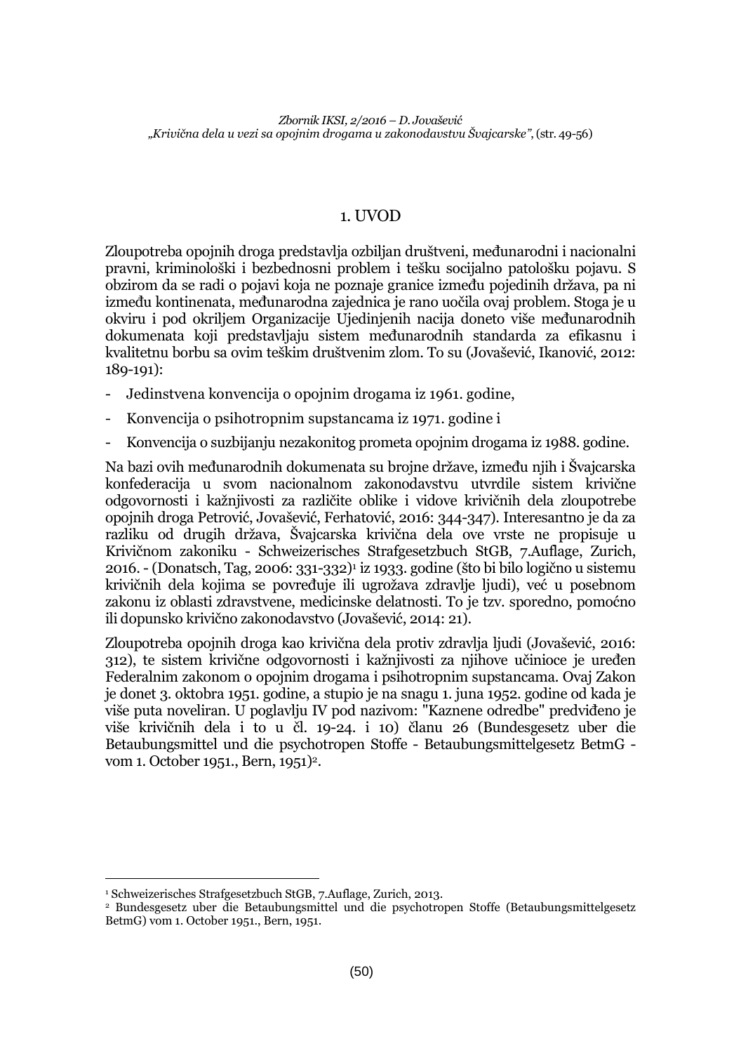## 1. UVOD

Zloupotreba opojnih droga predstavlja ozbiljan društveni, međunarodni i nacionalni pravni, kriminološki i bezbednosni problem i tešku socijalno patološku pojavu. S obzirom da se radi o pojavi koja ne poznaje granice između pojedinih država, pa ni između kontinenata, međunarodna zajednica je rano uočila ovaj problem. Stoga je u okviru i pod okriljem Organizacije Ujedinjenih nacija doneto više međunarodnih dokumenata koji predstavljaju sistem međunarodnih standarda za efikasnu i kvalitetnu borbu sa ovim teškim društvenim zlom. To su (Jovašević, Ikanović, 2012: 189-191):

- Jedinstvena konvencija o opojnim drogama iz 1961. godine,
- Konvencija o psihotropnim supstancama iz 1971. godine i
- Konvencija o suzbijanju nezakonitog prometa opojnim drogama iz 1988. godine.

Na bazi ovih međunarodnih dokumenata su brojne države, između njih i Švajcarska konfederacija u svom nacionalnom zakonodavstvu utvrdile sistem krivične odgovornosti i kažnjivosti za različite oblike i vidove krivičnih dela zloupotrebe opojnih droga Petrović, Jovašević, Ferhatović, 2016: 344-347). Interesantno je da za razliku od drugih država, Švajcarska krivična dela ove vrste ne propisuje u Krivičnom zakoniku - Schweizerisches Strafgesetzbuch StGB, 7.Auflage, Zurich, 2016. - (Donatsch, Tag, 2006: 331-332)[1] iz 1933. godine (što bi bilo logično u sistemu krivičnih dela kojima se povređuje ili ugrožava zdravlje ljudi), već u posebnom zakonu iz oblasti zdravstvene, medicinske delatnosti. To je tzv. sporedno, pomoćno ili dopunsko krivično zakonodavstvo (Jovašević, 2014: 21).

Zloupotreba opojnih droga kao krivična dela protiv zdravlja ljudi (Jovašević, 2016: 312), te sistem krivične odgovornosti i kažnjivosti za njihove učinioce je uređen Federalnim zakonom o opojnim drogama i psihotropnim supstancama. Ovaj Zakon je donet 3. oktobra 1951. godine, a stupio je na snagu 1. juna 1952. godine od kada je više puta noveliran. U poglavlju IV pod nazivom: "Kaznene odredbe" predviđeno je više krivičnih dela i to u čl. 19-24. i 10) članu 26 (Bundesgesetz uber die Betaubungsmittel und die psychotropen Stoffe - Betaubungsmittelgesetz BetmG - vom 1. October 1951., Bern, 1951)[2].

---

[1] Schweizerisches Strafgesetzbuch StGB, 7.Auflage, Zurich, 2013.

[2] Bundesgesetz uber die Betaubungsmittel und die psychotropen Stoffe (Betaubungsmittelgesetz BetmG) vom 1. October 1951., Bern, 1951.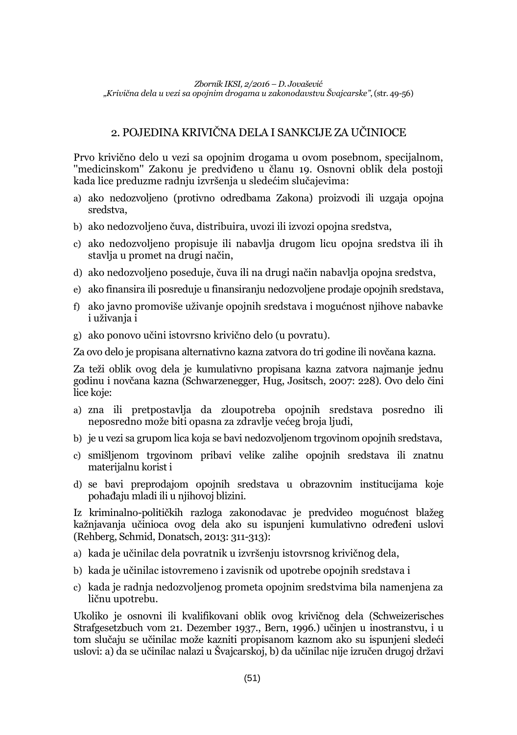## 2. POJEDINA KRIVIČNA DELA I SANKCIJE ZA UČINIOCE

Prvo krivično delo u vezi sa opojnim drogama u ovom posebnom, specijalnom, "medicinskom" Zakonu je predviđeno u članu 19. Osnovni oblik dela postoji kada lice preduzme radnju izvršenja u sledećim slučajevima:

a) ako nedozvoljeno (protivno odredbama Zakona) proizvodi ili uzgaja opojna sredstva,
b) ako nedozvoljeno čuva, distribuira, uvozi ili izvozi opojna sredstva,
c) ako nedozvoljeno propisuje ili nabavlja drugom licu opojna sredstva ili ih stavlja u promet na drugi način,
d) ako nedozvoljeno poseduje, čuva ili na drugi način nabavlja opojna sredstva,
e) ako finansira ili posreduje u finansiranju nedozvoljene prodaje opojnih sredstava,
f) ako javno promoviše uživanje opojnih sredstava i mogućnost njihove nabavke i uživanja i
g) ako ponovo učini istovrsno krivično delo (u povratu).

Za ovo delo je propisana alternativno kazna zatvora do tri godine ili novčana kazna.

Za teži oblik ovog dela je kumulativno propisana kazna zatvora najmanje jednu godinu i novčana kazna (Schwarzenegger, Hug, Jositsch, 2007: 228). Ovo delo čini lice koje:

a) zna ili pretpostavlja da zloupotreba opojnih sredstava posredno ili neposredno može biti opasna za zdravlje većeg broja ljudi,
b) je u vezi sa grupom lica koja se bavi nedozvoljenom trgovinom opojnih sredstava,
c) smišljenom trgovinom pribavi velike zalihe opojnih sredstava ili znatnu materijalnu korist i
d) se bavi preprodajom opojnih sredstava u obrazovnim institucijama koje pohađaju mladi ili u njihovoj blizini.

Iz kriminalno-političkih razloga zakonodavac je predvideo mogućnost blažeg kažnjavanja učinioca ovog dela ako su ispunjeni kumulativno određeni uslovi (Rehberg, Schmid, Donatsch, 2013: 311-313):

a) kada je učinilac dela povratnik u izvršenju istovrsnog krivičnog dela,
b) kada je učinilac istovremeno i zavisnik od upotrebe opojnih sredstava i
c) kada je radnja nedozvoljenog prometa opojnim sredstvima bila namenjena za ličnu upotrebu.

Ukoliko je osnovni ili kvalifikovani oblik ovog krivičnog dela (Schweizerisches Strafgesetzbuch vom 21. Dezember 1937., Bern, 1996.) učinjen u inostranstvu, i u tom slučaju se učinilac može kazniti propisanom kaznom ako su ispunjeni sledeći uslovi: a) da se učinilac nalazi u Švajcarskoj, b) da učinilac nije izručen drugoj državi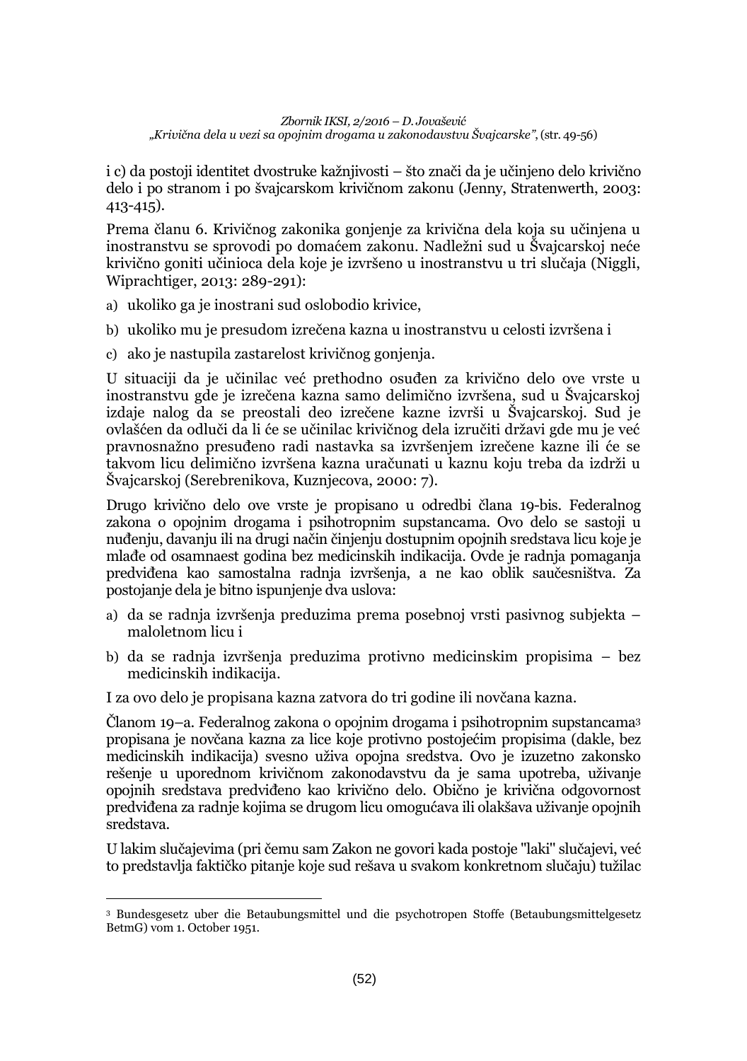i c) da postoji identitet dvostruke kažnjivosti – što znači da je učinjeno delo krivično delo i po stranom i po švajcarskom krivičnom zakonu (Jenny, Stratenwerth, 2003: 413-415).

Prema članu 6. Krivičnog zakonika gonjenje za krivična dela koja su učinjena u inostranstvu se sprovodi po domaćem zakonu. Nadležni sud u Švajcarskoj neće krivično goniti učinioca dela koje je izvršeno u inostranstvu u tri slučaja (Niggli, Wiprachtiger, 2013: 289-291):

a) ukoliko ga je inostrani sud oslobodio krivice,
b) ukoliko mu je presudom izrečena kazna u inostranstvu u celosti izvršena i
c) ako je nastupila zastarelost krivičnog gonjenja.

U situaciji da je učinilac već prethodno osuđen za krivično delo ove vrste u inostranstvu gde je izrečena kazna samo delimično izvršena, sud u Švajcarskoj izdaje nalog da se preostali deo izrečene kazne izvrši u Švajcarskoj. Sud je ovlašćen da odluči da li će se učinilac krivičnog dela izručiti državi gde mu je već pravnosnažno presuđeno radi nastavka sa izvršenjem izrečene kazne ili će se takvom licu delimično izvršena kazna uračunati u kaznu koju treba da izdrži u Švajcarskoj (Serebrenikova, Kuznjecova, 2000: 7).

Drugo krivično delo ove vrste je propisano u odredbi člana 19-bis. Federalnog zakona o opojnim drogama i psihotropnim supstancama. Ovo delo se sastoji u nuđenju, davanju ili na drugi način činjenju dostupnim opojnih sredstava licu koje je mlađe od osamnaest godina bez medicinskih indikacija. Ovde je radnja pomaganja predviđena kao samostalna radnja izvršenja, a ne kao oblik saučesništva. Za postojanje dela je bitno ispunjenje dva uslova:

a) da se radnja izvršenja preduzima prema posebnoj vrsti pasivnog subjekta – maloletnom licu i
b) da se radnja izvršenja preduzima protivno medicinskim propisima – bez medicinskih indikacija.

I za ovo delo je propisana kazna zatvora do tri godine ili novčana kazna.

Članom 19–a. Federalnog zakona o opojnim drogama i psihotropnim supstancama[3] propisana je novčana kazna za lice koje protivno postojećim propisima (dakle, bez medicinskih indikacija) svesno uživa opojna sredstva. Ovo je izuzetno zakonsko rešenje u uporednom krivičnom zakonodavstvu da je sama upotreba, uživanje opojnih sredstava predviđeno kao krivično delo. Obično je krivična odgovornost predviđena za radnje kojima se drugom licu omogućava ili olakšava uživanje opojnih sredstava.

U lakim slučajevima (pri čemu sam Zakon ne govori kada postoje "laki" slučajevi, već to predstavlja faktičko pitanje koje sud rešava u svakom konkretnom slučaju) tužilac

---

[3] Bundesgesetz uber die Betaubungsmittel und die psychotropen Stoffe (Betaubungsmittelgesetz BetmG) vom 1. October 1951.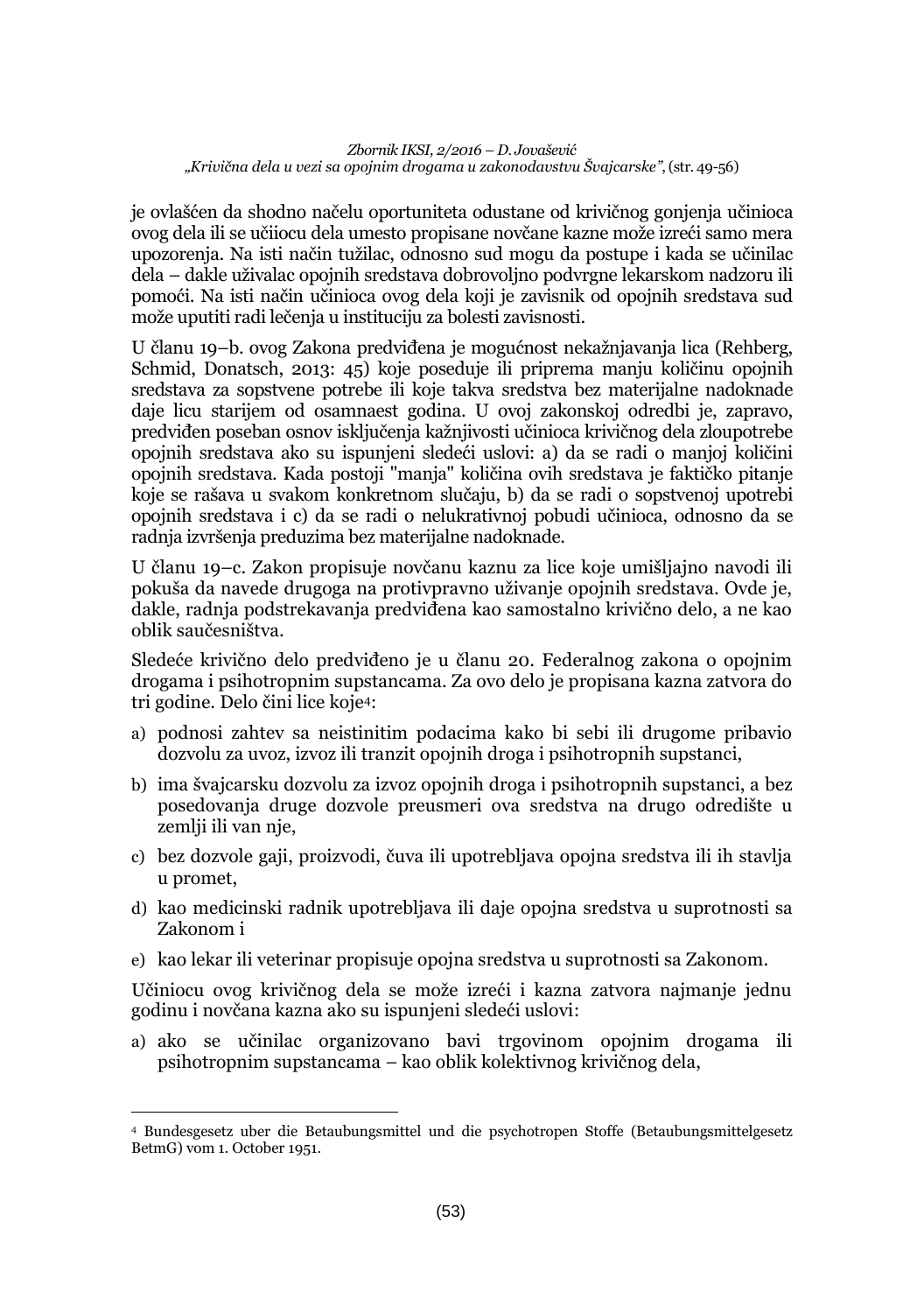je ovlašćen da shodno načelu oportuniteta odustane od krivičnog gonjenja učinioca ovog dela ili se učiiocu dela umesto propisane novčane kazne može izreći samo mera upozorenja. Na isti način tužilac, odnosno sud mogu da postupe i kada se učinilac dela – dakle uživalac opojnih sredstava dobrovoljno podvrgne lekarskom nadzoru ili pomoći. Na isti način učinioca ovog dela koji je zavisnik od opojnih sredstava sud može uputiti radi lečenja u instituciju za bolesti zavisnosti.

U članu 19–b. ovog Zakona predviđena je mogućnost nekažnjavanja lica (Rehberg, Schmid, Donatsch, 2013: 45) koje poseduje ili priprema manju količinu opojnih sredstava za sopstvene potrebe ili koje takva sredstva bez materijalne nadoknade daje licu starijem od osamnaest godina. U ovoj zakonskoj odredbi je, zapravo, predviđen poseban osnov isključenja kažnjivosti učinioca krivičnog dela zloupotrebe opojnih sredstava ako su ispunjeni sledeći uslovi: a) da se radi o manjoj količini opojnih sredstava. Kada postoji "manja" količina ovih sredstava je faktičko pitanje koje se rašava u svakom konkretnom slučaju, b) da se radi o sopstvenoj upotrebi opojnih sredstava i c) da se radi o nelukrativnoj pobudi učinioca, odnosno da se radnja izvršenja preduzima bez materijalne nadoknade.

U članu 19–c. Zakon propisuje novčanu kaznu za lice koje umišljajno navodi ili pokuša da navede drugoga na protivpravno uživanje opojnih sredstava. Ovde je, dakle, radnja podstrekavanja predviđena kao samostalno krivično delo, a ne kao oblik saučesništva.

Sledeće krivično delo predviđeno je u članu 20. Federalnog zakona o opojnim drogama i psihotropnim supstancama. Za ovo delo je propisana kazna zatvora do tri godine. Delo čini lice koje[4]:

a) podnosi zahtev sa neistinitim podacima kako bi sebi ili drugome pribavio dozvolu za uvoz, izvoz ili tranzit opojnih droga i psihotropnih supstanci,
b) ima švajcarsku dozvolu za izvoz opojnih droga i psihotropnih supstanci, a bez posedovanja druge dozvole preusmeri ova sredstva na drugo odredište u zemlji ili van nje,
c) bez dozvole gaji, proizvodi, čuva ili upotrebljava opojna sredstva ili ih stavlja u promet,
d) kao medicinski radnik upotrebljava ili daje opojna sredstva u suprotnosti sa Zakonom i
e) kao lekar ili veterinar propisuje opojna sredstva u suprotnosti sa Zakonom.

Učiniocu ovog krivičnog dela se može izreći i kazna zatvora najmanje jednu godinu i novčana kazna ako su ispunjeni sledeći uslovi:

a) ako se učinilac organizovano bavi trgovinom opojnim drogama ili psihotropnim supstancama – kao oblik kolektivnog krivičnog dela,

---

[4] Bundesgesetz uber die Betaubungsmittel und die psychotropen Stoffe (Betaubungsmittelgesetz BetmG) vom 1. October 1951.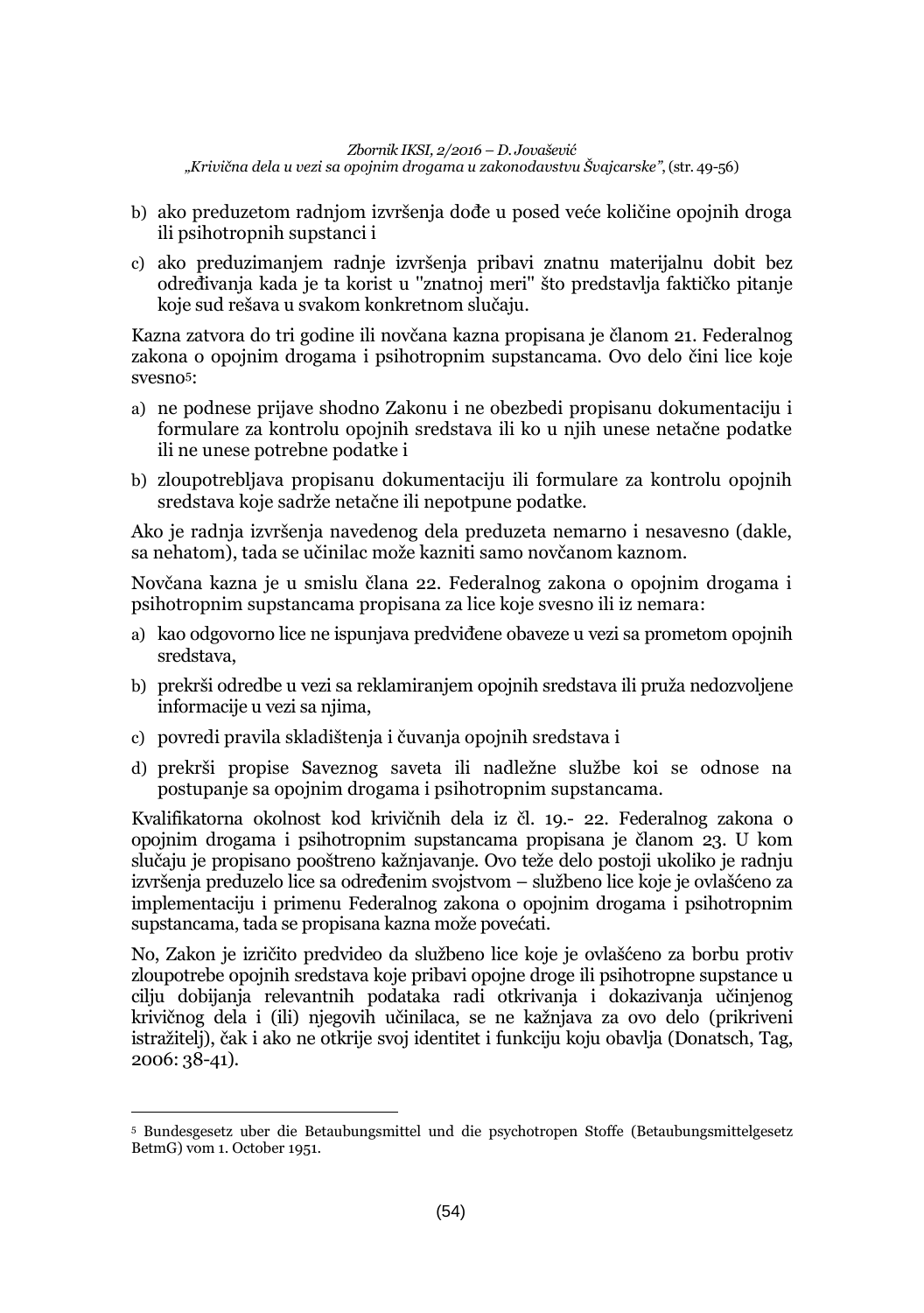b) ako preduzetom radnjom izvršenja dođe u posed veće količine opojnih droga ili psihotropnih supstanci i

c) ako preduzimanjem radnje izvršenja pribavi znatnu materijalnu dobit bez određivanja kada je ta korist u "znatnoj meri" što predstavlja faktičko pitanje koje sud rešava u svakom konkretnom slučaju.

Kazna zatvora do tri godine ili novčana kazna propisana je članom 21. Federalnog zakona o opojnim drogama i psihotropnim supstancama. Ovo delo čini lice koje svesno[5]:

a) ne podnese prijave shodno Zakonu i ne obezbedi propisanu dokumentaciju i formulare za kontrolu opojnih sredstava ili ko u njih unese netačne podatke ili ne unese potrebne podatke i

b) zloupotrebljava propisanu dokumentaciju ili formulare za kontrolu opojnih sredstava koje sadrže netačne ili nepotpune podatke.

Ako je radnja izvršenja navedenog dela preduzeta nemarno i nesavesno (dakle, sa nehatom), tada se učinilac može kazniti samo novčanom kaznom.

Novčana kazna je u smislu člana 22. Federalnog zakona o opojnim drogama i psihotropnim supstancama propisana za lice koje svesno ili iz nemara:

a) kao odgovorno lice ne ispunjava predviđene obaveze u vezi sa prometom opojnih sredstava,

b) prekrši odredbe u vezi sa reklamiranjem opojnih sredstava ili pruža nedozvoljene informacije u vezi sa njima,

c) povredi pravila skladištenja i čuvanja opojnih sredstava i

d) prekrši propise Saveznog saveta ili nadležne službe koi se odnose na postupanje sa opojnim drogama i psihotropnim supstancama.

Kvalifikatorna okolnost kod krivičnih dela iz čl. 19.- 22. Federalnog zakona o opojnim drogama i psihotropnim supstancama propisana je članom 23. U kom slučaju je propisano pooštreno kažnjavanje. Ovo teže delo postoji ukoliko je radnju izvršenja preduzelo lice sa određenim svojstvom – službeno lice koje je ovlašćeno za implementaciju i primenu Federalnog zakona o opojnim drogama i psihotropnim supstancama, tada se propisana kazna može povećati.

No, Zakon je izričito predvideo da službeno lice koje je ovlašćeno za borbu protiv zloupotrebe opojnih sredstava koje pribavi opojne droge ili psihotropne supstance u cilju dobijanja relevantnih podataka radi otkrivanja i dokazivanja učinjenog krivičnog dela i (ili) njegovih učinilaca, se ne kažnjava za ovo delo (prikriveni istražitelj), čak i ako ne otkrije svoj identitet i funkciju koju obavlja (Donatsch, Tag, 2006: 38-41).

---

[5] Bundesgesetz uber die Betaubungsmittel und die psychotropen Stoffe (Betaubungsmittelgesetz BetmG) vom 1. October 1951.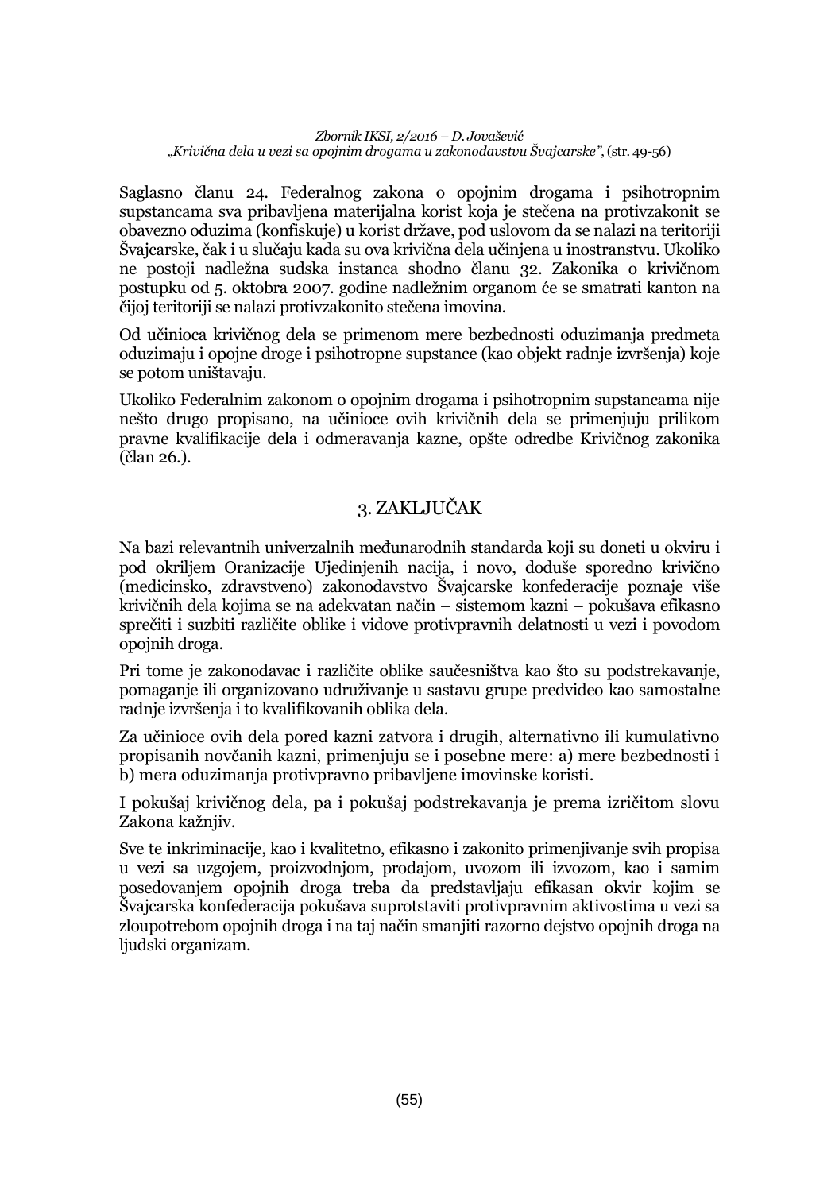Saglasno članu 24. Federalnog zakona o opojnim drogama i psihotropnim supstancama sva pribavljena materijalna korist koja je stečena na protivzakonit se obavezno oduzima (konfiskuje) u korist države, pod uslovom da se nalazi na teritoriji Švajcarske, čak i u slučaju kada su ova krivična dela učinjena u inostranstvu. Ukoliko ne postoji nadležna sudska instanca shodno članu 32. Zakonika o krivičnom postupku od 5. oktobra 2007. godine nadležnim organom će se smatrati kanton na čijoj teritoriji se nalazi protivzakonito stečena imovina.

Od učinioca krivičnog dela se primenom mere bezbednosti oduzimanja predmeta oduzimaju i opojne droge i psihotropne supstance (kao objekt radnje izvršenja) koje se potom uništavaju.

Ukoliko Federalnim zakonom o opojnim drogama i psihotropnim supstancama nije nešto drugo propisano, na učinioce ovih krivičnih dela se primenjuju prilikom pravne kvalifikacije dela i odmeravanja kazne, opšte odredbe Krivičnog zakonika (član 26.).

## 3. ZAKLJUČAK

Na bazi relevantnih univerzalnih međunarodnih standarda koji su doneti u okviru i pod okriljem Oranizacije Ujedinjenih nacija, i novo, doduše sporedno krivično (medicinsko, zdravstveno) zakonodavstvo Švajcarske konfederacije poznaje više krivičnih dela kojima se na adekvatan način – sistemom kazni – pokušava efikasno sprečiti i suzbiti različite oblike i vidove protivpravnih delatnosti u vezi i povodom opojnih droga.

Pri tome je zakonodavac i različite oblike saučesništva kao što su podstrekavanje, pomaganje ili organizovano udruživanje u sastavu grupe predvideo kao samostalne radnje izvršenja i to kvalifikovanih oblika dela.

Za učinioce ovih dela pored kazni zatvora i drugih, alternativno ili kumulativno propisanih novčanih kazni, primenjuju se i posebne mere: a) mere bezbednosti i b) mera oduzimanja protivpravno pribavljene imovinske koristi.

I pokušaj krivičnog dela, pa i pokušaj podstrekavanja je prema izričitom slovu Zakona kažnjiv.

Sve te inkriminacije, kao i kvalitetno, efikasno i zakonito primenjivanje svih propisa u vezi sa uzgojem, proizvodnjom, prodajom, uvozom ili izvozom, kao i samim posedovanjem opojnih droga treba da predstavljaju efikasan okvir kojim se Švajcarska konfederacija pokušava suprotstaviti protivpravnim aktivostima u vezi sa zloupotrebom opojnih droga i na taj način smanjiti razorno dejstvo opojnih droga na ljudski organizam.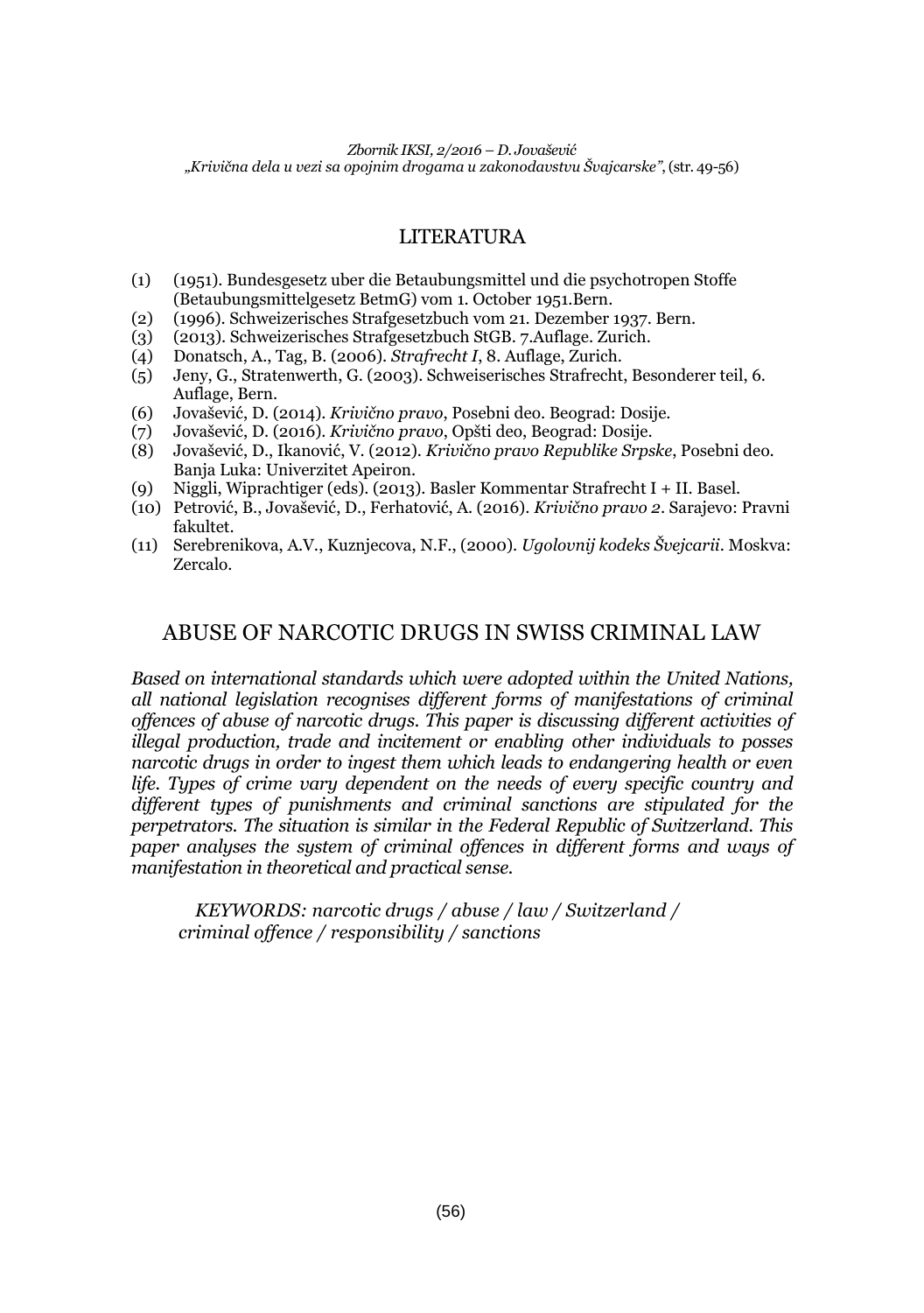## LITERATURA

(1) (1951). Bundesgesetz uber die Betaubungsmittel und die psychotropen Stoffe (Betaubungsmittelgesetz BetmG) vom 1. October 1951.Bern.
(2) (1996). Schweizerisches Strafgesetzbuch vom 21. Dezember 1937. Bern.
(3) (2013). Schweizerisches Strafgesetzbuch StGB. 7.Auflage. Zurich.
(4) Donatsch, A., Tag, B. (2006). *Strafrecht I*, 8. Auflage, Zurich.
(5) Jeny, G., Stratenwerth, G. (2003). Schweiserisches Strafrecht, Besonderer teil, 6. Auflage, Bern.
(6) Jovašević, D. (2014). *Krivično pravo*, Posebni deo. Beograd: Dosije.
(7) Jovašević, D. (2016). *Krivično pravo*, Opšti deo, Beograd: Dosije.
(8) Jovašević, D., Ikanović, V. (2012). *Krivično pravo Republike Srpske*, Posebni deo. Banja Luka: Univerzitet Apeiron.
(9) Niggli, Wiprachtiger (eds). (2013). Basler Kommentar Strafrecht I + II. Basel.
(10) Petrović, B., Jovašević, D., Ferhatović, A. (2016). *Krivično pravo 2*. Sarajevo: Pravni fakultet.
(11) Serebrenikova, A.V., Kuznjecova, N.F., (2000). *Ugolovnij kodeks Švejcarii*. Moskva: Zercalo.

## ABUSE OF NARCOTIC DRUGS IN SWISS CRIMINAL LAW

*Based on international standards which were adopted within the United Nations, all national legislation recognises different forms of manifestations of criminal offences of abuse of narcotic drugs. This paper is discussing different activities of illegal production, trade and incitement or enabling other individuals to posses narcotic drugs in order to ingest them which leads to endangering health or even life. Types of crime vary dependent on the needs of every specific country and different types of punishments and criminal sanctions are stipulated for the perpetrators. The situation is similar in the Federal Republic of Switzerland. This paper analyses the system of criminal offences in different forms and ways of manifestation in theoretical and practical sense.*

*KEYWORDS: narcotic drugs / abuse / law / Switzerland / criminal offence / responsibility / sanctions*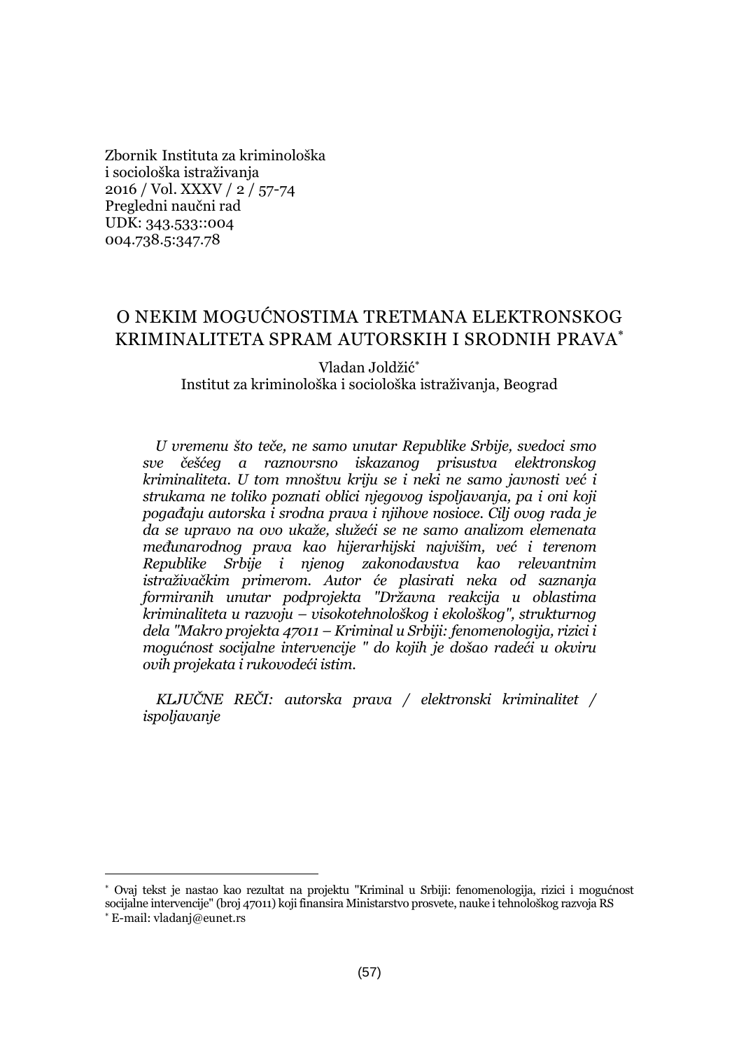Zbornik Instituta za kriminološka
i sociološka istraživanja
2016 / Vol. XXXV / 2 / 57-74
Pregledni naučni rad
UDK: 343.533::004
004.738.5:347.78

# O NEKIM MOGUĆNOSTIMA TRETMANA ELEKTRONSKOG KRIMINALITETA SPRAM AUTORSKIH I SRODNIH PRAVA[*]

Vladan Joldžić[*]
Institut za kriminološka i sociološka istraživanja, Beograd

*U vremenu što teče, ne samo unutar Republike Srbije, svedoci smo sve češćeg a raznovrsno iskazanog prisustva elektronskog kriminaliteta. U tom mnoštvu kriju se i neki ne samo javnosti već i strukama ne toliko poznati oblici njegovog ispoljavanja, pa i oni koji pogađaju autorska i srodna prava i njihove nosioce. Cilj ovog rada je da se upravo na ovo ukaže, služeći se ne samo analizom elemenata međunarodnog prava kao hijerarhijski najvišim, već i terenom Republike Srbije i njenog zakonodavstva kao relevantnim istraživačkim primerom. Autor će plasirati neka od saznanja formiranih unutar podprojekta "Državna reakcija u oblastima kriminaliteta u razvoju – visokotehnološkog i ekološkog", strukturnog dela "Makro projekta 47011 – Kriminal u Srbiji: fenomenologija, rizici i mogućnost socijalne intervencije " do kojih je došao radeći u okviru ovih projekata i rukovodeći istim.*

*KLJUČNE REČI: autorska prava / elektronski kriminalitet / ispoljavanje*

---

[*] Ovaj tekst je nastao kao rezultat na projektu "Kriminal u Srbiji: fenomenologija, rizici i mogućnost socijalne intervencije" (broj 47011) koji finansira Ministarstvo prosvete, nauke i tehnološkog razvoja RS

[*] E-mail: vladanj@eunet.rs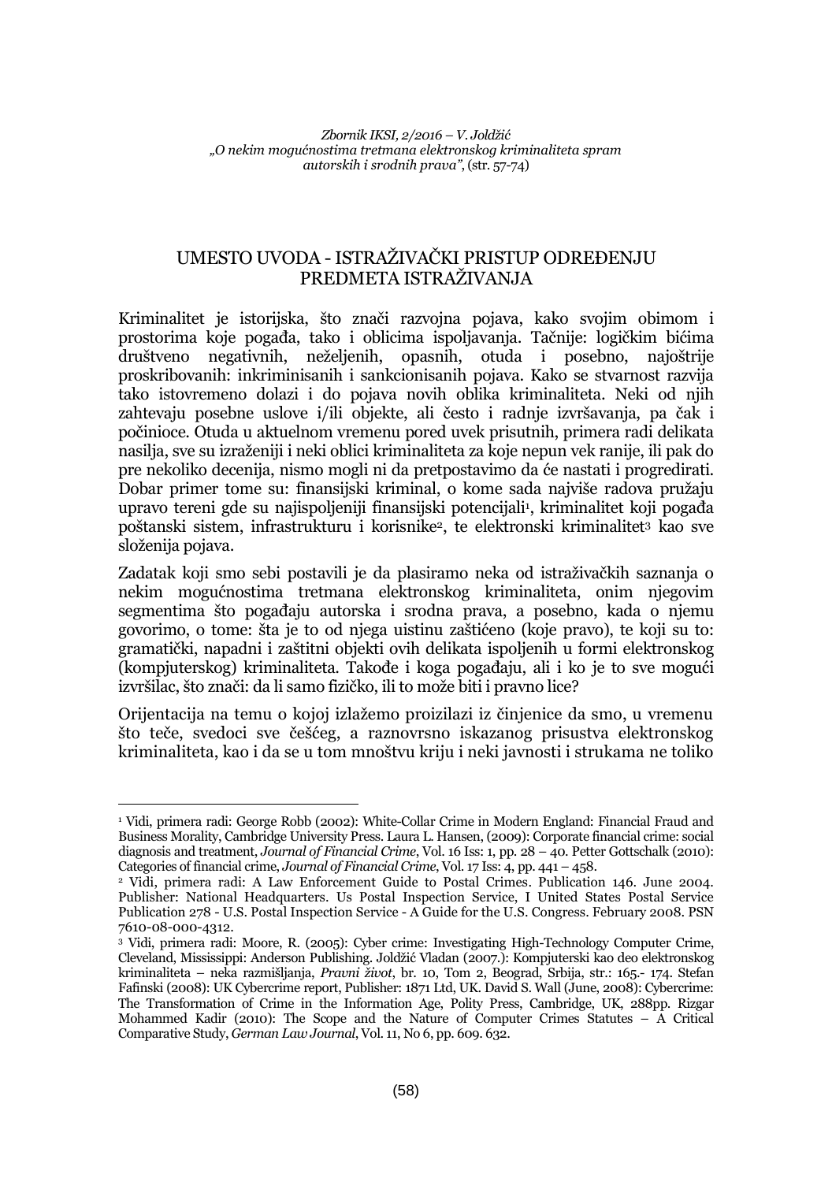## UMESTO UVODA - ISTRAŽIVAČKI PRISTUP ODREĐENJU PREDMETA ISTRAŽIVANJA

Kriminalitet je istorijska, što znači razvojna pojava, kako svojim obimom i prostorima koje pogađa, tako i oblicima ispoljavanja. Tačnije: logičkim bićima društveno negativnih, neželjenih, opasnih, otuda i posebno, najoštrije proskribovanih: inkriminisanih i sankcionisanih pojava. Kako se stvarnost razvija tako istovremeno dolazi i do pojava novih oblika kriminaliteta. Neki od njih zahtevaju posebne uslove i/ili objekte, ali često i radnje izvršavanja, pa čak i počinioce. Otuda u aktuelnom vremenu pored uvek prisutnih, primera radi delikata nasilja, sve su izraženiji i neki oblici kriminaliteta za koje nepun vek ranije, ili pak do pre nekoliko decenija, nismo mogli ni da pretpostavimo da će nastati i progredirati. Dobar primer tome su: finansijski kriminal, o kome sada najviše radova pružaju upravo tereni gde su najispoljeniji finansijski potencijali[1], kriminalitet koji pogađa poštanski sistem, infrastrukturu i korisnike[2], te elektronski kriminalitet[3] kao sve složenija pojava.

Zadatak koji smo sebi postavili je da plasiramo neka od istraživačkih saznanja o nekim mogućnostima tretmana elektronskog kriminaliteta, onim njegovim segmentima što pogađaju autorska i srodna prava, a posebno, kada o njemu govorimo, o tome: šta je to od njega uistinu zaštićeno (koje pravo), te koji su to: gramatički, napadni i zaštitni objekti ovih delikata ispoljenih u formi elektronskog (kompjuterskog) kriminaliteta. Takođe i koga pogađaju, ali i ko je to sve mogući izvršilac, što znači: da li samo fizičko, ili to može biti i pravno lice?

Orijentacija na temu o kojoj izlažemo proizilazi iz činjenice da smo, u vremenu što teče, svedoci sve češćeg, a raznovrsno iskazanog prisustva elektronskog kriminaliteta, kao i da se u tom mnoštvu kriju i neki javnosti i strukama ne toliko

---

[1] Vidi, primera radi: George Robb (2002): White-Collar Crime in Modern England: Financial Fraud and Business Morality, Cambridge University Press. Laura L. Hansen, (2009): Corporate financial crime: social diagnosis and treatment, *Journal of Financial Crime*, Vol. 16 Iss: 1, pp. 28 – 40. Petter Gottschalk (2010): Categories of financial crime, *Journal of Financial Crime*, Vol. 17 Iss: 4, pp. 441 – 458.

[2] Vidi, primera radi: A Law Enforcement Guide to Postal Crimes. Publication 146. June 2004. Publisher: National Headquarters. Us Postal Inspection Service, I United States Postal Service Publication 278 - U.S. Postal Inspection Service - A Guide for the U.S. Congress. February 2008. PSN 7610-08-000-4312.

[3] Vidi, primera radi: Moore, R. (2005): Cyber crime: Investigating High-Technology Computer Crime, Cleveland, Mississippi: Anderson Publishing. Joldžić Vladan (2007.): Kompjuterski kao deo elektronskog kriminaliteta – neka razmišljanja, *Pravni život*, br. 10, Tom 2, Beograd, Srbija, str.: 165.- 174. Stefan Fafinski (2008): UK Cybercrime report, Publisher: 1871 Ltd, UK. David S. Wall (June, 2008): Cybercrime: The Transformation of Crime in the Information Age, Polity Press, Cambridge, UK, 288pp. Rizgar Mohammed Kadir (2010): The Scope and the Nature of Computer Crimes Statutes – A Critical Comparative Study, *German Law Journal*, Vol. 11, No 6, pp. 609. 632.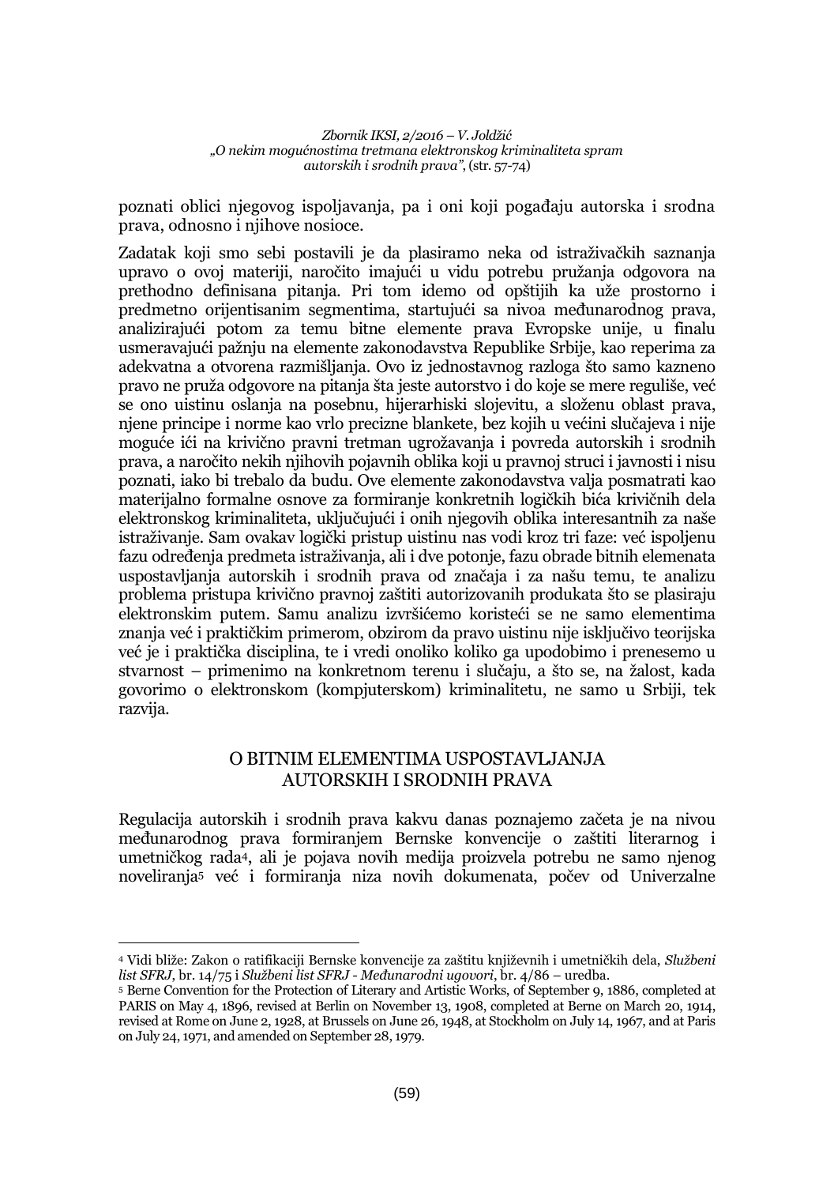poznati oblici njegovog ispoljavanja, pa i oni koji pogađaju autorska i srodna prava, odnosno i njihove nosioce.

Zadatak koji smo sebi postavili je da plasiramo neka od istraživačkih saznanja upravo o ovoj materiji, naročito imajući u vidu potrebu pružanja odgovora na prethodno definisana pitanja. Pri tom idemo od opštijih ka uže prostorno i predmetno orijentisanim segmentima, startujući sa nivoa međunarodnog prava, analizirajući potom za temu bitne elemente prava Evropske unije, u finalu usmeravajući pažnju na elemente zakonodavstva Republike Srbije, kao reperima za adekvatna a otvorena razmišljanja. Ovo iz jednostavnog razloga što samo kazneno pravo ne pruža odgovore na pitanja šta jeste autorstvo i do koje se mere reguliše, već se ono uistinu oslanja na posebnu, hijerarhiski slojevitu, a složenu oblast prava, njene principe i norme kao vrlo precizne blankete, bez kojih u većini slučajeva i nije moguće ići na krivično pravni tretman ugrožavanja i povreda autorskih i srodnih prava, a naročito nekih njihovih pojavnih oblika koji u pravnoj struci i javnosti i nisu poznati, iako bi trebalo da budu. Ove elemente zakonodavstva valja posmatrati kao materijalno formalne osnove za formiranje konkretnih logičkih bića krivičnih dela elektronskog kriminaliteta, uključujući i onih njegovih oblika interesantnih za naše istraživanje. Sam ovakav logički pristup uistinu nas vodi kroz tri faze: već ispoljenu fazu određenja predmeta istraživanja, ali i dve potonje, fazu obrade bitnih elemenata uspostavljanja autorskih i srodnih prava od značaja i za našu temu, te analizu problema pristupa krivično pravnoj zaštiti autorizovanih produkata što se plasiraju elektronskim putem. Samu analizu izvršićemo koristeći se ne samo elementima znanja već i praktičkim primerom, obzirom da pravo uistinu nije isključivo teorijska već je i praktička disciplina, te i vredi onoliko koliko ga upodobimo i prenesemo u stvarnost – primenimo na konkretnom terenu i slučaju, a što se, na žalost, kada govorimo o elektronskom (kompjuterskom) kriminalitetu, ne samo u Srbiji, tek razvija.

## O BITNIM ELEMENTIMA USPOSTAVLJANJA AUTORSKIH I SRODNIH PRAVA

Regulacija autorskih i srodnih prava kakvu danas poznajemo začeta je na nivou međunarodnog prava formiranjem Bernske konvencije o zaštiti literarnog i umetničkog rada[4], ali je pojava novih medija proizvela potrebu ne samo njenog noveliranja[5] već i formiranja niza novih dokumenata, počev od Univerzalne

---

[4] Vidi bliže: Zakon o ratifikaciji Bernske konvencije za zaštitu književnih i umetničkih dela, *Službeni list SFRJ*, br. 14/75 i *Službeni list SFRJ - Međunarodni ugovori*, br. 4/86 – uredba.

[5] Berne Convention for the Protection of Literary and Artistic Works, of September 9, 1886, completed at PARIS on May 4, 1896, revised at Berlin on November 13, 1908, completed at Berne on March 20, 1914, revised at Rome on June 2, 1928, at Brussels on June 26, 1948, at Stockholm on July 14, 1967, and at Paris on July 24, 1971, and amended on September 28, 1979.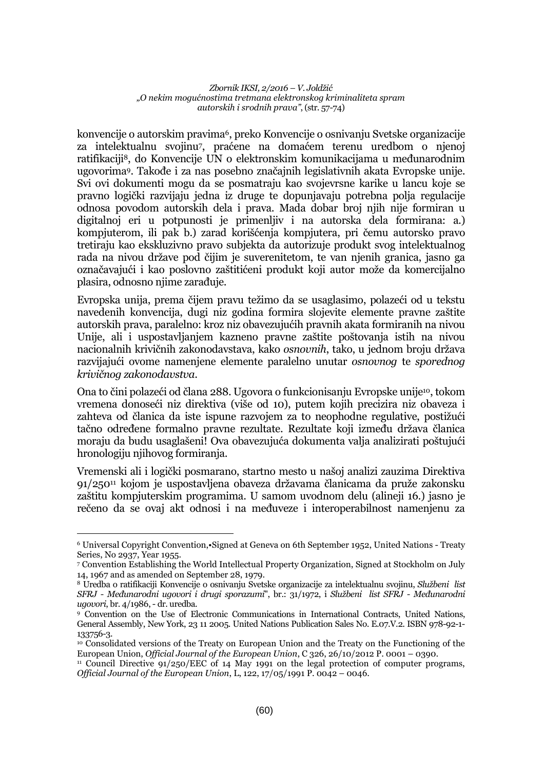konvencije o autorskim pravima[6], preko Konvencije o osnivanju Svetske organizacije za intelektualnu svojinu[7], praćene na domaćem terenu uredbom o njenoj ratifikaciji[8], do Konvencije UN o elektronskim komunikacijama u međunarodnim ugovorima[9]. Takođe i za nas posebno značajnih legislativnih akata Evropske unije. Svi ovi dokumenti mogu da se posmatraju kao svojevrsne karike u lancu koje se pravno logički razvijaju jedna iz druge te dopunjavaju potrebna polja regulacije odnosa povodom autorskih dela i prava. Mada dobar broj njih nije formiran u digitalnoj eri u potpunosti je primenljiv i na autorska dela formirana: a.) kompjuterom, ili pak b.) zarad korišćenja kompjutera, pri čemu autorsko pravo tretiraju kao ekskluzivno pravo subjekta da autorizuje produkt svog intelektualnog rada na nivou države pod čijim je suverenitetom, te van njenih granica, jasno ga označavajući i kao poslovno zaštitićeni produkt koji autor može da komercijalno plasira, odnosno njime zarađuje.

Evropska unija, prema čijem pravu težimo da se usaglasimo, polazeći od u tekstu navedenih konvencija, dugi niz godina formira slojevite elemente pravne zaštite autorskih prava, paralelno: kroz niz obavezujućih pravnih akata formiranih na nivou Unije, ali i uspostavljanjem kazneno pravne zaštite poštovanja istih na nivou nacionalnih krivičnih zakonodavstava, kako *osnovnih*, tako, u jednom broju država razvijajući ovome namenjene elemente paralelno unutar *osnovnog* te *sporednog krivičnog zakonodavstva*.

Ona to čini polazeći od člana 288. Ugovora o funkcionisanju Evropske unije[10], tokom vremena donoseći niz direktiva (više od 10), putem kojih precizira niz obaveza i zahteva od članica da iste ispune razvojem za to neophodne regulative, postižući tačno određene formalno pravne rezultate. Rezultate koji između država članica moraju da budu usaglašeni! Ova obavezujuća dokumenta valja analizirati poštujući hronologiju njihovog formiranja.

Vremenski ali i logički posmarano, startno mesto u našoj analizi zauzima Direktiva 91/250[11] kojom je uspostavljena obaveza državama članicama da pruže zakonsku zaštitu kompjuterskim programima. U samom uvodnom delu (alineji 16.) jasno je rečeno da se ovaj akt odnosi i na međuveze i interoperabilnost namenjenu za

---

[6] Universal Copyright Convention,•Signed at Geneva on 6th September 1952, United Nations - Treaty Series, No 2937, Year 1955.

[7] Convention Establishing the World Intellectual Property Organization, Signed at Stockholm on July 14, 1967 and as amended on September 28, 1979.

[8] Uredba o ratifikaciji Konvencije o osnivanju Svetske organizacije za intelektualnu svojinu, *Službeni list SFRJ - Međunarodni ugovori i drugi sporazumi*", br.: 31/1972, i *Službeni list SFRJ - Međunarodni ugovori*, br. 4/1986, - dr. uredba.

[9] Convention on the Use of Electronic Communications in International Contracts, United Nations, General Assembly, New York, 23 11 2005. United Nations Publication Sales No. E.07.V.2. ISBN 978-92-1-133756-3.

[10] Consolidated versions of the Treaty on European Union and the Treaty on the Functioning of the European Union, *Official Journal of the European Union*, C 326, 26/10/2012 P. 0001 – 0390.

[11] Council Directive 91/250/EEC of 14 May 1991 on the legal protection of computer programs, *Official Journal of the European Union*, L, 122, 17/05/1991 P. 0042 – 0046.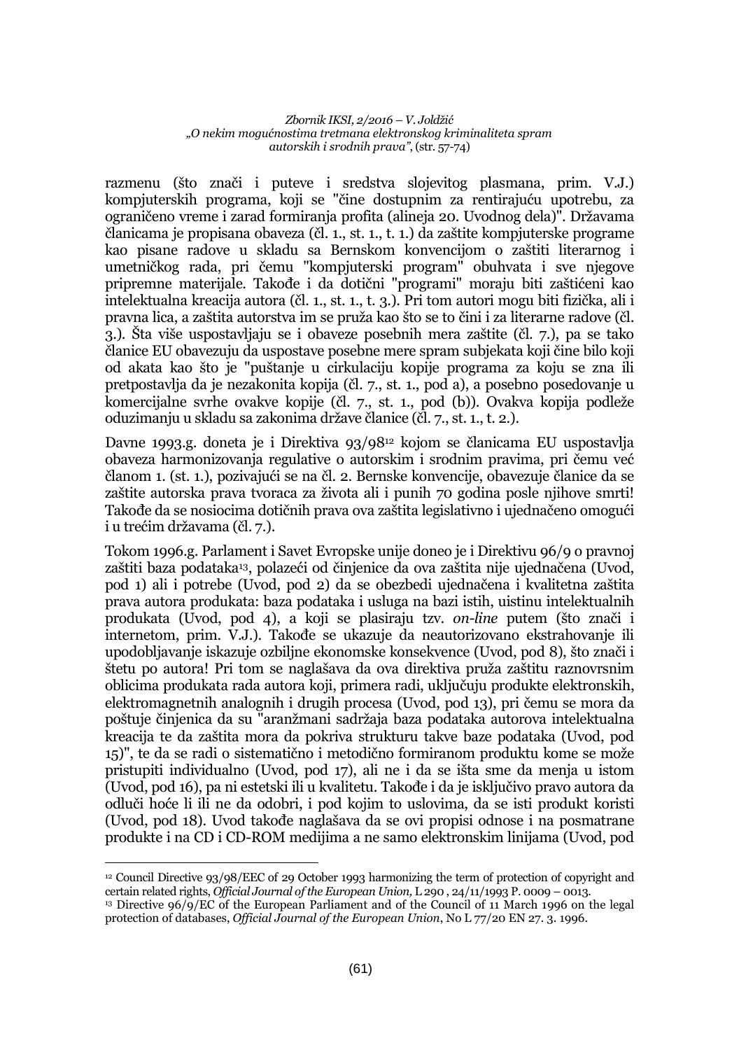razmenu (što znači i puteve i sredstva slojevitog plasmana, prim. V.J.) kompjuterskih programa, koji se "čine dostupnim za rentirajuću upotrebu, za ograničeno vreme i zarad formiranja profita (alineja 20. Uvodnog dela)". Državama članicama je propisana obaveza (čl. 1., st. 1., t. 1.) da zaštite kompjuterske programe kao pisane radove u skladu sa Bernskom konvencijom o zaštiti literarnog i umetničkog rada, pri čemu "kompjuterski program" obuhvata i sve njegove pripremne materijale. Takođe i da dotični "programi" moraju biti zaštićeni kao intelektualna kreacija autora (čl. 1., st. 1., t. 3.). Pri tom autori mogu biti fizička, ali i pravna lica, a zaštita autorstva im se pruža kao što se to čini i za literarne radove (čl. 3.). Šta više uspostavljaju se i obaveze posebnih mera zaštite (čl. 7.), pa se tako članice EU obavezuju da uspostave posebne mere spram subjekata koji čine bilo koji od akata kao što je "puštanje u cirkulaciju kopije programa za koju se zna ili pretpostavlja da je nezakonita kopija (čl. 7., st. 1., pod a), a posebno posedovanje u komercijalne svrhe ovakve kopije (čl. 7., st. 1., pod (b)). Ovakva kopija podleže oduzimanju u skladu sa zakonima države članice (čl. 7., st. 1., t. 2.).

Davne 1993.g. doneta je i Direktiva 93/98[12] kojom se članicama EU uspostavlja obaveza harmonizovanja regulative o autorskim i srodnim pravima, pri čemu već članom 1. (st. 1.), pozivajući se na čl. 2. Bernske konvencije, obavezuje članice da se zaštite autorska prava tvoraca za života ali i punih 70 godina posle njihove smrti! Takođe da se nosiocima dotičnih prava ova zaštita legislativno i ujednačeno omogući i u trećim državama (čl. 7.).

Tokom 1996.g. Parlament i Savet Evropske unije doneo je i Direktivu 96/9 o pravnoj zaštiti baza podataka[13], polazeći od činjenice da ova zaštita nije ujednačena (Uvod, pod 1) ali i potrebe (Uvod, pod 2) da se obezbedi ujednačena i kvalitetna zaštita prava autora produkata: baza podataka i usluga na bazi istih, uistinu intelektualnih produkata (Uvod, pod 4), a koji se plasiraju tzv. *on-line* putem (što znači i internetom, prim. V.J.). Takođe se ukazuje da neautorizovano ekstrahovanje ili upodobljavanje iskazuje ozbiljne ekonomske konsekvence (Uvod, pod 8), što znači i štetu po autora! Pri tom se naglašava da ova direktiva pruža zaštitu raznovrsnim oblicima produkata rada autora koji, primera radi, uključuju produkte elektronskih, elektromagnetnih analognih i drugih procesa (Uvod, pod 13), pri čemu se mora da poštuje činjenica da su "aranžmani sadržaja baza podataka autorova intelektualna kreacija te da zaštita mora da pokriva strukturu takve baze podataka (Uvod, pod 15)", te da se radi o sistematično i metodično formiranom produktu kome se može pristupiti individualno (Uvod, pod 17), ali ne i da se išta sme da menja u istom (Uvod, pod 16), pa ni estetski ili u kvalitetu. Takođe i da je isključivo pravo autora da odluči hoće li ili ne da odobri, i pod kojim to uslovima, da se isti produkt koristi (Uvod, pod 18). Uvod takođe naglašava da se ovi propisi odnose i na posmatrane produkte i na CD i CD-ROM medijima a ne samo elektronskim linijama (Uvod, pod

---

[12] Council Directive 93/98/EEC of 29 October 1993 harmonizing the term of protection of copyright and certain related rights, *Official Journal of the European Union,* L 290 , 24/11/1993 P. 0009 – 0013.

[13] Directive 96/9/EC of the European Parliament and of the Council of 11 March 1996 on the legal protection of databases, *Official Journal of the European Union*, No L 77/20 EN 27. 3. 1996.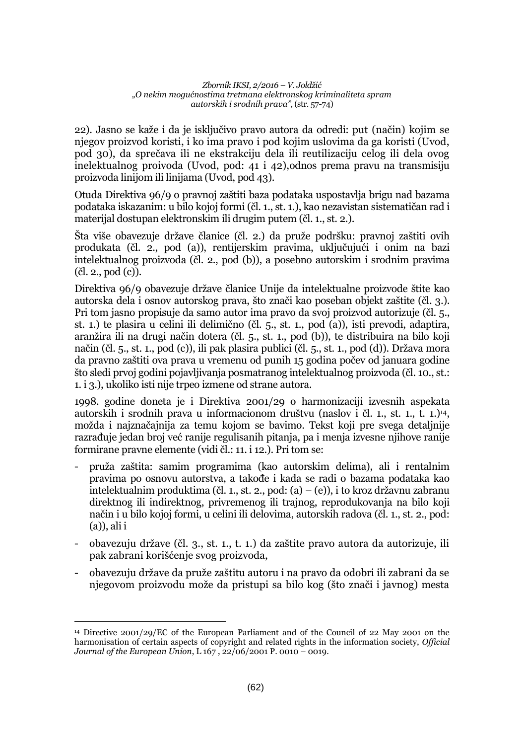22). Jasno se kaže i da je isključivo pravo autora da odredi: put (način) kojim se njegov proizvod koristi, i ko ima pravo i pod kojim uslovima da ga koristi (Uvod, pod 30), da sprečava ili ne ekstrakciju dela ili reutilizaciju celog ili dela ovog inelektualnog proivoda (Uvod, pod: 41 i 42),odnos prema pravu na transmisiju proizvoda linijom ili linijama (Uvod, pod 43).

Otuda Direktiva 96/9 o pravnoj zaštiti baza podataka uspostavlja brigu nad bazama podataka iskazanim: u bilo kojoj formi (čl. 1., st. 1.), kao nezavistan sistematičan rad i materijal dostupan elektronskim ili drugim putem (čl. 1., st. 2.).

Šta više obavezuje države članice (čl. 2.) da pruže podršku: pravnoj zaštiti ovih produkata (čl. 2., pod (a)), rentijerskim pravima, uključujući i onim na bazi intelektualnog proizvoda (čl. 2., pod (b)), a posebno autorskim i srodnim pravima (čl. 2., pod (c)).

Direktiva 96/9 obavezuje države članice Unije da intelektualne proizvode štite kao autorska dela i osnov autorskog prava, što znači kao poseban objekt zaštite (čl. 3.). Pri tom jasno propisuje da samo autor ima pravo da svoj proizvod autorizuje (čl. 5., st. 1.) te plasira u celini ili delimično (čl. 5., st. 1., pod (a)), isti prevodi, adaptira, aranžira ili na drugi način dotera (čl. 5., st. 1., pod (b)), te distribuira na bilo koji način (čl. 5., st. 1., pod (c)), ili pak plasira publici (čl. 5., st. 1., pod (d)). Država mora da pravno zaštiti ova prava u vremenu od punih 15 godina počev od januara godine što sledi prvoj godini pojavljivanja posmatranog intelektualnog proizvoda (čl. 10., st.: 1. i 3.), ukoliko isti nije trpeo izmene od strane autora.

1998. godine doneta je i Direktiva 2001/29 o harmonizaciji izvesnih aspekata autorskih i srodnih prava u informacionom društvu (naslov i čl. 1., st. 1., t. 1.)[14], možda i najznačajnija za temu kojom se bavimo. Tekst koji pre svega detaljnije razrađuje jedan broj već ranije regulisanih pitanja, pa i menja izvesne njihove ranije formirane pravne elemente (vidi čl.: 11. i 12.). Pri tom se:

- pruža zaštita: samim programima (kao autorskim delima), ali i rentalnim pravima po osnovu autorstva, a takođe i kada se radi o bazama podataka kao intelektualnim produktima (čl. 1., st. 2., pod: (a) – (e)), i to kroz državnu zabranu direktnog ili indirektnog, privremenog ili trajnog, reprodukovanja na bilo koji način i u bilo kojoj formi, u celini ili delovima, autorskih radova (čl. 1., st. 2., pod: (a)), ali i
- obavezuju države (čl. 3., st. 1., t. 1.) da zaštite pravo autora da autorizuje, ili pak zabrani korišćenje svog proizvoda,
- obavezuju države da pruže zaštitu autoru i na pravo da odobri ili zabrani da se njegovom proizvodu može da pristupi sa bilo kog (što znači i javnog) mesta

---

[14] Directive 2001/29/EC of the European Parliament and of the Council of 22 May 2001 on the harmonisation of certain aspects of copyright and related rights in the information society, *Official Journal of the European Union*, L 167 , 22/06/2001 P. 0010 – 0019.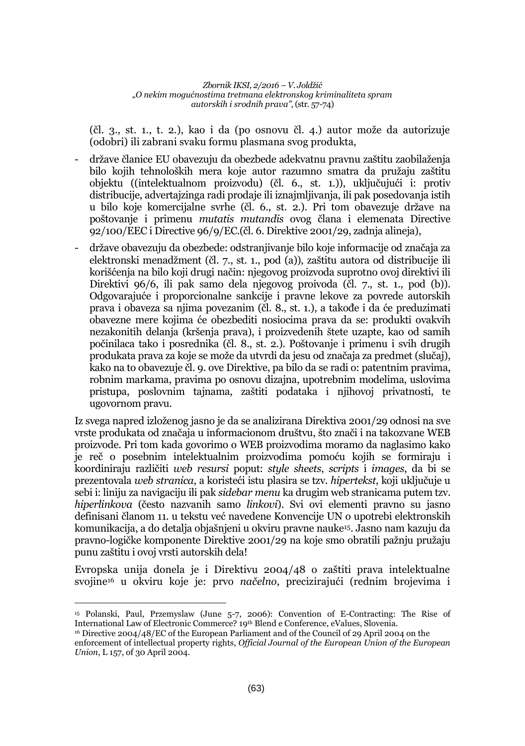(čl. 3., st. 1., t. 2.), kao i da (po osnovu čl. 4.) autor može da autorizuje (odobri) ili zabrani svaku formu plasmana svog produkta,

- države članice EU obavezuju da obezbede adekvatnu pravnu zaštitu zaobilaženja bilo kojih tehnoloških mera koje autor razumno smatra da pružaju zaštitu objektu ((intelektualnom proizvodu) (čl. 6., st. 1.)), uključujući i: protiv distribucije, advertajzinga radi prodaje ili iznajmljivanja, ili pak posedovanja istih u bilo koje komercijalne svrhe (čl. 6., st. 2.). Pri tom obavezuje države na poštovanje i primenu *mutatis mutandis* ovog člana i elemenata Directive 92/100/EEC i Directive 96/9/EC.(čl. 6. Direktive 2001/29, zadnja alineja),
- države obavezuju da obezbede: odstranjivanje bilo koje informacije od značaja za elektronski menadžment (čl. 7., st. 1., pod (a)), zaštitu autora od distribucije ili korišćenja na bilo koji drugi način: njegovog proizvoda suprotno ovoj direktivi ili Direktivi 96/6, ili pak samo dela njegovog proivoda (čl. 7., st. 1., pod (b)). Odgovarajuće i proporcionalne sankcije i pravne lekove za povrede autorskih prava i obaveza sa njima povezanim (čl. 8., st. 1.), a takođe i da će preduzimati obavezne mere kojima će obezbediti nosiocima prava da se: produkti ovakvih nezakonitih delanja (kršenja prava), i proizvedenih štete uzapte, kao od samih počinilaca tako i posrednika (čl. 8., st. 2.). Poštovanje i primenu i svih drugih produkata prava za koje se može da utvrdi da jesu od značaja za predmet (slučaj), kako na to obavezuje čl. 9. ove Direktive, pa bilo da se radi o: patentnim pravima, robnim markama, pravima po osnovu dizajna, upotrebnim modelima, uslovima pristupa, poslovnim tajnama, zaštiti podataka i njihovoj privatnosti, te ugovornom pravu.

Iz svega napred izloženog jasno je da se analizirana Direktiva 2001/29 odnosi na sve vrste produkata od značaja u informacionom društvu, što znači i na takozvane WEB proizvode. Pri tom kada govorimo o WEB proizvodima moramo da naglasimo kako je reč o posebnim intelektualnim proizvodima pomoću kojih se formiraju i koordiniraju različiti *web resursi* poput: *style sheets*, *scripts* i *images*, da bi se prezentovala *web stranica*, a koristeći istu plasira se tzv. *hipertekst*, koji uključuje u sebi i: liniju za navigaciju ili pak *sidebar menu* ka drugim web stranicama putem tzv. *hiperlinkova* (često nazvanih samo *linkovi*). Svi ovi elementi pravno su jasno definisani članom 11. u tekstu već navedene Konvencije UN o upotrebi elektronskih komunikacija, a do detalja objašnjeni u okviru pravne nauke[15]. Jasno nam kazuju da pravno-logičke komponente Direktive 2001/29 na koje smo obratili pažnju pružaju punu zaštitu i ovoj vrsti autorskih dela!

Evropska unija donela je i Direktivu 2004/48 o zaštiti prava intelektualne svojine[16] u okviru koje je: prvo *načelno*, precizirajući (rednim brojevima i

---

[15] Polanski, Paul, Przemyslaw (June 5-7, 2006): Convention of E-Contracting: The Rise of International Law of Electronic Commerce? 19th Blend e Conference, eValues, Slovenia.

[16] Directive 2004/48/EC of the European Parliament and of the Council of 29 April 2004 on the enforcement of intellectual property rights, *Official Journal of the European Union of the European Union*, L 157, of 30 April 2004.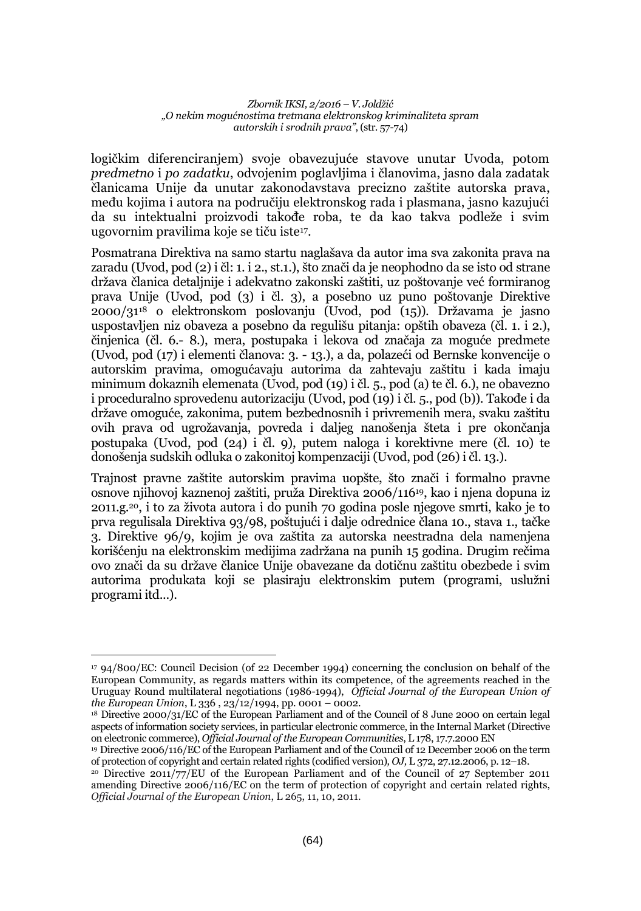logičkim diferenciranjem) svoje obavezujuće stavove unutar Uvoda, potom *predmetno* i *po zadatku*, odvojenim poglavljima i članovima, jasno dala zadatak članicama Unije da unutar zakonodavstava precizno zaštite autorska prava, među kojima i autora na području elektronskog rada i plasmana, jasno kazujući da su intektualni proizvodi takođe roba, te da kao takva podleže i svim ugovornim pravilima koje se tiču iste[17].

Posmatrana Direktiva na samo startu naglašava da autor ima sva zakonita prava na zaradu (Uvod, pod (2) i čl: 1. i 2., st.1.), što znači da je neophodno da se isto od strane država članica detaljnije i adekvatno zakonski zaštiti, uz poštovanje već formiranog prava Unije (Uvod, pod (3) i čl. 3), a posebno uz puno poštovanje Direktive 2000/31[18] o elektronskom poslovanju (Uvod, pod (15)). Državama je jasno uspostavljen niz obaveza a posebno da regulišu pitanja: opštih obaveza (čl. 1. i 2.), činjenica (čl. 6.- 8.), mera, postupaka i lekova od značaja za moguće predmete (Uvod, pod (17) i elementi članova: 3. - 13.), a da, polazeći od Bernske konvencije o autorskim pravima, omogućavaju autorima da zahtevaju zaštitu i kada imaju minimum dokaznih elemenata (Uvod, pod (19) i čl. 5., pod (a) te čl. 6.), ne obavezno i proceduralno sprovedenu autorizaciju (Uvod, pod (19) i čl. 5., pod (b)). Takođe i da države omoguće, zakonima, putem bezbednosnih i privremenih mera, svaku zaštitu ovih prava od ugrožavanja, povreda i daljeg nanošenja šteta i pre okončanja postupaka (Uvod, pod (24) i čl. 9), putem naloga i korektivne mere (čl. 10) te donošenja sudskih odluka o zakonitoj kompenzaciji (Uvod, pod (26) i čl. 13.).

Trajnost pravne zaštite autorskim pravima uopšte, što znači i formalno pravne osnove njihovoj kaznenoj zaštiti, pruža Direktiva 2006/116[19], kao i njena dopuna iz 2011.g.[20], i to za života autora i do punih 70 godina posle njegove smrti, kako je to prva regulisala Direktiva 93/98, poštujući i dalje odrednice člana 10., stava 1., tačke 3. Direktive 96/9, kojim je ova zaštita za autorska neestradna dela namenjena korišćenju na elektronskim medijima zadržana na punih 15 godina. Drugim rečima ovo znači da su države članice Unije obavezane da dotičnu zaštitu obezbede i svim autorima produkata koji se plasiraju elektronskim putem (programi, uslužni programi itd...).

---

[17] 94/800/EC: Council Decision (of 22 December 1994) concerning the conclusion on behalf of the European Community, as regards matters within its competence, of the agreements reached in the Uruguay Round multilateral negotiations (1986-1994), *Official Journal of the European Union of the European Union*, L 336 , 23/12/1994, pp. 0001 – 0002.

[18] Directive 2000/31/EC of the European Parliament and of the Council of 8 June 2000 on certain legal aspects of information society services, in particular electronic commerce, in the Internal Market (Directive on electronic commerce), *Official Journal of the European Communities*, L 178, 17.7.2000 EN

[19] Directive 2006/116/EC of the European Parliament and of the Council of 12 December 2006 on the term of protection of copyright and certain related rights (codified version), *OJ*, L 372, 27.12.2006, p. 12–18.

[20] Directive 2011/77/EU of the European Parliament and of the Council of 27 September 2011 amending Directive 2006/116/EC on the term of protection of copyright and certain related rights, *Official Journal of the European Union*, L 265, 11, 10, 2011.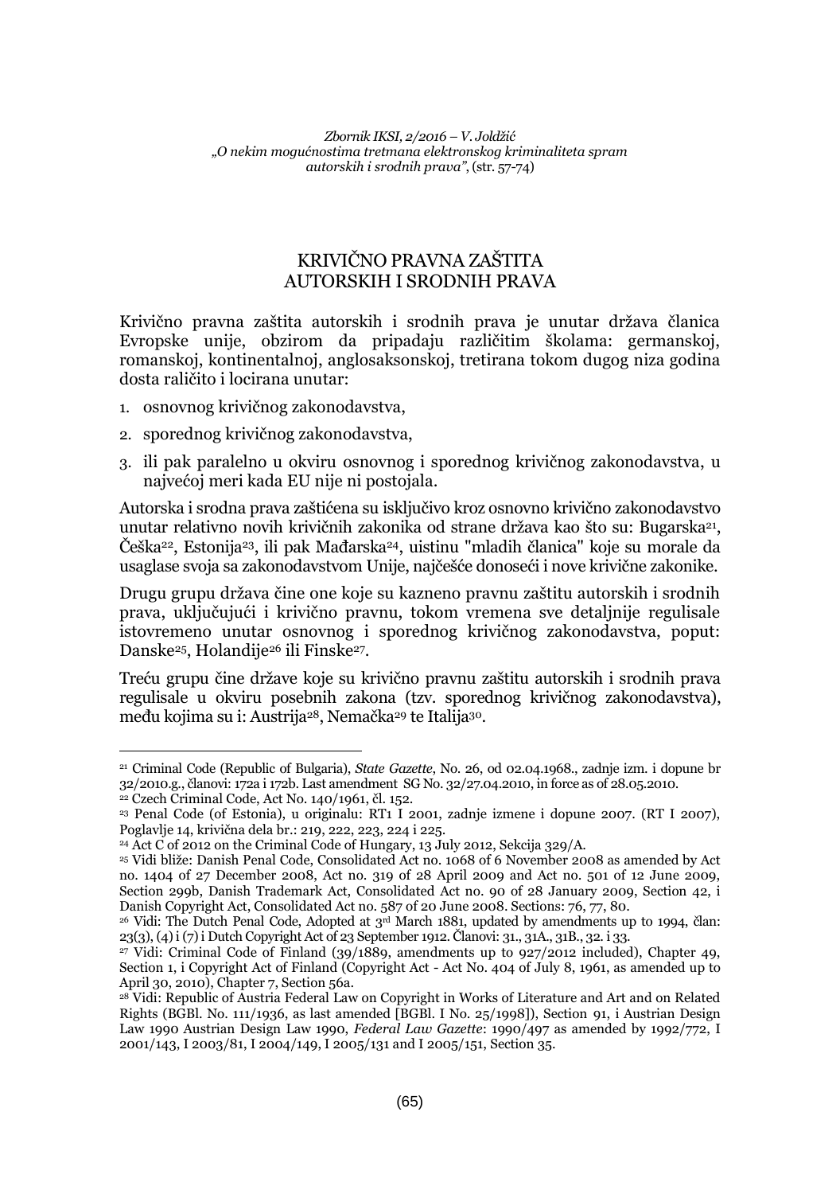## KRIVIČNO PRAVNA ZAŠTITA AUTORSKIH I SRODNIH PRAVA

Krivično pravna zaštita autorskih i srodnih prava je unutar država članica Evropske unije, obzirom da pripadaju različitim školama: germanskoj, romanskoj, kontinentalnoj, anglosaksonskoj, tretirana tokom dugog niza godina dosta različito i locirana unutar:

1. osnovnog krivičnog zakonodavstva,
2. sporednog krivičnog zakonodavstva,
3. ili pak paralelno u okviru osnovnog i sporednog krivičnog zakonodavstva, u najvećoj meri kada EU nije ni postojala.

Autorska i srodna prava zaštićena su isključivo kroz osnovno krivično zakonodavstvo unutar relativno novih krivičnih zakonika od strane država kao što su: Bugarska[21], Češka[22], Estonija[23], ili pak Mađarska[24], uistinu "mladih članica" koje su morale da usaglase svoja sa zakonodavstvom Unije, najčešće donoseći i nove krivične zakonike.

Drugu grupu država čine one koje su kazneno pravnu zaštitu autorskih i srodnih prava, uključujući i krivično pravnu, tokom vremena sve detaljnije regulisale istovremeno unutar osnovnog i sporednog krivičnog zakonodavstva, poput: Danske[25], Holandije[26] ili Finske[27].

Treću grupu čine države koje su krivično pravnu zaštitu autorskih i srodnih prava regulisale u okviru posebnih zakona (tzv. sporednog krivičnog zakonodavstva), među kojima su i: Austrija[28], Nemačka[29] te Italija[30].

---

[21] Criminal Code (Republic of Bulgaria), *State Gazette*, No. 26, od 02.04.1968., zadnje izm. i dopune br 32/2010.g., članovi: 172a i 172b. Last amendment SG No. 32/27.04.2010, in force as of 28.05.2010.

[22] Czech Criminal Code, Act No. 140/1961, čl. 152.

[23] Penal Code (of Estonia), u originalu: RT1 I 2001, zadnje izmene i dopune 2007. (RT I 2007), Poglavlje 14, krivična dela br.: 219, 222, 223, 224 i 225.

[24] Act C of 2012 on the Criminal Code of Hungary, 13 July 2012, Sekcija 329/A.

[25] Vidi bliže: Danish Penal Code, Consolidated Act no. 1068 of 6 November 2008 as amended by Act no. 1404 of 27 December 2008, Act no. 319 of 28 April 2009 and Act no. 501 of 12 June 2009, Section 299b, Danish Trademark Act, Consolidated Act no. 90 of 28 January 2009, Section 42, i Danish Copyright Act, Consolidated Act no. 587 of 20 June 2008. Sections: 76, 77, 80.

[26] Vidi: The Dutch Penal Code, Adopted at 3rd March 1881, updated by amendments up to 1994, član: 23(3), (4) i (7) i Dutch Copyright Act of 23 September 1912. Članovi: 31., 31A., 31B., 32. i 33.

[27] Vidi: Criminal Code of Finland (39/1889, amendments up to 927/2012 included), Chapter 49, Section 1, i Copyright Act of Finland (Copyright Act - Act No. 404 of July 8, 1961, as amended up to April 30, 2010), Chapter 7, Section 56a.

[28] Vidi: Republic of Austria Federal Law on Copyright in Works of Literature and Art and on Related Rights (BGBl. No. 111/1936, as last amended [BGBl. I No. 25/1998]), Section 91, i Austrian Design Law 1990 Austrian Design Law 1990, *Federal Law Gazette*: 1990/497 as amended by 1992/772, I 2001/143, I 2003/81, I 2004/149, I 2005/131 and I 2005/151, Section 35.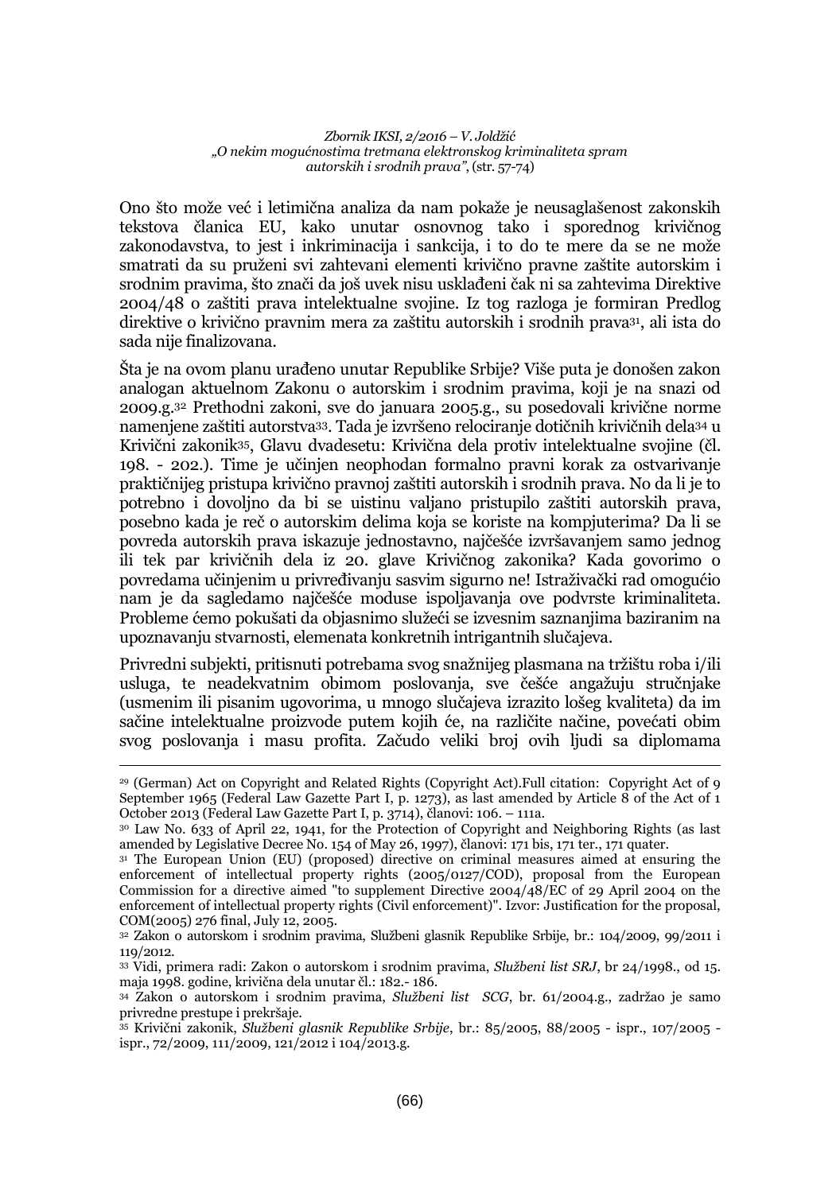Ono što može već i letimična analiza da nam pokaže je neusaglašenost zakonskih tekstova članica EU, kako unutar osnovnog tako i sporednog krivičnog zakonodavstva, to jest i inkriminacija i sankcija, i to do te mere da se ne može smatrati da su pruženi svi zahtevani elementi krivično pravne zaštite autorskim i srodnim pravima, što znači da još uvek nisu usklađeni čak ni sa zahtevima Direktive 2004/48 o zaštiti prava intelektualne svojine. Iz tog razloga je formiran Predlog direktive o krivično pravnim mera za zaštitu autorskih i srodnih prava[31], ali ista do sada nije finalizovana.

Šta je na ovom planu urađeno unutar Republike Srbije? Više puta je donošen zakon analogan aktuelnom Zakonu o autorskim i srodnim pravima, koji je na snazi od 2009.g.[32] Prethodni zakoni, sve do januara 2005.g., su posedovali krivične norme namenjene zaštiti autorstva[33]. Tada je izvršeno relociranje dotičnih krivičnih dela[34] u Krivični zakonik[35], Glavu dvadesetu: Krivična dela protiv intelektualne svojine (čl. 198. - 202.). Time je učinjen neophodan formalno pravni korak za ostvarivanje praktičnijeg pristupa krivično pravnoj zaštiti autorskih i srodnih prava. No da li je to potrebno i dovoljno da bi se uistinu valjano pristupilo zaštiti autorskih prava, posebno kada je reč o autorskim delima koja se koriste na kompjuterima? Da li se povreda autorskih prava iskazuje jednostavno, najčešće izvršavanjem samo jednog ili tek par krivičnih dela iz 20. glave Krivičnog zakonika? Kada govorimo o povredama učinjenim u privređivanju sasvim sigurno ne! Istraživački rad omogućio nam je da sagledamo najčešće moduse ispoljavanja ove podvrste kriminaliteta. Probleme ćemo pokušati da objasnimo služeći se izvesnim saznanjima baziranim na upoznavanju stvarnosti, elemenata konkretnih intrigantnih slučajeva.

Privredni subjekti, pritisnuti potrebama svog snažnijeg plasmana na tržištu roba i/ili usluga, te neadekvatnim obimom poslovanja, sve češće angažuju stručnjake (usmenim ili pisanim ugovorima, u mnogo slučajeva izrazito lošeg kvaliteta) da im sačine intelektualne proizvode putem kojih će, na različite načine, povećati obim svog poslovanja i masu profita. Začudo veliki broj ovih ljudi sa diplomama

---

[29] (German) Act on Copyright and Related Rights (Copyright Act).Full citation: Copyright Act of 9 September 1965 (Federal Law Gazette Part I, p. 1273), as last amended by Article 8 of the Act of 1 October 2013 (Federal Law Gazette Part I, p. 3714), članovi: 106. – 111a.

[30] Law No. 633 of April 22, 1941, for the Protection of Copyright and Neighboring Rights (as last amended by Legislative Decree No. 154 of May 26, 1997), članovi: 171 bis, 171 ter., 171 quater.

[31] The European Union (EU) (proposed) directive on criminal measures aimed at ensuring the enforcement of intellectual property rights (2005/0127/COD), proposal from the European Commission for a directive aimed "to supplement Directive 2004/48/EC of 29 April 2004 on the enforcement of intellectual property rights (Civil enforcement)". Izvor: Justification for the proposal, COM(2005) 276 final, July 12, 2005.

[32] Zakon o autorskom i srodnim pravima, Službeni glasnik Republike Srbije, br.: 104/2009, 99/2011 i 119/2012.

[33] Vidi, primera radi: Zakon o autorskom i srodnim pravima, *Službeni list SRJ*, br 24/1998., od 15. maja 1998. godine, krivična dela unutar čl.: 182.- 186.

[34] Zakon o autorskom i srodnim pravima, *Službeni list SCG*, br. 61/2004.g., zadržao je samo privredne prestupe i prekršaje.

[35] Krivični zakonik, *Službeni glasnik Republike Srbije*, br.: 85/2005, 88/2005 - ispr., 107/2005 - ispr., 72/2009, 111/2009, 121/2012 i 104/2013.g.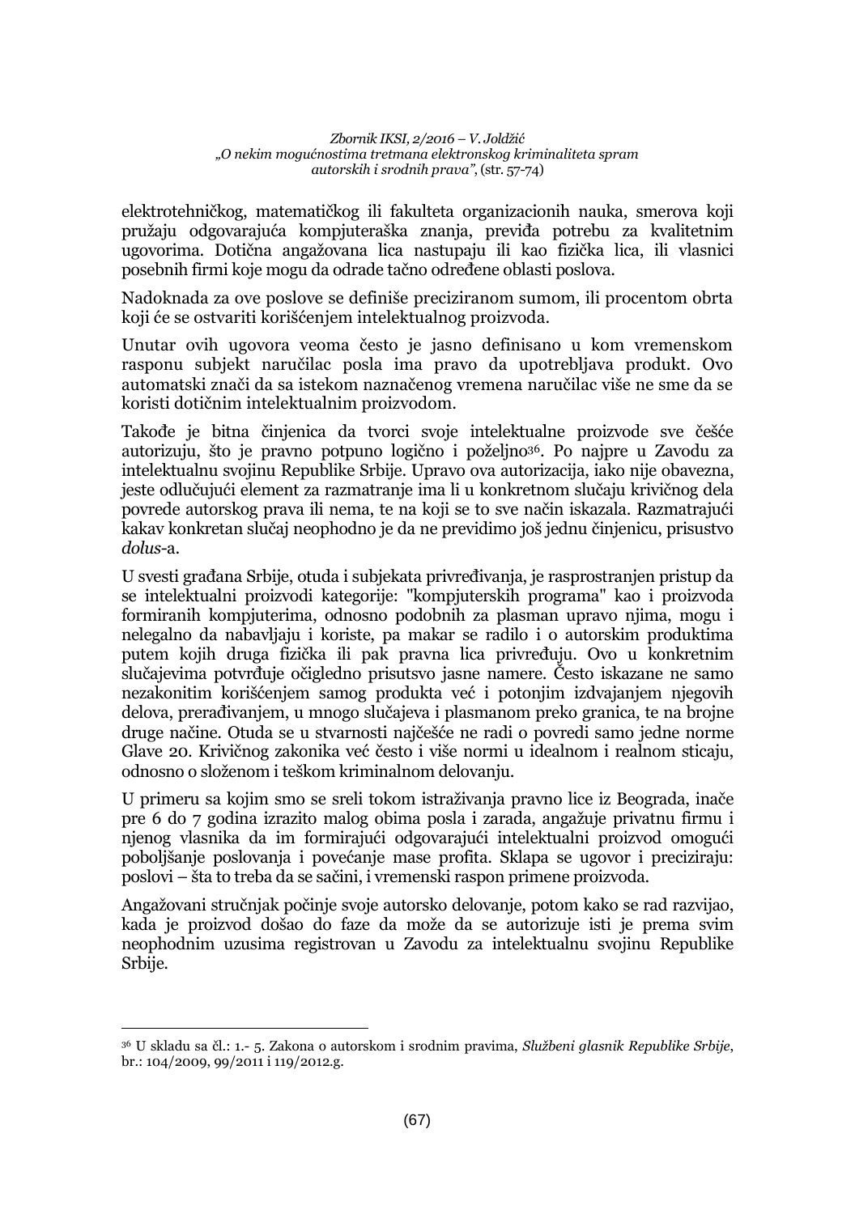elektrotehničkog, matematičkog ili fakulteta organizacionih nauka, smerova koji pružaju odgovarajuća kompjuteraška znanja, previđa potrebu za kvalitetnim ugovorima. Dotična angažovana lica nastupaju ili kao fizička lica, ili vlasnici posebnih firmi koje mogu da odrade tačno određene oblasti poslova.

Nadoknada za ove poslove se definiše preciziranom sumom, ili procentom obrta koji će se ostvariti korišćenjem intelektualnog proizvoda.

Unutar ovih ugovora veoma često je jasno definisano u kom vremenskom rasponu subjekt naručilac posla ima pravo da upotrebljava produkt. Ovo automatski znači da sa istekom naznačenog vremena naručilac više ne sme da se koristi dotičnim intelektualnim proizvodom.

Takođe je bitna činjenica da tvorci svoje intelektualne proizvode sve češće autorizuju, što je pravno potpuno logično i poželjno[36]. Po najpre u Zavodu za intelektualnu svojinu Republike Srbije. Upravo ova autorizacija, iako nije obavezna, jeste odlučujući element za razmatranje ima li u konkretnom slučaju krivičnog dela povrede autorskog prava ili nema, te na koji se to sve način iskazala. Razmatrajući kakav konkretan slučaj neophodno je da ne previdimo još jednu činjenicu, prisustvo *dolus*-a.

U svesti građana Srbije, otuda i subjekata privređivanja, je rasprostranjen pristup da se intelektualni proizvodi kategorije: "kompjuterskih programa" kao i proizvoda formiranih kompjuterima, odnosno podobnih za plasman upravo njima, mogu i nelegalno da nabavljaju i koriste, pa makar se radilo i o autorskim produktima putem kojih druga fizička ili pak pravna lica privređuju. Ovo u konkretnim slučajevima potvrđuje očigledno prisutsvo jasne namere. Često iskazane ne samo nezakonitim korišćenjem samog produkta već i potonjim izdvajanjem njegovih delova, prerađivanjem, u mnogo slučajeva i plasmanom preko granica, te na brojne druge načine. Otuda se u stvarnosti najčešće ne radi o povredi samo jedne norme Glave 20. Krivičnog zakonika već često i više normi u idealnom i realnom sticaju, odnosno o složenom i teškom kriminalnom delovanju.

U primeru sa kojim smo se sreli tokom istraživanja pravno lice iz Beograda, inače pre 6 do 7 godina izrazito malog obima posla i zarada, angažuje privatnu firmu i njenog vlasnika da im formirajući odgovarajući intelektualni proizvod omogući poboljšanje poslovanja i povećanje mase profita. Sklapa se ugovor i preciziraju: poslovi – šta to treba da se sačini, i vremenski raspon primene proizvoda.

Angažovani stručnjak počinje svoje autorsko delovanje, potom kako se rad razvijao, kada je proizvod došao do faze da može da se autorizuje isti je prema svim neophodnim uzusima registrovan u Zavodu za intelektualnu svojinu Republike Srbije.

---

[36] U skladu sa čl.: 1.- 5. Zakona o autorskom i srodnim pravima, *Službeni glasnik Republike Srbije*, br.: 104/2009, 99/2011 i 119/2012.g.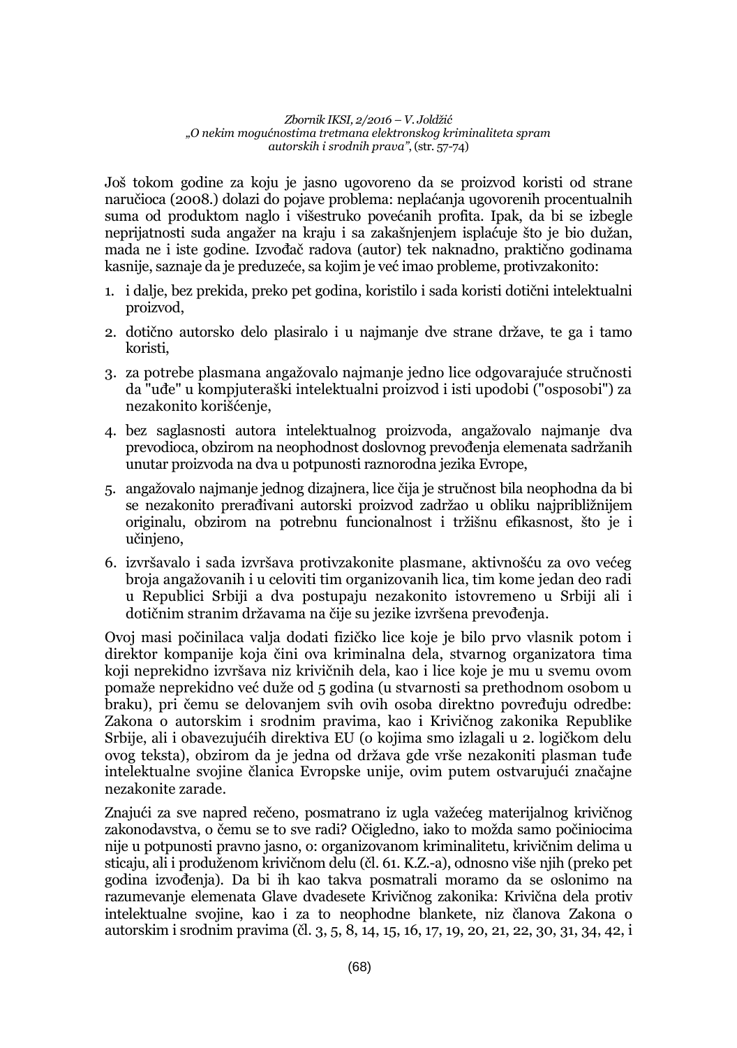Još tokom godine za koju je jasno ugovoreno da se proizvod koristi od strane naručioca (2008.) dolazi do pojave problema: neplaćanja ugovorenih procentualnih suma od produktom naglo i višestruko povećanih profita. Ipak, da bi se izbegle neprijatnosti suda angažer na kraju i sa zakašnjenjem isplaćuje što je bio dužan, mada ne i iste godine. Izvođač radova (autor) tek naknadno, praktično godinama kasnije, saznaje da je preduzeće, sa kojim je već imao probleme, protivzakonito:

1. i dalje, bez prekida, preko pet godina, koristilo i sada koristi dotični intelektualni proizvod,
2. dotično autorsko delo plasiralo i u najmanje dve strane države, te ga i tamo koristi,
3. za potrebe plasmana angažovalo najmanje jedno lice odgovarajuće stručnosti da "uđe" u kompjuteraški intelektualni proizvod i isti upodobi ("osposobi") za nezakonito korišćenje,
4. bez saglasnosti autora intelektualnog proizvoda, angažovalo najmanje dva prevodioca, obzirom na neophodnost doslovnog prevođenja elemenata sadržanih unutar proizvoda na dva u potpunosti raznorodna jezika Evrope,
5. angažovalo najmanje jednog dizajnera, lice čija je stručnost bila neophodna da bi se nezakonito prerađivani autorski proizvod zadržao u obliku najpribližnijem originalu, obzirom na potrebnu funcionalnost i tržišnu efikasnost, što je i učinjeno,
6. izvršavalo i sada izvršava protivzakonite plasmane, aktivnošću za ovo većeg broja angažovanih i u celoviti tim organizovanih lica, tim kome jedan deo radi u Republici Srbiji a dva postupaju nezakonito istovremeno u Srbiji ali i dotičnim stranim državama na čije su jezike izvršena prevođenja.

Ovoj masi počinilaca valja dodati fizičko lice koje je bilo prvo vlasnik potom i direktor kompanije koja čini ova kriminalna dela, stvarnog organizatora tima koji neprekidno izvršava niz krivičnih dela, kao i lice koje je mu u svemu ovom pomaže neprekidno već duže od 5 godina (u stvarnosti sa prethodnom osobom u braku), pri čemu se delovanjem svih ovih osoba direktno povređuju odredbe: Zakona o autorskim i srodnim pravima, kao i Krivičnog zakonika Republike Srbije, ali i obavezujućih direktiva EU (o kojima smo izlagali u 2. logičkom delu ovog teksta), obzirom da je jedna od država gde vrše nezakoniti plasman tuđe intelektualne svojine članica Evropske unije, ovim putem ostvarujući značajne nezakonite zarade.

Znajući za sve napred rečeno, posmatrano iz ugla važećeg materijalnog krivičnog zakonodavstva, o čemu se to sve radi? Očigledno, iako to možda samo počiniocima nije u potpunosti pravno jasno, o: organizovanom kriminalitetu, krivičnim delima u sticaju, ali i produženom krivičnom delu (čl. 61. K.Z.-a), odnosno više njih (preko pet godina izvođenja). Da bi ih kao takva posmatrali moramo da se oslonimo na razumevanje elemenata Glave dvadesete Krivičnog zakonika: Krivična dela protiv intelektualne svojine, kao i za to neophodne blankete, niz članova Zakona o autorskim i srodnim pravima (čl. 3, 5, 8, 14, 15, 16, 17, 19, 20, 21, 22, 30, 31, 34, 42, i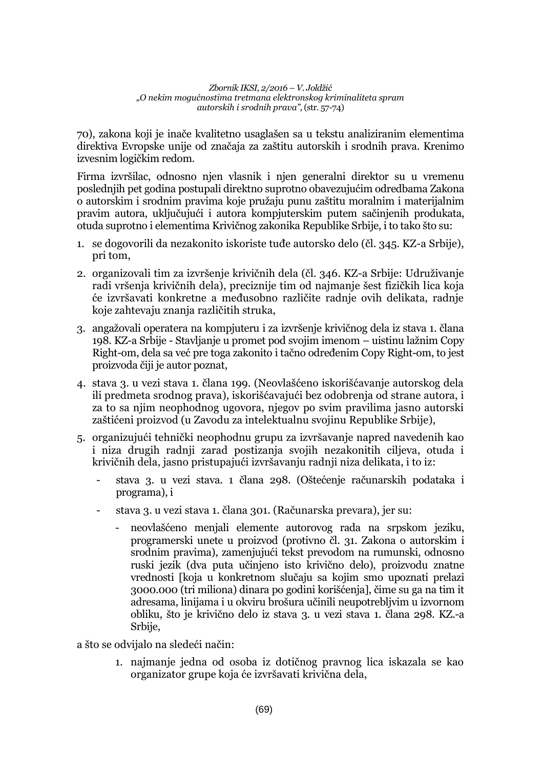70), zakona koji je inače kvalitetno usaglašen sa u tekstu analiziranim elementima direktiva Evropske unije od značaja za zaštitu autorskih i srodnih prava. Krenimo izvesnim logičkim redom.

Firma izvršilac, odnosno njen vlasnik i njen generalni direktor su u vremenu poslednjih pet godina postupali direktno suprotno obavezujućim odredbama Zakona o autorskim i srodnim pravima koje pružaju punu zaštitu moralnim i materijalnim pravim autora, uključujući i autora kompjuterskim putem sačinjenih produkata, otuda suprotno i elementima Krivičnog zakonika Republike Srbije, i to tako što su:

1. se dogovorili da nezakonito iskoriste tuđe autorsko delo (čl. 345. KZ-a Srbije), pri tom,
2. organizovali tim za izvršenje krivičnih dela (čl. 346. KZ-a Srbije: Udruživanje radi vršenja krivičnih dela), preciznije tim od najmanje šest fizičkih lica koja će izvršavati konkretne a međusobno različite radnje ovih delikata, radnje koje zahtevaju znanja različitih struka,
3. angažovali operatera na kompjuteru i za izvršenje krivičnog dela iz stava 1. člana 198. KZ-a Srbije - Stavljanje u promet pod svojim imenom – uistinu lažnim Copy Right-om, dela sa već pre toga zakonito i tačno određenim Copy Right-om, to jest proizvoda čiji je autor poznat,
4. stava 3. u vezi stava 1. člana 199. (Neovlašćeno iskorišćavanje autorskog dela ili predmeta srodnog prava), iskorišćavajući bez odobrenja od strane autora, i za to sa njim neophodnog ugovora, njegov po svim pravilima jasno autorski zaštićeni proizvod (u Zavodu za intelektualnu svojinu Republike Srbije),
5. organizujući tehnički neophodnu grupu za izvršavanje napred navedenih kao i niza drugih radnji zarad postizanja svojih nezakonitih ciljeva, otuda i krivičnih dela, jasno pristupajući izvršavanju radnji niza delikata, i to iz:
   - stava 3. u vezi stava. 1 člana 298. (Oštećenje računarskih podataka i programa), i
   - stava 3. u vezi stava 1. člana 301. (Računarska prevara), jer su:
     - neovlašćeno menjali elemente autorovog rada na srpskom jeziku, programerski unete u proizvod (protivno čl. 31. Zakona o autorskim i srodnim pravima), zamenjujući tekst prevodom na rumunski, odnosno ruski jezik (dva puta učinjeno isto krivično delo), proizvodu znatne vrednosti [koja u konkretnom slučaju sa kojim smo upoznati prelazi 3000.000 (tri miliona) dinara po godini korišćenja], čime su ga na tim it adresama, linijama i u okviru brošura učinili neupotrebljvim u izvornom obliku, što je krivično delo iz stava 3. u vezi stava 1. člana 298. KZ.-a Srbije,

a što se odvijalo na sledeći način:

1. najmanje jedna od osoba iz dotičnog pravnog lica iskazala se kao organizator grupe koja će izvršavati krivična dela,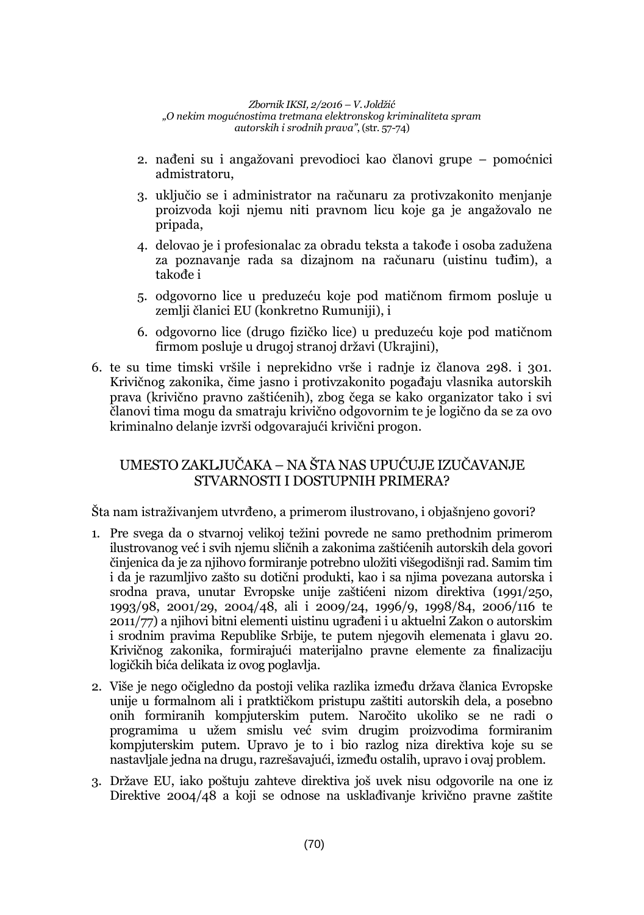2. nađeni su i angažovani prevodioci kao članovi grupe – pomoćnici admistratoru,
3. uključio se i administrator na računaru za protivzakonito menjanje proizvoda koji njemu niti pravnom licu koje ga je angažovalo ne pripada,
4. delovao je i profesionalac za obradu teksta a takođe i osoba zadužena za poznavanje rada sa dizajnom na računaru (uistinu tuđim), a takođe i
5. odgovorno lice u preduzeću koje pod matičnom firmom posluje u zemlji članici EU (konkretno Rumuniji), i
6. odgovorno lice (drugo fizičko lice) u preduzeću koje pod matičnom firmom posluje u drugoj stranoj državi (Ukrajini),

6. te su time timski vršile i neprekidno vrše i radnje iz članova 298. i 301. Krivičnog zakonika, čime jasno i protivzakonito pogađaju vlasnika autorskih prava (krivično pravno zaštićenih), zbog čega se kako organizator tako i svi članovi tima mogu da smatraju krivično odgovornim te je logično da se za ovo kriminalno delanje izvrši odgovarajući krivični progon.

## UMESTO ZAKLJUČAKA – NA ŠTA NAS UPUĆUJE IZUČAVANJE STVARNOSTI I DOSTUPNIH PRIMERA?

Šta nam istraživanjem utvrđeno, a primerom ilustrovano, i objašnjeno govori?

1. Pre svega da o stvarnoj velikoj težini povrede ne samo prethodnim primerom ilustrovanog već i svih njemu sličnih a zakonima zaštićenih autorskih dela govori činjenica da je za njihovo formiranje potrebno uložiti višegodišnji rad. Samim tim i da je razumljivo zašto su dotični produkti, kao i sa njima povezana autorska i srodna prava, unutar Evropske unije zaštićeni nizom direktiva (1991/250, 1993/98, 2001/29, 2004/48, ali i 2009/24, 1996/9, 1998/84, 2006/116 te 2011/77) a njihovi bitni elementi uistinu ugrađeni i u aktuelni Zakon o autorskim i srodnim pravima Republike Srbije, te putem njegovih elemenata i glavu 20. Krivičnog zakonika, formirajući materijalno pravne elemente za finalizaciju logičkih bića delikata iz ovog poglavlja.
2. Više je nego očigledno da postoji velika razlika između država članica Evropske unije u formalnom ali i pratktičkom pristupu zaštiti autorskih dela, a posebno onih formiranih kompjuterskim putem. Naročito ukoliko se ne radi o programima u užem smislu već svim drugim proizvodima formiranim kompjuterskim putem. Upravo je to i bio razlog niza direktiva koje su se nastavljale jedna na drugu, razrešavajući, između ostalih, upravo i ovaj problem.
3. Države EU, iako poštuju zahteve direktiva još uvek nisu odgovorile na one iz Direktive 2004/48 a koji se odnose na usklađivanje krivično pravne zaštite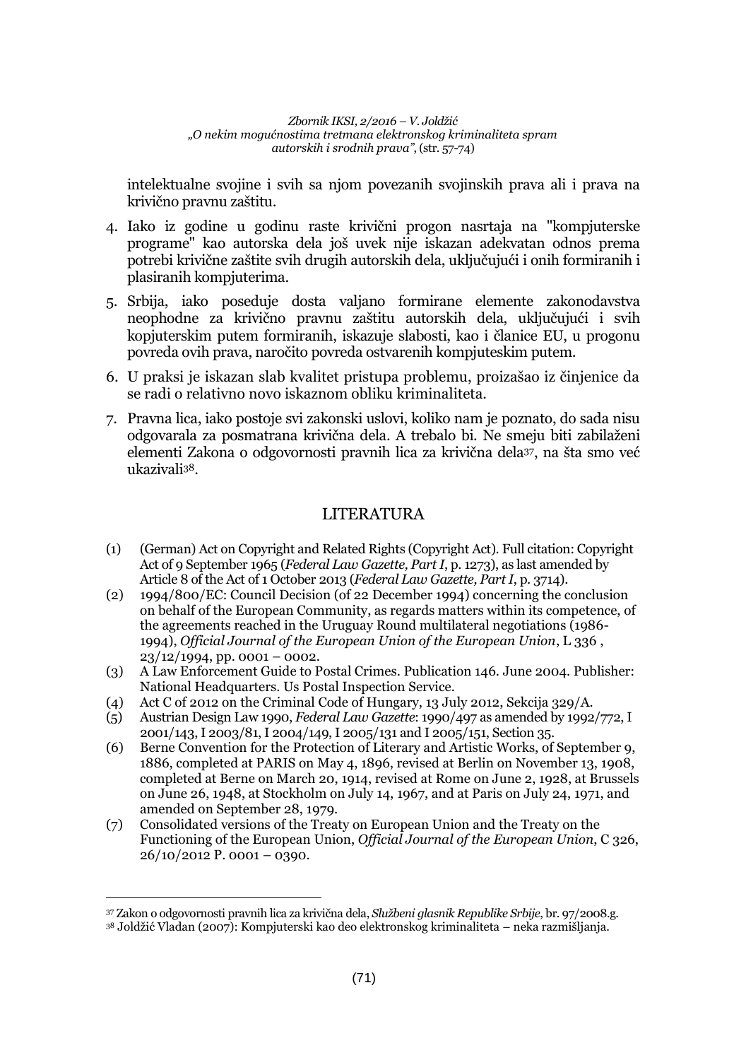intelektualne svojine i svih sa njom povezanih svojinskih prava ali i prava na krivično pravnu zaštitu.

4. Iako iz godine u godinu raste krivični progon nasrtaja na "kompjuterske programe" kao autorska dela još uvek nije iskazan adekvatan odnos prema potrebi krivične zaštite svih drugih autorskih dela, uključujući i onih formiranih i plasiranih kompjuterima.
5. Srbija, iako poseduje dosta valjano formirane elemente zakonodavstva neophodne za krivično pravnu zaštitu autorskih dela, uključujući i svih kopjuterskim putem formiranih, iskazuje slabosti, kao i članice EU, u progonu povreda ovih prava, naročito povreda ostvarenih kompjuteskim putem.
6. U praksi je iskazan slab kvalitet pristupa problemu, proizašao iz činjenice da se radi o relativno novo iskaznom obliku kriminaliteta.
7. Pravna lica, iako postoje svi zakonski uslovi, koliko nam je poznato, do sada nisu odgovarala za posmatrana krivična dela. A trebalo bi. Ne smeju biti zabilaženi elementi Zakona o odgovornosti pravnih lica za krivična dela[37], na šta smo već ukazivali[38].

## LITERATURA

(1) (German) Act on Copyright and Related Rights (Copyright Act). Full citation: Copyright Act of 9 September 1965 (*Federal Law Gazette, Part I*, p. 1273), as last amended by Article 8 of the Act of 1 October 2013 (*Federal Law Gazette, Part I*, p. 3714).

(2) 1994/800/EC: Council Decision (of 22 December 1994) concerning the conclusion on behalf of the European Community, as regards matters within its competence, of the agreements reached in the Uruguay Round multilateral negotiations (1986-1994), *Official Journal of the European Union of the European Union*, L 336 , 23/12/1994, pp. 0001 – 0002.

(3) A Law Enforcement Guide to Postal Crimes. Publication 146. June 2004. Publisher: National Headquarters. Us Postal Inspection Service.

(4) Act C of 2012 on the Criminal Code of Hungary, 13 July 2012, Sekcija 329/A.

(5) Austrian Design Law 1990, *Federal Law Gazette*: 1990/497 as amended by 1992/772, I 2001/143, I 2003/81, I 2004/149, I 2005/131 and I 2005/151, Section 35.

(6) Berne Convention for the Protection of Literary and Artistic Works, of September 9, 1886, completed at PARIS on May 4, 1896, revised at Berlin on November 13, 1908, completed at Berne on March 20, 1914, revised at Rome on June 2, 1928, at Brussels on June 26, 1948, at Stockholm on July 14, 1967, and at Paris on July 24, 1971, and amended on September 28, 1979.

(7) Consolidated versions of the Treaty on European Union and the Treaty on the Functioning of the European Union, *Official Journal of the European Union*, C 326, 26/10/2012 P. 0001 – 0390.

---

[37] Zakon o odgovornosti pravnih lica za krivična dela, *Službeni glasnik Republike Srbije*, br. 97/2008.g.

[38] Joldžić Vladan (2007): Kompjuterski kao deo elektronskog kriminaliteta – neka razmišljanja.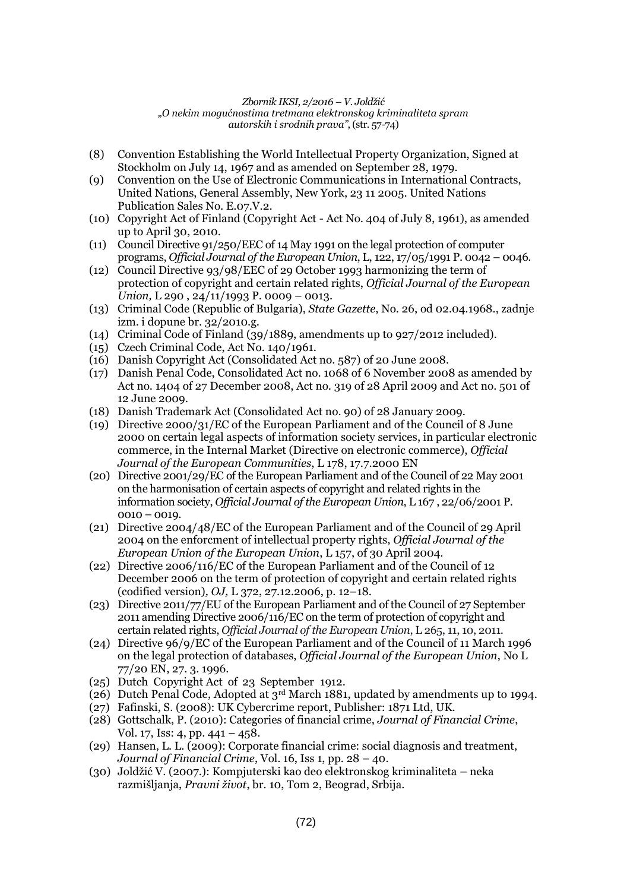(8) Convention Establishing the World Intellectual Property Organization, Signed at Stockholm on July 14, 1967 and as amended on September 28, 1979.

(9) Convention on the Use of Electronic Communications in International Contracts, United Nations, General Assembly, New York, 23 11 2005. United Nations Publication Sales No. E.07.V.2.

(10) Copyright Act of Finland (Copyright Act - Act No. 404 of July 8, 1961), as amended up to April 30, 2010.

(11) Council Directive 91/250/EEC of 14 May 1991 on the legal protection of computer programs, *Official Journal of the European Union*, L, 122, 17/05/1991 P. 0042 – 0046.

(12) Council Directive 93/98/EEC of 29 October 1993 harmonizing the term of protection of copyright and certain related rights, *Official Journal of the European Union,* L 290 , 24/11/1993 P. 0009 – 0013.

(13) Criminal Code (Republic of Bulgaria), *State Gazette*, No. 26, od 02.04.1968., zadnje izm. i dopune br. 32/2010.g.

(14) Criminal Code of Finland (39/1889, amendments up to 927/2012 included).

(15) Czech Criminal Code, Act No. 140/1961.

(16) Danish Copyright Act (Consolidated Act no. 587) of 20 June 2008.

(17) Danish Penal Code, Consolidated Act no. 1068 of 6 November 2008 as amended by Act no. 1404 of 27 December 2008, Act no. 319 of 28 April 2009 and Act no. 501 of 12 June 2009.

(18) Danish Trademark Act (Consolidated Act no. 90) of 28 January 2009.

(19) Directive 2000/31/EC of the European Parliament and of the Council of 8 June 2000 on certain legal aspects of information society services, in particular electronic commerce, in the Internal Market (Directive on electronic commerce), *Official Journal of the European Communities*, L 178, 17.7.2000 EN

(20) Directive 2001/29/EC of the European Parliament and of the Council of 22 May 2001 on the harmonisation of certain aspects of copyright and related rights in the information society, *Official Journal of the European Union*, L 167 , 22/06/2001 P. 0010 – 0019.

(21) Directive 2004/48/EC of the European Parliament and of the Council of 29 April 2004 on the enforcment of intellectual property rights, *Official Journal of the European Union of the European Union*, L 157, of 30 April 2004.

(22) Directive 2006/116/EC of the European Parliament and of the Council of 12 December 2006 on the term of protection of copyright and certain related rights (codified version)*, OJ,* L 372, 27.12.2006, p. 12–18.

(23) Directive 2011/77/EU of the European Parliament and of the Council of 27 September 2011 amending Directive 2006/116/EC on the term of protection of copyright and certain related rights, *Official Journal of the European Union*, L 265, 11, 10, 2011.

(24) Directive 96/9/EC of the European Parliament and of the Council of 11 March 1996 on the legal protection of databases, *Official Journal of the European Union*, No L 77/20 EN, 27. 3. 1996.

(25) Dutch Copyright Act of 23 September 1912.

(26) Dutch Penal Code, Adopted at 3rd March 1881, updated by amendments up to 1994.

(27) Fafinski, S. (2008): UK Cybercrime report, Publisher: 1871 Ltd, UK.

(28) Gottschalk, P. (2010): Categories of financial crime, *Journal of Financial Crime*, Vol. 17, Iss: 4, pp. 441 – 458.

(29) Hansen, L. L. (2009): Corporate financial crime: social diagnosis and treatment, *Journal of Financial Crime*, Vol. 16, Iss 1, pp. 28 – 40.

(30) Joldžić V. (2007.): Kompjuterski kao deo elektronskog kriminaliteta – neka razmišljanja, *Pravni život*, br. 10, Tom 2, Beograd, Srbija.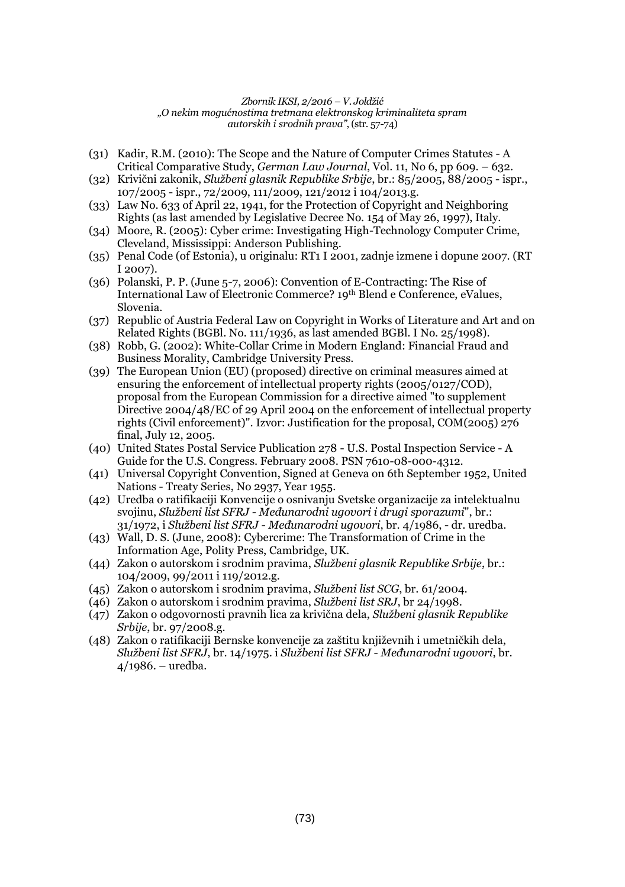(31) Kadir, R.M. (2010): The Scope and the Nature of Computer Crimes Statutes - A Critical Comparative Study, *German Law Journal*, Vol. 11, No 6, pp 609. – 632.

(32) Krivični zakonik, *Službeni glasnik Republike Srbije*, br.: 85/2005, 88/2005 - ispr., 107/2005 - ispr., 72/2009, 111/2009, 121/2012 i 104/2013.g.

(33) Law No. 633 of April 22, 1941, for the Protection of Copyright and Neighboring Rights (as last amended by Legislative Decree No. 154 of May 26, 1997), Italy.

(34) Moore, R. (2005): Cyber crime: Investigating High-Technology Computer Crime, Cleveland, Mississippi: Anderson Publishing.

(35) Penal Code (of Estonia), u originalu: RT1 I 2001, zadnje izmene i dopune 2007. (RT I 2007).

(36) Polanski, P. P. (June 5-7, 2006): Convention of E-Contracting: The Rise of International Law of Electronic Commerce? 19th Blend e Conference, eValues, Slovenia.

(37) Republic of Austria Federal Law on Copyright in Works of Literature and Art and on Related Rights (BGBl. No. 111/1936, as last amended BGBl. I No. 25/1998).

(38) Robb, G. (2002): White-Collar Crime in Modern England: Financial Fraud and Business Morality, Cambridge University Press.

(39) The European Union (EU) (proposed) directive on criminal measures aimed at ensuring the enforcement of intellectual property rights (2005/0127/COD), proposal from the European Commission for a directive aimed "to supplement Directive 2004/48/EC of 29 April 2004 on the enforcement of intellectual property rights (Civil enforcement)". Izvor: Justification for the proposal, COM(2005) 276 final, July 12, 2005.

(40) United States Postal Service Publication 278 - U.S. Postal Inspection Service - A Guide for the U.S. Congress. February 2008. PSN 7610-08-000-4312.

(41) Universal Copyright Convention, Signed at Geneva on 6th September 1952, United Nations - Treaty Series, No 2937, Year 1955.

(42) Uredba o ratifikaciji Konvencije o osnivanju Svetske organizacije za intelektualnu svojinu, *Službeni list SFRJ - Međunarodni ugovori i drugi sporazumi*", br.: 31/1972, i *Službeni list SFRJ - Međunarodni ugovori*, br. 4/1986, - dr. uredba.

(43) Wall, D. S. (June, 2008): Cybercrime: The Transformation of Crime in the Information Age, Polity Press, Cambridge, UK.

(44) Zakon o autorskom i srodnim pravima, *Službeni glasnik Republike Srbije*, br.: 104/2009, 99/2011 i 119/2012.g.

(45) Zakon o autorskom i srodnim pravima, *Službeni list SCG*, br. 61/2004.

(46) Zakon o autorskom i srodnim pravima, *Službeni list SRJ*, br 24/1998.

(47) Zakon o odgovornosti pravnih lica za krivična dela, *Službeni glasnik Republike Srbije*, br. 97/2008.g.

(48) Zakon o ratifikaciji Bernske konvencije za zaštitu književnih i umetničkih dela, *Službeni list SFRJ*, br. 14/1975. i *Službeni list SFRJ - Međunarodni ugovori*, br. 4/1986. – uredba.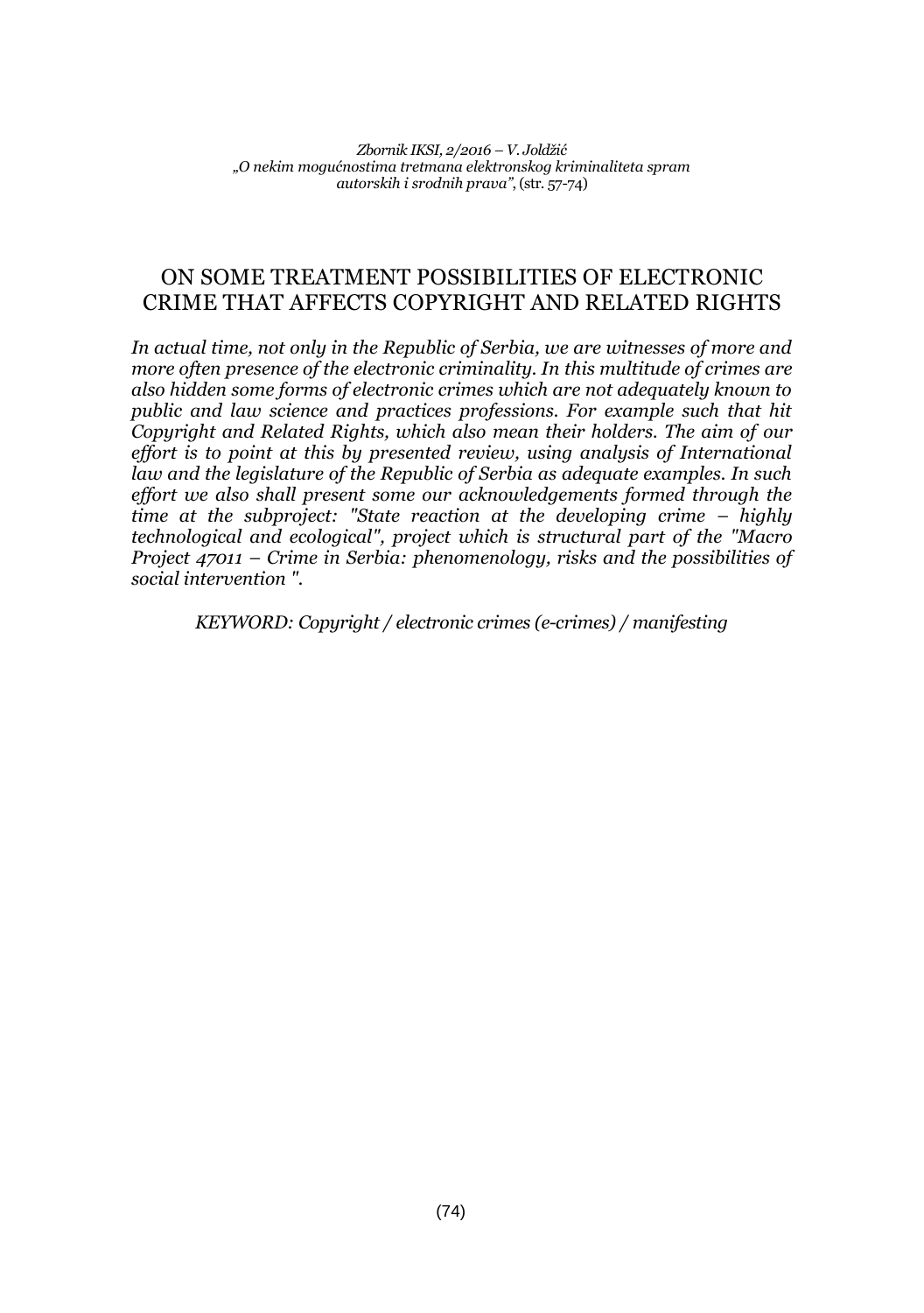## ON SOME TREATMENT POSSIBILITIES OF ELECTRONIC CRIME THAT AFFECTS COPYRIGHT AND RELATED RIGHTS

*In actual time, not only in the Republic of Serbia, we are witnesses of more and more often presence of the electronic criminality. In this multitude of crimes are also hidden some forms of electronic crimes which are not adequately known to public and law science and practices professions. For example such that hit Copyright and Related Rights, which also mean their holders. The aim of our effort is to point at this by presented review, using analysis of International law and the legislature of the Republic of Serbia as adequate examples. In such effort we also shall present some our acknowledgements formed through the time at the subproject: "State reaction at the developing crime – highly technological and ecological", project which is structural part of the "Macro Project 47011 – Crime in Serbia: phenomenology, risks and the possibilities of social intervention ".*

*KEYWORD: Copyright / electronic crimes (e-crimes) / manifesting*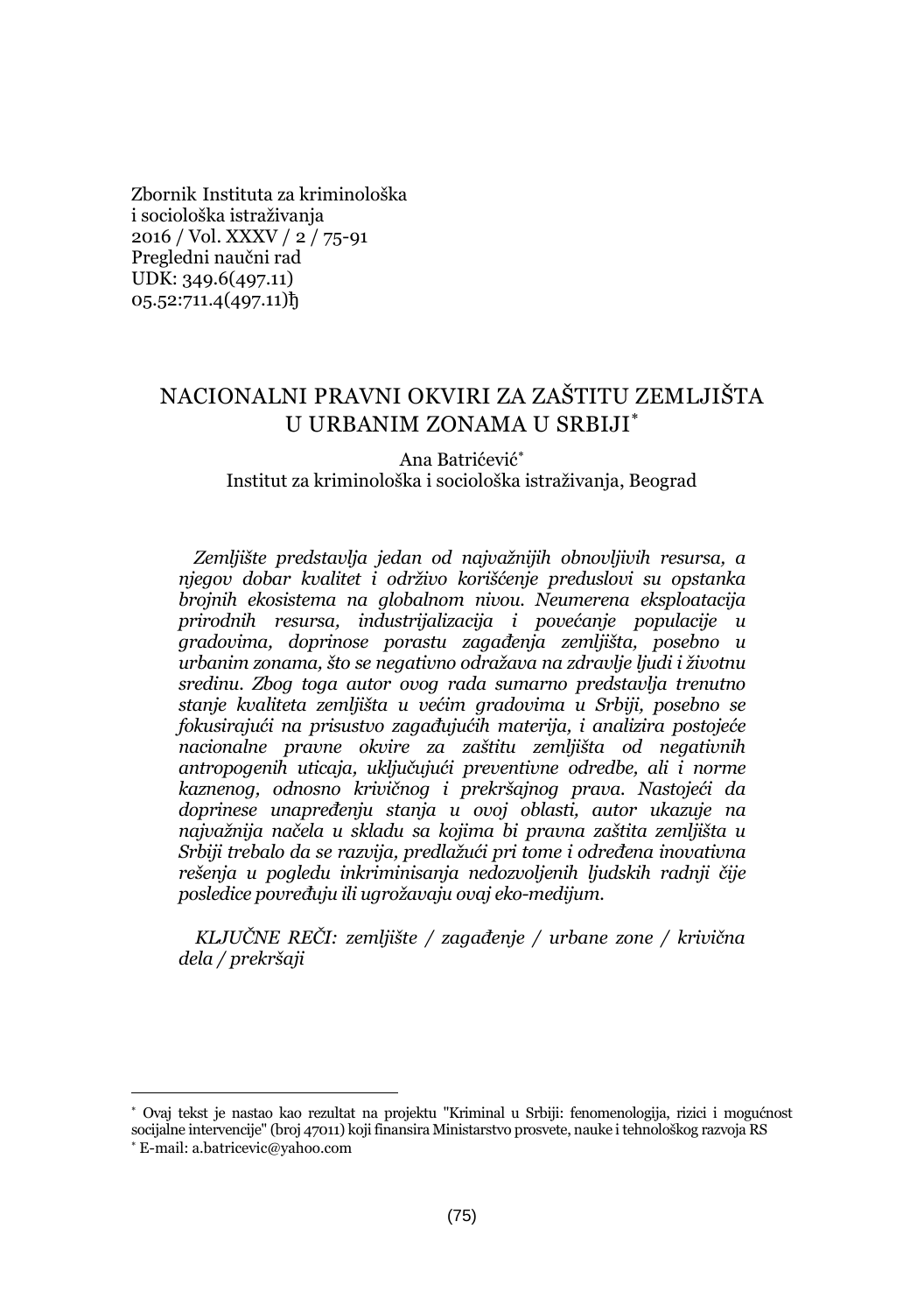Zbornik Instituta za kriminološka i sociološka istraživanja
2016 / Vol. XXXV / 2 / 75-91
Pregledni naučni rad
UDK: 349.6(497.11)
05.52:711.4(497.11)ђ

# NACIONALNI PRAVNI OKVIRI ZA ZAŠTITU ZEMLJIŠTA U URBANIM ZONAMA U SRBIJI[*]

Ana Batrićević[*]
Institut za kriminološka i sociološka istraživanja, Beograd

*Zemljište predstavlja jedan od najvažnijih obnovljivih resursa, a njegov dobar kvalitet i održivo korišćenje preduslovi su opstanka brojnih ekosistema na globalnom nivou. Neumerena eksploatacija prirodnih resursa, industrijalizacija i povećanje populacije u gradovima, doprinose porastu zagađenja zemljišta, posebno u urbanim zonama, što se negativno odražava na zdravlje ljudi i životnu sredinu. Zbog toga autor ovog rada sumarno predstavlja trenutno stanje kvaliteta zemljišta u većim gradovima u Srbiji, posebno se fokusirajući na prisustvo zagađujućih materija, i analizira postojeće nacionalne pravne okvire za zaštitu zemljišta od negativnih antropogenih uticaja, uključujući preventivne odredbe, ali i norme kaznenog, odnosno krivičnog i prekršajnog prava. Nastojeći da doprinese unapređenju stanja u ovoj oblasti, autor ukazuje na najvažnija načela u skladu sa kojima bi pravna zaštita zemljišta u Srbiji trebalo da se razvija, predlažući pri tome i određena inovativna rešenja u pogledu inkriminisanja nedozvoljenih ljudskih radnji čije posledice povređuju ili ugrožavaju ovaj eko-medijum.*

*KLJUČNE REČI: zemljište / zagađenje / urbane zone / krivična dela / prekršaji*

---

[*] Ovaj tekst je nastao kao rezultat na projektu "Kriminal u Srbiji: fenomenologija, rizici i mogućnost socijalne intervencije" (broj 47011) koji finansira Ministarstvo prosvete, nauke i tehnološkog razvoja RS

[*] E-mail: a.batricevic@yahoo.com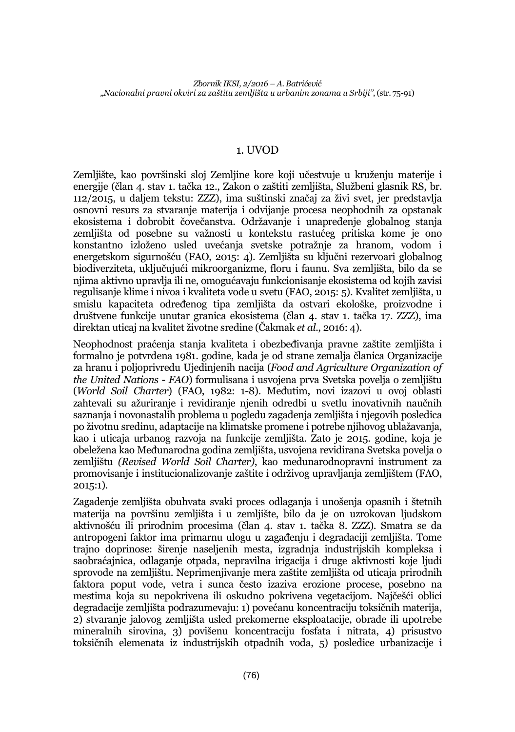## 1. UVOD

Zemljište, kao površinski sloj Zemljine kore koji učestvuje u kruženju materije i energije (član 4. stav 1. tačka 12., Zakon o zaštiti zemljišta, Službeni glasnik RS, br. 112/2015, u daljem tekstu: ZZZ), ima suštinski značaj za živi svet, jer predstavlja osnovni resurs za stvaranje materija i odvijanje procesa neophodnih za opstanak ekosistema i dobrobit čovečanstva. Održavanje i unapređenje globalnog stanja zemljišta od posebne su važnosti u kontekstu rastućeg pritiska kome je ono konstantno izloženo usled uvećanja svetske potražnje za hranom, vodom i energetskom sigurnošću (FAO, 2015: 4). Zemljišta su ključni rezervoari globalnog biodiverziteta, uključujući mikroorganizme, floru i faunu. Sva zemljišta, bilo da se njima aktivno upravlja ili ne, omogućavaju funkcionisanje ekosistema od kojih zavisi regulisanje klime i nivoa i kvaliteta vode u svetu (FAO, 2015: 5). Kvalitet zemljišta, u smislu kapaciteta određenog tipa zemljišta da ostvari ekološke, proizvodne i društvene funkcije unutar granica ekosistema (član 4. stav 1. tačka 17. ZZZ), ima direktan uticaj na kvalitet životne sredine (Čakmak *et al*., 2016: 4).

Neophodnost praćenja stanja kvaliteta i obezbeđivanja pravne zaštite zemljišta i formalno je potvrđena 1981. godine, kada je od strane zemalja članica Organizacije za hranu i poljoprivredu Ujedinjenih nacija (*Food and Agriculture Organization of the United Nations - FAO*) formulisana i usvojena prva Svetska povelja o zemljištu (*World Soil Charter*) (FAO, 1982: 1-8). Međutim, novi izazovi u ovoj oblasti zahtevali su ažuriranje i revidiranje njenih odredbi u svetlu inovativnih naučnih saznanja i novonastalih problema u pogledu zagađenja zemljišta i njegovih posledica po životnu sredinu, adaptacije na klimatske promene i potrebe njihovog ublažavanja, kao i uticaja urbanog razvoja na funkcije zemljišta. Zato je 2015. godine, koja je obeležena kao Međunarodna godina zemljišta, usvojena revidirana Svetska povelja o zemljištu *(Revised World Soil Charter)*, kao međunarodnopravni instrument za promovisanje i institucionalizovanje zaštite i održivog upravljanja zemljištem (FAO, 2015:1).

Zagađenje zemljišta obuhvata svaki proces odlaganja i unošenja opasnih i štetnih materija na površinu zemljišta i u zemljište, bilo da je on uzrokovan ljudskom aktivnošću ili prirodnim procesima (član 4. stav 1. tačka 8. ZZZ). Smatra se da antropogeni faktor ima primarnu ulogu u zagađenju i degradaciji zemljišta. Tome trajno doprinose: širenje naseljenih mesta, izgradnja industrijskih kompleksa i saobraćajnica, odlaganje otpada, nepravilna irigacija i druge aktivnosti koje ljudi sprovode na zemljištu. Neprimenjivanje mera zaštite zemljišta od uticaja prirodnih faktora poput vode, vetra i sunca često izaziva erozione procese, posebno na mestima koja su nepokrivena ili oskudno pokrivena vegetacijom. Najčešći oblici degradacije zemljišta podrazumevaju: 1) povećanu koncentraciju toksičnih materija, 2) stvaranje jalovog zemljišta usled prekomerne eksploatacije, obrade ili upotrebe mineralnih sirovina, 3) povišenu koncentraciju fosfata i nitrata, 4) prisustvo toksičnih elemenata iz industrijskih otpadnih voda, 5) posledice urbanizacije i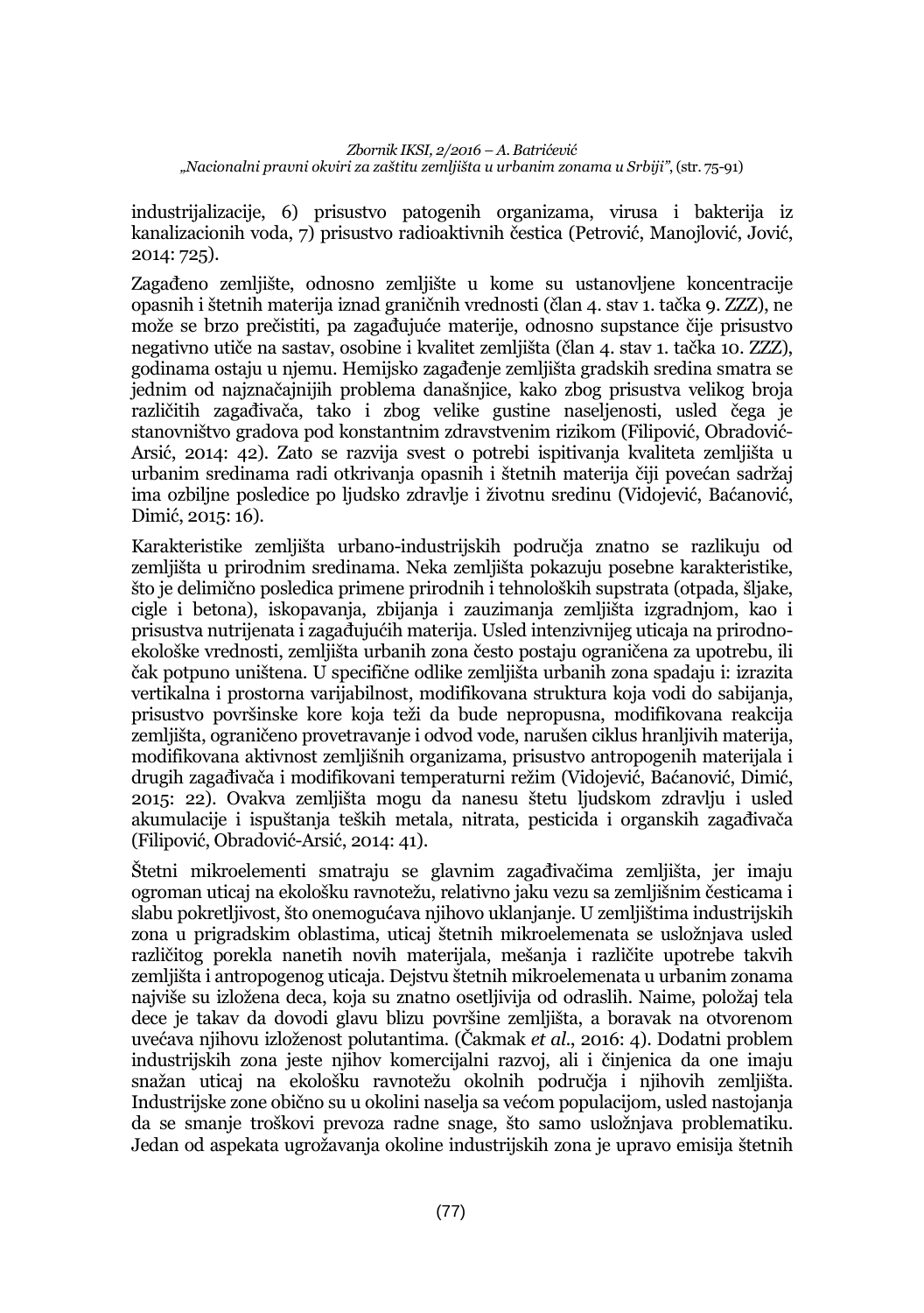industrijalizacije, 6) prisustvo patogenih organizama, virusa i bakterija iz kanalizacionih voda, 7) prisustvo radioaktivnih čestica (Petrović, Manojlović, Jović, 2014: 725).

Zagađeno zemljište, odnosno zemljište u kome su ustanovljene koncentracije opasnih i štetnih materija iznad graničnih vrednosti (član 4. stav 1. tačka 9. ZZZ), ne može se brzo prečistiti, pa zagađujuće materije, odnosno supstance čije prisustvo negativno utiče na sastav, osobine i kvalitet zemljišta (član 4. stav 1. tačka 10. ZZZ), godinama ostaju u njemu. Hemijsko zagađenje zemljišta gradskih sredina smatra se jednim od najznačajnijih problema današnjice, kako zbog prisustva velikog broja različitih zagađivača, tako i zbog velike gustine naseljenosti, usled čega je stanovništvo gradova pod konstantnim zdravstvenim rizikom (Filipović, Obradović-Arsić, 2014: 42). Zato se razvija svest o potrebi ispitivanja kvaliteta zemljišta u urbanim sredinama radi otkrivanja opasnih i štetnih materija čiji povećan sadržaj ima ozbiljne posledice po ljudsko zdravlje i životnu sredinu (Vidojević, Baćanović, Dimić, 2015: 16).

Karakteristike zemljišta urbano-industrijskih područja znatno se razlikuju od zemljišta u prirodnim sredinama. Neka zemljišta pokazuju posebne karakteristike, što je delimično posledica primene prirodnih i tehnoloških supstrata (otpada, šljake, cigle i betona), iskopavanja, zbijanja i zauzimanja zemljišta izgradnjom, kao i prisustva nutrijenata i zagađujućih materija. Usled intenzivnijeg uticaja na prirodno-ekološke vrednosti, zemljišta urbanih zona često postaju ograničena za upotrebu, ili čak potpuno uništena. U specifične odlike zemljišta urbanih zona spadaju i: izrazita vertikalna i prostorna varijabilnost, modifikovana struktura koja vodi do sabijanja, prisustvo površinske kore koja teži da bude nepropusna, modifikovana reakcija zemljišta, ograničeno provetravanje i odvod vode, narušen ciklus hranljivih materija, modifikovana aktivnost zemljišnih organizama, prisustvo antropogenih materijala i drugih zagađivača i modifikovani temperaturni režim (Vidojević, Baćanović, Dimić, 2015: 22). Ovakva zemljišta mogu da nanesu štetu ljudskom zdravlju i usled akumulacije i ispuštanja teških metala, nitrata, pesticida i organskih zagađivača (Filipović, Obradović-Arsić, 2014: 41).

Štetni mikroelementi smatraju se glavnim zagađivačima zemljišta, jer imaju ogroman uticaj na ekološku ravnotežu, relativno jaku vezu sa zemljišnim česticama i slabu pokretljivost, što onemogućava njihovo uklanjanje. U zemljištima industrijskih zona u prigradskim oblastima, uticaj štetnih mikroelemenata se usložnjava usled različitog porekla nanetih novih materijala, mešanja i različite upotrebe takvih zemljišta i antropogenog uticaja. Dejstvu štetnih mikroelemenata u urbanim zonama najviše su izložena deca, koja su znatno osetljivija od odraslih. Naime, položaj tela dece je takav da dovodi glavu blizu površine zemljišta, a boravak na otvorenom uvećava njihovu izloženost polutantima. (Čakmak *et al*., 2016: 4). Dodatni problem industrijskih zona jeste njihov komercijalni razvoj, ali i činjenica da one imaju snažan uticaj na ekološku ravnotežu okolnih područja i njihovih zemljišta. Industrijske zone obično su u okolini naselja sa većom populacijom, usled nastojanja da se smanje troškovi prevoza radne snage, što samo usložnjava problematiku. Jedan od aspekata ugrožavanja okoline industrijskih zona je upravo emisija štetnih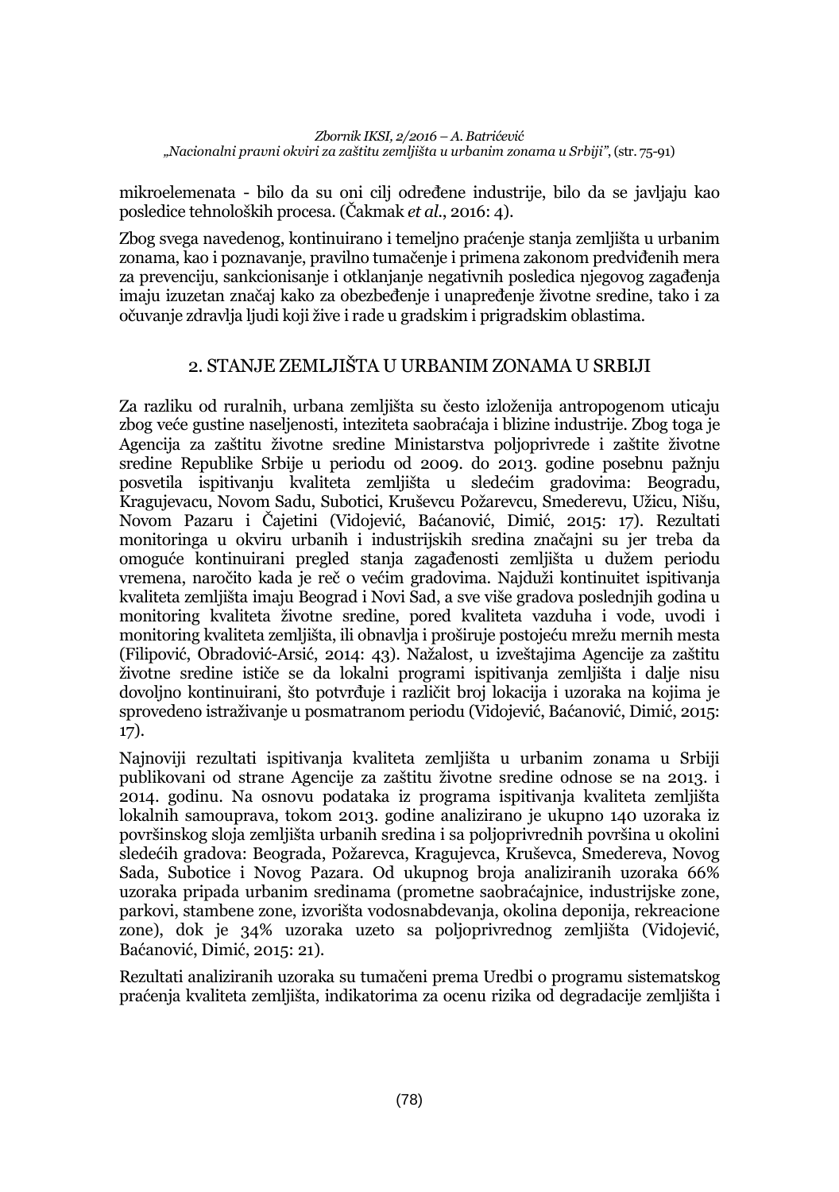mikroelemenata - bilo da su oni cilj određene industrije, bilo da se javljaju kao posledice tehnoloških procesa. (Čakmak *et al.*, 2016: 4).

Zbog svega navedenog, kontinuirano i temeljno praćenje stanja zemljišta u urbanim zonama, kao i poznavanje, pravilno tumačenje i primena zakonom predviđenih mera za prevenciju, sankcionisanje i otklanjanje negativnih posledica njegovog zagađenja imaju izuzetan značaj kako za obezbeđenje i unapređenje životne sredine, tako i za očuvanje zdravlja ljudi koji žive i rade u gradskim i prigradskim oblastima.

## 2. STANJE ZEMLJIŠTA U URBANIM ZONAMA U SRBIJI

Za razliku od ruralnih, urbana zemljišta su često izloženija antropogenom uticaju zbog veće gustine naseljenosti, inteziteta saobraćaja i blizine industrije. Zbog toga je Agencija za zaštitu životne sredine Ministarstva poljoprivrede i zaštite životne sredine Republike Srbije u periodu od 2009. do 2013. godine posebnu pažnju posvetila ispitivanju kvaliteta zemljišta u sledećim gradovima: Beogradu, Kragujevacu, Novom Sadu, Subotici, Kruševcu Požarevcu, Smederevu, Užicu, Nišu, Novom Pazaru i Čajetini (Vidojević, Baćanović, Dimić, 2015: 17). Rezultati monitoringa u okviru urbanih i industrijskih sredina značajni su jer treba da omoguće kontinuirani pregled stanja zagađenosti zemljišta u dužem periodu vremena, naročito kada je reč o većim gradovima. Najduži kontinuitet ispitivanja kvaliteta zemljišta imaju Beograd i Novi Sad, a sve više gradova poslednjih godina u monitoring kvaliteta životne sredine, pored kvaliteta vazduha i vode, uvodi i monitoring kvaliteta zemljišta, ili obnavlja i proširuje postojeću mrežu mernih mesta (Filipović, Obradović-Arsić, 2014: 43). Nažalost, u izveštajima Agencije za zaštitu životne sredine ističe se da lokalni programi ispitivanja zemljišta i dalje nisu dovoljno kontinuirani, što potvrđuje i različit broj lokacija i uzoraka na kojima je sprovedeno istraživanje u posmatranom periodu (Vidojević, Baćanović, Dimić, 2015: 17).

Najnoviji rezultati ispitivanja kvaliteta zemljišta u urbanim zonama u Srbiji publikovani od strane Agencije za zaštitu životne sredine odnose se na 2013. i 2014. godinu. Na osnovu podataka iz programa ispitivanja kvaliteta zemljišta lokalnih samouprava, tokom 2013. godine analizirano je ukupno 140 uzoraka iz površinskog sloja zemljišta urbanih sredina i sa poljoprivrednih površina u okolini sledećih gradova: Beograda, Požarevca, Kragujevca, Kruševca, Smedereva, Novog Sada, Subotice i Novog Pazara. Od ukupnog broja analiziranih uzoraka 66% uzoraka pripada urbanim sredinama (prometne saobraćajnice, industrijske zone, parkovi, stambene zone, izvorišta vodosnabdevanja, okolina deponija, rekreacione zone), dok je 34% uzoraka uzeto sa poljoprivrednog zemljišta (Vidojević, Baćanović, Dimić, 2015: 21).

Rezultati analiziranih uzoraka su tumačeni prema Uredbi o programu sistematskog praćenja kvaliteta zemljišta, indikatorima za ocenu rizika od degradacije zemljišta i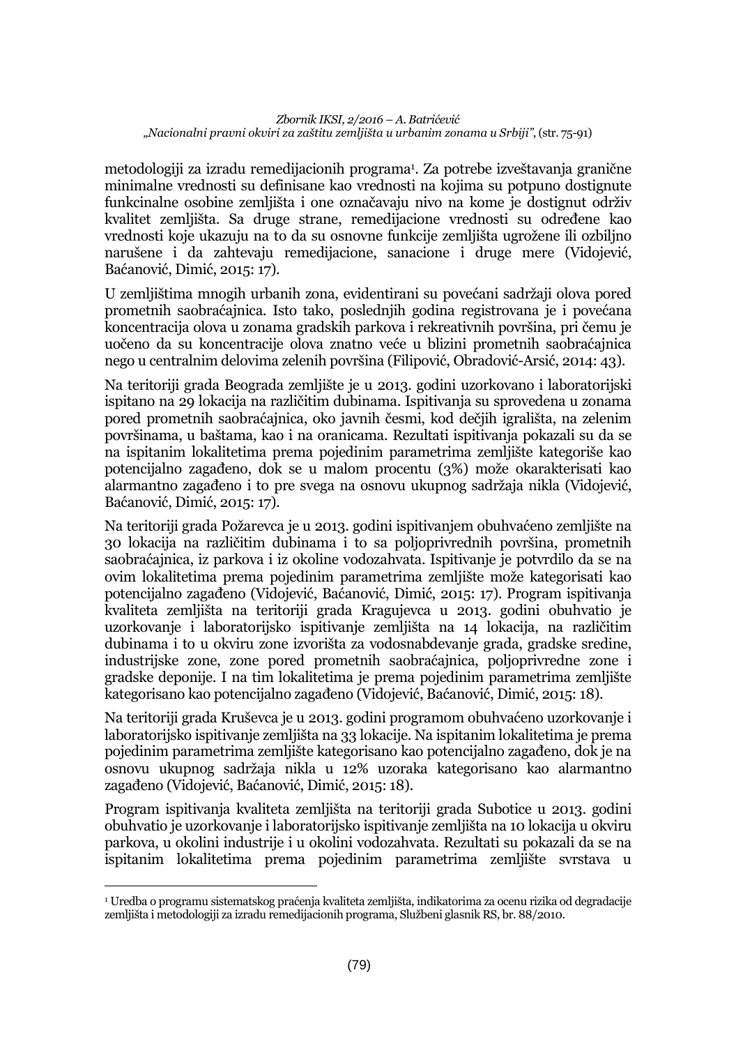metodologiji za izradu remedijacionih programa[1]. Za potrebe izveštavanja granične minimalne vrednosti su definisane kao vrednosti na kojima su potpuno dostignute funkcinalne osobine zemljišta i one označavaju nivo na kome je dostignut održiv kvalitet zemljišta. Sa druge strane, remedijacione vrednosti su određene kao vrednosti koje ukazuju na to da su osnovne funkcije zemljišta ugrožene ili ozbiljno narušene i da zahtevaju remedijacione, sanacione i druge mere (Vidojević, Baćanović, Dimić, 2015: 17).

U zemljištima mnogih urbanih zona, evidentirani su povećani sadržaji olova pored prometnih saobraćajnica. Isto tako, poslednjih godina registrovana je i povećana koncentracija olova u zonama gradskih parkova i rekreativnih površina, pri čemu je uočeno da su koncentracije olova znatno veće u blizini prometnih saobraćajnica nego u centralnim delovima zelenih površina (Filipović, Obradović-Arsić, 2014: 43).

Na teritoriji grada Beograda zemljište je u 2013. godini uzorkovano i laboratorijski ispitano na 29 lokacija na različitim dubinama. Ispitivanja su sprovedena u zonama pored prometnih saobraćajnica, oko javnih česmi, kod dečjih igrališta, na zelenim površinama, u baštama, kao i na oranicama. Rezultati ispitivanja pokazali su da se na ispitanim lokalitetima prema pojedinim parametrima zemljište kategoriše kao potencijalno zagađeno, dok se u malom procentu (3%) može okarakterisati kao alarmantno zagađeno i to pre svega na osnovu ukupnog sadržaja nikla (Vidojević, Baćanović, Dimić, 2015: 17).

Na teritoriji grada Požarevca je u 2013. godini ispitivanjem obuhvaćeno zemljište na 30 lokacija na različitim dubinama i to sa poljoprivrednih površina, prometnih saobraćajnica, iz parkova i iz okoline vodozahvata. Ispitivanje je potvrdilo da se na ovim lokalitetima prema pojedinim parametrima zemljište može kategorisati kao potencijalno zagađeno (Vidojević, Baćanović, Dimić, 2015: 17). Program ispitivanja kvaliteta zemljišta na teritoriji grada Kragujevca u 2013. godini obuhvatio je uzorkovanje i laboratorijsko ispitivanje zemljišta na 14 lokacija, na različitim dubinama i to u okviru zone izvorišta za vodosnabdevanje grada, gradske sredine, industrijske zone, zone pored prometnih saobraćajnica, poljoprivredne zone i gradske deponije. I na tim lokalitetima je prema pojedinim parametrima zemljište kategorisano kao potencijalno zagađeno (Vidojević, Baćanović, Dimić, 2015: 18).

Na teritoriji grada Kruševca je u 2013. godini programom obuhvaćeno uzorkovanje i laboratorijsko ispitivanje zemljišta na 33 lokacije. Na ispitanim lokalitetima je prema pojedinim parametrima zemljište kategorisano kao potencijalno zagađeno, dok je na osnovu ukupnog sadržaja nikla u 12% uzoraka kategorisano kao alarmantno zagađeno (Vidojević, Baćanović, Dimić, 2015: 18).

Program ispitivanja kvaliteta zemljišta na teritoriji grada Subotice u 2013. godini obuhvatio je uzorkovanje i laboratorijsko ispitivanje zemljišta na 10 lokacija u okviru parkova, u okolini industrije i u okolini vodozahvata. Rezultati su pokazali da se na ispitanim lokalitetima prema pojedinim parametrima zemljište svrstava u

---

[1] Uredba o programu sistematskog praćenja kvaliteta zemljišta, indikatorima za ocenu rizika od degradacije zemljišta i metodologiji za izradu remedijacionih programa, Službeni glasnik RS, br. 88/2010.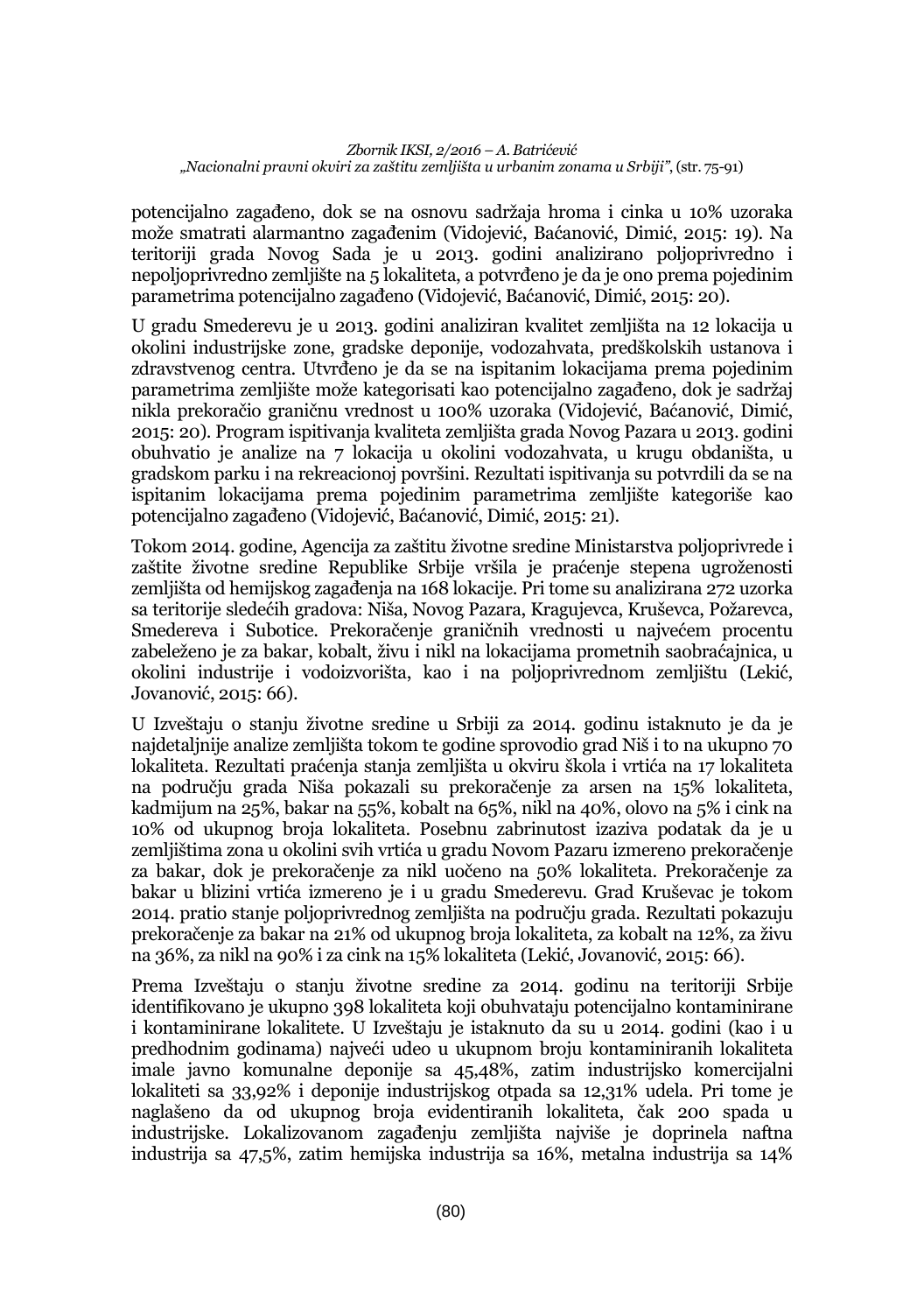potencijalno zagađeno, dok se na osnovu sadržaja hroma i cinka u 10% uzoraka može smatrati alarmantno zagađenim (Vidojević, Baćanović, Dimić, 2015: 19). Na teritoriji grada Novog Sada je u 2013. godini analizirano poljoprivredno i nepoljoprivredno zemljište na 5 lokaliteta, a potvrđeno je da je ono prema pojedinim parametrima potencijalno zagađeno (Vidojević, Baćanović, Dimić, 2015: 20).

U gradu Smederevu je u 2013. godini analiziran kvalitet zemljišta na 12 lokacija u okolini industrijske zone, gradske deponije, vodozahvata, predškolskih ustanova i zdravstvenog centra. Utvrđeno je da se na ispitanim lokacijama prema pojedinim parametrima zemljište može kategorisati kao potencijalno zagađeno, dok je sadržaj nikla prekoračio graničnu vrednost u 100% uzoraka (Vidojević, Baćanović, Dimić, 2015: 20). Program ispitivanja kvaliteta zemljišta grada Novog Pazara u 2013. godini obuhvatio je analize na 7 lokacija u okolini vodozahvata, u krugu obdaništa, u gradskom parku i na rekreacionoj površini. Rezultati ispitivanja su potvrdili da se na ispitanim lokacijama prema pojedinim parametrima zemljište kategoriše kao potencijalno zagađeno (Vidojević, Baćanović, Dimić, 2015: 21).

Tokom 2014. godine, Agencija za zaštitu životne sredine Ministarstva poljoprivrede i zaštite životne sredine Republike Srbije vršila je praćenje stepena ugroženosti zemljišta od hemijskog zagađenja na 168 lokacije. Pri tome su analizirana 272 uzorka sa teritorije sledećih gradova: Niša, Novog Pazara, Kragujevca, Kruševca, Požarevca, Smedereva i Subotice. Prekoračenje graničnih vrednosti u najvećem procentu zabeleženo je za bakar, kobalt, živu i nikl na lokacijama prometnih saobraćajnica, u okolini industrije i vodoizvorišta, kao i na poljoprivrednom zemljištu (Lekić, Jovanović, 2015: 66).

U Izveštaju o stanju životne sredine u Srbiji za 2014. godinu istaknuto je da je najdetaljnije analize zemljišta tokom te godine sprovodio grad Niš i to na ukupno 70 lokaliteta. Rezultati praćenja stanja zemljišta u okviru škola i vrtića na 17 lokaliteta na području grada Niša pokazali su prekoračenje za arsen na 15% lokaliteta, kadmijum na 25%, bakar na 55%, kobalt na 65%, nikl na 40%, olovo na 5% i cink na 10% od ukupnog broja lokaliteta. Posebnu zabrinutost izaziva podatak da je u zemljištima zona u okolini svih vrtića u gradu Novom Pazaru izmereno prekoračenje za bakar, dok je prekoračenje za nikl uočeno na 50% lokaliteta. Prekoračenje za bakar u blizini vrtića izmereno je i u gradu Smederevu. Grad Kruševac je tokom 2014. pratio stanje poljoprivrednog zemljišta na području grada. Rezultati pokazuju prekoračenje za bakar na 21% od ukupnog broja lokaliteta, za kobalt na 12%, za živu na 36%, za nikl na 90% i za cink na 15% lokaliteta (Lekić, Jovanović, 2015: 66).

Prema Izveštaju o stanju životne sredine za 2014. godinu na teritoriji Srbije identifikovano je ukupno 398 lokaliteta koji obuhvataju potencijalno kontaminirane i kontaminirane lokalitete. U Izveštaju je istaknuto da su u 2014. godini (kao i u predhodnim godinama) najveći udeo u ukupnom broju kontaminiranih lokaliteta imale javno komunalne deponije sa 45,48%, zatim industrijsko komercijalni lokaliteti sa 33,92% i deponije industrijskog otpada sa 12,31% udela. Pri tome je naglašeno da od ukupnog broja evidentiranih lokaliteta, čak 200 spada u industrijske. Lokalizovanom zagađenju zemljišta najviše je doprinela naftna industrija sa 47,5%, zatim hemijska industrija sa 16%, metalna industrija sa 14%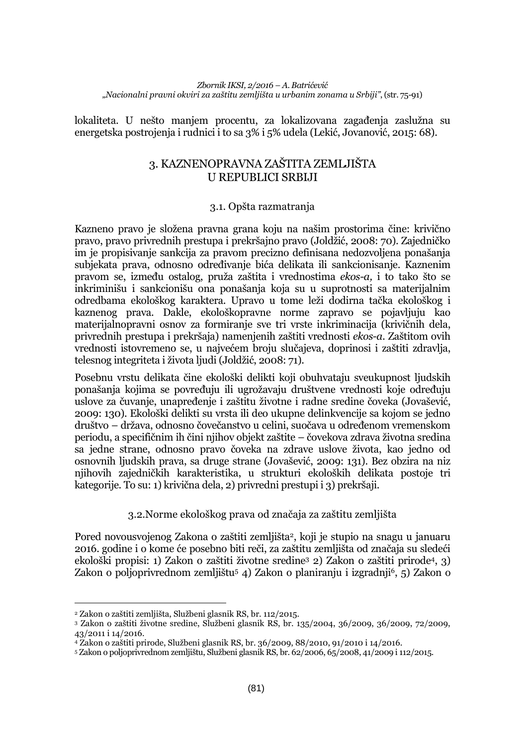lokaliteta. U nešto manjem procentu, za lokalizovana zagađenja zaslužna su energetska postrojenja i rudnici i to sa 3% i 5% udela (Lekić, Jovanović, 2015: 68).

## 3. KAZNENOPRAVNA ZAŠTITA ZEMLJIŠTA U REPUBLICI SRBIJI

### 3.1. Opšta razmatranja

Kazneno pravo je složena pravna grana koju na našim prostorima čine: krivično pravo, pravo privrednih prestupa i prekršajno pravo (Joldžić, 2008: 70). Zajedničko im je propisivanje sankcija za pravom precizno definisana nedozvoljena ponašanja subjekata prava, odnosno određivanje bića delikata ili sankcionisanje. Kaznenim pravom se, između ostalog, pruža zaštita i vrednostima *ekos-a,* i to tako što se inkriminišu i sankcionišu ona ponašanja koja su u suprotnosti sa materijalnim odredbama ekološkog karaktera. Upravo u tome leži dodirna tačka ekološkog i kaznenog prava. Dakle, ekološkopravne norme zapravo se pojavljuju kao materijalnopravni osnov za formiranje sve tri vrste inkriminacija (krivičnih dela, privrednih prestupa i prekršaja) namenjenih zaštiti vrednosti *ekos-a*. Zaštitom ovih vrednosti istovremeno se, u najvećem broju slučajeva, doprinosi i zaštiti zdravlja, telesnog integriteta i života ljudi (Joldžić, 2008: 71).

Posebnu vrstu delikata čine ekološki delikti koji obuhvataju sveukupnost ljudskih ponašanja kojima se povređuju ili ugrožavaju društvene vrednosti koje određuju uslove za čuvanje, unapređenje i zaštitu životne i radne sredine čoveka (Jovašević, 2009: 130). Ekološki delikti su vrsta ili deo ukupne delinkvencije sa kojom se jedno društvo – država, odnosno čovečanstvo u celini, suočava u određenom vremenskom periodu, a specifičnim ih čini njihov objekt zaštite – čovekova zdrava životna sredina sa jedne strane, odnosno pravo čoveka na zdrave uslove života, kao jedno od osnovnih ljudskih prava, sa druge strane (Jovašević, 2009: 131). Bez obzira na niz njihovih zajedničkih karakteristika, u strukturi ekoloških delikata postoje tri kategorije. To su: 1) krivična dela, 2) privredni prestupi i 3) prekršaji.

### 3.2.Norme ekološkog prava od značaja za zaštitu zemljišta

Pored novousvojenog Zakona o zaštiti zemljišta[2], koji je stupio na snagu u januaru 2016. godine i o kome će posebno biti reči, za zaštitu zemljišta od značaja su sledeći ekološki propisi: 1) Zakon o zaštiti životne sredine[3] 2) Zakon o zaštiti prirode[4], 3) Zakon o poljoprivrednom zemljištu[5] 4) Zakon o planiranju i izgradnji[6], 5) Zakon o

---

[2] Zakon o zaštiti zemljišta, Službeni glasnik RS, br. 112/2015.

[3] Zakon o zaštiti životne sredine, Službeni glasnik RS, br. 135/2004, 36/2009, 36/2009, 72/2009, 43/2011 i 14/2016.

[4] Zakon o zaštiti prirode, Službeni glasnik RS, br. 36/2009, 88/2010, 91/2010 i 14/2016.

[5] Zakon o poljoprivrednom zemljištu, Službeni glasnik RS, br. 62/2006, 65/2008, 41/2009 i 112/2015.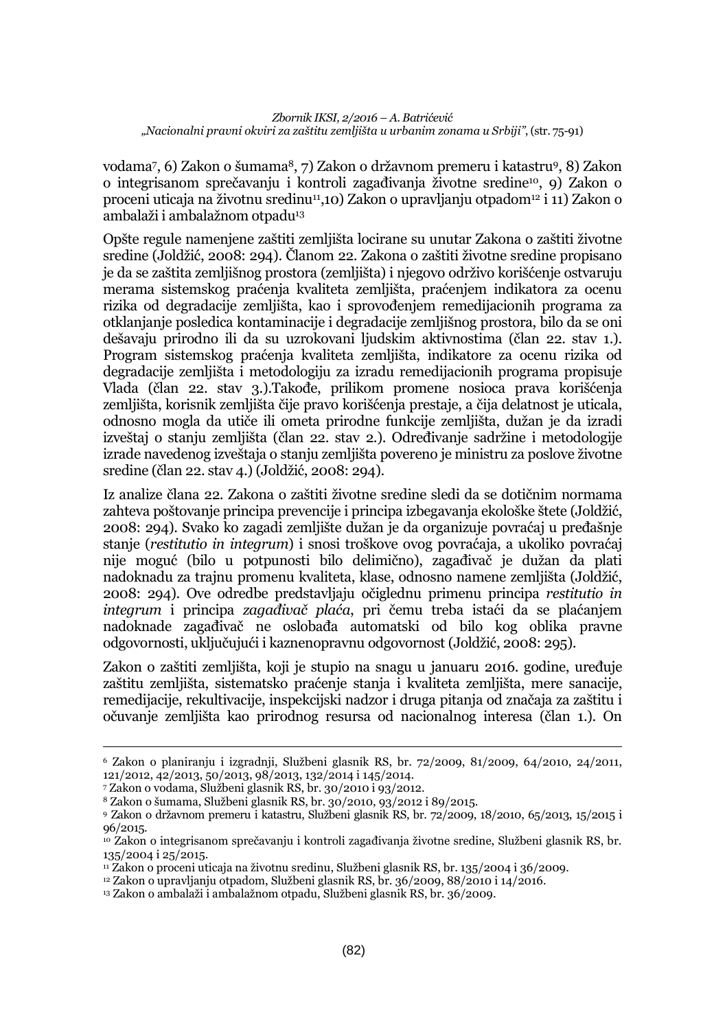vodama[7], 6) Zakon o šumama[8], 7) Zakon o državnom premeru i katastru[9], 8) Zakon o integrisanom sprečavanju i kontroli zagađivanja životne sredine[10], 9) Zakon o proceni uticaja na životnu sredinu[11],10) Zakon o upravljanju otpadom[12] i 11) Zakon o ambalaži i ambalažnom otpadu[13]

Opšte regule namenjene zaštiti zemljišta locirane su unutar Zakona o zaštiti životne sredine (Joldžić, 2008: 294). Članom 22. Zakona o zaštiti životne sredine propisano je da se zaštita zemljišnog prostora (zemljišta) i njegovo održivo korišćenje ostvaruju merama sistemskog praćenja kvaliteta zemljišta, praćenjem indikatora za ocenu rizika od degradacije zemljišta, kao i sprovođenjem remedijacionih programa za otklanjanje posledica kontaminacije i degradacije zemljišnog prostora, bilo da se oni dešavaju prirodno ili da su uzrokovani ljudskim aktivnostima (član 22. stav 1.). Program sistemskog praćenja kvaliteta zemljišta, indikatore za ocenu rizika od degradacije zemljišta i metodologiju za izradu remedijacionih programa propisuje Vlada (član 22. stav 3.).Takođe, prilikom promene nosioca prava korišćenja zemljišta, korisnik zemljišta čije pravo korišćenja prestaje, a čija delatnost je uticala, odnosno mogla da utiče ili ometa prirodne funkcije zemljišta, dužan je da izradi izveštaj o stanju zemljišta (član 22. stav 2.). Određivanje sadržine i metodologije izrade navedenog izveštaja o stanju zemljišta povereno je ministru za poslove životne sredine (član 22. stav 4.) (Joldžić, 2008: 294).

Iz analize člana 22. Zakona o zaštiti životne sredine sledi da se dotičnim normama zahteva poštovanje principa prevencije i principa izbegavanja ekološke štete (Joldžić, 2008: 294). Svako ko zagadi zemljište dužan je da organizuje povraćaj u pređašnje stanje (*restitutio in integrum*) i snosi troškove ovog povraćaja, a ukoliko povraćaj nije moguć (bilo u potpunosti bilo delimično), zagađivač je dužan da plati nadoknadu za trajnu promenu kvaliteta, klase, odnosno namene zemljišta (Joldžić, 2008: 294). Ove odredbe predstavljaju očiglednu primenu principa *restitutio in integrum* i principa *zagađivač plaća*, pri čemu treba istaći da se plaćanjem nadoknade zagađivač ne oslobađa automatski od bilo kog oblika pravne odgovornosti, uključujući i kaznenopravnu odgovornost (Joldžić, 2008: 295).

Zakon o zaštiti zemljišta, koji je stupio na snagu u januaru 2016. godine, uređuje zaštitu zemljišta, sistematsko praćenje stanja i kvaliteta zemljišta, mere sanacije, remedijacije, rekultivacije, inspekcijski nadzor i druga pitanja od značaja za zaštitu i očuvanje zemljišta kao prirodnog resursa od nacionalnog interesa (član 1.). On

---

[6] Zakon o planiranju i izgradnji, Službeni glasnik RS, br. 72/2009, 81/2009, 64/2010, 24/2011, 121/2012, 42/2013, 50/2013, 98/2013, 132/2014 i 145/2014.

[7] Zakon o vodama, Službeni glasnik RS, br. 30/2010 i 93/2012.

[8] Zakon o šumama, Službeni glasnik RS, br. 30/2010, 93/2012 i 89/2015.

[9] Zakon o državnom premeru i katastru, Službeni glasnik RS, br. 72/2009, 18/2010, 65/2013, 15/2015 i 96/2015.

[10] Zakon o integrisanom sprečavanju i kontroli zagađivanja životne sredine, Službeni glasnik RS, br. 135/2004 i 25/2015.

[11] Zakon o proceni uticaja na životnu sredinu, Službeni glasnik RS, br. 135/2004 i 36/2009.

[12] Zakon o upravljanju otpadom, Službeni glasnik RS, br. 36/2009, 88/2010 i 14/2016.

[13] Zakon o ambalaži i ambalažnom otpadu, Službeni glasnik RS, br. 36/2009.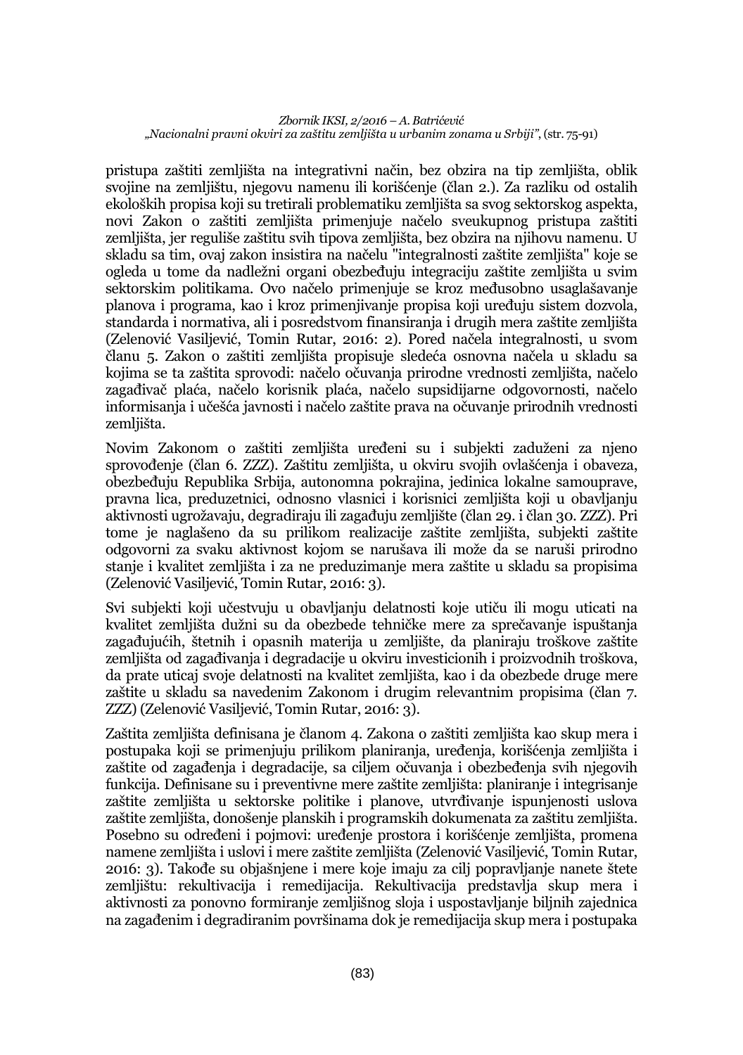pristupa zaštiti zemljišta na integrativni način, bez obzira na tip zemljišta, oblik svojine na zemljištu, njegovu namenu ili korišćenje (član 2.). Za razliku od ostalih ekoloških propisa koji su tretirali problematiku zemljišta sa svog sektorskog aspekta, novi Zakon o zaštiti zemljišta primenjuje načelo sveukupnog pristupa zaštiti zemljišta, jer reguliše zaštitu svih tipova zemljišta, bez obzira na njihovu namenu. U skladu sa tim, ovaj zakon insistira na načelu "integralnosti zaštite zemljišta" koje se ogleda u tome da nadležni organi obezbeđuju integraciju zaštite zemljišta u svim sektorskim politikama. Ovo načelo primenjuje se kroz međusobno usaglašavanje planova i programa, kao i kroz primenjivanje propisa koji uređuju sistem dozvola, standarda i normativa, ali i posredstvom finansiranja i drugih mera zaštite zemljišta (Zelenović Vasiljević, Tomin Rutar, 2016: 2). Pored načela integralnosti, u svom članu 5. Zakon o zaštiti zemljišta propisuje sledeća osnovna načela u skladu sa kojima se ta zaštita sprovodi: načelo očuvanja prirodne vrednosti zemljišta, načelo zagađivač plaća, načelo korisnik plaća, načelo supsidijarne odgovornosti, načelo informisanja i učešća javnosti i načelo zaštite prava na očuvanje prirodnih vrednosti zemljišta.

Novim Zakonom o zaštiti zemljišta uređeni su i subjekti zaduženi za njeno sprovođenje (član 6. ZZZ). Zaštitu zemljišta, u okviru svojih ovlašćenja i obaveza, obezbeđuju Republika Srbija, autonomna pokrajina, jedinica lokalne samouprave, pravna lica, preduzetnici, odnosno vlasnici i korisnici zemljišta koji u obavljanju aktivnosti ugrožavaju, degradiraju ili zagađuju zemljište (član 29. i član 30. ZZZ). Pri tome je naglašeno da su prilikom realizacije zaštite zemljišta, subjekti zaštite odgovorni za svaku aktivnost kojom se narušava ili može da se naruši prirodno stanje i kvalitet zemljišta i za ne preduzimanje mera zaštite u skladu sa propisima (Zelenović Vasiljević, Tomin Rutar, 2016: 3).

Svi subjekti koji učestvuju u obavljanju delatnosti koje utiču ili mogu uticati na kvalitet zemljišta dužni su da obezbede tehničke mere za sprečavanje ispuštanja zagađujućih, štetnih i opasnih materija u zemljište, da planiraju troškove zaštite zemljišta od zagađivanja i degradacije u okviru investicionih i proizvodnih troškova, da prate uticaj svoje delatnosti na kvalitet zemljišta, kao i da obezbede druge mere zaštite u skladu sa navedenim Zakonom i drugim relevantnim propisima (član 7. ZZZ) (Zelenović Vasiljević, Tomin Rutar, 2016: 3).

Zaštita zemljišta definisana je članom 4. Zakona o zaštiti zemljišta kao skup mera i postupaka koji se primenjuju prilikom planiranja, uređenja, korišćenja zemljišta i zaštite od zagađenja i degradacije, sa ciljem očuvanja i obezbeđenja svih njegovih funkcija. Definisane su i preventivne mere zaštite zemljišta: planiranje i integrisanje zaštite zemljišta u sektorske politike i planove, utvrđivanje ispunjenosti uslova zaštite zemljišta, donošenje planskih i programskih dokumenata za zaštitu zemljišta. Posebno su određeni i pojmovi: uređenje prostora i korišćenje zemljišta, promena namene zemljišta i uslovi i mere zaštite zemljišta (Zelenović Vasiljević, Tomin Rutar, 2016: 3). Takođe su objašnjene i mere koje imaju za cilj popravljanje nanete štete zemljištu: rekultivacija i remedijacija. Rekultivacija predstavlja skup mera i aktivnosti za ponovno formiranje zemljišnog sloja i uspostavljanje biljnih zajednica na zagađenim i degradiranim površinama dok je remedijacija skup mera i postupaka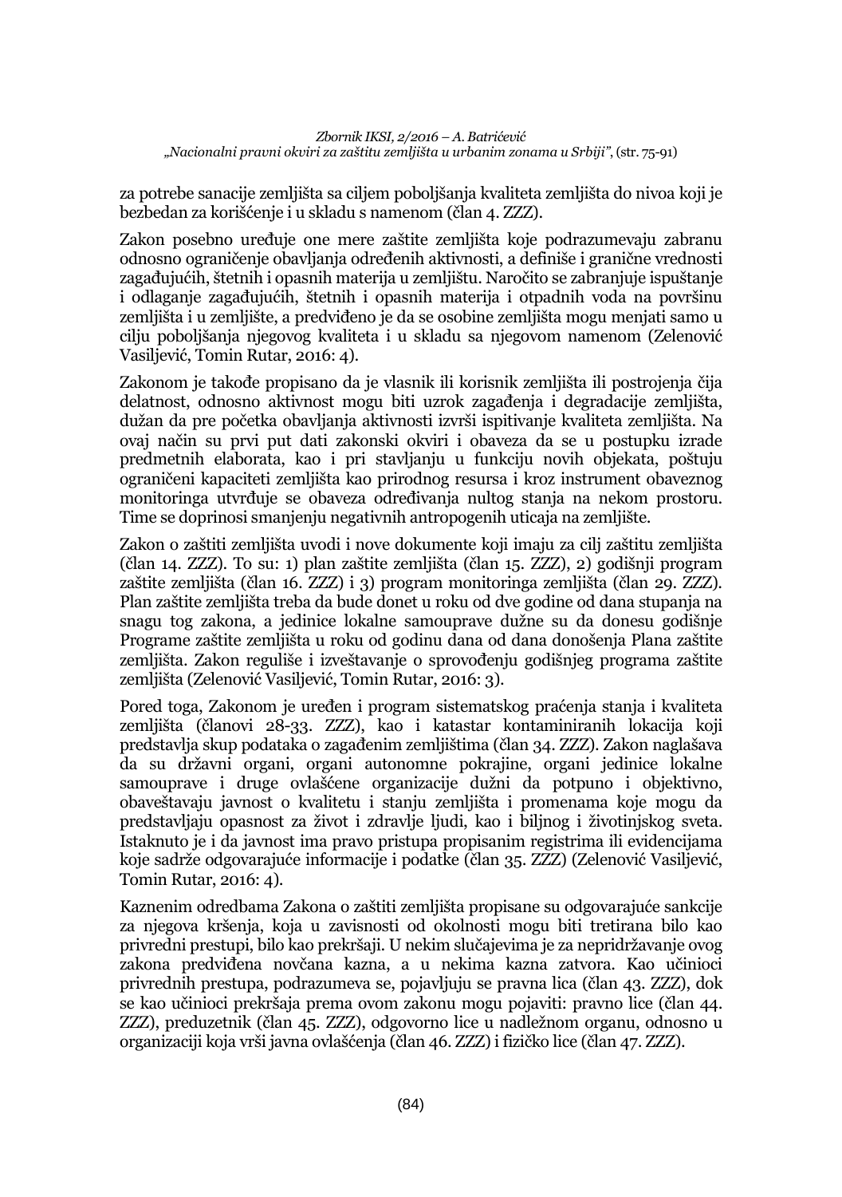za potrebe sanacije zemljišta sa ciljem poboljšanja kvaliteta zemljišta do nivoa koji je bezbedan za korišćenje i u skladu s namenom (član 4. ZZZ).

Zakon posebno uređuje one mere zaštite zemljišta koje podrazumevaju zabranu odnosno ograničenje obavljanja određenih aktivnosti, a definiše i granične vrednosti zagađujućih, štetnih i opasnih materija u zemljištu. Naročito se zabranjuje ispuštanje i odlaganje zagađujućih, štetnih i opasnih materija i otpadnih voda na površinu zemljišta i u zemljište, a predviđeno je da se osobine zemljišta mogu menjati samo u cilju poboljšanja njegovog kvaliteta i u skladu sa njegovom namenom (Zelenović Vasiljević, Tomin Rutar, 2016: 4).

Zakonom je takođe propisano da je vlasnik ili korisnik zemljišta ili postrojenja čija delatnost, odnosno aktivnost mogu biti uzrok zagađenja i degradacije zemljišta, dužan da pre početka obavljanja aktivnosti izvrši ispitivanje kvaliteta zemljišta. Na ovaj način su prvi put dati zakonski okviri i obaveza da se u postupku izrade predmetnih elaborata, kao i pri stavljanju u funkciju novih objekata, poštuju ograničeni kapaciteti zemljišta kao prirodnog resursa i kroz instrument obaveznog monitoringa utvrđuje se obaveza određivanja nultog stanja na nekom prostoru. Time se doprinosi smanjenju negativnih antropogenih uticaja na zemljište.

Zakon o zaštiti zemljišta uvodi i nove dokumente koji imaju za cilj zaštitu zemljišta (član 14. ZZZ). To su: 1) plan zaštite zemljišta (član 15. ZZZ), 2) godišnji program zaštite zemljišta (član 16. ZZZ) i 3) program monitoringa zemljišta (član 29. ZZZ). Plan zaštite zemljišta treba da bude donet u roku od dve godine od dana stupanja na snagu tog zakona, a jedinice lokalne samouprave dužne su da donesu godišnje Programe zaštite zemljišta u roku od godinu dana od dana donošenja Plana zaštite zemljišta. Zakon reguliše i izveštavanje o sprovođenju godišnjeg programa zaštite zemljišta (Zelenović Vasiljević, Tomin Rutar, 2016: 3).

Pored toga, Zakonom je uređen i program sistematskog praćenja stanja i kvaliteta zemljišta (članovi 28-33. ZZZ), kao i katastar kontaminiranih lokacija koji predstavlja skup podataka o zagađenim zemljištima (član 34. ZZZ). Zakon naglašava da su državni organi, organi autonomne pokrajine, organi jedinice lokalne samouprave i druge ovlašćene organizacije dužni da potpuno i objektivno, obaveštavaju javnost o kvalitetu i stanju zemljišta i promenama koje mogu da predstavljaju opasnost za život i zdravlje ljudi, kao i biljnog i životinjskog sveta. Istaknuto je i da javnost ima pravo pristupa propisanim registrima ili evidencijama koje sadrže odgovarajuće informacije i podatke (član 35. ZZZ) (Zelenović Vasiljević, Tomin Rutar, 2016: 4).

Kaznenim odredbama Zakona o zaštiti zemljišta propisane su odgovarajuće sankcije za njegova kršenja, koja u zavisnosti od okolnosti mogu biti tretirana bilo kao privredni prestupi, bilo kao prekršaji. U nekim slučajevima je za nepridržavanje ovog zakona predviđena novčana kazna, a u nekima kazna zatvora. Kao učinioci privrednih prestupa, podrazumeva se, pojavljuju se pravna lica (član 43. ZZZ), dok se kao učinioci prekršaja prema ovom zakonu mogu pojaviti: pravno lice (član 44. ZZZ), preduzetnik (član 45. ZZZ), odgovorno lice u nadležnom organu, odnosno u organizaciji koja vrši javna ovlašćenja (član 46. ZZZ) i fizičko lice (član 47. ZZZ).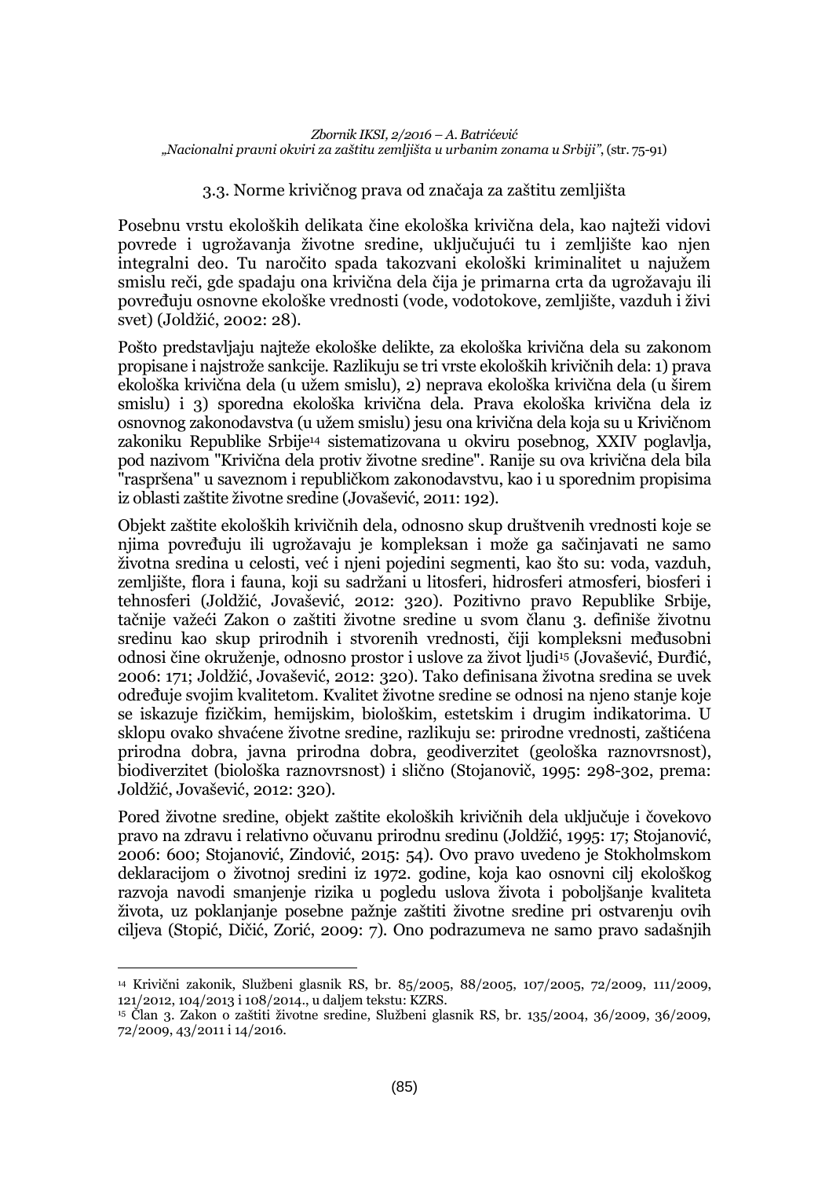### 3.3. Norme krivičnog prava od značaja za zaštitu zemljišta

Posebnu vrstu ekoloških delikata čine ekološka krivična dela, kao najteži vidovi povrede i ugrožavanja životne sredine, uključujući tu i zemljište kao njen integralni deo. Tu naročito spada takozvani ekološki kriminalitet u najužem smislu reči, gde spadaju ona krivična dela čija je primarna crta da ugrožavaju ili povređuju osnovne ekološke vrednosti (vode, vodotokove, zemljište, vazduh i živi svet) (Joldžić, 2002: 28).

Pošto predstavljaju najteže ekološke delikte, za ekološka krivična dela su zakonom propisane i najstrože sankcije. Razlikuju se tri vrste ekoloških krivičnih dela: 1) prava ekološka krivična dela (u užem smislu), 2) neprava ekološka krivična dela (u širem smislu) i 3) sporedna ekološka krivična dela. Prava ekološka krivična dela iz osnovnog zakonodavstva (u užem smislu) jesu ona krivična dela koja su u Krivičnom zakoniku Republike Srbije[14] sistematizovana u okviru posebnog, XXIV poglavlja, pod nazivom "Krivična dela protiv životne sredine". Ranije su ova krivična dela bila "raspršena" u saveznom i republičkom zakonodavstvu, kao i u sporednim propisima iz oblasti zaštite životne sredine (Jovašević, 2011: 192).

Objekt zaštite ekoloških krivičnih dela, odnosno skup društvenih vrednosti koje se njima povređuju ili ugrožavaju je kompleksan i može ga sačinjavati ne samo životna sredina u celosti, već i njeni pojedini segmenti, kao što su: voda, vazduh, zemljište, flora i fauna, koji su sadržani u litosferi, hidrosferi atmosferi, biosferi i tehnosferi (Joldžić, Jovašević, 2012: 320). Pozitivno pravo Republike Srbije, tačnije važeći Zakon o zaštiti životne sredine u svom članu 3. definiše životnu sredinu kao skup prirodnih i stvorenih vrednosti, čiji kompleksni međusobni odnosi čine okruženje, odnosno prostor i uslove za život ljudi[15] (Jovašević, Đurđić, 2006: 171; Joldžić, Jovašević, 2012: 320). Tako definisana životna sredina se uvek određuje svojim kvalitetom. Kvalitet životne sredine se odnosi na njeno stanje koje se iskazuje fizičkim, hemijskim, biološkim, estetskim i drugim indikatorima. U sklopu ovako shvaćene životne sredine, razlikuju se: prirodne vrednosti, zaštićena prirodna dobra, javna prirodna dobra, geodiverzitet (geološka raznovrsnost), biodiverzitet (biološka raznovrsnost) i slično (Stojanovič, 1995: 298-302, prema: Joldžić, Jovašević, 2012: 320).

Pored životne sredine, objekt zaštite ekoloških krivičnih dela uključuje i čovekovo pravo na zdravu i relativno očuvanu prirodnu sredinu (Joldžić, 1995: 17; Stojanović, 2006: 600; Stojanović, Zindović, 2015: 54). Ovo pravo uvedeno je Stokholmskom deklaracijom o životnoj sredini iz 1972. godine, koja kao osnovni cilj ekološkog razvoja navodi smanjenje rizika u pogledu uslova života i poboljšanje kvaliteta života, uz poklanjanje posebne pažnje zaštiti životne sredine pri ostvarenju ovih ciljeva (Stopić, Dičić, Zorić, 2009: 7). Ono podrazumeva ne samo pravo sadašnjih

---

[14] Krivični zakonik, Službeni glasnik RS, br. 85/2005, 88/2005, 107/2005, 72/2009, 111/2009, 121/2012, 104/2013 i 108/2014., u daljem tekstu: KZRS.

[15] Član 3. Zakon o zaštiti životne sredine, Službeni glasnik RS, br. 135/2004, 36/2009, 36/2009, 72/2009, 43/2011 i 14/2016.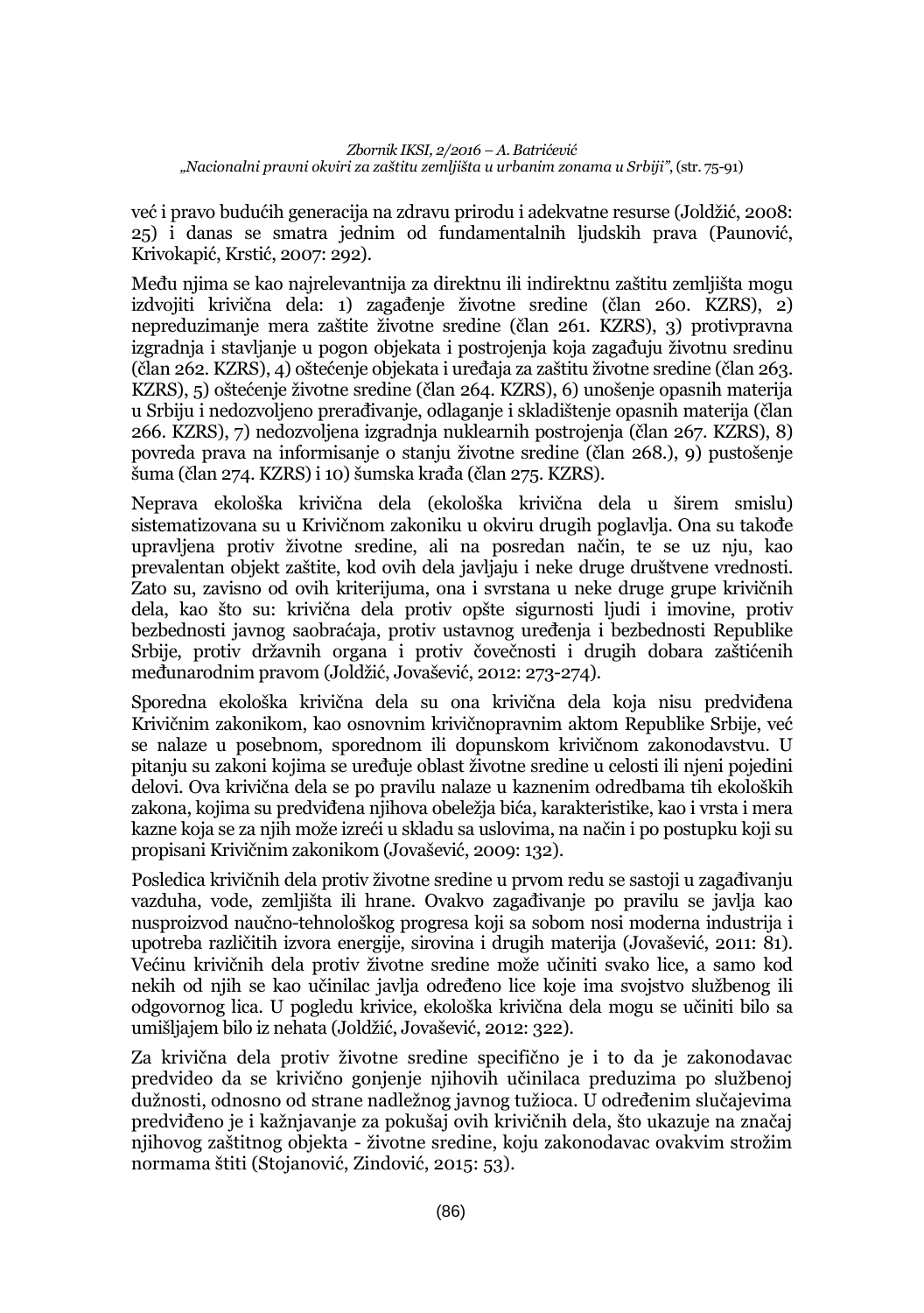već i pravo budućih generacija na zdravu prirodu i adekvatne resurse (Joldžić, 2008: 25) i danas se smatra jednim od fundamentalnih ljudskih prava (Paunović, Krivokapić, Krstić, 2007: 292).

Među njima se kao najrelevantnija za direktnu ili indirektnu zaštitu zemljišta mogu izdvojiti krivična dela: 1) zagađenje životne sredine (član 260. KZRS), 2) nepreduzimanje mera zaštite životne sredine (član 261. KZRS), 3) protivpravna izgradnja i stavljanje u pogon objekata i postrojenja koja zagađuju životnu sredinu (član 262. KZRS), 4) oštećenje objekata i uređaja za zaštitu životne sredine (član 263. KZRS), 5) oštećenje životne sredine (član 264. KZRS), 6) unošenje opasnih materija u Srbiju i nedozvoljeno prerađivanje, odlaganje i skladištenje opasnih materija (član 266. KZRS), 7) nedozvoljena izgradnja nuklearnih postrojenja (član 267. KZRS), 8) povreda prava na informisanje o stanju životne sredine (član 268.), 9) pustošenje šuma (član 274. KZRS) i 10) šumska krađa (član 275. KZRS).

Neprava ekološka krivična dela (ekološka krivična dela u širem smislu) sistematizovana su u Krivičnom zakoniku u okviru drugih poglavlja. Ona su takođe upravljena protiv životne sredine, ali na posredan način, te se uz nju, kao prevalentan objekt zaštite, kod ovih dela javljaju i neke druge društvene vrednosti. Zato su, zavisno od ovih kriterijuma, ona i svrstana u neke druge grupe krivičnih dela, kao što su: krivična dela protiv opšte sigurnosti ljudi i imovine, protiv bezbednosti javnog saobraćaja, protiv ustavnog uređenja i bezbednosti Republike Srbije, protiv državnih organa i protiv čovečnosti i drugih dobara zaštićenih međunarodnim pravom (Joldžić, Jovašević, 2012: 273-274).

Sporedna ekološka krivična dela su ona krivična dela koja nisu predviđena Krivičnim zakonikom, kao osnovnim krivičnopravnim aktom Republike Srbije, već se nalaze u posebnom, sporednom ili dopunskom krivičnom zakonodavstvu. U pitanju su zakoni kojima se uređuje oblast životne sredine u celosti ili njeni pojedini delovi. Ova krivična dela se po pravilu nalaze u kaznenim odredbama tih ekoloških zakona, kojima su predviđena njihova obeležja bića, karakteristike, kao i vrsta i mera kazne koja se za njih može izreći u skladu sa uslovima, na način i po postupku koji su propisani Krivičnim zakonikom (Jovašević, 2009: 132).

Posledica krivičnih dela protiv životne sredine u prvom redu se sastoji u zagađivanju vazduha, vode, zemljišta ili hrane. Ovakvo zagađivanje po pravilu se javlja kao nusproizvod naučno-tehnološkog progresa koji sa sobom nosi moderna industrija i upotreba različitih izvora energije, sirovina i drugih materija (Jovašević, 2011: 81). Većinu krivičnih dela protiv životne sredine može učiniti svako lice, a samo kod nekih od njih se kao učinilac javlja određeno lice koje ima svojstvo službenog ili odgovornog lica. U pogledu krivice, ekološka krivična dela mogu se učiniti bilo sa umišljajem bilo iz nehata (Joldžić, Jovašević, 2012: 322).

Za krivična dela protiv životne sredine specifično je i to da je zakonodavac predvideo da se krivično gonjenje njihovih učinilaca preduzima po službenoj dužnosti, odnosno od strane nadležnog javnog tužioca. U određenim slučajevima predviđeno je i kažnjavanje za pokušaj ovih krivičnih dela, što ukazuje na značaj njihovog zaštitnog objekta - životne sredine, koju zakonodavac ovakvim strožim normama štiti (Stojanović, Zindović, 2015: 53).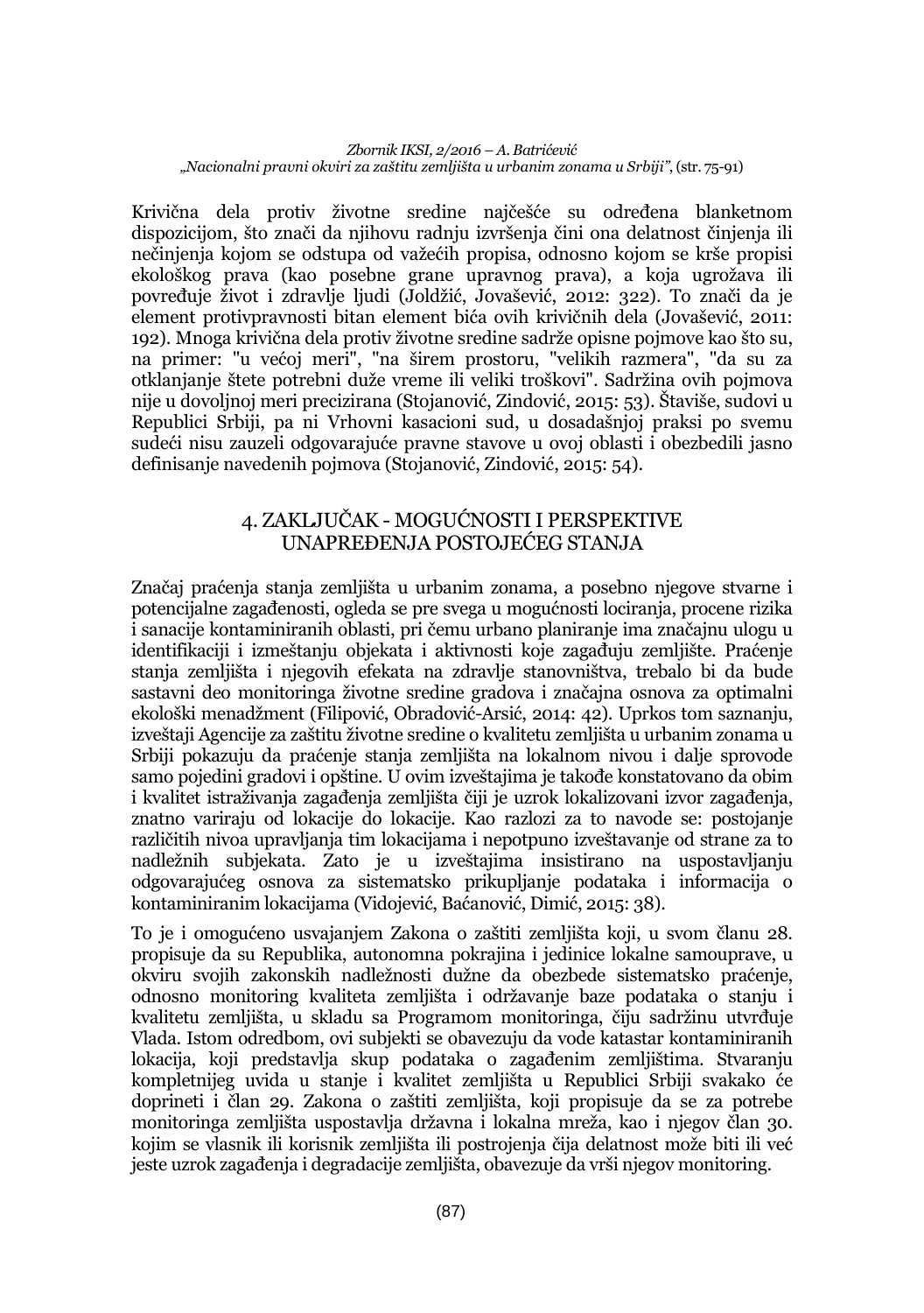Krivična dela protiv životne sredine najčešće su određena blanketnom dispozicijom, što znači da njihovu radnju izvršenja čini ona delatnost činjenja ili nečinjenja kojom se odstupa od važećih propisa, odnosno kojom se krše propisi ekološkog prava (kao posebne grane upravnog prava), a koja ugrožava ili povređuje život i zdravlje ljudi (Joldžić, Jovašević, 2012: 322). To znači da je element protivpravnosti bitan element bića ovih krivičnih dela (Jovašević, 2011: 192). Mnoga krivična dela protiv životne sredine sadrže opisne pojmove kao što su, na primer: "u većoj meri", "na širem prostoru, "velikih razmera", "da su za otklanjanje štete potrebni duže vreme ili veliki troškovi". Sadržina ovih pojmova nije u dovoljnoj meri precizirana (Stojanović, Zindović, 2015: 53). Štaviše, sudovi u Republici Srbiji, pa ni Vrhovni kasacioni sud, u dosadašnjoj praksi po svemu sudeći nisu zauzeli odgovarajuće pravne stavove u ovoj oblasti i obezbedili jasno definisanje navedenih pojmova (Stojanović, Zindović, 2015: 54).

## 4. ZAKLJUČAK - MOGUĆNOSTI I PERSPEKTIVE UNAPREĐENJA POSTOJEĆEG STANJA

Značaj praćenja stanja zemljišta u urbanim zonama, a posebno njegove stvarne i potencijalne zagađenosti, ogleda se pre svega u mogućnosti lociranja, procene rizika i sanacije kontaminiranih oblasti, pri čemu urbano planiranje ima značajnu ulogu u identifikaciji i izmeštanju objekata i aktivnosti koje zagađuju zemljište. Praćenje stanja zemljišta i njegovih efekata na zdravlje stanovništva, trebalo bi da bude sastavni deo monitoringa životne sredine gradova i značajna osnova za optimalni ekološki menadžment (Filipović, Obradović-Arsić, 2014: 42). Uprkos tom saznanju, izveštaji Agencije za zaštitu životne sredine o kvalitetu zemljišta u urbanim zonama u Srbiji pokazuju da praćenje stanja zemljišta na lokalnom nivou i dalje sprovode samo pojedini gradovi i opštine. U ovim izveštajima je takođe konstatovano da obim i kvalitet istraživanja zagađenja zemljišta čiji je uzrok lokalizovani izvor zagađenja, znatno variraju od lokacije do lokacije. Kao razlozi za to navode se: postojanje različitih nivoa upravljanja tim lokacijama i nepotpuno izveštavanje od strane za to nadležnih subjekata. Zato je u izveštajima insistirano na uspostavljanju odgovarajućeg osnova za sistematsko prikupljanje podataka i informacija o kontaminiranim lokacijama (Vidojević, Baćanović, Dimić, 2015: 38).

To je i omogućeno usvajanjem Zakona o zaštiti zemljišta koji, u svom članu 28. propisuje da su Republika, autonomna pokrajina i jedinice lokalne samouprave, u okviru svojih zakonskih nadležnosti dužne da obezbede sistematsko praćenje, odnosno monitoring kvaliteta zemljišta i održavanje baze podataka o stanju i kvalitetu zemljišta, u skladu sa Programom monitoringa, čiju sadržinu utvrđuje Vlada. Istom odredbom, ovi subjekti se obavezuju da vode katastar kontaminiranih lokacija, koji predstavlja skup podataka o zagađenim zemljištima. Stvaranju kompletnijeg uvida u stanje i kvalitet zemljišta u Republici Srbiji svakako će doprineti i član 29. Zakona o zaštiti zemljišta, koji propisuje da se za potrebe monitoringa zemljišta uspostavlja državna i lokalna mreža, kao i njegov član 30. kojim se vlasnik ili korisnik zemljišta ili postrojenja čija delatnost može biti ili već jeste uzrok zagađenja i degradacije zemljišta, obavezuje da vrši njegov monitoring.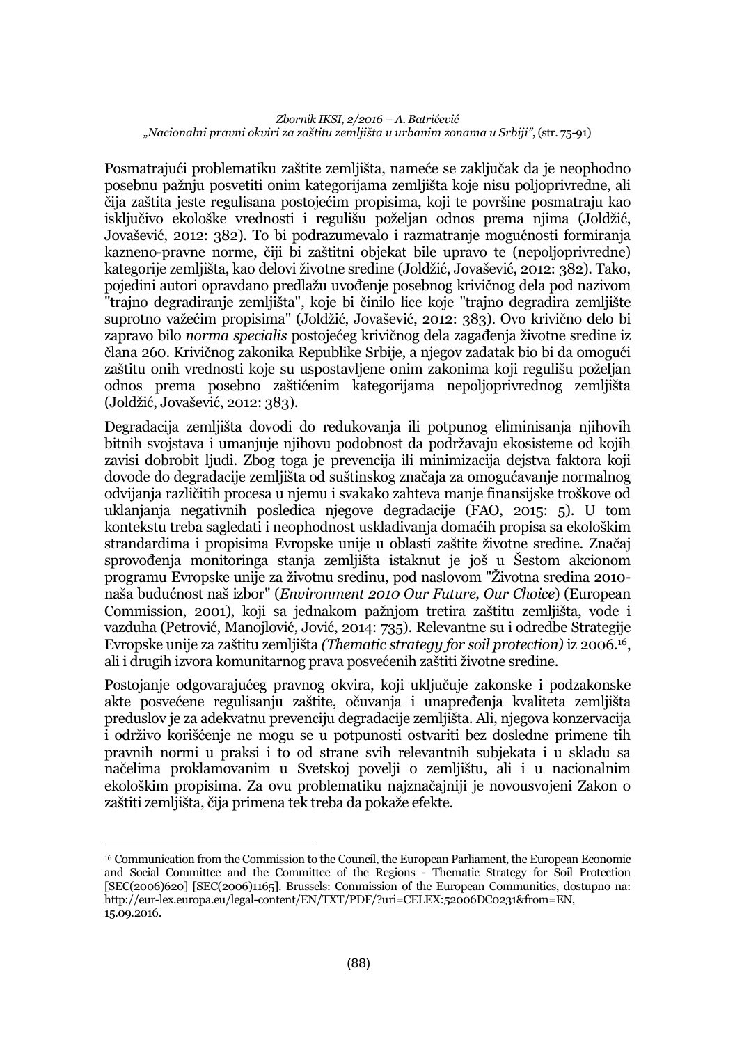Posmatrajući problematiku zaštite zemljišta, nameće se zaključak da je neophodno posebnu pažnju posvetiti onim kategorijama zemljišta koje nisu poljoprivredne, ali čija zaštita jeste regulisana postojećim propisima, koji te površine posmatraju kao isključivo ekološke vrednosti i regulišu poželjan odnos prema njima (Joldžić, Jovašević, 2012: 382). To bi podrazumevalo i razmatranje mogućnosti formiranja kazneno-pravne norme, čiji bi zaštitni objekat bile upravo te (nepoljoprivredne) kategorije zemljišta, kao delovi životne sredine (Joldžić, Jovašević, 2012: 382). Tako, pojedini autori opravdano predlažu uvođenje posebnog krivičnog dela pod nazivom "trajno degradiranje zemljišta", koje bi činilo lice koje "trajno degradira zemljište suprotno važećim propisima" (Joldžić, Jovašević, 2012: 383). Ovo krivično delo bi zapravo bilo *norma specialis* postojećeg krivičnog dela zagađenja životne sredine iz člana 260. Krivičnog zakonika Republike Srbije, a njegov zadatak bio bi da omogući zaštitu onih vrednosti koje su uspostavljene onim zakonima koji regulišu poželjan odnos prema posebno zaštićenim kategorijama nepoljoprivrednog zemljišta (Joldžić, Jovašević, 2012: 383).

Degradacija zemljišta dovodi do redukovanja ili potpunog eliminisanja njihovih bitnih svojstava i umanjuje njihovu podobnost da podržavaju ekosisteme od kojih zavisi dobrobit ljudi. Zbog toga je prevencija ili minimizacija dejstva faktora koji dovode do degradacije zemljišta od suštinskog značaja za omogućavanje normalnog odvijanja različitih procesa u njemu i svakako zahteva manje finansijske troškove od uklanjanja negativnih posledica njegove degradacije (FAO, 2015: 5). U tom kontekstu treba sagledati i neophodnost usklađivanja domaćih propisa sa ekološkim strandardima i propisima Evropske unije u oblasti zaštite životne sredine. Značaj sprovođenja monitoringa stanja zemljišta istaknut je još u Šestom akcionom programu Evropske unije za životnu sredinu, pod naslovom "Životna sredina 2010-naša budućnost naš izbor" (*Environment 2010 Our Future, Our Choice*) (European Commission, 2001), koji sa jednakom pažnjom tretira zaštitu zemljišta, vode i vazduha (Petrović, Manojlović, Jović, 2014: 735). Relevantne su i odredbe Strategije Evropske unije za zaštitu zemljišta *(Thematic strategy for soil protection)* iz 2006.[16], ali i drugih izvora komunitarnog prava posvećenih zaštiti životne sredine.

Postojanje odgovarajućeg pravnog okvira, koji uključuje zakonske i podzakonske akte posvećene regulisanju zaštite, očuvanja i unapređenja kvaliteta zemljišta preduslov je za adekvatnu prevenciju degradacije zemljišta. Ali, njegova konzervacija i održivo korišćenje ne mogu se u potpunosti ostvariti bez dosledne primene tih pravnih normi u praksi i to od strane svih relevantnih subjekata i u skladu sa načelima proklamovanim u Svetskoj povelji o zemljištu, ali i u nacionalnim ekološkim propisima. Za ovu problematiku najznačajniji je novousvojeni Zakon o zaštiti zemljišta, čija primena tek treba da pokaže efekte.

---

[16] Communication from the Commission to the Council, the European Parliament, the European Economic and Social Committee and the Committee of the Regions - Thematic Strategy for Soil Protection [SEC(2006)620] [SEC(2006)1165]. Brussels: Commission of the European Communities, dostupno na: http://eur-lex.europa.eu/legal-content/EN/TXT/PDF/?uri=CELEX:52006DC0231&from=EN, 15.09.2016.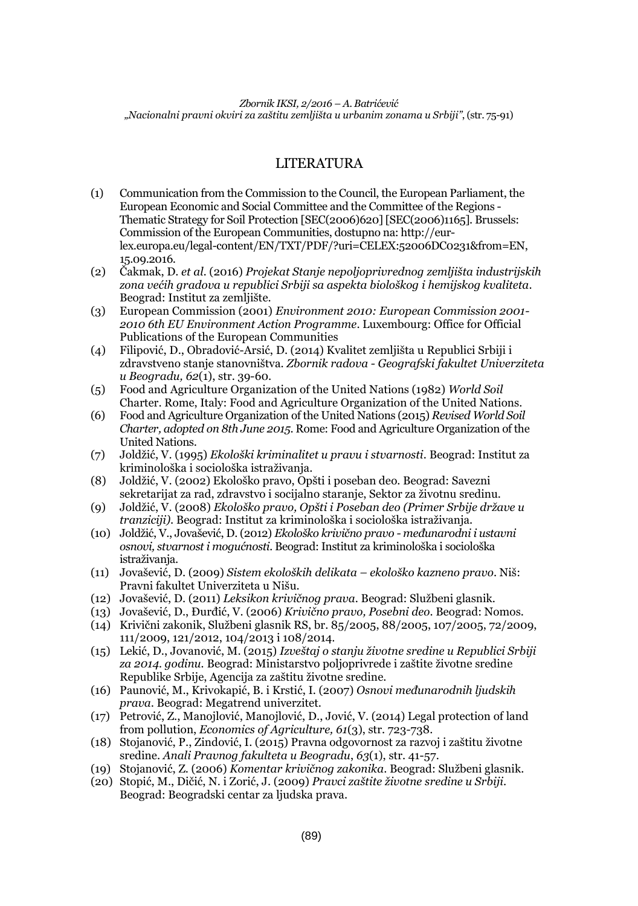# LITERATURA

(1) Communication from the Commission to the Council, the European Parliament, the European Economic and Social Committee and the Committee of the Regions - Thematic Strategy for Soil Protection [SEC(2006)620] [SEC(2006)1165]. Brussels: Commission of the European Communities, dostupno na: http://eur-lex.europa.eu/legal-content/EN/TXT/PDF/?uri=CELEX:52006DC0231&from=EN, 15.09.2016.

(2) Čakmak, D. *et al.* (2016) *Projekat Stanje nepoljoprivrednog zemljišta industrijskih zona većih gradova u republici Srbiji sa aspekta biološkog i hemijskog kvaliteta*. Beograd: Institut za zemljište.

(3) European Commission (2001) *Environment 2010: European Commission 2001-2010 6th EU Environment Action Programme*. Luxembourg: Office for Official Publications of the European Communities

(4) Filipović, D., Obradović-Arsić, D. (2014) Kvalitet zemljišta u Republici Srbiji i zdravstveno stanje stanovništva. *Zbornik radova - Geografski fakultet Univerziteta u Beogradu, 62*(1), str. 39-60.

(5) Food and Agriculture Organization of the United Nations (1982) *World Soil* Charter. Rome, Italy: Food and Agriculture Organization of the United Nations.

(6) Food and Agriculture Organization of the United Nations (2015) *Revised World Soil Charter, adopted on 8th June 2015*. Rome: Food and Agriculture Organization of the United Nations.

(7) Joldžić, V. (1995) *Ekološki kriminalitet u pravu i stvarnosti*. Beograd: Institut za kriminološka i sociološka istraživanja.

(8) Joldžić, V. (2002) Ekološko pravo, Opšti i poseban deo. Beograd: Savezni sekretarijat za rad, zdravstvo i socijalno staranje, Sektor za životnu sredinu.

(9) Joldžić, V. (2008) *Ekološko pravo, Opšti i Poseban deo (Primer Srbije države u tranziciji)*. Beograd: Institut za kriminološka i sociološka istraživanja.

(10) Joldžić, V., Jovašević, D. (2012) *Ekološko krivično pravo - međunarodni i ustavni osnovi, stvarnost i mogućnosti*. Beograd: Institut za kriminološka i sociološka istraživanja.

(11) Jovašević, D. (2009) *Sistem ekoloških delikata – ekološko kazneno pravo*. Niš: Pravni fakultet Univerziteta u Nišu.

(12) Jovašević, D. (2011) *Leksikon krivičnog prava*. Beograd: Službeni glasnik.

(13) Jovašević, D., Đurđić, V. (2006) *Krivično pravo, Posebni deo*. Beograd: Nomos.

(14) Krivični zakonik, Službeni glasnik RS, br. 85/2005, 88/2005, 107/2005, 72/2009, 111/2009, 121/2012, 104/2013 i 108/2014.

(15) Lekić, D., Jovanović, M. (2015) *Izveštaj o stanju životne sredine u Republici Srbiji za 2014. godinu*. Beograd: Ministarstvo poljoprivrede i zaštite životne sredine Republike Srbije, Agencija za zaštitu životne sredine.

(16) Paunović, M., Krivokapić, B. i Krstić, I. (2007) *Osnovi međunarodnih ljudskih prava*. Beograd: Megatrend univerzitet.

(17) Petrović, Z., Manojlović, Manojlović, D., Jović, V. (2014) Legal protection of land from pollution, *Economics of Agriculture, 61*(3), str. 723-738.

(18) Stojanović, P., Zindović, I. (2015) Pravna odgovornost za razvoj i zaštitu životne sredine. *Anali Pravnog fakulteta u Beogradu*, *63*(1), str. 41-57.

(19) Stojanović, Z. (2006) *Komentar krivičnog zakonika*. Beograd: Službeni glasnik.

(20) Stopić, M., Dičić, N. i Zorić, J. (2009) *Pravci zaštite životne sredine u Srbiji*. Beograd: Beogradski centar za ljudska prava.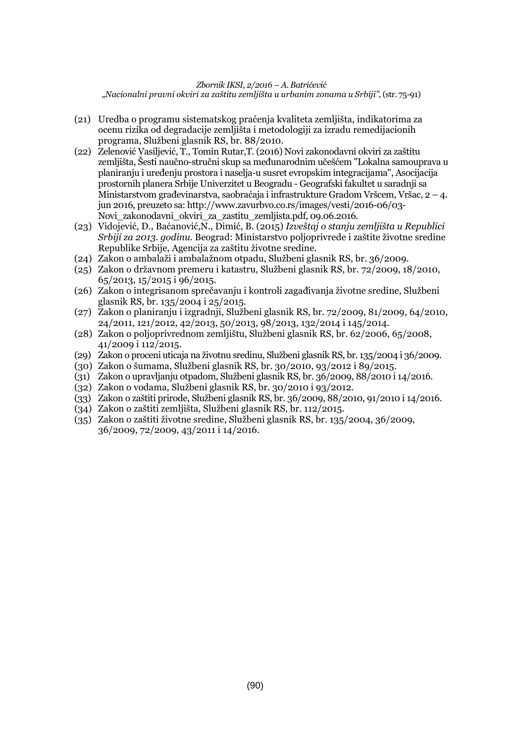(21) Uredba o programu sistematskog praćenja kvaliteta zemljišta, indikatorima za ocenu rizika od degradacije zemljišta i metodologiji za izradu remedijacionih programa, Službeni glasnik RS, br. 88/2010.

(22) Zelenović Vasiljević, T., Tomin Rutar,T. (2016) Novi zakonodavni okviri za zaštitu zemljišta, Šesti naučno-stručni skup sa međunarodnim učešćem "Lokalna samouprava u planiranju i uređenju prostora i naselja-u susret evropskim integracijama", Asocijacija prostornih planera Srbije Univerzitet u Beogradu - Geografski fakultet u saradnji sa Ministarstvom građevinarstva, saobraćaja i infrastrukture Gradom Vršcem, Vršac, 2 – 4. jun 2016, preuzeto sa: http://www.zavurbvo.co.rs/images/vesti/2016-06/03-Novi_zakonodavni_okviri_za_zastitu_zemljista.pdf, 09.06.2016.

(23) Vidojević, D., Baćanović,N., Dimić, B. (2015) *Izveštaj o stanju zemljišta u Republici Srbiji za 2013. godinu.* Beograd: Ministarstvo poljoprivrede i zaštite životne sredine Republike Srbije, Agencija za zaštitu životne sredine.

(24) Zakon o ambalaži i ambalažnom otpadu, Službeni glasnik RS, br. 36/2009.

(25) Zakon o državnom premeru i katastru, Službeni glasnik RS, br. 72/2009, 18/2010, 65/2013, 15/2015 i 96/2015.

(26) Zakon o integrisanom sprečavanju i kontroli zagađivanja životne sredine, Službeni glasnik RS, br. 135/2004 i 25/2015.

(27) Zakon o planiranju i izgradnji, Službeni glasnik RS, br. 72/2009, 81/2009, 64/2010, 24/2011, 121/2012, 42/2013, 50/2013, 98/2013, 132/2014 i 145/2014.

(28) Zakon o poljoprivrednom zemljištu, Službeni glasnik RS, br. 62/2006, 65/2008, 41/2009 i 112/2015.

(29) Zakon o proceni uticaja na životnu sredinu, Službeni glasnik RS, br. 135/2004 i 36/2009.

(30) Zakon o šumama, Službeni glasnik RS, br. 30/2010, 93/2012 i 89/2015.

(31) Zakon o upravljanju otpadom, Službeni glasnik RS, br. 36/2009, 88/2010 i 14/2016.

(32) Zakon o vodama, Službeni glasnik RS, br. 30/2010 i 93/2012.

(33) Zakon o zaštiti prirode, Službeni glasnik RS, br. 36/2009, 88/2010, 91/2010 i 14/2016.

(34) Zakon o zaštiti zemljišta, Službeni glasnik RS, br. 112/2015.

(35) Zakon o zaštiti životne sredine, Službeni glasnik RS, br. 135/2004, 36/2009, 36/2009, 72/2009, 43/2011 i 14/2016.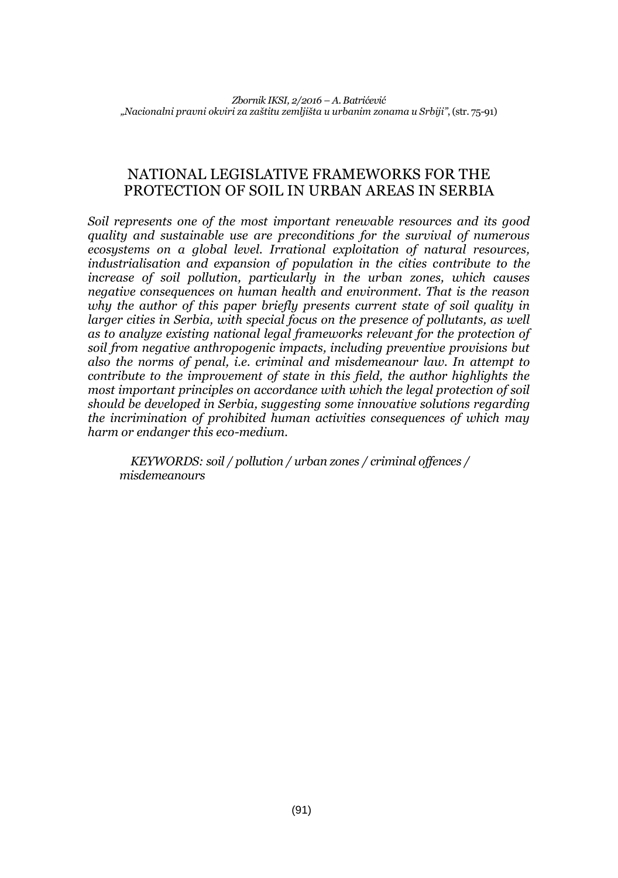# NATIONAL LEGISLATIVE FRAMEWORKS FOR THE PROTECTION OF SOIL IN URBAN AREAS IN SERBIA

***Soil represents one of the most important renewable resources and its good quality and sustainable use are preconditions for the survival of numerous ecosystems on a global level. Irrational exploitation of natural resources, industrialisation and expansion of population in the cities contribute to the increase of soil pollution, particularly in the urban zones, which causes negative consequences on human health and environment. That is the reason why the author of this paper briefly presents current state of soil quality in larger cities in Serbia, with special focus on the presence of pollutants, as well as to analyze existing national legal frameworks relevant for the protection of soil from negative anthropogenic impacts, including preventive provisions but also the norms of penal, i.e. criminal and misdemeanour law. In attempt to contribute to the improvement of state in this field, the author highlights the most important principles on accordance with which the legal protection of soil should be developed in Serbia, suggesting some innovative solutions regarding the incrimination of prohibited human activities consequences of which may harm or endanger this eco-medium.***

*KEYWORDS: soil / pollution / urban zones / criminal offences / misdemeanours*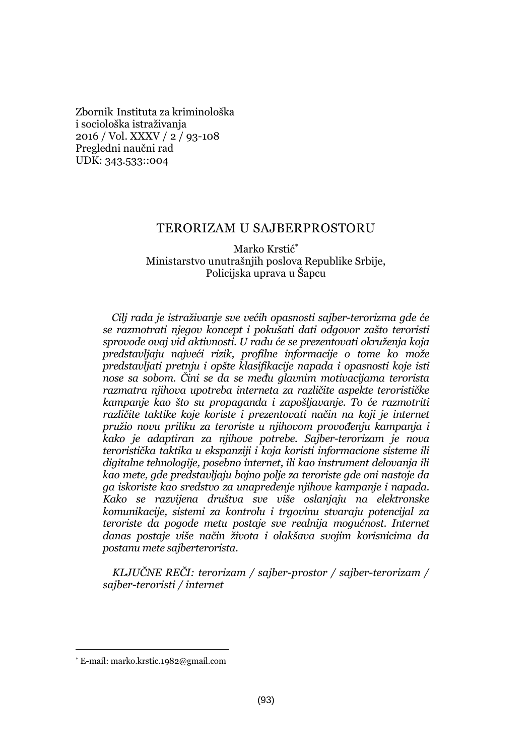Zbornik Instituta za kriminološka
i sociološka istraživanja
2016 / Vol. XXXV / 2 / 93-108
Pregledni naučni rad
UDK: 343.533::004

# TERORIZAM U SAJBERPROSTORU

Marko Krstić[*]
Ministarstvo unutrašnjih poslova Republike Srbije,
Policijska uprava u Šapcu

*Cilj rada je istraživanje sve većih opasnosti sajber-terorizma gde će se razmotrati njegov koncept i pokušati dati odgovor zašto teroristi sprovode ovaj vid aktivnosti. U radu će se prezentovati okruženja koja predstavljaju najveći rizik, profilne informacije o tome ko može predstavljati pretnju i opšte klasifikacije napada i opasnosti koje isti nose sa sobom. Čini se da se među glavnim motivacijama terorista razmatra njihova upotreba interneta za različite aspekte terorističke kampanje kao što su propaganda i zapošljavanje. To će razmotriti različite taktike koje koriste i prezentovati način na koji je internet pružio novu priliku za teroriste u njihovom provođenju kampanja i kako je adaptiran za njihove potrebe. Sajber-terorizam je nova teroristička taktika u ekspanziji i koja koristi informacione sisteme ili digitalne tehnologije, posebno internet, ili kao instrument delovanja ili kao mete, gde predstavljaju bojno polje za teroriste gde oni nastoje da ga iskoriste kao sredstvo za unapređenje njihove kampanje i napada. Kako se razvijena društva sve više oslanjaju na elektronske komunikacije, sistemi za kontrolu i trgovinu stvaraju potencijal za teroriste da pogode metu postaje sve realnija mogućnost. Internet danas postaje više način života i olakšava svojim korisnicima da postanu mete sajberterorista.*

*KLJUČNE REČI: terorizam / sajber-prostor / sajber-terorizam / sajber-teroristi / internet*

---

[*] E-mail: marko.krstic.1982@gmail.com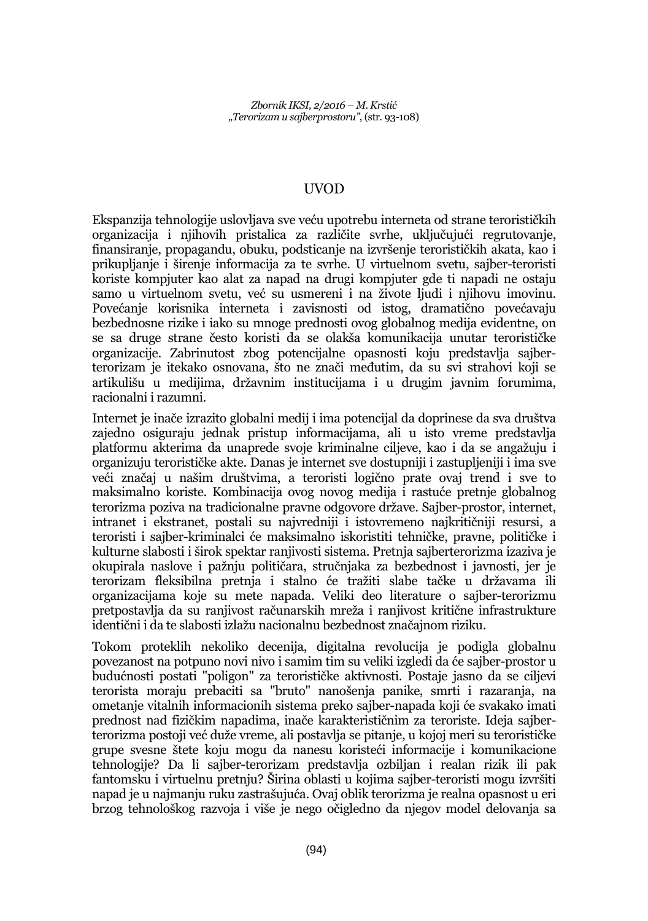## UVOD

Ekspanzija tehnologije uslovljava sve veću upotrebu interneta od strane terorističkih organizacija i njihovih pristalica za različite svrhe, uključujući regrutovanje, finansiranje, propagandu, obuku, podsticanje na izvršenje terorističkih akata, kao i prikupljanje i širenje informacija za te svrhe. U virtuelnom svetu, sajber-teroristi koriste kompjuter kao alat za napad na drugi kompjuter gde ti napadi ne ostaju samo u virtuelnom svetu, već su usmereni i na živote ljudi i njihovu imovinu. Povećanje korisnika interneta i zavisnosti od istog, dramatično povećavaju bezbednosne rizike i iako su mnoge prednosti ovog globalnog medija evidentne, on se sa druge strane često koristi da se olakša komunikacija unutar terorističke organizacije. Zabrinutost zbog potencijalne opasnosti koju predstavlja sajber-terorizam je itekako osnovana, što ne znači međutim, da su svi strahovi koji se artikulišu u medijima, državnim institucijama i u drugim javnim forumima, racionalni i razumni.

Internet je inače izrazito globalni medij i ima potencijal da doprinese da sva društva zajedno osiguraju jednak pristup informacijama, ali u isto vreme predstavlja platformu akterima da unaprede svoje kriminalne ciljeve, kao i da se angažuju i organizuju terorističke akte. Danas je internet sve dostupniji i zastupljeniji i ima sve veći značaj u našim društvima, a teroristi logično prate ovaj trend i sve to maksimalno koriste. Kombinacija ovog novog medija i rastuće pretnje globalnog terorizma poziva na tradicionalne pravne odgovore države. Sajber-prostor, internet, intranet i ekstranet, postali su najvredniji i istovremeno najkritičniji resursi, a teroristi i sajber-kriminalci će maksimalno iskoristiti tehničke, pravne, političke i kulturne slabosti i širok spektar ranjivosti sistema. Pretnja sajberterorizma izaziva je okupirala naslove i pažnju političara, stručnjaka za bezbednost i javnosti, jer je terorizam fleksibilna pretnja i stalno će tražiti slabe tačke u državama ili organizacijama koje su mete napada. Veliki deo literature o sajber-terorizmu pretpostavlja da su ranjivost računarskih mreža i ranjivost kritične infrastrukture identični i da te slabosti izlažu nacionalnu bezbednost značajnom riziku.

Tokom proteklih nekoliko decenija, digitalna revolucija je podigla globalnu povezanost na potpuno novi nivo i samim tim su veliki izgledi da će sajber-prostor u budućnosti postati "poligon" za terorističke aktivnosti. Postaje jasno da se ciljevi terorista moraju prebaciti sa "bruto" nanošenja panike, smrti i razaranja, na ometanje vitalnih informacionih sistema preko sajber-napada koji će svakako imati prednost nad fizičkim napadima, inače karakterističnim za teroriste. Ideja sajber-terorizma postoji već duže vreme, ali postavlja se pitanje, u kojoj meri su terorističke grupe svesne štete koju mogu da nanesu koristeći informacije i komunikacione tehnologije? Da li sajber-terorizam predstavlja ozbiljan i realan rizik ili pak fantomsku i virtuelnu pretnju? Širina oblasti u kojima sajber-teroristi mogu izvršiti napad je u najmanju ruku zastrašujuća. Ovaj oblik terorizma je realna opasnost u eri brzog tehnološkog razvoja i više je nego očigledno da njegov model delovanja sa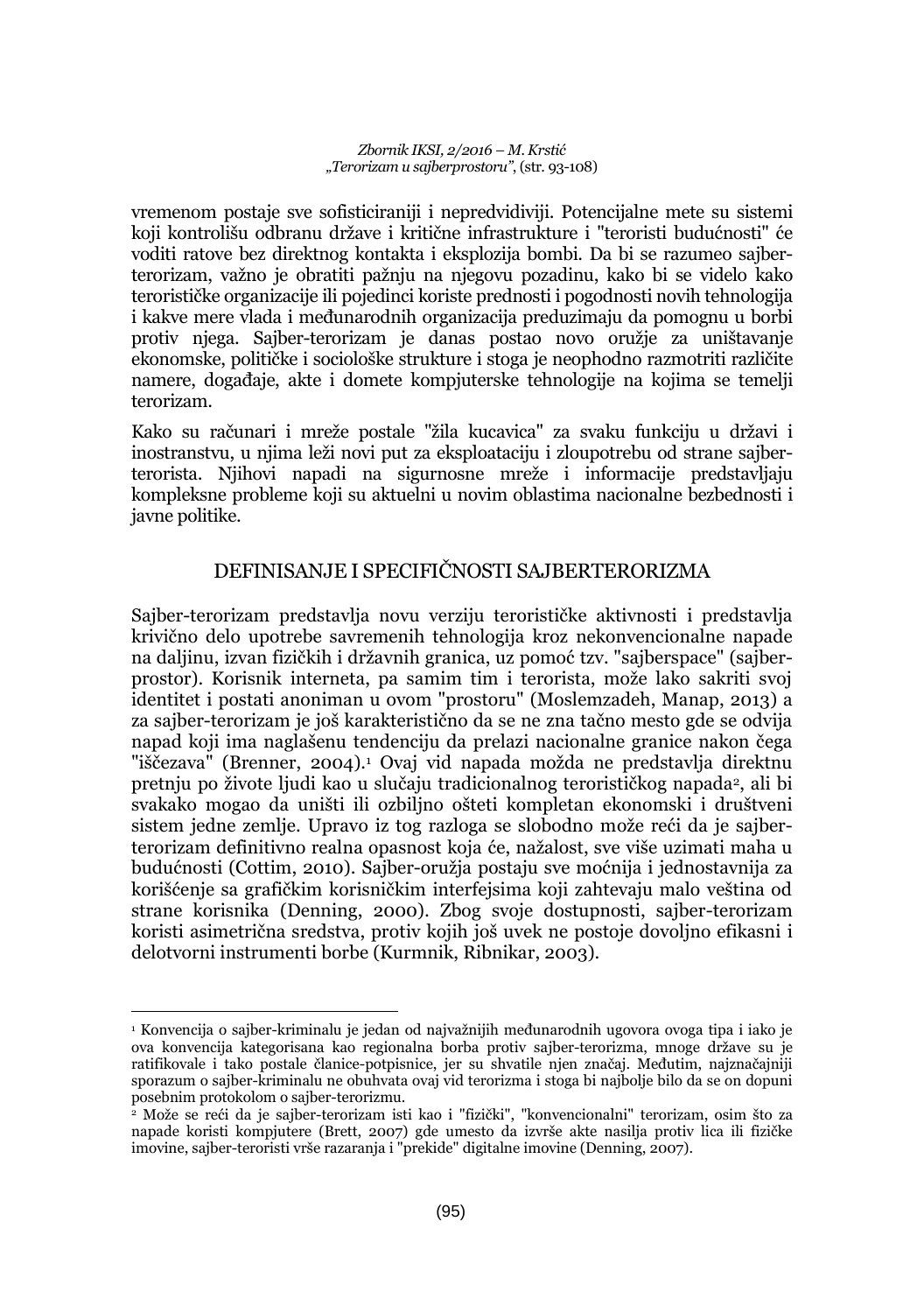vremenom postaje sve sofisticiraniji i nepredvidiviji. Potencijalne mete su sistemi koji kontrolišu odbranu države i kritične infrastrukture i "teroristi budućnosti" će voditi ratove bez direktnog kontakta i eksplozija bombi. Da bi se razumeo sajber-terorizam, važno je obratiti pažnju na njegovu pozadinu, kako bi se videlo kako terorističke organizacije ili pojedinci koriste prednosti i pogodnosti novih tehnologija i kakve mere vlada i međunarodnih organizacija preduzimaju da pomognu u borbi protiv njega. Sajber-terorizam je danas postao novo oružje za uništavanje ekonomske, političke i sociološke strukture i stoga je neophodno razmotriti različite namere, događaje, akte i domete kompjuterske tehnologije na kojima se temelji terorizam.

Kako su računari i mreže postale "žila kucavica" za svaku funkciju u državi i inostranstvu, u njima leži novi put za eksploataciju i zloupotrebu od strane sajber-terorista. Njihovi napadi na sigurnosne mreže i informacije predstavljaju kompleksne probleme koji su aktuelni u novim oblastima nacionalne bezbednosti i javne politike.

## DEFINISANJE I SPECIFIČNOSTI SAJBERTERORIZMA

Sajber-terorizam predstavlja novu verziju terorističke aktivnosti i predstavlja krivično delo upotrebe savremenih tehnologija kroz nekonvencionalne napade na daljinu, izvan fizičkih i državnih granica, uz pomoć tzv. "sajberspace" (sajber-prostor). Korisnik interneta, pa samim tim i terorista, može lako sakriti svoj identitet i postati anoniman u ovom "prostoru" (Moslemzadeh, Manap, 2013) a za sajber-terorizam je još karakteristično da se ne zna tačno mesto gde se odvija napad koji ima naglašenu tendenciju da prelazi nacionalne granice nakon čega "iščezava" (Brenner, 2004).[1] Ovaj vid napada možda ne predstavlja direktnu pretnju po živote ljudi kao u slučaju tradicionalnog terorističkog napada[2], ali bi svakako mogao da uništi ili ozbiljno ošteti kompletan ekonomski i društveni sistem jedne zemlje. Upravo iz tog razloga se slobodno može reći da je sajber-terorizam definitivno realna opasnost koja će, nažalost, sve više uzimati maha u budućnosti (Cottim, 2010). Sajber-oružja postaju sve moćnija i jednostavnija za korišćenje sa grafičkim korisničkim interfejsima koji zahtevaju malo veština od strane korisnika (Denning, 2000). Zbog svoje dostupnosti, sajber-terorizam koristi asimetrična sredstva, protiv kojih još uvek ne postoje dovoljno efikasni i delotvorni instrumenti borbe (Kurmnik, Ribnikar, 2003).

---

[1] Konvencija o sajber-kriminalu je jedan od najvažnijih međunarodnih ugovora ovoga tipa i iako je ova konvencija kategorisana kao regionalna borba protiv sajber-terorizma, mnoge države su je ratifikovale i tako postale članice-potpisnice, jer su shvatile njen značaj. Međutim, najznačajniji sporazum o sajber-kriminalu ne obuhvata ovaj vid terorizma i stoga bi najbolje bilo da se on dopuni posebnim protokolom o sajber-terorizmu.

[2] Može se reći da je sajber-terorizam isti kao i "fizički", "konvencionalni" terorizam, osim što za napade koristi kompjutere (Brett, 2007) gde umesto da izvrše akte nasilja protiv lica ili fizičke imovine, sajber-teroristi vrše razaranja i "prekide" digitalne imovine (Denning, 2007).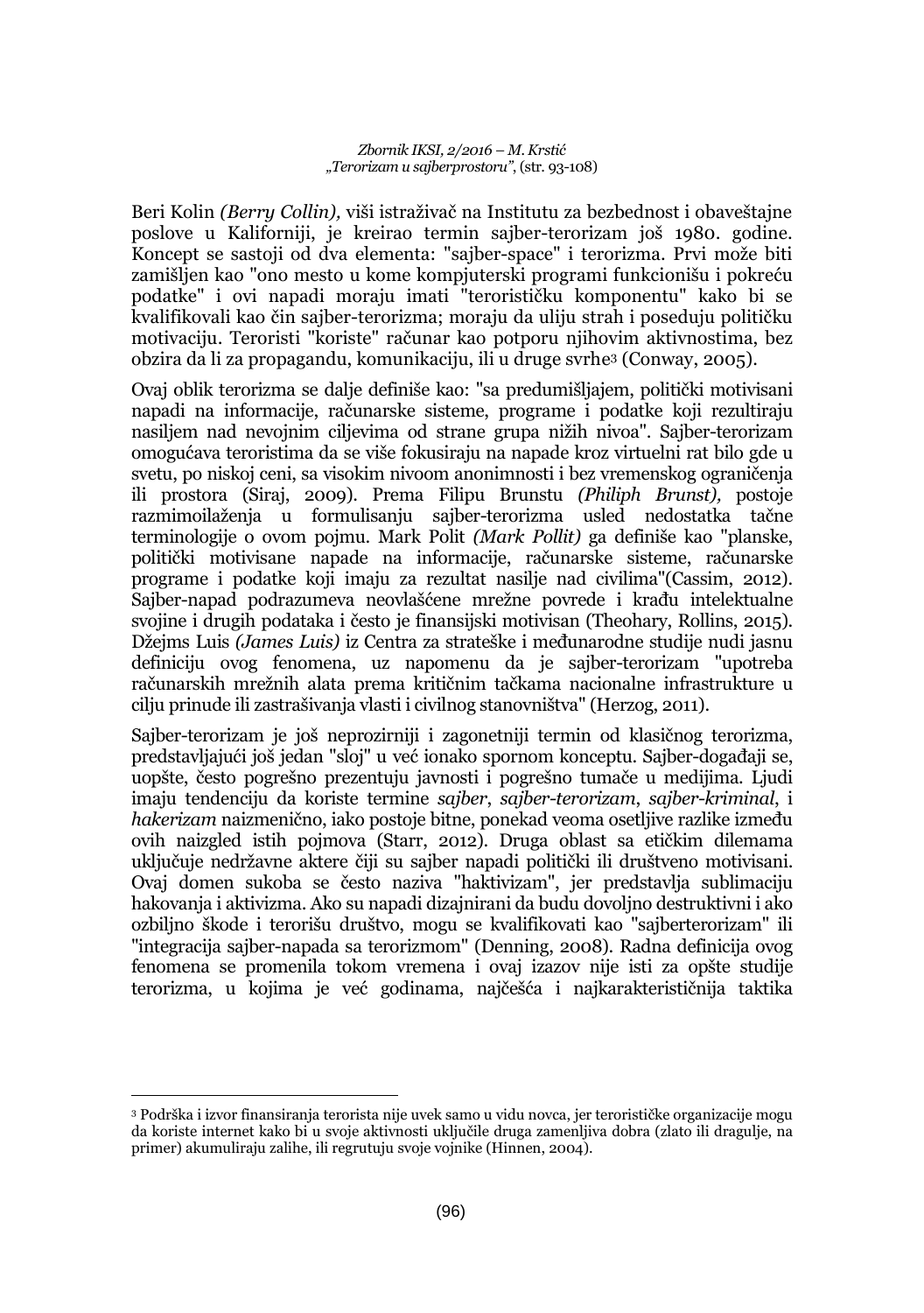Beri Kolin *(Berry Collin),* viši istraživač na Institutu za bezbednost i obaveštajne poslove u Kaliforniji, je kreirao termin sajber-terorizam još 1980. godine. Koncept se sastoji od dva elementa: "sajber-space" i terorizma. Prvi može biti zamišljen kao "ono mesto u kome kompjuterski programi funkcionišu i pokreću podatke" i ovi napadi moraju imati "terorističku komponentu" kako bi se kvalifikovali kao čin sajber-terorizma; moraju da uliju strah i poseduju političku motivaciju. Teroristi "koriste" računar kao potporu njihovim aktivnostima, bez obzira da li za propagandu, komunikaciju, ili u druge svrhe[3] (Conway, 2005).

Ovaj oblik terorizma se dalje definiše kao: "sa predumišljajem, politički motivisani napadi na informacije, računarske sisteme, programe i podatke koji rezultiraju nasiljem nad nevojnim ciljevima od strane grupa nižih nivoa". Sajber-terorizam omogućava teroristima da se više fokusiraju na napade kroz virtuelni rat bilo gde u svetu, po niskoj ceni, sa visokim nivoom anonimnosti i bez vremenskog ograničenja ili prostora (Siraj, 2009). Prema Filipu Brunstu *(Philiph Brunst),* postoje razmimoilaženja u formulisanju sajber-terorizma usled nedostatka tačne terminologije o ovom pojmu. Mark Polit *(Mark Pollit)* ga definiše kao "planske, politički motivisane napade na informacije, računarske sisteme, računarske programe i podatke koji imaju za rezultat nasilje nad civilima"(Cassim, 2012). Sajber-napad podrazumeva neovlašćene mrežne povrede i krađu intelektualne svojine i drugih podataka i često je finansijski motivisan (Theohary, Rollins, 2015). Džejms Luis *(James Luis)* iz Centra za strateške i međunarodne studije nudi jasnu definiciju ovog fenomena, uz napomenu da je sajber-terorizam "upotreba računarskih mrežnih alata prema kritičnim tačkama nacionalne infrastrukture u cilju prinude ili zastrašivanja vlasti i civilnog stanovništva" (Herzog, 2011).

Sajber-terorizam je još neprozirniji i zagonetniji termin od klasičnog terorizma, predstavljajući još jedan "sloj" u već ionako spornom konceptu. Sajber-događaji se, uopšte, često pogrešno prezentuju javnosti i pogrešno tumače u medijima. Ljudi imaju tendenciju da koriste termine *sajber*, *sajber-terorizam*, *sajber-kriminal*, i *hakerizam* naizmenično, iako postoje bitne, ponekad veoma osetljive razlike između ovih naizgled istih pojmova (Starr, 2012). Druga oblast sa etičkim dilemama uključuje nedržavne aktere čiji su sajber napadi politički ili društveno motivisani. Ovaj domen sukoba se često naziva "haktivizam", jer predstavlja sublimaciju hakovanja i aktivizma. Ako su napadi dizajnirani da budu dovoljno destruktivni i ako ozbiljno škode i terorišu društvo, mogu se kvalifikovati kao "sajberterorizam" ili "integracija sajber-napada sa terorizmom" (Denning, 2008). Radna definicija ovog fenomena se promenila tokom vremena i ovaj izazov nije isti za opšte studije terorizma, u kojima je već godinama, najčešća i najkarakterističnija taktika

---

[3] Podrška i izvor finansiranja terorista nije uvek samo u vidu novca, jer terorističke organizacije mogu da koriste internet kako bi u svoje aktivnosti uključile druga zamenljiva dobra (zlato ili dragulje, na primer) akumuliraju zalihe, ili regrutuju svoje vojnike (Hinnen, 2004).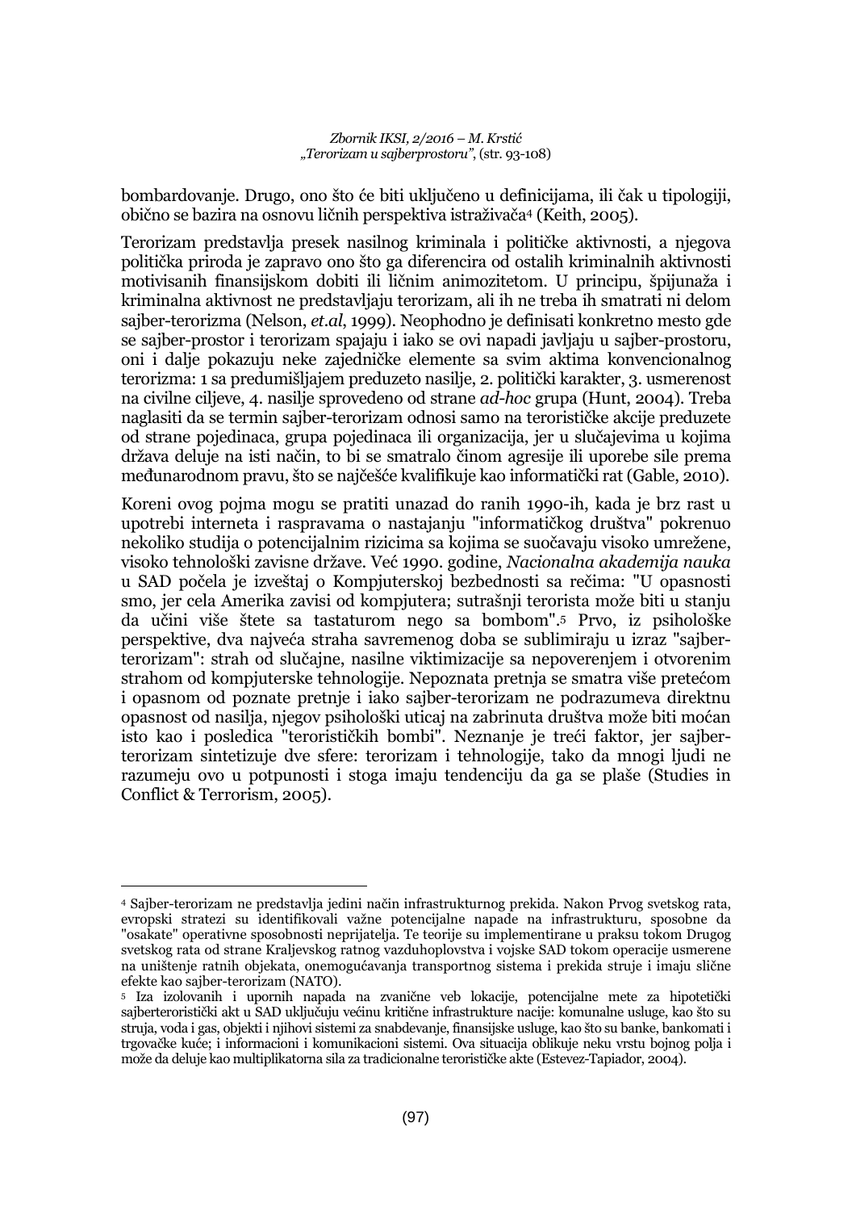bombardovanje. Drugo, ono što će biti uključeno u definicijama, ili čak u tipologiji, obično se bazira na osnovu ličnih perspektiva istraživača[4] (Keith, 2005).

Terorizam predstavlja presek nasilnog kriminala i političke aktivnosti, a njegova politička priroda je zapravo ono što ga diferencira od ostalih kriminalnih aktivnosti motivisanih finansijskom dobiti ili ličnim animozitetom. U principu, špijunaža i kriminalna aktivnost ne predstavljaju terorizam, ali ih ne treba ih smatrati ni delom sajber-terorizma (Nelson, *et.al*, 1999). Neophodno je definisati konkretno mesto gde se sajber-prostor i terorizam spajaju i iako se ovi napadi javljaju u sajber-prostoru, oni i dalje pokazuju neke zajedničke elemente sa svim aktima konvencionalnog terorizma: 1 sa predumišljajem preduzeto nasilje, 2. politički karakter, 3. usmerenost na civilne ciljeve, 4. nasilje sprovedeno od strane *ad-hoc* grupa (Hunt, 2004). Treba naglasiti da se termin sajber-terorizam odnosi samo na terorističke akcije preduzete od strane pojedinaca, grupa pojedinaca ili organizacija, jer u slučajevima u kojima država deluje na isti način, to bi se smatralo činom agresije ili uporebe sile prema međunarodnom pravu, što se najčešće kvalifikuje kao informatički rat (Gable, 2010).

Koreni ovog pojma mogu se pratiti unazad do ranih 1990-ih, kada je brz rast u upotrebi interneta i raspravama o nastajanju "informatičkog društva" pokrenuo nekoliko studija o potencijalnim rizicima sa kojima se suočavaju visoko umrežene, visoko tehnološki zavisne države. Već 1990. godine, *Nacionalna akademija nauka* u SAD počela je izveštaj o Kompjuterskoj bezbednosti sa rečima: "U opasnosti smo, jer cela Amerika zavisi od kompjutera; sutrašnji terorista može biti u stanju da učini više štete sa tastaturom nego sa bombom".[5] Prvo, iz psihološke perspektive, dva najveća straha savremenog doba se sublimiraju u izraz "sajber-terorizam": strah od slučajne, nasilne viktimizacije sa nepoverenjem i otvorenim strahom od kompjuterske tehnologije. Nepoznata pretnja se smatra više pretećom i opasnom od poznate pretnje i iako sajber-terorizam ne podrazumeva direktnu opasnost od nasilja, njegov psihološki uticaj na zabrinuta društva može biti moćan isto kao i posledica "terorističkih bombi". Neznanje je treći faktor, jer sajber-terorizam sintetizuje dve sfere: terorizam i tehnologije, tako da mnogi ljudi ne razumeju ovo u potpunosti i stoga imaju tendenciju da ga se plaše (Studies in Conflict & Terrorism, 2005).

---

[4] Sajber-terorizam ne predstavlja jedini način infrastrukturnog prekida. Nakon Prvog svetskog rata, evropski stratezi su identifikovali važne potencijalne napade na infrastrukturu, sposobne da "osakate" operativne sposobnosti neprijatelja. Te teorije su implementirane u praksu tokom Drugog svetskog rata od strane Kraljevskog ratnog vazduhoplovstva i vojske SAD tokom operacije usmerene na uništenje ratnih objekata, onemogućavanja transportnog sistema i prekida struje i imaju slične efekte kao sajber-terorizam (NATO).

[5] Iza izolovanih i upornih napada na zvanične veb lokacije, potencijalne mete za hipotetički sajberteroristički akt u SAD uključuju većinu kritične infrastrukture nacije: komunalne usluge, kao što su struja, voda i gas, objekti i njihovi sistemi za snabdevanje, finansijske usluge, kao što su banke, bankomati i trgovačke kuće; i informacioni i komunikacioni sistemi. Ova situacija oblikuje neku vrstu bojnog polja i može da deluje kao multiplikatorna sila za tradicionalne terorističke akte (Estevez-Tapiador, 2004).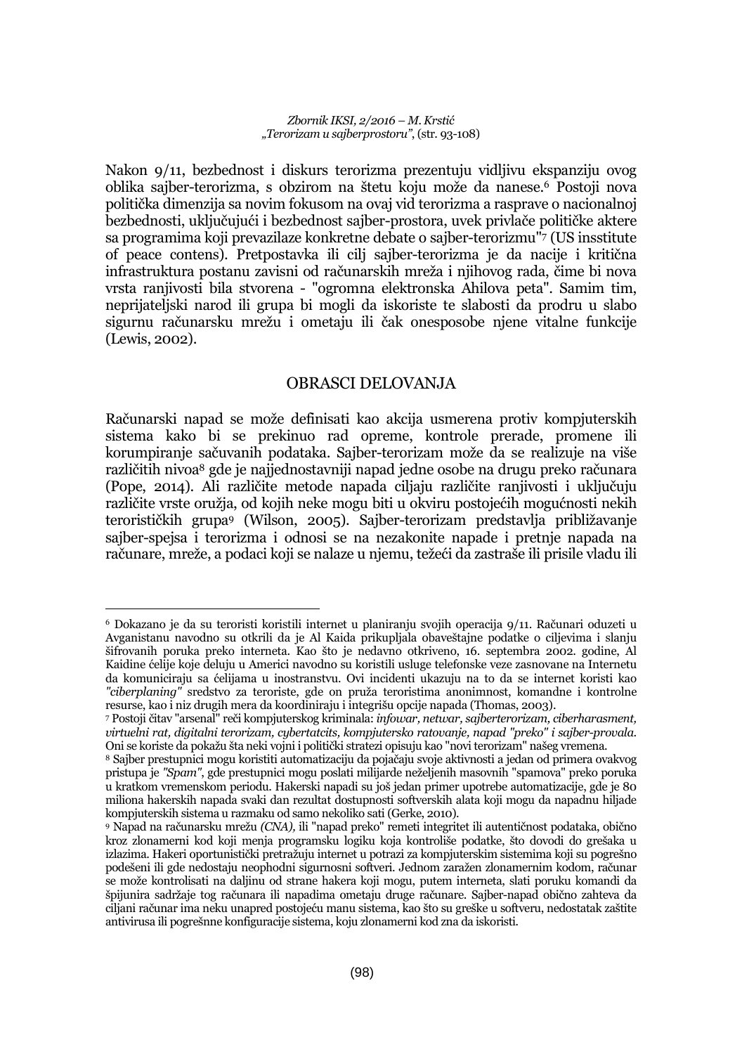Nakon 9/11, bezbednost i diskurs terorizma prezentuju vidljivu ekspanziju ovog oblika sajber-terorizma, s obzirom na štetu koju može da nanese.[6] Postoji nova politička dimenzija sa novim fokusom na ovaj vid terorizma a rasprave o nacionalnoj bezbednosti, uključujući i bezbednost sajber-prostora, uvek privlače političke aktere sa programima koji prevazilaze konkretne debate o sajber-terorizmu"[7] (US insstitute of peace contens). Pretpostavka ili cilj sajber-terorizma je da nacije i kritična infrastruktura postanu zavisni od računarskih mreža i njihovog rada, čime bi nova vrsta ranjivosti bila stvorena - "ogromna elektronska Ahilova peta". Samim tim, neprijateljski narod ili grupa bi mogli da iskoriste te slabosti da prodru u slabo sigurnu računarsku mrežu i ometaju ili čak onesposobe njene vitalne funkcije (Lewis, 2002).

## OBRASCI DELOVANJA

Računarski napad se može definisati kao akcija usmerena protiv kompjuterskih sistema kako bi se prekinuo rad opreme, kontrole prerade, promene ili korumpiranje sačuvanih podataka. Sajber-terorizam može da se realizuje na više različitih nivoa[8] gde je najjednostavniji napad jedne osobe na drugu preko računara (Pope, 2014). Ali različite metode napada ciljaju različite ranjivosti i uključuju različite vrste oružja, od kojih neke mogu biti u okviru postojećih mogućnosti nekih terorističkih grupa[9] (Wilson, 2005). Sajber-terorizam predstavlja približavanje sajber-spejsa i terorizma i odnosi se na nezakonite napade i pretnje napada na računare, mreže, a podaci koji se nalaze u njemu, težeći da zastraše ili prisile vladu ili

---

[6] Dokazano je da su teroristi koristili internet u planiranju svojih operacija 9/11. Računari oduzeti u Avganistanu navodno su otkrili da je Al Kaida prikupljala obaveštajne podatke o ciljevima i slanju šifrovanih poruka preko interneta. Kao što je nedavno otkriveno, 16. septembra 2002. godine, Al Kaidine ćelije koje deluju u Americi navodno su koristili usluge telefonske veze zasnovane na Internetu da komuniciraju sa ćelijama u inostranstvu. Ovi incidenti ukazuju na to da se internet koristi kao *"ciberplaning"* sredstvo za teroriste, gde on pruža teroristima anonimnost, komandne i kontrolne resurse, kao i niz drugih mera da koordiniraju i integrišu opcije napada (Thomas, 2003).

[7] Postoji čitav "arsenal" reči kompjuterskog kriminala: *infowar, netwar, sajberterorizam, ciberharasment, virtuelni rat, digitalni terorizam, cybertatcits, kompjutersko ratovanje, napad "preko" i sajber-provala.* Oni se koriste da pokažu šta neki vojni i politički stratezi opisuju kao "novi terorizam" našeg vremena.

[8] Sajber prestupnici mogu koristiti automatizaciju da pojačaju svoje aktivnosti a jedan od primera ovakvog pristupa je *"Spam"*, gde prestupnici mogu poslati milijarde neželjenih masovnih "spamova" preko poruka u kratkom vremenskom periodu. Hakerski napadi su još jedan primer upotrebe automatizacije, gde je 80 miliona hakerskih napada svaki dan rezultat dostupnosti softverskih alata koji mogu da napadnu hiljade kompjuterskih sistema u razmaku od samo nekoliko sati (Gerke, 2010).

[9] Napad na računarsku mrežu *(CNA)*, ili "napad preko" remeti integritet ili autentičnost podataka, obično kroz zlonamerni kod koji menja programsku logiku koja kontroliše podatke, što dovodi do grešaka u izlazima. Hakeri oportunistički pretražuju internet u potrazi za kompjuterskim sistemima koji su pogrešno podešeni ili gde nedostaju neophodni sigurnosni softveri. Jednom zaražen zlonamernim kodom, računar se može kontrolisati na daljinu od strane hakera koji mogu, putem interneta, slati poruku komandi da špijunira sadržaje tog računara ili napadima ometaju druge računare. Sajber-napad obično zahteva da ciljani računar ima neku unapred postojeću manu sistema, kao što su greške u softveru, nedostatak zaštite antivirusa ili pogrešnne konfiguracije sistema, koju zlonamerni kod zna da iskoristi.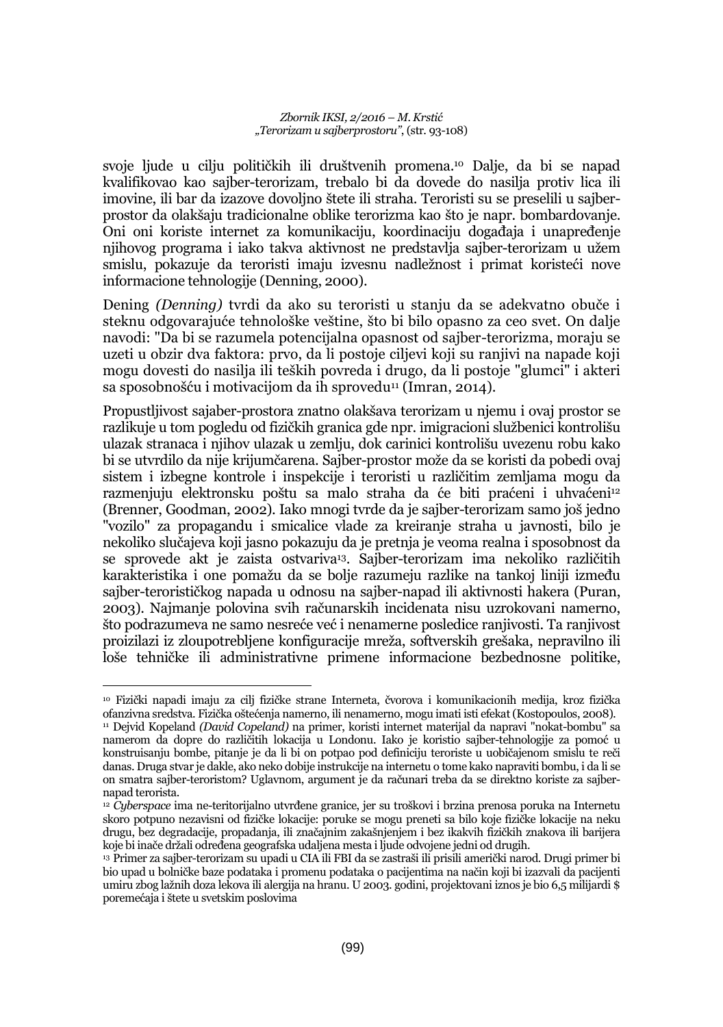svoje ljude u cilju političkih ili društvenih promena.[10] Dalje, da bi se napad kvalifikovao kao sajber-terorizam, trebalo bi da dovede do nasilja protiv lica ili imovine, ili bar da izazove dovoljno štete ili straha. Teroristi su se preselili u sajber-prostor da olakšaju tradicionalne oblike terorizma kao što je napr. bombardovanje. Oni oni koriste internet za komunikaciju, koordinaciju događaja i unapređenje njihovog programa i iako takva aktivnost ne predstavlja sajber-terorizam u užem smislu, pokazuje da teroristi imaju izvesnu nadležnost i primat koristeći nove informacione tehnologije (Denning, 2000).

Dening *(Denning)* tvrdi da ako su teroristi u stanju da se adekvatno obuče i steknu odgovarajuće tehnološke veštine, što bi bilo opasno za ceo svet. On dalje navodi: "Da bi se razumela potencijalna opasnost od sajber-terorizma, moraju se uzeti u obzir dva faktora: prvo, da li postoje ciljevi koji su ranjivi na napade koji mogu dovesti do nasilja ili teških povreda i drugo, da li postoje "glumci" i akteri sa sposobnošću i motivacijom da ih sprovedu[11] (Imran, 2014).

Propustljivost sajaber-prostora znatno olakšava terorizam u njemu i ovaj prostor se razlikuje u tom pogledu od fizičkih granica gde npr. imigracioni službenici kontrolišu ulazak stranaca i njihov ulazak u zemlju, dok carinici kontrolišu uvezenu robu kako bi se utvrdilo da nije krijumčarena. Sajber-prostor može da se koristi da pobedi ovaj sistem i izbegne kontrole i inspekcije i teroristi u različitim zemljama mogu da razmenjuju elektronsku poštu sa malo straha da će biti praćeni i uhvaćeni[12] (Brenner, Goodman, 2002). Iako mnogi tvrde da je sajber-terorizam samo još jedno "vozilo" za propagandu i smicalice vlade za kreiranje straha u javnosti, bilo je nekoliko slučajeva koji jasno pokazuju da je pretnja je veoma realna i sposobnost da se sprovede akt je zaista ostvariva[13]. Sajber-terorizam ima nekoliko različitih karakteristika i one pomažu da se bolje razumeju razlike na tankoj liniji između sajber-terorističkog napada u odnosu na sajber-napad ili aktivnosti hakera (Puran, 2003). Najmanje polovina svih računarskih incidenata nisu uzrokovani namerno, što podrazumeva ne samo nesreće već i nenamerne posledice ranjivosti. Ta ranjivost proizilazi iz zloupotrebljene konfiguracije mreža, softverskih grešaka, nepravilno ili loše tehničke ili administrativne primene informacione bezbednosne politike,

---

[10] Fizički napadi imaju za cilj fizičke strane Interneta, čvorova i komunikacionih medija, kroz fizička ofanzivna sredstva. Fizička oštećenja namerno, ili nenamerno, mogu imati isti efekat (Kostopoulos, 2008).

[11] Dejvid Kopeland *(David Copeland)* na primer, koristi internet materijal da napravi "nokat-bombu" sa namerom da dopre do različitih lokacija u Londonu. Iako je koristio sajber-tehnologije za pomoć u konstruisanju bombe, pitanje je da li bi on potpao pod definiciju teroriste u uobičajenom smislu te reči danas. Druga stvar je dakle, ako neko dobije instrukcije na internetu o tome kako napraviti bombu, i da li se on smatra sajber-teroristom? Uglavnom, argument je da računari treba da se direktno koriste za sajber-napad terorista.

[12] *Cyberspace* ima ne-teritorijalno utvrđene granice, jer su troškovi i brzina prenosa poruka na Internetu skoro potpuno nezavisni od fizičke lokacije: poruke se mogu preneti sa bilo koje fizičke lokacije na neku drugu, bez degradacije, propadanja, ili značajnim zakašnjenjem i bez ikakvih fizičkih znakova ili barijera koje bi inače držali određena geografska udaljena mesta i ljude odvojene jedni od drugih.

[13] Primer za sajber-terorizam su upadi u CIA ili FBI da se zastraši ili prisili američki narod. Drugi primer bi bio upad u bolničke baze podataka i promenu podataka o pacijentima na način koji bi izazvali da pacijenti umiru zbog lažnih doza lekova ili alergija na hranu. U 2003. godini, projektovani iznos je bio 6,5 milijardi $ poremećaja i štete u svetskim poslovima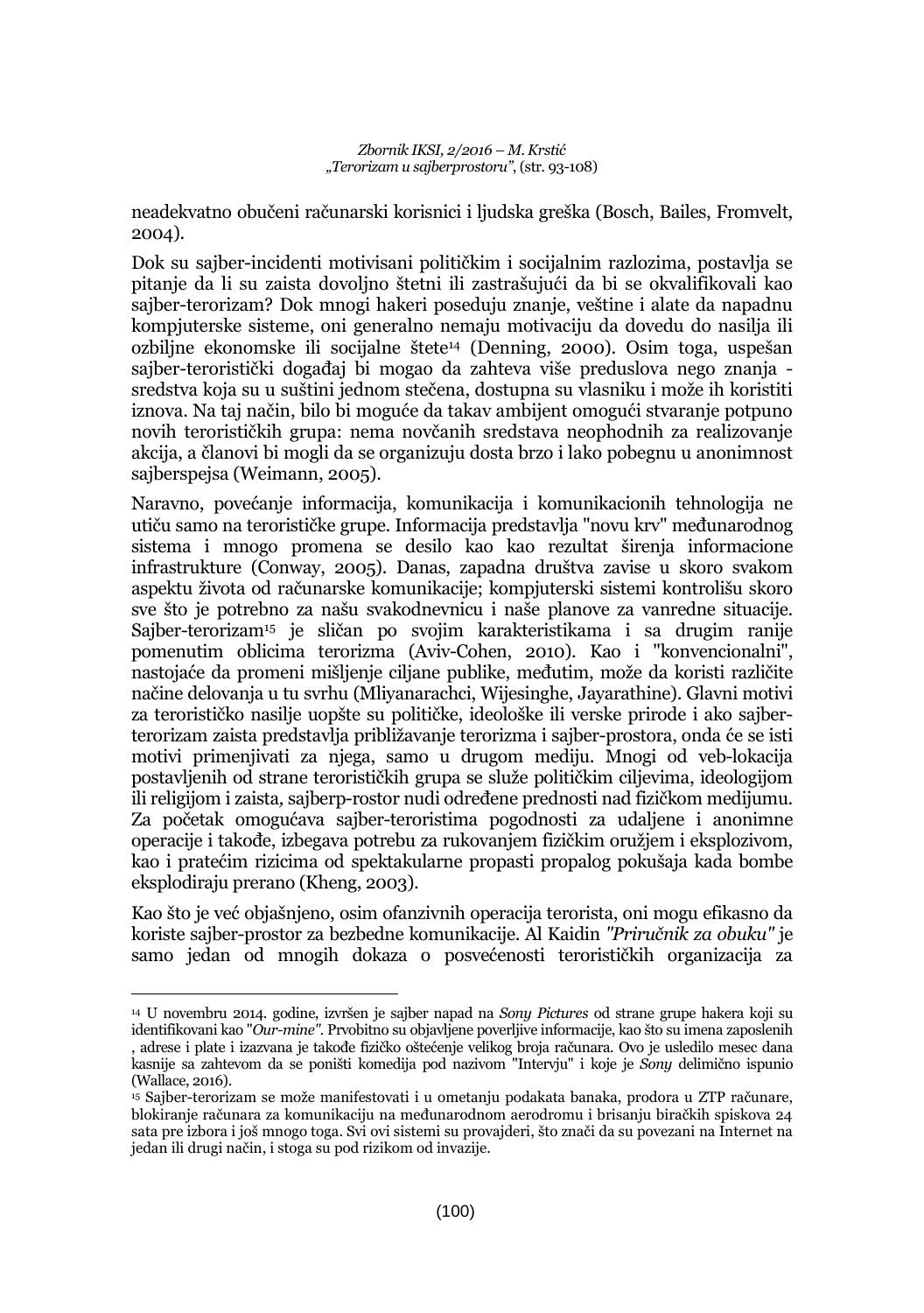neadekvatno obučeni računarski korisnici i ljudska greška (Bosch, Bailes, Fromvelt, 2004).

Dok su sajber-incidenti motivisani političkim i socijalnim razlozima, postavlja se pitanje da li su zaista dovoljno štetni ili zastrašujući da bi se okvalifikovali kao sajber-terorizam? Dok mnogi hakeri poseduju znanje, veštine i alate da napadnu kompjuterske sisteme, oni generalno nemaju motivaciju da dovedu do nasilja ili ozbiljne ekonomske ili socijalne štete[14] (Denning, 2000). Osim toga, uspešan sajber-teroristički događaj bi mogao da zahteva više preduslova nego znanja - sredstva koja su u suštini jednom stečena, dostupna su vlasniku i može ih koristiti iznova. Na taj način, bilo bi moguće da takav ambijent omogući stvaranje potpuno novih terorističkih grupa: nema novčanih sredstava neophodnih za realizovanje akcija, a članovi bi mogli da se organizuju dosta brzo i lako pobegnu u anonimnost sajberspejsa (Weimann, 2005).

Naravno, povećanje informacija, komunikacija i komunikacionih tehnologija ne utiču samo na terorističke grupe. Informacija predstavlja "novu krv" međunarodnog sistema i mnogo promena se desilo kao kao rezultat širenja informacione infrastrukture (Conway, 2005). Danas, zapadna društva zavise u skoro svakom aspektu života od računarske komunikacije; kompjuterski sistemi kontrolišu skoro sve što je potrebno za našu svakodnevnicu i naše planove za vanredne situacije. Sajber-terorizam[15] je sličan po svojim karakteristikama i sa drugim ranije pomenutim oblicima terorizma (Aviv-Cohen, 2010). Kao i "konvencionalni", nastojaće da promeni mišljenje ciljane publike, međutim, može da koristi različite načine delovanja u tu svrhu (Mliyanarachci, Wijesinghe, Jayarathine). Glavni motivi za terorističko nasilje uopšte su političke, ideološke ili verske prirode i ako sajber-terorizam zaista predstavlja približavanje terorizma i sajber-prostora, onda će se isti motivi primenjivati za njega, samo u drugom mediju. Mnogi od veb-lokacija postavljenih od strane terorističkih grupa se služe političkim ciljevima, ideologijom ili religijom i zaista, sajberp-rostor nudi određene prednosti nad fizičkom medijumu. Za početak omogućava sajber-teroristima pogodnosti za udaljene i anonimne operacije i takođe, izbegava potrebu za rukovanjem fizičkim oružjem i eksplozivom, kao i pratećim rizicima od spektakularne propasti propalog pokušaja kada bombe eksplodiraju prerano (Kheng, 2003).

Kao što je već objašnjeno, osim ofanzivnih operacija terorista, oni mogu efikasno da koriste sajber-prostor za bezbedne komunikacije. Al Kaidin *"Priručnik za obuku"* je samo jedan od mnogih dokaza o posvećenosti terorističkih organizacija za

---

[14] U novembru 2014. godine, izvršen je sajber napad na *Sony Pictures* od strane grupe hakera koji su identifikovani kao "*Our-mine*". Prvobitno su objavljene poverljive informacije, kao što su imena zaposlenih , adrese i plate i izazvana je takođe fizičko oštećenje velikog broja računara. Ovo je usledilo mesec dana kasnije sa zahtevom da se poništi komedija pod nazivom "Intervju" i koje je *Sony* delimično ispunio (Wallace, 2016).

[15] Sajber-terorizam se može manifestovati i u ometanju podakata banaka, prodora u ZTP računare, blokiranje računara za komunikaciju na međunarodnom aerodromu i brisanju biračkih spiskova 24 sata pre izbora i još mnogo toga. Svi ovi sistemi su provajderi, što znači da su povezani na Internet na jedan ili drugi način, i stoga su pod rizikom od invazije.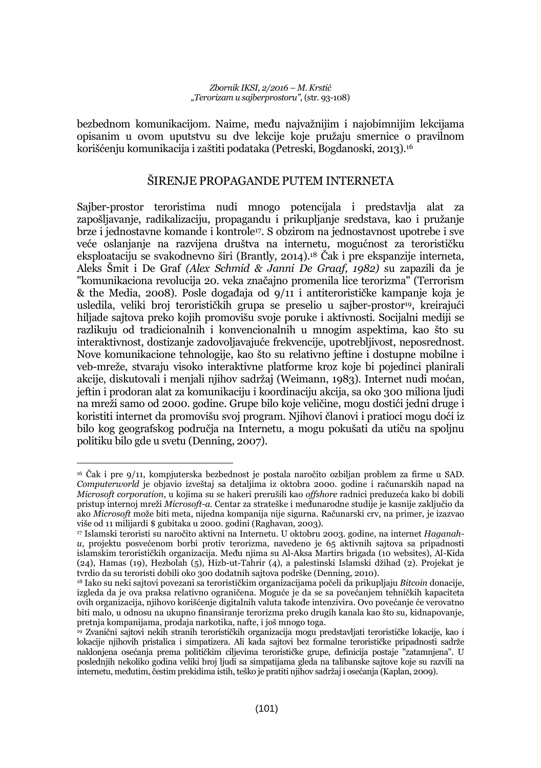bezbednom komunikacijom. Naime, među najvažnijim i najobimnijim lekcijama opisanim u ovom uputstvu su dve lekcije koje pružaju smernice o pravilnom korišćenju komunikacija i zaštiti podataka (Petreski, Bogdanoski, 2013).[16]

## ŠIRENJE PROPAGANDE PUTEM INTERNETA

Sajber-prostor teroristima nudi mnogo potencijala i predstavlja alat za zapošljavanje, radikalizaciju, propagandu i prikupljanje sredstava, kao i pružanje brze i jednostavne komande i kontrole[17]. S obzirom na jednostavnost upotrebe i sve veće oslanjanje na razvijena društva na internetu, mogućnost za terorističku eksploataciju se svakodnevno širi (Brantly, 2014).[18] Čak i pre ekspanzije interneta, Aleks Šmit i De Graf *(Alex Schmid & Janni De Graaf, 1982)* su zapazili da je "komunikaciona revolucija 20. veka značajno promenila lice terorizma" (Terrorism & the Media, 2008). Posle događaja od 9/11 i antiterorističke kampanje koja je usledila, veliki broj terorističkih grupa se preselio u sajber-prostor[19], kreirajući hiljade sajtova preko kojih promovišu svoje poruke i aktivnosti. Socijalni mediji se razlikuju od tradicionalnih i konvencionalnih u mnogim aspektima, kao što su interaktivnost, dostizanje zadovoljavajuće frekvencije, upotrebljivost, neposrednost. Nove komunikacione tehnologije, kao što su relativno jeftine i dostupne mobilne i veb-mreže, stvaraju visoko interaktivne platforme kroz koje bi pojedinci planirali akcije, diskutovali i menjali njihov sadržaj (Weimann, 1983). Internet nudi moćan, jeftin i prodoran alat za komunikaciju i koordinaciju akcija, sa oko 300 miliona ljudi na mreži samo od 2000. godine. Grupe bilo koje veličine, mogu dostići jedni druge i koristiti internet da promovišu svoj program. Njihovi članovi i pratioci mogu doći iz bilo kog geografskog područja na Internetu, a mogu pokušati da utiču na spoljnu politiku bilo gde u svetu (Denning, 2007).

---

[16] Čak i pre 9/11, kompjuterska bezbednost je postala naročito ozbiljan problem za firme u SAD. *Computerworld* je objavio izveštaj sa detaljima iz oktobra 2000. godine i računarskih napad na *Microsoft corporation*, u kojima su se hakeri prerušili kao *offshore* radnici preduzeća kako bi dobili pristup internoj mreži *Microsoft-a*. Centar za strateške i međunarodne studije je kasnije zaključio da ako *Microsoft* može biti meta, nijedna kompanija nije sigurna. Računarski crv, na primer, je izazvao više od 11 milijardi $ gubitaka u 2000. godini (Raghavan, 2003).

[17] Islamski teroristi su naročito aktivni na Internetu. U oktobru 2003. godine, na internet *Haganah-u*, projektu posvećenom borbi protiv terorizma, navedeno je 65 aktivnih sajtova sa pripadnosti islamskim terorističkih organizacija. Među njima su Al-Aksa Martirs brigada (10 websites), Al-Kida (24), Hamas (19), Hezbolah (5), Hizb-ut-Tahrir (4), a palestinski Islamski džihad (2). Projekat je tvrdio da su teroristi dobili oko 300 dodatnih sajtova podrške (Denning, 2010).

[18] Iako su neki sajtovi povezani sa terorističkim organizacijama počeli da prikupljaju *Bitcoin* donacije, izgleda da je ova praksa relativno ograničena. Moguće je da se sa povećanjem tehničkih kapaciteta ovih organizacija, njihovo korišćenje digitalnih valuta takođe intenzivira. Ovo povećanje će verovatno biti malo, u odnosu na ukupno finansiranje terorizma preko drugih kanala kao što su, kidnapovanje, pretnja kompanijama, prodaja narkotika, nafte, i još mnogo toga.

[19] Zvanični sajtovi nekih stranih terorističkih organizacija mogu predstavljati terorističke lokacije, kao i lokacije njihovih pristalica i simpatizera. Ali kada sajtovi bez formalne terorističke pripadnosti sadrže naklonjena osećanja prema političkim ciljevima terorističke grupe, definicija postaje "zatamnjena". U poslednjih nekoliko godina veliki broj ljudi sa simpatijama gleda na talibanske sajtove koje su razvili na internetu, međutim, čestim prekidima istih, teško je pratiti njihov sadržaj i osećanja (Kaplan, 2009).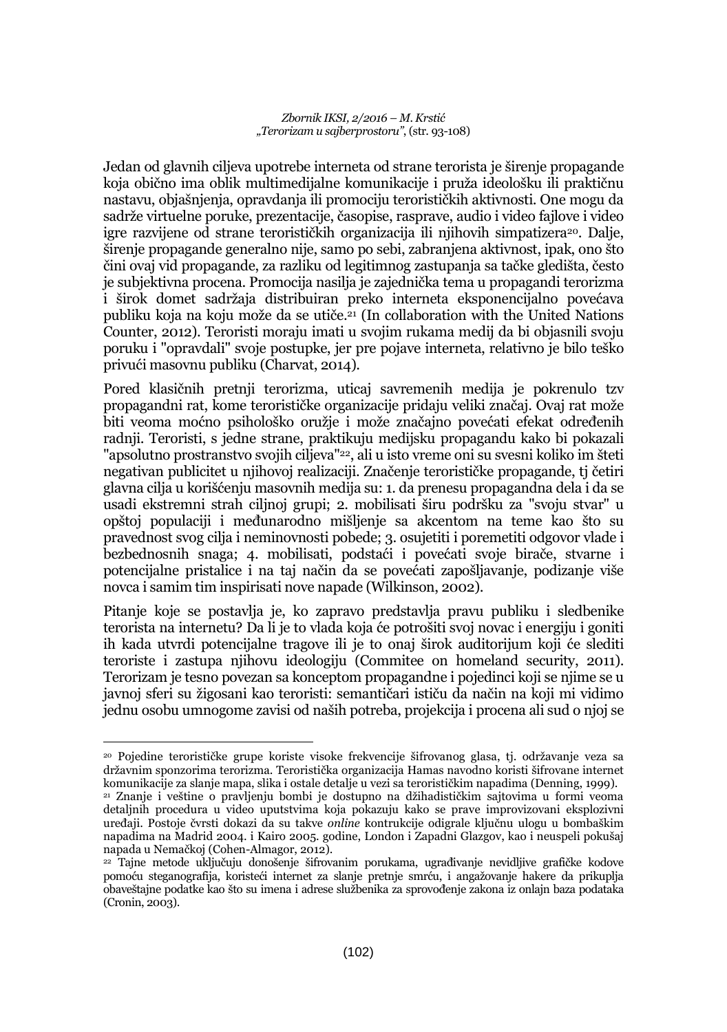Jedan od glavnih ciljeva upotrebe interneta od strane terorista je širenje propagande koja obično ima oblik multimedijalne komunikacije i pruža ideološku ili praktičnu nastavu, objašnjenja, opravdanja ili promociju terorističkih aktivnosti. One mogu da sadrže virtuelne poruke, prezentacije, časopise, rasprave, audio i video fajlove i video igre razvijene od strane terorističkih organizacija ili njihovih simpatizera[20]. Dalje, širenje propagande generalno nije, samo po sebi, zabranjena aktivnost, ipak, ono što čini ovaj vid propagande, za razliku od legitimnog zastupanja sa tačke gledišta, često je subjektivna procena. Promocija nasilja je zajednička tema u propagandi terorizma i širok domet sadržaja distribuiran preko interneta eksponencijalno povećava publiku koja na koju može da se utiče.[21] (In collaboration with the United Nations Counter, 2012). Teroristi moraju imati u svojim rukama medij da bi objasnili svoju poruku i "opravdali" svoje postupke, jer pre pojave interneta, relativno je bilo teško privući masovnu publiku (Charvat, 2014).

Pored klasičnih pretnji terorizma, uticaj savremenih medija je pokrenulo tzv propagandni rat, kome terorističke organizacije pridaju veliki značaj. Ovaj rat može biti veoma moćno psihološko oružje i može značajno povećati efekat određenih radnji. Teroristi, s jedne strane, praktikuju medijsku propagandu kako bi pokazali "apsolutno prostranstvo svojih ciljeva"[22], ali u isto vreme oni su svesni koliko im šteti negativan publicitet u njihovoj realizaciji. Značenje terorističke propagande, tj četiri glavna cilja u korišćenju masovnih medija su: 1. da prenesu propagandna dela i da se usadi ekstremni strah ciljnoj grupi; 2. mobilisati širu podršku za "svoju stvar" u opštoj populaciji i međunarodno mišljenje sa akcentom na teme kao što su pravednost svog cilja i neminovnosti pobede; 3. osujetiti i poremetiti odgovor vlade i bezbednosnih snaga; 4. mobilisati, podstaći i povećati svoje birače, stvarne i potencijalne pristalice i na taj način da se povećati zapošljavanje, podizanje više novca i samim tim inspirisati nove napade (Wilkinson, 2002).

Pitanje koje se postavlja je, ko zapravo predstavlja pravu publiku i sledbenike terorista na internetu? Da li je to vlada koja će potrošiti svoj novac i energiju i goniti ih kada utvrdi potencijalne tragove ili je to onaj širok auditorijum koji će slediti teroriste i zastupa njihovu ideologiju (Commitee on homeland security, 2011). Terorizam je tesno povezan sa konceptom propagandne i pojedinci koji se njime se u javnoj sferi su žigosani kao teroristi: semantičari ističu da način na koji mi vidimo jednu osobu umnogome zavisi od naših potreba, projekcija i procena ali sud o njoj se

---

[20] Pojedine terorističke grupe koriste visoke frekvencije šifrovanog glasa, tj. održavanje veza sa državnim sponzorima terorizma. Teroristička organizacija Hamas navodno koristi šifrovane internet komunikacije za slanje mapa, slika i ostale detalje u vezi sa terorističkim napadima (Denning, 1999).

[21] Znanje i veštine o pravljenju bombi je dostupno na džihadističkim sajtovima u formi veoma detaljnih procedura u video uputstvima koja pokazuju kako se prave improvizovani eksplozivni uređaji. Postoje čvrsti dokazi da su takve *online* kontrukcije odigrale ključnu ulogu u bombaškim napadima na Madrid 2004. i Kairo 2005. godine, London i Zapadni Glazgov, kao i neuspeli pokušaj napada u Nemačkoj (Cohen-Almagor, 2012).

[22] Tajne metode uključuju donošenje šifrovanim porukama, ugrađivanje nevidljive grafičke kodove pomoću steganografija, koristeći internet za slanje pretnje smrću, i angažovanje hakere da prikuplja obaveštajne podatke kao što su imena i adrese službenika za sprovođenje zakona iz onlajn baza podataka (Cronin, 2003).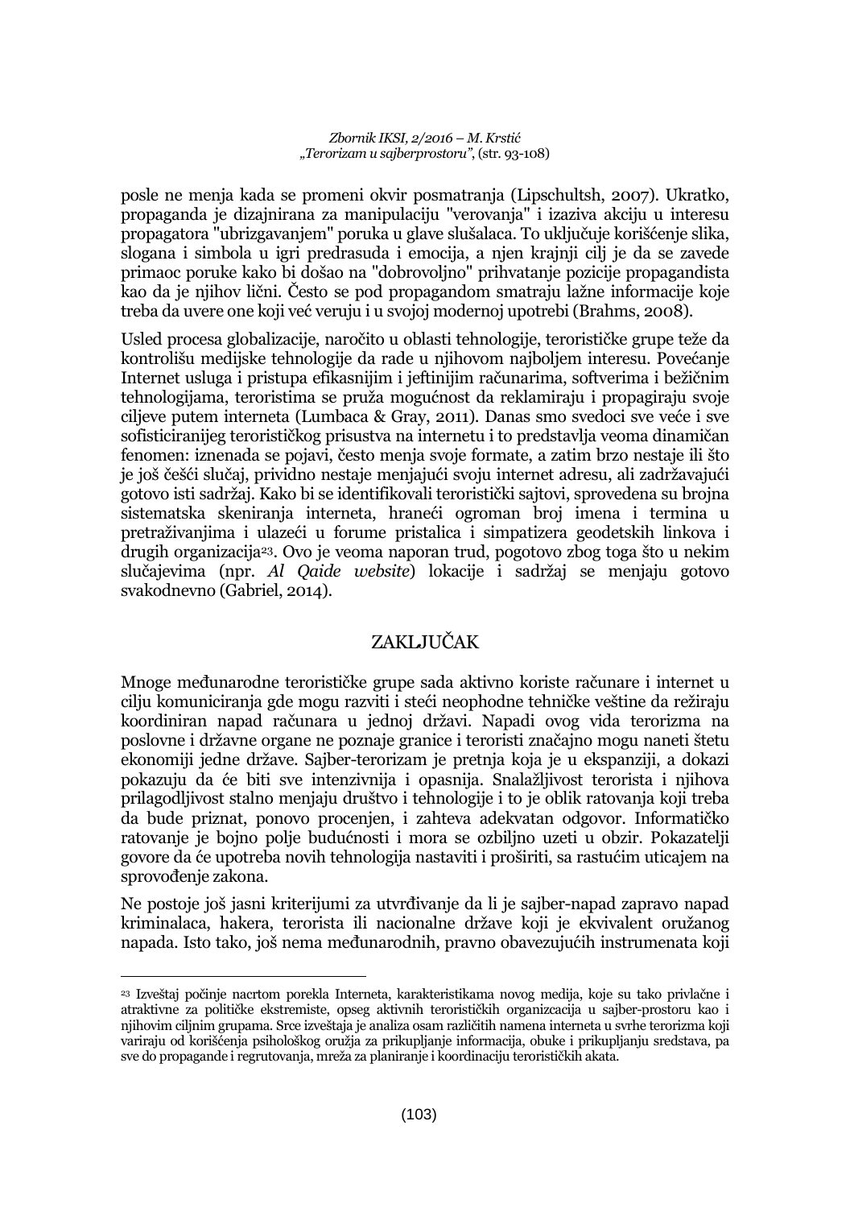posle ne menja kada se promeni okvir posmatranja (Lipschultsh, 2007). Ukratko, propaganda je dizajnirana za manipulaciju "verovanja" i izaziva akciju u interesu propagatora "ubrizgavanjem" poruka u glave slušalaca. To uključuje korišćenje slika, slogana i simbola u igri predrasuda i emocija, a njen krajnji cilj je da se zavede primaoc poruke kako bi došao na "dobrovoljno" prihvatanje pozicije propagandista kao da je njihov lični. Često se pod propagandom smatraju lažne informacije koje treba da uvere one koji već veruju i u svojoj modernoj upotrebi (Brahms, 2008).

Usled procesa globalizacije, naročito u oblasti tehnologije, terorističke grupe teže da kontrolišu medijske tehnologije da rade u njihovom najboljem interesu. Povećanje Internet usluga i pristupa efikasnijim i jeftinijim računarima, softverima i bežičnim tehnologijama, teroristima se pruža mogućnost da reklamiraju i propagiraju svoje ciljeve putem interneta (Lumbaca & Gray, 2011). Danas smo svedoci sve veće i sve sofisticiranijeg terorističkog prisustva na internetu i to predstavlja veoma dinamičan fenomen: iznenada se pojavi, često menja svoje formate, a zatim brzo nestaje ili što je još češći slučaj, prividno nestaje menjajući svoju internet adresu, ali zadržavajući gotovo isti sadržaj. Kako bi se identifikovali teroristički sajtovi, sprovedena su brojna sistematska skeniranja interneta, hraneći ogroman broj imena i termina u pretraživanjima i ulazeći u forume pristalica i simpatizera geodetskih linkova i drugih organizacija[23]. Ovo je veoma naporan trud, pogotovo zbog toga što u nekim slučajevima (npr. *Al Qaide website*) lokacije i sadržaj se menjaju gotovo svakodnevno (Gabriel, 2014).

## ZAKLJUČAK

Mnoge međunarodne terorističke grupe sada aktivno koriste računare i internet u cilju komuniciranja gde mogu razviti i steći neophodne tehničke veštine da režiraju koordiniran napad računara u jednoj državi. Napadi ovog vida terorizma na poslovne i državne organe ne poznaje granice i teroristi značajno mogu naneti štetu ekonomiji jedne države. Sajber-terorizam je pretnja koja je u ekspanziji, a dokazi pokazuju da će biti sve intenzivnija i opasnija. Snalažljivost terorista i njihova prilagodljivost stalno menjaju društvo i tehnologije i to je oblik ratovanja koji treba da bude priznat, ponovo procenjen, i zahteva adekvatan odgovor. Informatičko ratovanje je bojno polje budućnosti i mora se ozbiljno uzeti u obzir. Pokazatelji govore da će upotreba novih tehnologija nastaviti i proširiti, sa rastućim uticajem na sprovođenje zakona.

Ne postoje još jasni kriterijumi za utvrđivanje da li je sajber-napad zapravo napad kriminalaca, hakera, terorista ili nacionalne države koji je ekvivalent oružanog napada. Isto tako, još nema međunarodnih, pravno obavezujućih instrumenata koji

---

[23] Izveštaj počinje nacrtom porekla Interneta, karakteristikama novog medija, koje su tako privlačne i atraktivne za političke ekstremiste, opseg aktivnih terorističkih organizcacija u sajber-prostoru kao i njihovim ciljnim grupama. Srce izveštaja je analiza osam različitih namena interneta u svrhe terorizma koji variraju od korišćenja psihološkog oružja za prikupljanje informacija, obuke i prikupljanju sredstava, pa sve do propagande i regrutovanja, mreža za planiranje i koordinaciju terorističkih akata.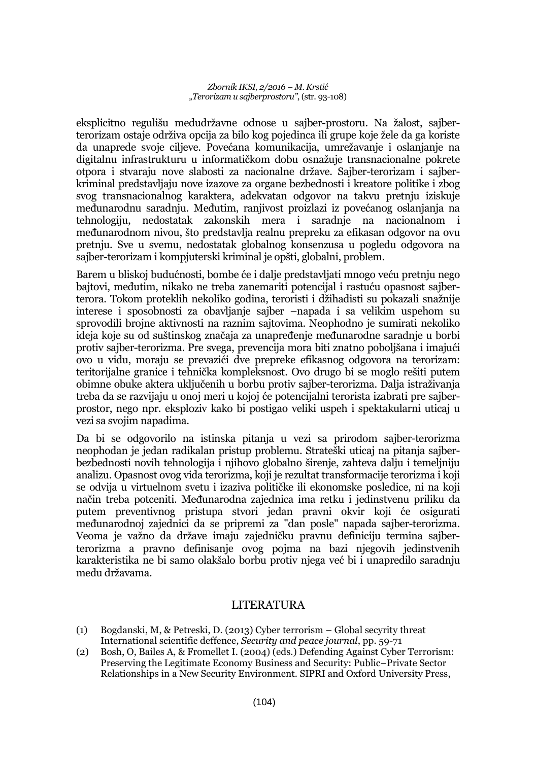eksplicitno regulišu međudržavne odnose u sajber-prostoru. Na žalost, sajber-terorizam ostaje održiva opcija za bilo kog pojedinca ili grupe koje žele da ga koriste da unaprede svoje ciljeve. Povećana komunikacija, umrežavanje i oslanjanje na digitalnu infrastrukturu u informatičkom dobu osnažuje transnacionalne pokrete otpora i stvaraju nove slabosti za nacionalne države. Sajber-terorizam i sajber-kriminal predstavljaju nove izazove za organe bezbednosti i kreatore politike i zbog svog transnacionalnog karaktera, adekvatan odgovor na takvu pretnju iziskuje međunarodnu saradnju. Međutim, ranjivost proizlazi iz povećanog oslanjanja na tehnologiju, nedostatak zakonskih mera i saradnje na nacionalnom i međunarodnom nivou, što predstavlja realnu prepreku za efikasan odgovor na ovu pretnju. Sve u svemu, nedostatak globalnog konsenzusa u pogledu odgovora na sajber-terorizam i kompjuterski kriminal je opšti, globalni, problem.

Barem u bliskoj budućnosti, bombe će i dalje predstavljati mnogo veću pretnju nego bajtovi, međutim, nikako ne treba zanemariti potencijal i rastuću opasnost sajber-terora. Tokom proteklih nekoliko godina, teroristi i džihadisti su pokazali snažnije interese i sposobnosti za obavljanje sajber –napada i sa velikim uspehom su sprovodili brojne aktivnosti na raznim sajtovima. Neophodno je sumirati nekoliko ideja koje su od suštinskog značaja za unapređenje međunarodne saradnje u borbi protiv sajber-terorizma. Pre svega, prevencija mora biti znatno poboljšana i imajući ovo u vidu, moraju se prevazići dve prepreke efikasnog odgovora na terorizam: teritorijalne granice i tehnička kompleksnost. Ovo drugo bi se moglo rešiti putem obimne obuke aktera uključenih u borbu protiv sajber-terorizma. Dalja istraživanja treba da se razvijaju u onoj meri u kojoj će potencijalni terorista izabrati pre sajber-prostor, nego npr. eksploziv kako bi postigao veliki uspeh i spektakularni uticaj u vezi sa svojim napadima.

Da bi se odgovorilo na istinska pitanja u vezi sa prirodom sajber-terorizma neophodan je jedan radikalan pristup problemu. Strateški uticaj na pitanja sajber-bezbednosti novih tehnologija i njihovo globalno širenje, zahteva dalju i temeljniju analizu. Opasnost ovog vida terorizma, koji je rezultat transformacije terorizma i koji se odvija u virtuelnom svetu i izaziva političke ili ekonomske posledice, ni na koji način treba potceniti. Međunarodna zajednica ima retku i jedinstvenu priliku da putem preventivnog pristupa stvori jedan pravni okvir koji će osigurati međunarodnoj zajednici da se pripremi za "dan posle" napada sajber-terorizma. Veoma je važno da države imaju zajedničku pravnu definiciju termina sajber-terorizma a pravno definisanje ovog pojma na bazi njegovih jedinstvenih karakteristika ne bi samo olakšalo borbu protiv njega već bi i unapredilo saradnju među državama.

## LITERATURA

(1) Bogdanski, M, & Petreski, D. (2013) Cyber terrorism – Global secyrity threat International scientific deffence, *Security and peace journal*, pp. 59-71

(2) Bosh, O, Bailes A, & Fromellet I. (2004) (eds.) Defending Against Cyber Terrorism: Preserving the Legitimate Economy Business and Security: Public–Private Sector Relationships in a New Security Environment. SIPRI and Oxford University Press,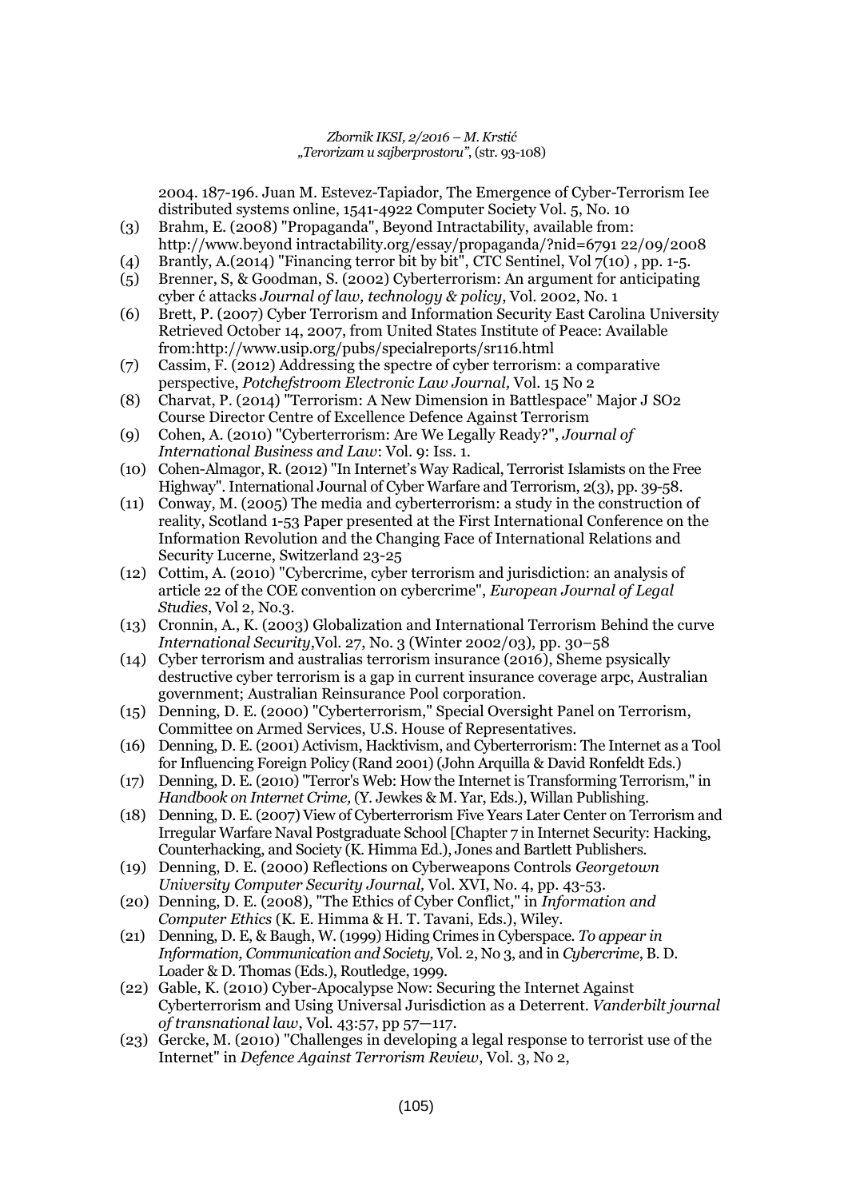2004. 187-196. Juan M. Estevez-Tapiador, The Emergence of Cyber-Terrorism Iee distributed systems online, 1541-4922 Computer Society Vol. 5, No. 10

(3) Brahm, E. (2008) "Propaganda", Beyond Intractability, available from: http://www.beyond intractability.org/essay/propaganda/?nid=6791 22/09/2008

(4) Brantly, A.(2014) "Financing terror bit by bit", CTC Sentinel, Vol 7(10) , pp. 1-5.

(5) Brenner, S, & Goodman, S. (2002) Cyberterrorism: An argument for anticipating cyber é attacks *Journal of law, technology & policy*, Vol. 2002, No. 1

(6) Brett, P. (2007) Cyber Terrorism and Information Security East Carolina University Retrieved October 14, 2007, from United States Institute of Peace: Available from:http://www.usip.org/pubs/specialreports/sr116.html

(7) Cassim, F. (2012) Addressing the spectre of cyber terrorism: a comparative perspective, *Potchefstroom Electronic Law Journal,* Vol. 15 No 2

(8) Charvat, P. (2014) "Terrorism: A New Dimension in Battlespace" Major J SO2 Course Director Centre of Excellence Defence Against Terrorism

(9) Cohen, A. (2010) "Cyberterrorism: Are We Legally Ready?", *Journal of International Business and Law*: Vol. 9: Iss. 1.

(10) Cohen-Almagor, R. (2012) "In Internet's Way Radical, Terrorist Islamists on the Free Highway". International Journal of Cyber Warfare and Terrorism, 2(3), pp. 39-58.

(11) Conway, M. (2005) The media and cyberterrorism: a study in the construction of reality, Scotland 1-53 Paper presented at the First International Conference on the Information Revolution and the Changing Face of International Relations and Security Lucerne, Switzerland 23-25

(12) Cottim, A. (2010) "Cybercrime, cyber terrorism and jurisdiction: an analysis of article 22 of the COE convention on cybercrime", *European Journal of Legal Studies*, Vol 2, No.3.

(13) Cronnin, A., K. (2003) Globalization and International Terrorism Behind the curve *International Security*,Vol. 27, No. 3 (Winter 2002/03), pp. 30–58

(14) Cyber terrorism and australias terrorism insurance (2016), Sheme psysically destructive cyber terrorism is a gap in current insurance coverage arpc, Australian government; Australian Reinsurance Pool corporation.

(15) Denning, D. E. (2000) "Cyberterrorism," Special Oversight Panel on Terrorism, Committee on Armed Services, U.S. House of Representatives.

(16) Denning, D. E. (2001) Activism, Hacktivism, and Cyberterrorism: The Internet as a Tool for Influencing Foreign Policy (Rand 2001) (John Arquilla & David Ronfeldt Eds.)

(17) Denning, D. E. (2010) "Terror's Web: How the Internet is Transforming Terrorism," in *Handbook on Internet Crime,* (Y. Jewkes & M. Yar, Eds.), Willan Publishing.

(18) Denning, D. E. (2007) View of Cyberterrorism Five Years Later Center on Terrorism and Irregular Warfare Naval Postgraduate School [Chapter 7 in Internet Security: Hacking, Counterhacking, and Society (K. Himma Ed.), Jones and Bartlett Publishers.

(19) Denning, D. E. (2000) Reflections on Cyberweapons Controls *Georgetown University Computer Security Journal,* Vol. XVI, No. 4, pp. 43-53.

(20) Denning, D. E. (2008), "The Ethics of Cyber Conflict," in *Information and Computer Ethics* (K. E. Himma & H. T. Tavani, Eds.), Wiley.

(21) Denning, D. E, & Baugh, W. (1999) Hiding Crimes in Cyberspace. *To appear in Information, Communication and Society,* Vol. 2, No 3, and in *Cybercrime*, B. D. Loader & D. Thomas (Eds.), Routledge, 1999.

(22) Gable, K. (2010) Cyber-Apocalypse Now: Securing the Internet Against Cyberterrorism and Using Universal Jurisdiction as a Deterrent. *Vanderbilt journal of transnational law*, Vol. 43:57, pp 57—117.

(23) Gercke, M. (2010) "Challenges in developing a legal response to terrorist use of the Internet" in *Defence Against Terrorism Review*, Vol. 3, No 2,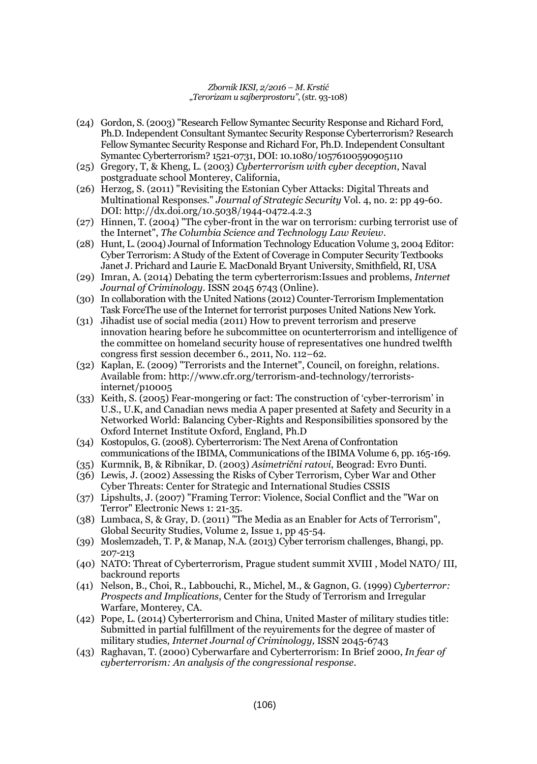(24) Gordon, S. (2003) "Research Fellow Symantec Security Response and Richard Ford, Ph.D. Independent Consultant Symantec Security Response Cyberterrorism? Research Fellow Symantec Security Response and Richard For, Ph.D. Independent Consultant Symantec Cyberterrorism? 1521-0731, DOI: 10.1080/10576100590905110

(25) Gregory, T, & Kheng, L. (2003) *Cyberterrorism with cyber deception*, Naval postgraduate school Monterey, California,

(26) Herzog, S. (2011) "Revisiting the Estonian Cyber Attacks: Digital Threats and Multinational Responses." *Journal of Strategic Security* Vol. 4, no. 2: pp 49-60. DOI: http://dx.doi.org/10.5038/1944-0472.4.2.3

(27) Hinnen, T. (2004) "The cyber-front in the war on terrorism: curbing terrorist use of the Internet", *The Columbia Science and Technology Law Review*.

(28) Hunt, L. (2004) Journal of Information Technology Education Volume 3, 2004 Editor: Cyber Terrorism: A Study of the Extent of Coverage in Computer Security Textbooks Janet J. Prichard and Laurie E. MacDonald Bryant University, Smithfield, RI, USA

(29) Imran, A. (2014) Debating the term cyberterrorism:Issues and problems, *Internet Journal of Criminology*. ISSN 2045 6743 (Online).

(30) In collaboration with the United Nations (2012) Counter-Terrorism Implementation Task ForceThe use of the Internet for terrorist purposes United Nations New York.

(31) Jihadist use of social media (2011) How to prevent terrorism and preserve innovation hearing before he subcommittee on ocunterterrorism and intelligence of the committee on homeland security house of representatives one hundred twelfth congress first session december 6., 2011, No. 112–62.

(32) Kaplan, E. (2009) "Terrorists and the Internet", Council, on foreighn, relations. Available from: http://www.cfr.org/terrorism-and-technology/terrorists-internet/p10005

(33) Keith, S. (2005) Fear-mongering or fact: The construction of 'cyber-terrorism' in U.S., U.K, and Canadian news media A paper presented at Safety and Security in a Networked World: Balancing Cyber-Rights and Responsibilities sponsored by the Oxford Internet Institute Oxford, England, Ph.D

(34) Kostopulos, G. (2008). Cyberterrorism: The Next Arena of Confrontation communications of the IBIMA, Communications of the IBIMA Volume 6, pp. 165-169.

(35) Kurmnik, B, & Ribnikar, D. (2003) *Asimetrični ratovi*, Beograd: Evro Đunti.

(36) Lewis, J. (2002) Assessing the Risks of Cyber Terrorism, Cyber War and Other Cyber Threats: Center for Strategic and International Studies CSSIS

(37) Lipshults, J. (2007) "Framing Terror: Violence, Social Conflict and the "War on Terror" Electronic News 1: 21-35.

(38) Lumbaca, S, & Gray, D. (2011) "The Media as an Enabler for Acts of Terrorism", Global Security Studies, Volume 2, Issue 1, pp 45-54.

(39) Moslemzadeh, T. P, & Manap, N.A. (2013) Cyber terrorism challenges, Bhangi, pp. 207-213

(40) NATO: Threat of Cyberterrorism, Prague student summit XVIII , Model NATO/ III, backround reports

(41) Nelson, B., Choi, R., Labbouchi, R., Michel, M., & Gagnon, G. (1999) *Cyberterror: Prospects and Implications*, Center for the Study of Terrorism and Irregular Warfare, Monterey, CA.

(42) Pope, L. (2014) Cyberterrorism and China, United Master of military studies title: Submitted in partial fulfillment of the reyuirements for the degree of master of military studies, *Internet Journal of Criminology,* ISSN 2045-6743

(43) Raghavan, T. (2000) Cyberwarfare and Cyberterrorism: In Brief 2000, *In fear of cyberterrorism: An analysis of the congressional response*.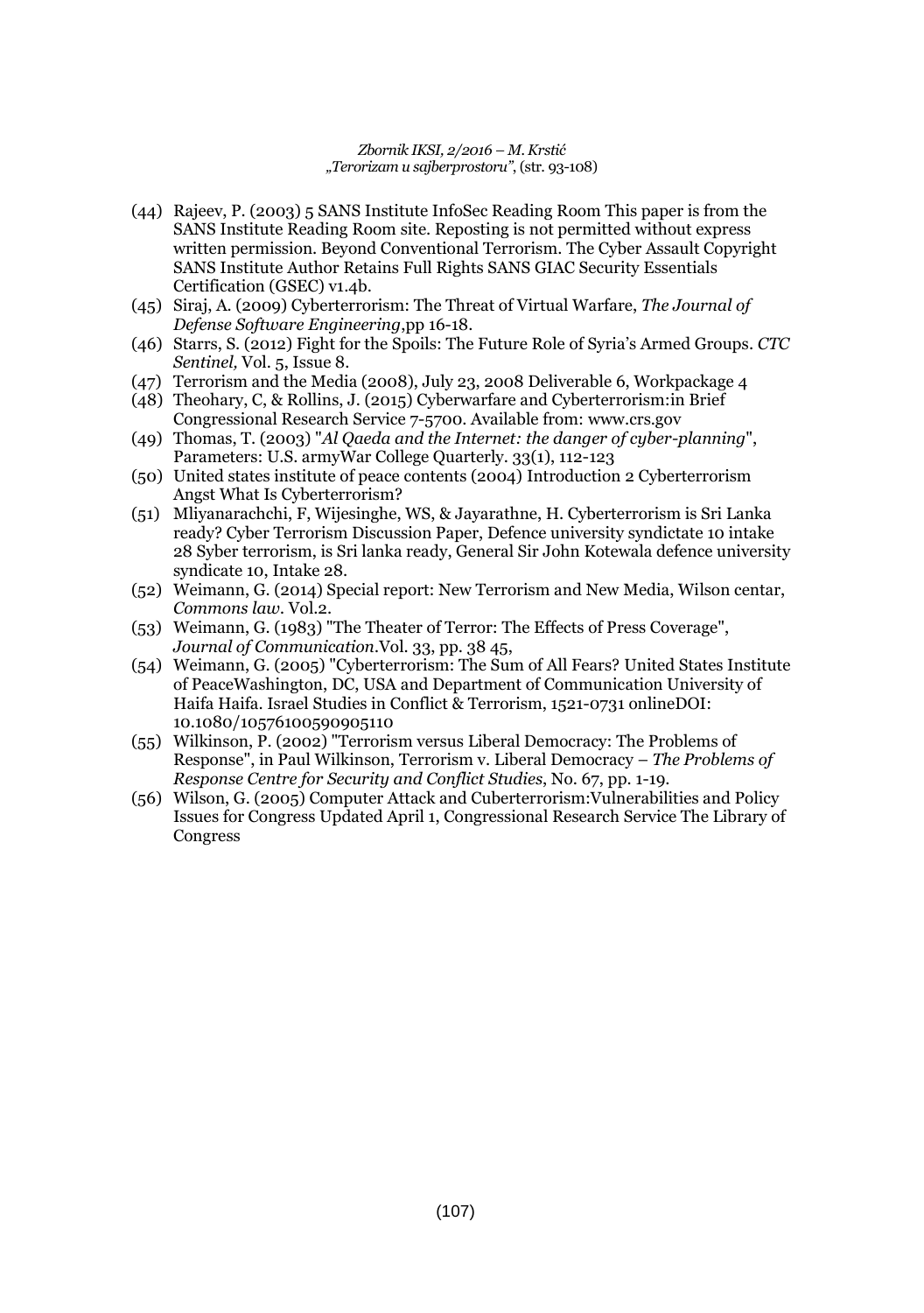(44) Rajeev, P. (2003) 5 SANS Institute InfoSec Reading Room This paper is from the SANS Institute Reading Room site. Reposting is not permitted without express written permission. Beyond Conventional Terrorism. The Cyber Assault Copyright SANS Institute Author Retains Full Rights SANS GIAC Security Essentials Certification (GSEC) v1.4b.

(45) Siraj, A. (2009) Cyberterrorism: The Threat of Virtual Warfare, *The Journal of Defense Software Engineering*,pp 16-18.

(46) Starrs, S. (2012) Fight for the Spoils: The Future Role of Syria's Armed Groups. *CTC Sentinel,* Vol. 5, Issue 8.

(47) Terrorism and the Media (2008), July 23, 2008 Deliverable 6, Workpackage 4

(48) Theohary, C, & Rollins, J. (2015) Cyberwarfare and Cyberterrorism:in Brief Congressional Research Service 7-5700. Available from: www.crs.gov

(49) Thomas, T. (2003) "*Al Qaeda and the Internet: the danger of cyber-planning*", Parameters: U.S. armyWar College Quarterly. 33(1), 112-123

(50) United states institute of peace contents (2004) Introduction 2 Cyberterrorism Angst What Is Cyberterrorism?

(51) Mliyanarachchi, F, Wijesinghe, WS, & Jayarathne, H. Cyberterrorism is Sri Lanka ready? Cyber Terrorism Discussion Paper, Defence university syndictate 10 intake 28 Syber terrorism, is Sri lanka ready, General Sir John Kotewala defence university syndicate 10, Intake 28.

(52) Weimann, G. (2014) Special report: New Terrorism and New Media, Wilson centar, *Commons law*. Vol.2.

(53) Weimann, G. (1983) "The Theater of Terror: The Effects of Press Coverage", *Journal of Communication*.Vol. 33, pp. 38 45,

(54) Weimann, G. (2005) "Cyberterrorism: The Sum of All Fears? United States Institute of PeaceWashington, DC, USA and Department of Communication University of Haifa Haifa. Israel Studies in Conflict & Terrorism, 1521-0731 onlineDOI: 10.1080/10576100590905110

(55) Wilkinson, P. (2002) "Terrorism versus Liberal Democracy: The Problems of Response", in Paul Wilkinson, Terrorism v. Liberal Democracy – *The Problems of Response Centre for Security and Conflict Studies*, No. 67, pp. 1-19.

(56) Wilson, G. (2005) Computer Attack and Cuberterrorism:Vulnerabilities and Policy Issues for Congress Updated April 1, Congressional Research Service The Library of Congress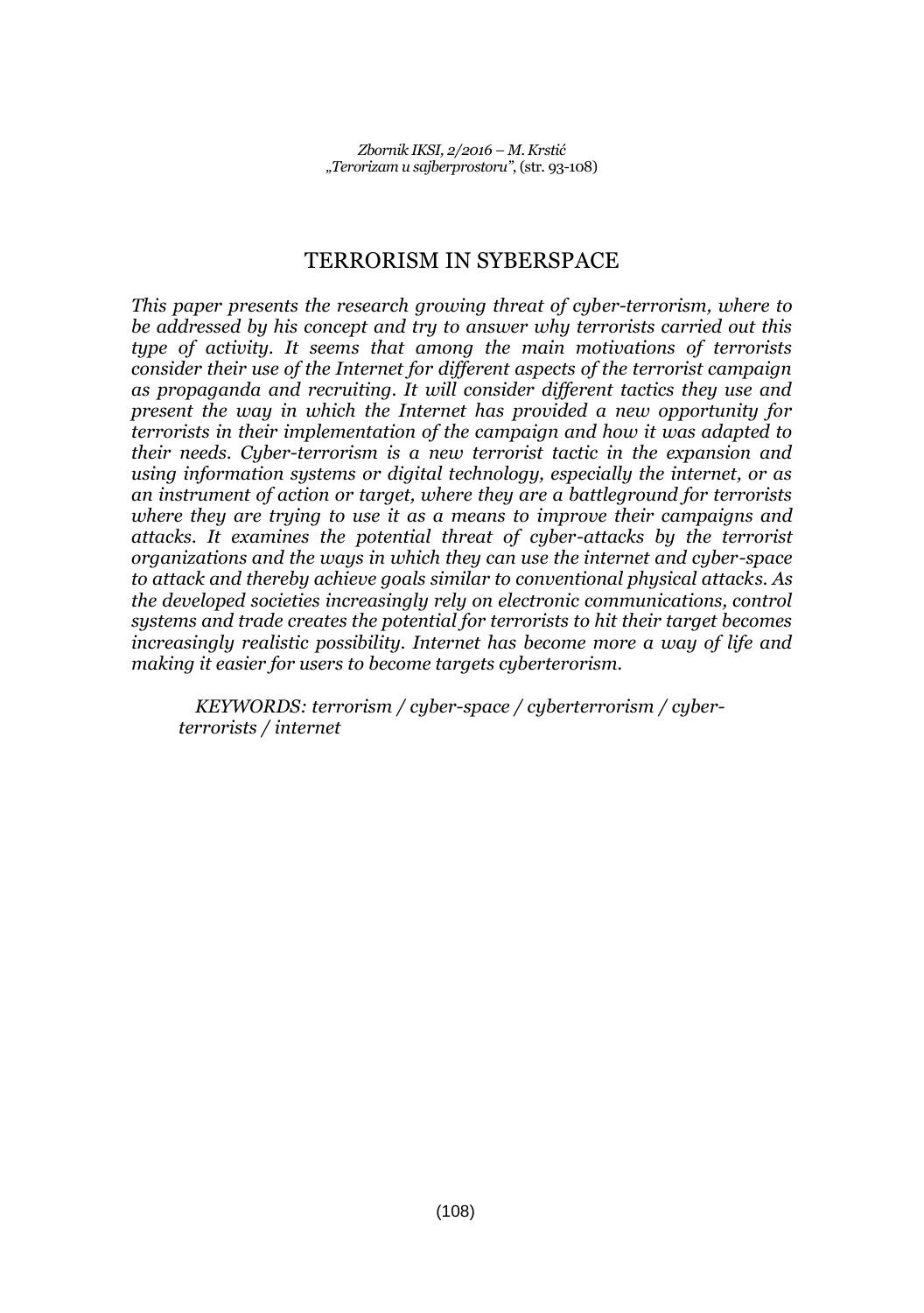# TERRORISM IN SYBERSPACE

*This paper presents the research growing threat of cyber-terrorism, where to be addressed by his concept and try to answer why terrorists carried out this type of activity. It seems that among the main motivations of terrorists consider their use of the Internet for different aspects of the terrorist campaign as propaganda and recruiting. It will consider different tactics they use and present the way in which the Internet has provided a new opportunity for terrorists in their implementation of the campaign and how it was adapted to their needs. Cyber-terrorism is a new terrorist tactic in the expansion and using information systems or digital technology, especially the internet, or as an instrument of action or target, where they are a battleground for terrorists where they are trying to use it as a means to improve their campaigns and attacks. It examines the potential threat of cyber-attacks by the terrorist organizations and the ways in which they can use the internet and cyber-space to attack and thereby achieve goals similar to conventional physical attacks. As the developed societies increasingly rely on electronic communications, control systems and trade creates the potential for terrorists to hit their target becomes increasingly realistic possibility. Internet has become more a way of life and making it easier for users to become targets cyberterorism.*

*KEYWORDS: terrorism / cyber-space / cyberterrorism / cyber-terrorists / internet*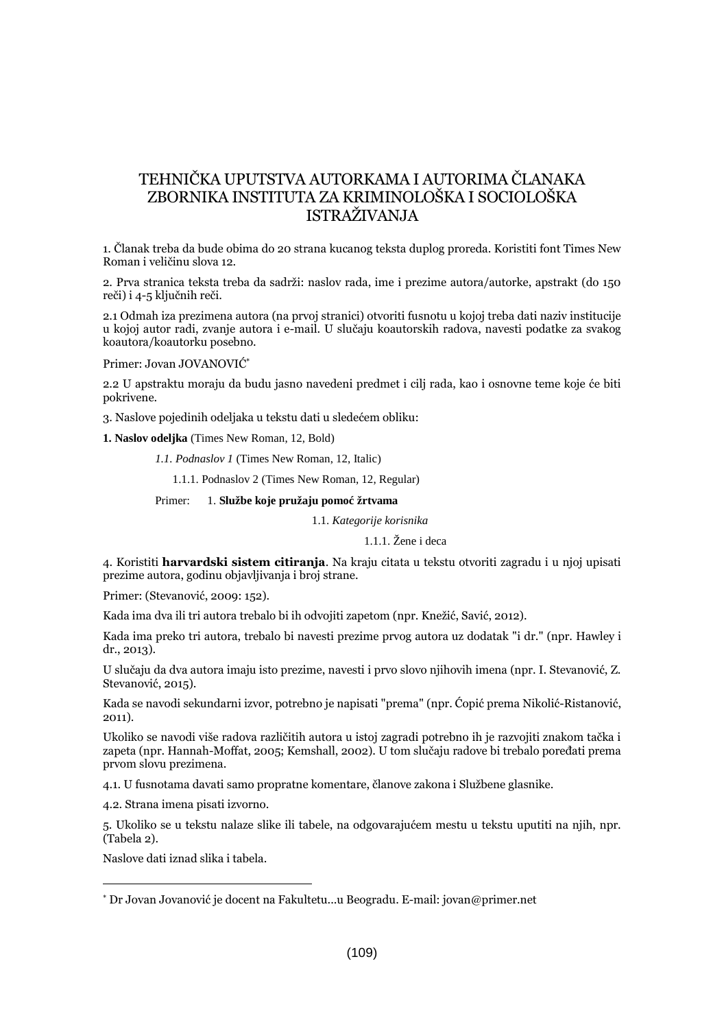# TEHNIČKA UPUTSTVA AUTORKAMA I AUTORIMA ČLANAKA ZBORNIKA INSTITUTA ZA KRIMINOLOŠKA I SOCIOLOŠKA ISTRAŽIVANJA

1. Članak treba da bude obima do 20 strana kucanog teksta duplog proreda. Koristiti font Times New Roman i veličinu slova 12.

2. Prva stranica teksta treba da sadrži: naslov rada, ime i prezime autora/autorke, apstrakt (do 150 reči) i 4-5 ključnih reči.

2.1 Odmah iza prezimena autora (na prvoj stranici) otvoriti fusnotu u kojoj treba dati naziv institucije u kojoj autor radi, zvanje autora i e-mail. U slučaju koautorskih radova, navesti podatke za svakog koautora/koautorku posebno.

Primer: Jovan JOVANOVIĆ[*]

2.2 U apstraktu moraju da budu jasno navedeni predmet i cilj rada, kao i osnovne teme koje će biti pokrivene.

3. Naslove pojedinih odeljaka u tekstu dati u sledećem obliku:

**1. Naslov odeljka** (Times New Roman, 12, Bold)

*1.1. Podnaslov 1* (Times New Roman, 12, Italic)

1.1.1. Podnaslov 2 (Times New Roman, 12, Regular)

Primer: 1. **Službe koje pružaju pomoć žrtvama**

1.1. *Kategorije korisnika*

1.1.1. Žene i deca

4. Koristiti **harvardski sistem citiranja**. Na kraju citata u tekstu otvoriti zagradu i u njoj upisati prezime autora, godinu objavljivanja i broj strane.

Primer: (Stevanović, 2009: 152).

Kada ima dva ili tri autora trebalo bi ih odvojiti zapetom (npr. Knežić, Savić, 2012).

Kada ima preko tri autora, trebalo bi navesti prezime prvog autora uz dodatak "i dr." (npr. Hawley i dr., 2013).

U slučaju da dva autora imaju isto prezime, navesti i prvo slovo njihovih imena (npr. I. Stevanović, Z. Stevanović, 2015).

Kada se navodi sekundarni izvor, potrebno je napisati "prema" (npr. Ćopić prema Nikolić-Ristanović, 2011).

Ukoliko se navodi više radova različitih autora u istoj zagradi potrebno ih je razvojiti znakom tačka i zapeta (npr. Hannah-Moffat, 2005; Kemshall, 2002). U tom slučaju radove bi trebalo poređati prema prvom slovu prezimena.

4.1. U fusnotama davati samo propratne komentare, članove zakona i Službene glasnike.

4.2. Strana imena pisati izvorno.

5. Ukoliko se u tekstu nalaze slike ili tabele, na odgovarajućem mestu u tekstu uputiti na njih, npr. (Tabela 2).

Naslove dati iznad slika i tabela.

---

[*] Dr Jovan Jovanović je docent na Fakultetu...u Beogradu. E-mail: jovan@primer.net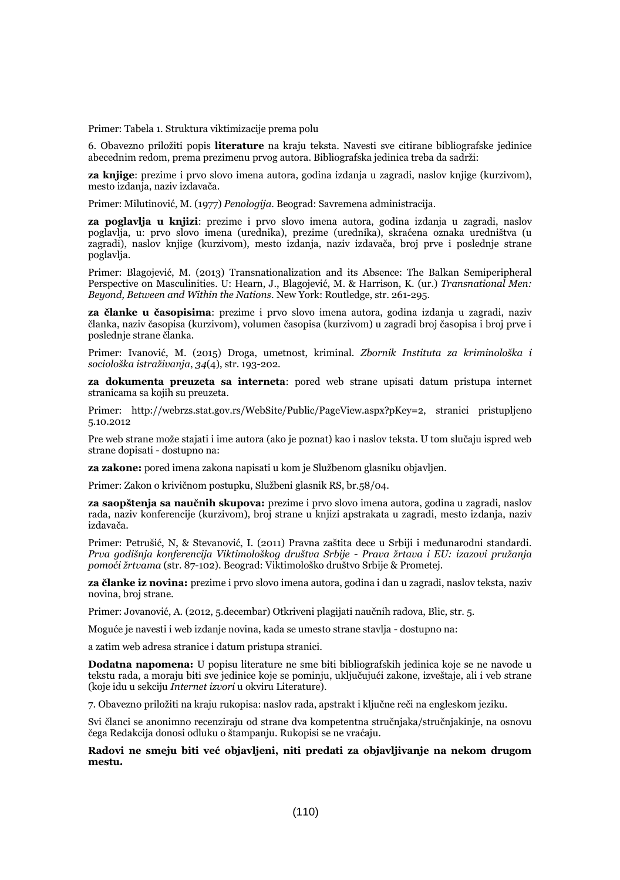Primer: Tabela 1. Struktura viktimizacije prema polu

6. Obavezno priložiti popis **literature** na kraju teksta. Navesti sve citirane bibliografske jedinice abecednim redom, prema prezimenu prvog autora. Bibliografska jedinica treba da sadrži:

**za knjige**: prezime i prvo slovo imena autora, godina izdanja u zagradi, naslov knjige (kurzivom), mesto izdanja, naziv izdavača.

Primer: Milutinović, M. (1977) *Penologija*. Beograd: Savremena administracija.

**za poglavlja u knjizi**: prezime i prvo slovo imena autora, godina izdanja u zagradi, naslov poglavlja, u: prvo slovo imena (urednika), prezime (urednika), skraćena oznaka uredništva (u zagradi), naslov knjige (kurzivom), mesto izdanja, naziv izdavača, broj prve i poslednje strane poglavlja.

Primer: Blagojević, M. (2013) Transnationalization and its Absence: The Balkan Semiperipheral Perspective on Masculinities. U: Hearn, J., Blagojević, M. & Harrison, K. (ur.) *Transnational Men: Beyond, Between and Within the Nations*. New York: Routledge, str. 261-295.

**za članke u časopisima**: prezime i prvo slovo imena autora, godina izdanja u zagradi, naziv članka, naziv časopisa (kurzivom), volumen časopisa (kurzivom) u zagradi broj časopisa i broj prve i poslednje strane članka.

Primer: Ivanović, M. (2015) Droga, umetnost, kriminal. *Zbornik Instituta za kriminološka i sociološka istraživanja*, *34*(4), str. 193-202.

**za dokumenta preuzeta sa interneta**: pored web strane upisati datum pristupa internet stranicama sa kojih su preuzeta.

Primer: http://webrzs.stat.gov.rs/WebSite/Public/PageView.aspx?pKey=2, stranici pristupljeno 5.10.2012

Pre web strane može stajati i ime autora (ako je poznat) kao i naslov teksta. U tom slučaju ispred web strane dopisati - dostupno na:

**za zakone:** pored imena zakona napisati u kom je Službenom glasniku objavljen.

Primer: Zakon o krivičnom postupku, Službeni glasnik RS, br.58/04.

**za saopštenja sa naučnih skupova:** prezime i prvo slovo imena autora, godina u zagradi, naslov rada, naziv konferencije (kurzivom), broj strane u knjizi apstrakata u zagradi, mesto izdanja, naziv izdavača.

Primer: Petrušić, N, & Stevanović, I. (2011) Pravna zaštita dece u Srbiji i međunarodni standardi. *Prva godišnja konferencija Viktimološkog društva Srbije - Prava žrtava i EU: izazovi pružanja pomoći žrtvama* (str. 87-102). Beograd: Viktimološko društvo Srbije & Prometej.

**za članke iz novina:** prezime i prvo slovo imena autora, godina i dan u zagradi, naslov teksta, naziv novina, broj strane.

Primer: Jovanović, A. (2012, 5.decembar) Otkriveni plagijati naučnih radova, Blic, str. 5.

Moguće je navesti i web izdanje novina, kada se umesto strane stavlja - dostupno na:

a zatim web adresa stranice i datum pristupa stranici.

**Dodatna napomena:** U popisu literature ne sme biti bibliografskih jedinica koje se ne navode u tekstu rada, a moraju biti sve jedinice koje se pominju, uključujući zakone, izveštaje, ali i veb strane (koje idu u sekciju *Internet izvori* u okviru Literature).

7. Obavezno priložiti na kraju rukopisa: naslov rada, apstrakt i ključne reči na engleskom jeziku.

Svi članci se anonimno recenziraju od strane dva kompetentna stručnjaka/stručnjakinje, na osnovu čega Redakcija donosi odluku o štampanju. Rukopisi se ne vraćaju.

**Radovi ne smeju biti već objavljeni, niti predati za objavljivanje na nekom drugom mestu.**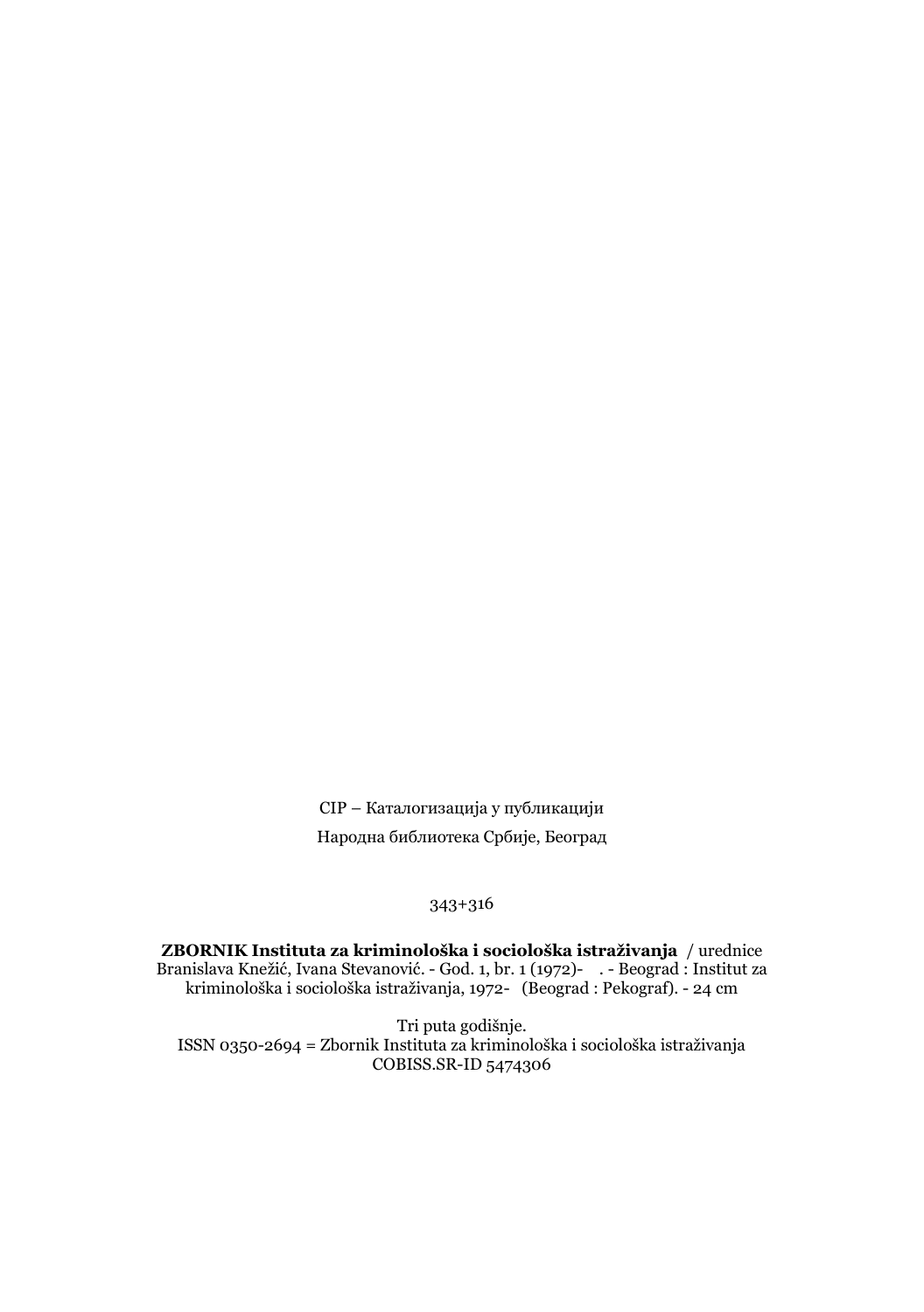CIP – Каталогизација у публикацији

Народна библиотека Србије, Београд

343+316

**ZBORNIK Instituta za kriminološka i sociološka istraživanja** / urednice Branislava Knežić, Ivana Stevanović. - God. 1, br. 1 (1972)- . - Beograd : Institut za kriminološka i sociološka istraživanja, 1972- (Beograd : Pekograf). - 24 cm

Tri puta godišnje.
ISSN 0350-2694 = Zbornik Instituta za kriminološka i sociološka istraživanja
COBISS.SR-ID 5474306